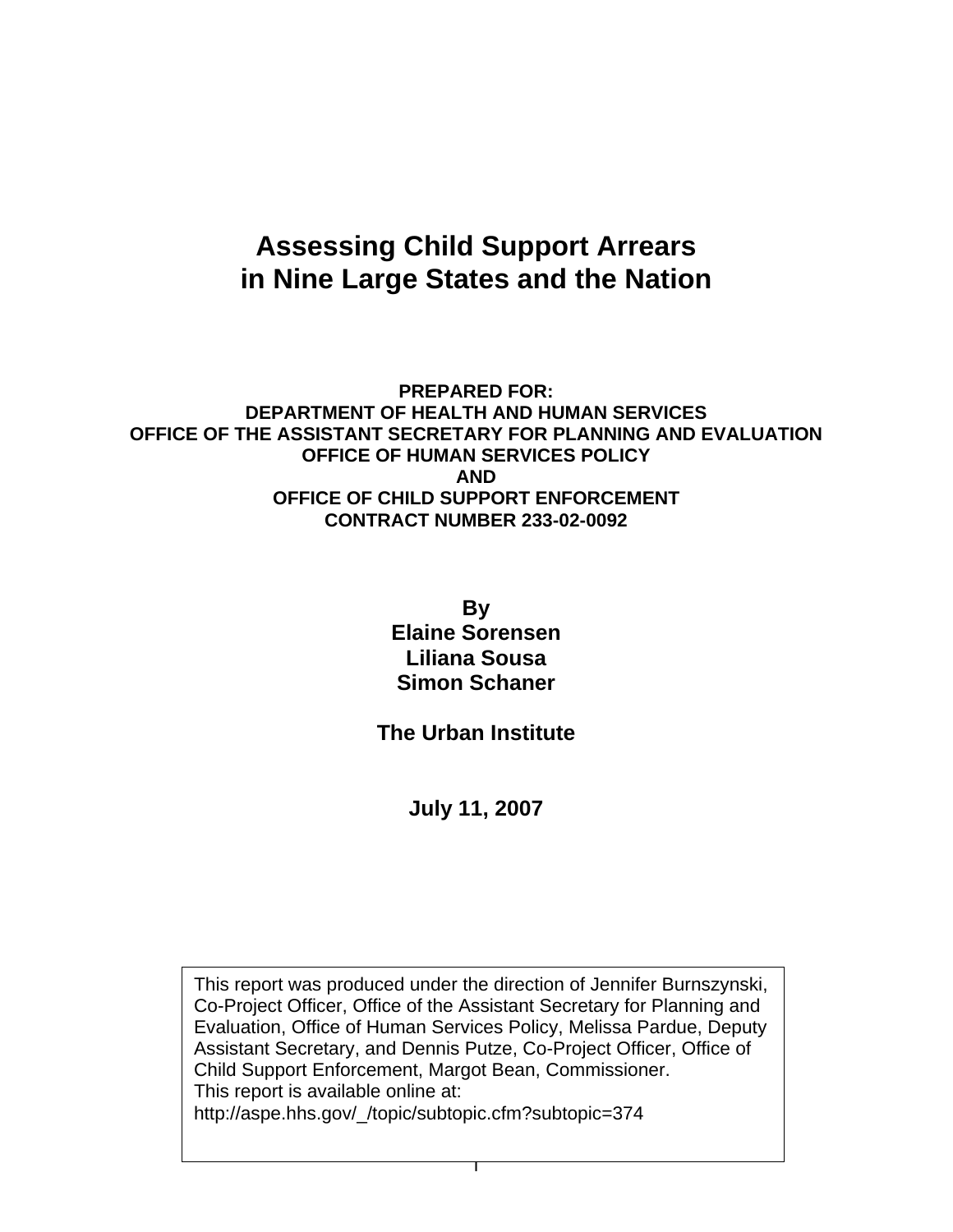# Assessing Child Support Arrears in Nine Large States and the Nation

**PREPARED FOR:**
**DEPARTMENT OF HEALTH AND HUMAN SERVICES**
**OFFICE OF THE ASSISTANT SECRETARY FOR PLANNING AND EVALUATION**
**OFFICE OF HUMAN SERVICES POLICY**
**AND**
**OFFICE OF CHILD SUPPORT ENFORCEMENT**
**CONTRACT NUMBER 233-02-0092**

**By**
**Elaine Sorensen**
**Liliana Sousa**
**Simon Schaner**

**The Urban Institute**

**July 11, 2007**

This report was produced under the direction of Jennifer Burnszynski, Co-Project Officer, Office of the Assistant Secretary for Planning and Evaluation, Office of Human Services Policy, Melissa Pardue, Deputy Assistant Secretary, and Dennis Putze, Co-Project Officer, Office of Child Support Enforcement, Margot Bean, Commissioner.
This report is available online at:
http://aspe.hhs.gov/_/topic/subtopic.cfm?subtopic=374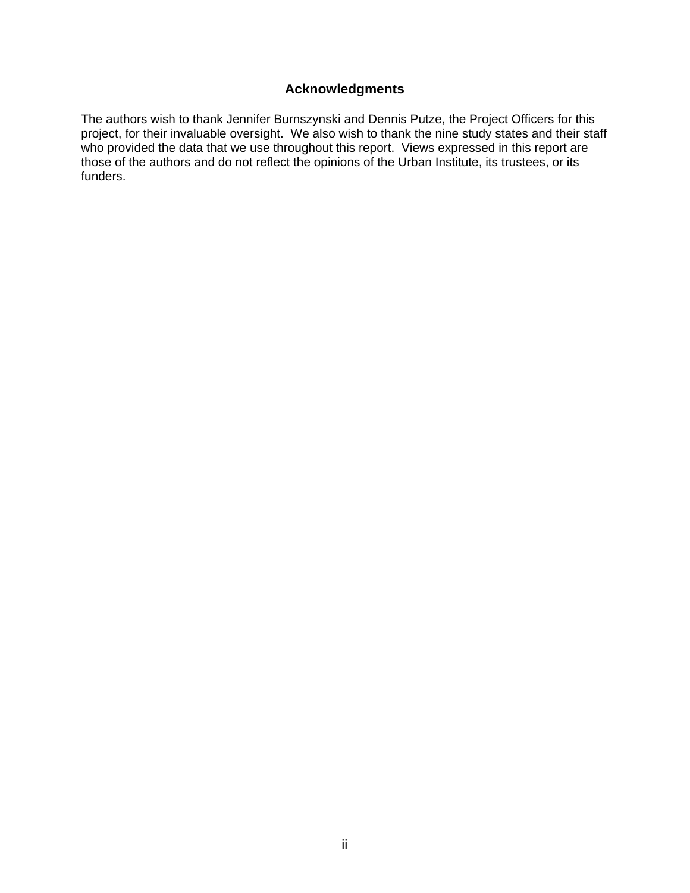## Acknowledgments

The authors wish to thank Jennifer Burnszynski and Dennis Putze, the Project Officers for this project, for their invaluable oversight. We also wish to thank the nine study states and their staff who provided the data that we use throughout this report. Views expressed in this report are those of the authors and do not reflect the opinions of the Urban Institute, its trustees, or its funders.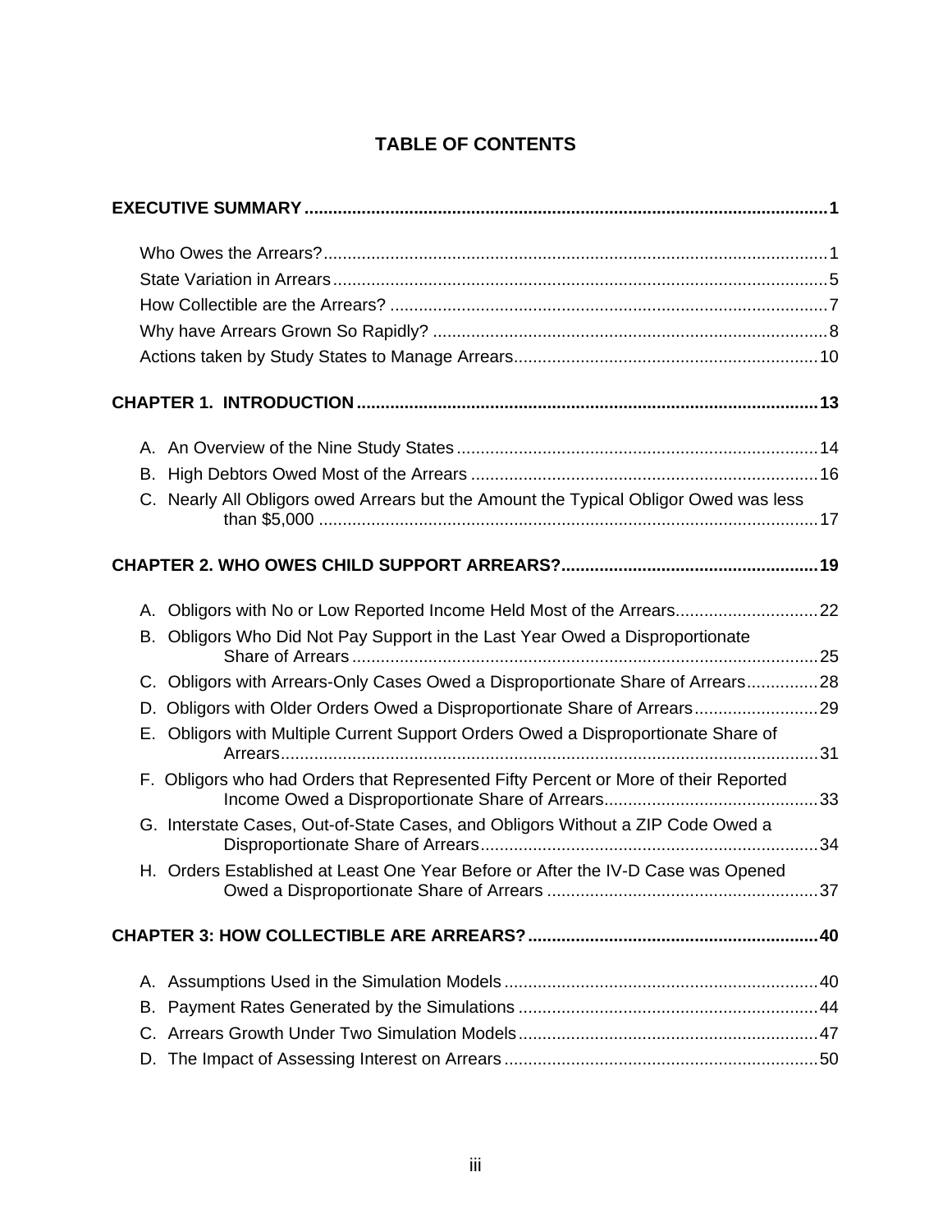# TABLE OF CONTENTS

**EXECUTIVE SUMMARY** ..... **1**

Who Owes the Arrears? ..... 1

State Variation in Arrears ..... 5

How Collectible are the Arrears? ..... 7

Why have Arrears Grown So Rapidly? ..... 8

Actions taken by Study States to Manage Arrears ..... 10

**CHAPTER 1. INTRODUCTION** ..... **13**

A. An Overview of the Nine Study States ..... 14

B. High Debtors Owed Most of the Arrears ..... 16

C. Nearly All Obligors owed Arrears but the Amount the Typical Obligor Owed was less than $5,000 ..... 17

**CHAPTER 2. WHO OWES CHILD SUPPORT ARREARS?** ..... **19**

A. Obligors with No or Low Reported Income Held Most of the Arrears ..... 22

B. Obligors Who Did Not Pay Support in the Last Year Owed a Disproportionate Share of Arrears ..... 25

C. Obligors with Arrears-Only Cases Owed a Disproportionate Share of Arrears ..... 28

D. Obligors with Older Orders Owed a Disproportionate Share of Arrears ..... 29

E. Obligors with Multiple Current Support Orders Owed a Disproportionate Share of Arrears ..... 31

F. Obligors who had Orders that Represented Fifty Percent or More of their Reported Income Owed a Disproportionate Share of Arrears ..... 33

G. Interstate Cases, Out-of-State Cases, and Obligors Without a ZIP Code Owed a Disproportionate Share of Arrears ..... 34

H. Orders Established at Least One Year Before or After the IV-D Case was Opened Owed a Disproportionate Share of Arrears ..... 37

**CHAPTER 3: HOW COLLECTIBLE ARE ARREARS?** ..... **40**

A. Assumptions Used in the Simulation Models ..... 40

B. Payment Rates Generated by the Simulations ..... 44

C. Arrears Growth Under Two Simulation Models ..... 47

D. The Impact of Assessing Interest on Arrears ..... 50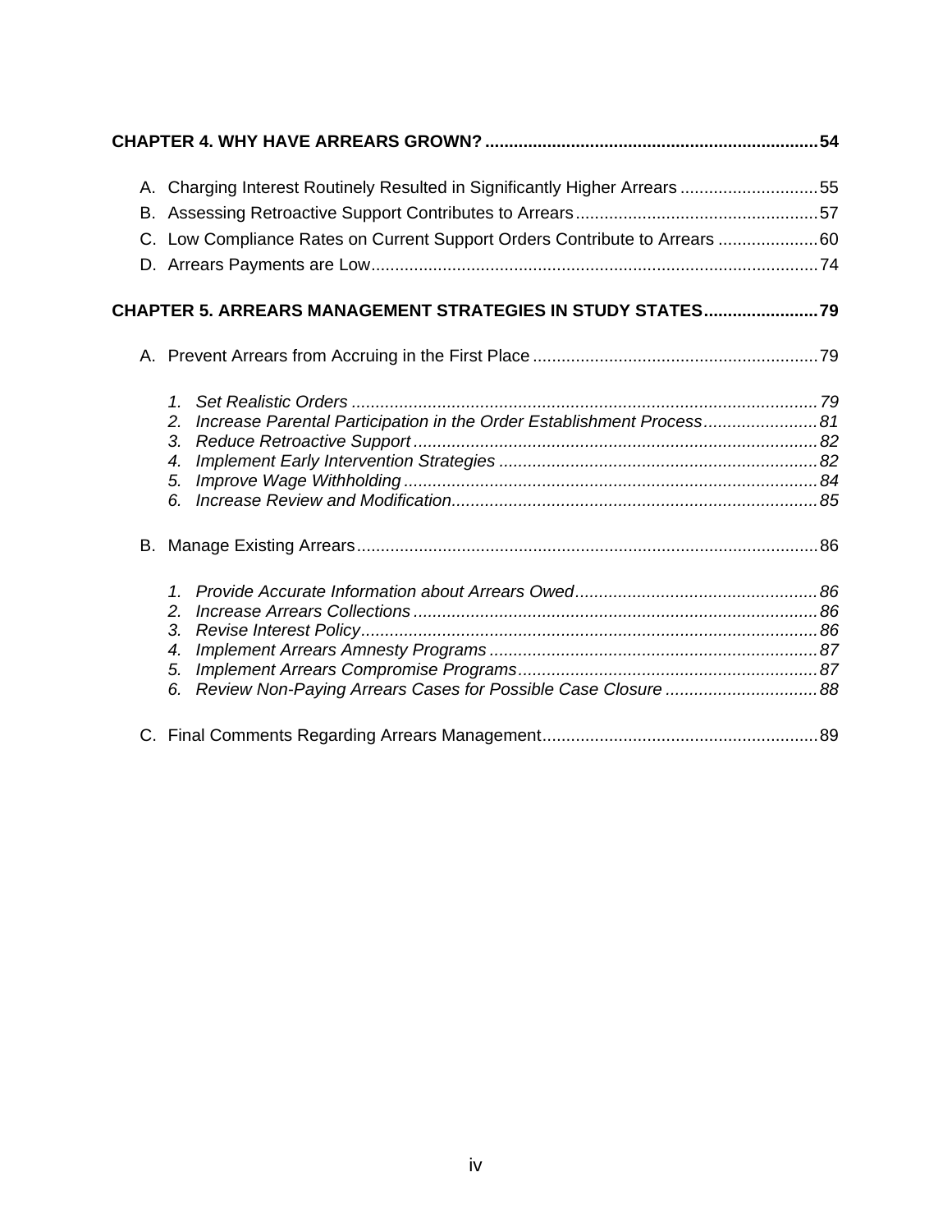**CHAPTER 4. WHY HAVE ARREARS GROWN? ..................................................................... 54**

A. Charging Interest Routinely Resulted in Significantly Higher Arrears ............................ 55

B. Assessing Retroactive Support Contributes to Arrears .................................................. 57

C. Low Compliance Rates on Current Support Orders Contribute to Arrears .................... 60

D. Arrears Payments are Low ............................................................................................ 74

**CHAPTER 5. ARREARS MANAGEMENT STRATEGIES IN STUDY STATES ........................ 79**

A. Prevent Arrears from Accruing in the First Place ........................................................... 79

*1. Set Realistic Orders ................................................................................................ 79*
*2. Increase Parental Participation in the Order Establishment Process ........................ 81*
*3. Reduce Retroactive Support .................................................................................... 82*
*4. Implement Early Intervention Strategies .................................................................. 82*
*5. Improve Wage Withholding ...................................................................................... 84*
*6. Increase Review and Modification ............................................................................ 85*

B. Manage Existing Arrears ................................................................................................ 86

*1. Provide Accurate Information about Arrears Owed .................................................. 86*
*2. Increase Arrears Collections .................................................................................... 86*
*3. Revise Interest Policy .............................................................................................. 86*
*4. Implement Arrears Amnesty Programs .................................................................... 87*
*5. Implement Arrears Compromise Programs .............................................................. 87*
*6. Review Non-Paying Arrears Cases for Possible Case Closure ................................ 88*

C. Final Comments Regarding Arrears Management ......................................................... 89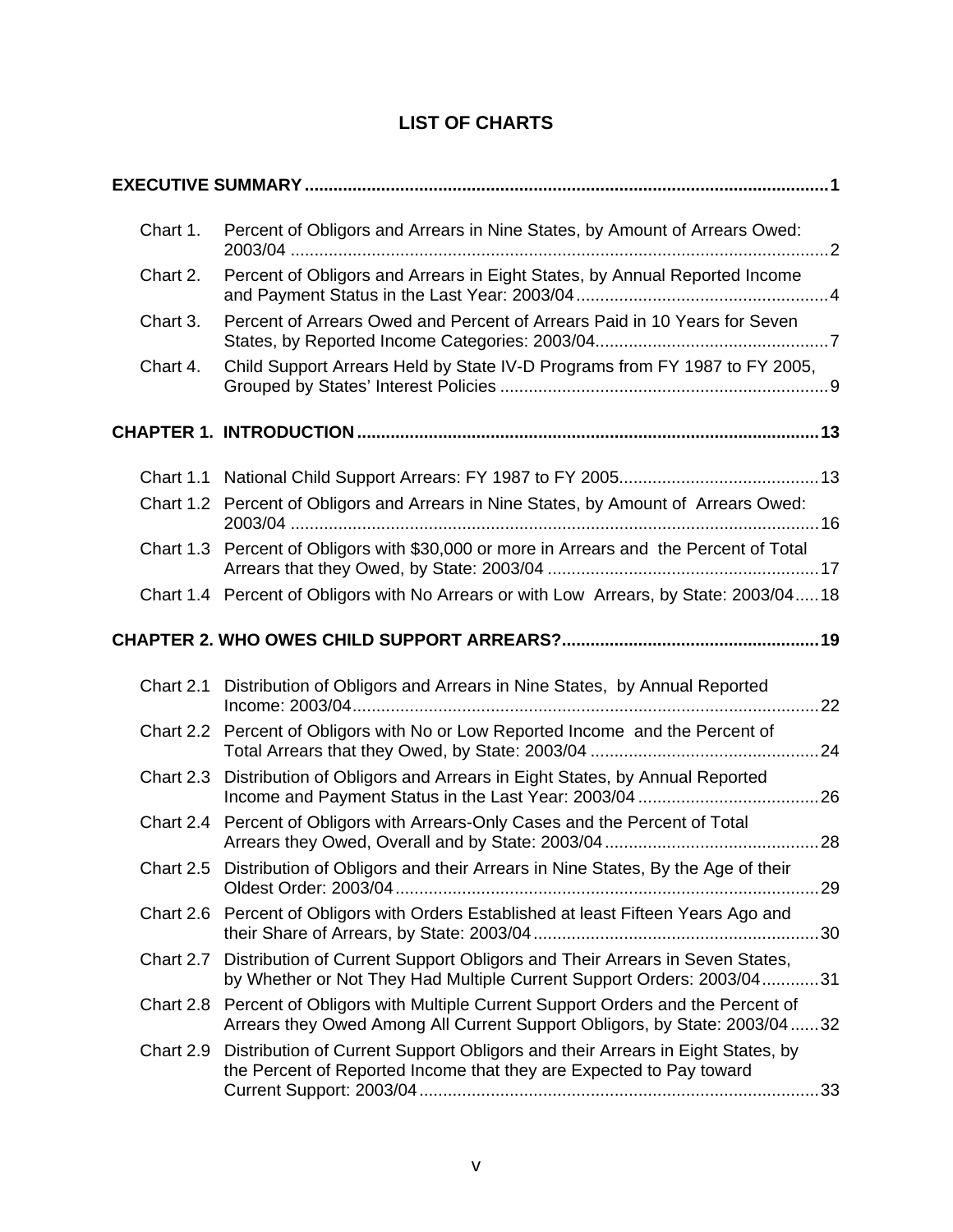# LIST OF CHARTS

**EXECUTIVE SUMMARY .............................................................................................................. 1**

| | | |
|---|---|---|
| Chart 1. | Percent of Obligors and Arrears in Nine States, by Amount of Arrears Owed: 2003/04 | 2 |
| Chart 2. | Percent of Obligors and Arrears in Eight States, by Annual Reported Income and Payment Status in the Last Year: 2003/04 | 4 |
| Chart 3. | Percent of Arrears Owed and Percent of Arrears Paid in 10 Years for Seven States, by Reported Income Categories: 2003/04 | 7 |
| Chart 4. | Child Support Arrears Held by State IV-D Programs from FY 1987 to FY 2005, Grouped by States' Interest Policies | 9 |

**CHAPTER 1. INTRODUCTION ................................................................................................ 13**

| | | |
|---|---|---|
| Chart 1.1 | National Child Support Arrears: FY 1987 to FY 2005 | 13 |
| Chart 1.2 | Percent of Obligors and Arrears in Nine States, by Amount of Arrears Owed: 2003/04 | 16 |
| Chart 1.3 | Percent of Obligors with $30,000 or more in Arrears and the Percent of Total Arrears that they Owed, by State: 2003/04 | 17 |
| Chart 1.4 | Percent of Obligors with No Arrears or with Low Arrears, by State: 2003/04 | 18 |

**CHAPTER 2. WHO OWES CHILD SUPPORT ARREARS? ...................................................... 19**

| | | |
|---|---|---|
| Chart 2.1 | Distribution of Obligors and Arrears in Nine States, by Annual Reported Income: 2003/04 | 22 |
| Chart 2.2 | Percent of Obligors with No or Low Reported Income and the Percent of Total Arrears that they Owed, by State: 2003/04 | 24 |
| Chart 2.3 | Distribution of Obligors and Arrears in Eight States, by Annual Reported Income and Payment Status in the Last Year: 2003/04 | 26 |
| Chart 2.4 | Percent of Obligors with Arrears-Only Cases and the Percent of Total Arrears they Owed, Overall and by State: 2003/04 | 28 |
| Chart 2.5 | Distribution of Obligors and their Arrears in Nine States, By the Age of their Oldest Order: 2003/04 | 29 |
| Chart 2.6 | Percent of Obligors with Orders Established at least Fifteen Years Ago and their Share of Arrears, by State: 2003/04 | 30 |
| Chart 2.7 | Distribution of Current Support Obligors and Their Arrears in Seven States, by Whether or Not They Had Multiple Current Support Orders: 2003/04 | 31 |
| Chart 2.8 | Percent of Obligors with Multiple Current Support Orders and the Percent of Arrears they Owed Among All Current Support Obligors, by State: 2003/04 | 32 |
| Chart 2.9 | Distribution of Current Support Obligors and their Arrears in Eight States, by the Percent of Reported Income that they are Expected to Pay toward Current Support: 2003/04 | 33 |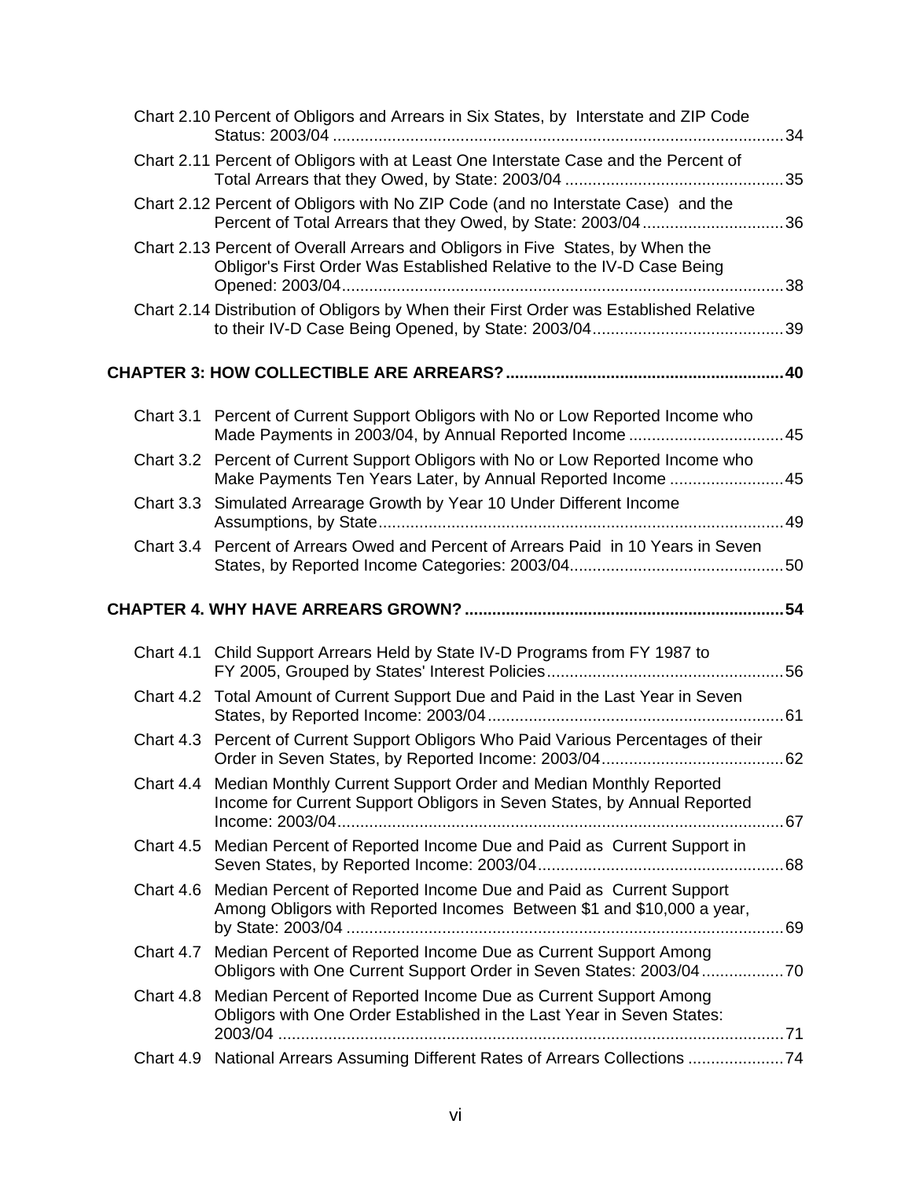Chart 2.10 Percent of Obligors and Arrears in Six States, by Interstate and ZIP Code Status: 2003/04 ..... 34

Chart 2.11 Percent of Obligors with at Least One Interstate Case and the Percent of Total Arrears that they Owed, by State: 2003/04 ..... 35

Chart 2.12 Percent of Obligors with No ZIP Code (and no Interstate Case) and the Percent of Total Arrears that they Owed, by State: 2003/04 ..... 36

Chart 2.13 Percent of Overall Arrears and Obligors in Five States, by When the Obligor's First Order Was Established Relative to the IV-D Case Being Opened: 2003/04 ..... 38

Chart 2.14 Distribution of Obligors by When their First Order was Established Relative to their IV-D Case Being Opened, by State: 2003/04 ..... 39

**CHAPTER 3: HOW COLLECTIBLE ARE ARREARS? ..... 40**

Chart 3.1 Percent of Current Support Obligors with No or Low Reported Income who Made Payments in 2003/04, by Annual Reported Income ..... 45

Chart 3.2 Percent of Current Support Obligors with No or Low Reported Income who Make Payments Ten Years Later, by Annual Reported Income ..... 45

Chart 3.3 Simulated Arrearage Growth by Year 10 Under Different Income Assumptions, by State ..... 49

Chart 3.4 Percent of Arrears Owed and Percent of Arrears Paid in 10 Years in Seven States, by Reported Income Categories: 2003/04 ..... 50

**CHAPTER 4. WHY HAVE ARREARS GROWN? ..... 54**

Chart 4.1 Child Support Arrears Held by State IV-D Programs from FY 1987 to FY 2005, Grouped by States' Interest Policies ..... 56

Chart 4.2 Total Amount of Current Support Due and Paid in the Last Year in Seven States, by Reported Income: 2003/04 ..... 61

Chart 4.3 Percent of Current Support Obligors Who Paid Various Percentages of their Order in Seven States, by Reported Income: 2003/04 ..... 62

Chart 4.4 Median Monthly Current Support Order and Median Monthly Reported Income for Current Support Obligors in Seven States, by Annual Reported Income: 2003/04 ..... 67

Chart 4.5 Median Percent of Reported Income Due and Paid as Current Support in Seven States, by Reported Income: 2003/04 ..... 68

Chart 4.6 Median Percent of Reported Income Due and Paid as Current Support Among Obligors with Reported Incomes Between $1 and $10,000 a year, by State: 2003/04 ..... 69

Chart 4.7 Median Percent of Reported Income Due as Current Support Among Obligors with One Current Support Order in Seven States: 2003/04 ..... 70

Chart 4.8 Median Percent of Reported Income Due as Current Support Among Obligors with One Order Established in the Last Year in Seven States: 2003/04 ..... 71

Chart 4.9 National Arrears Assuming Different Rates of Arrears Collections ..... 74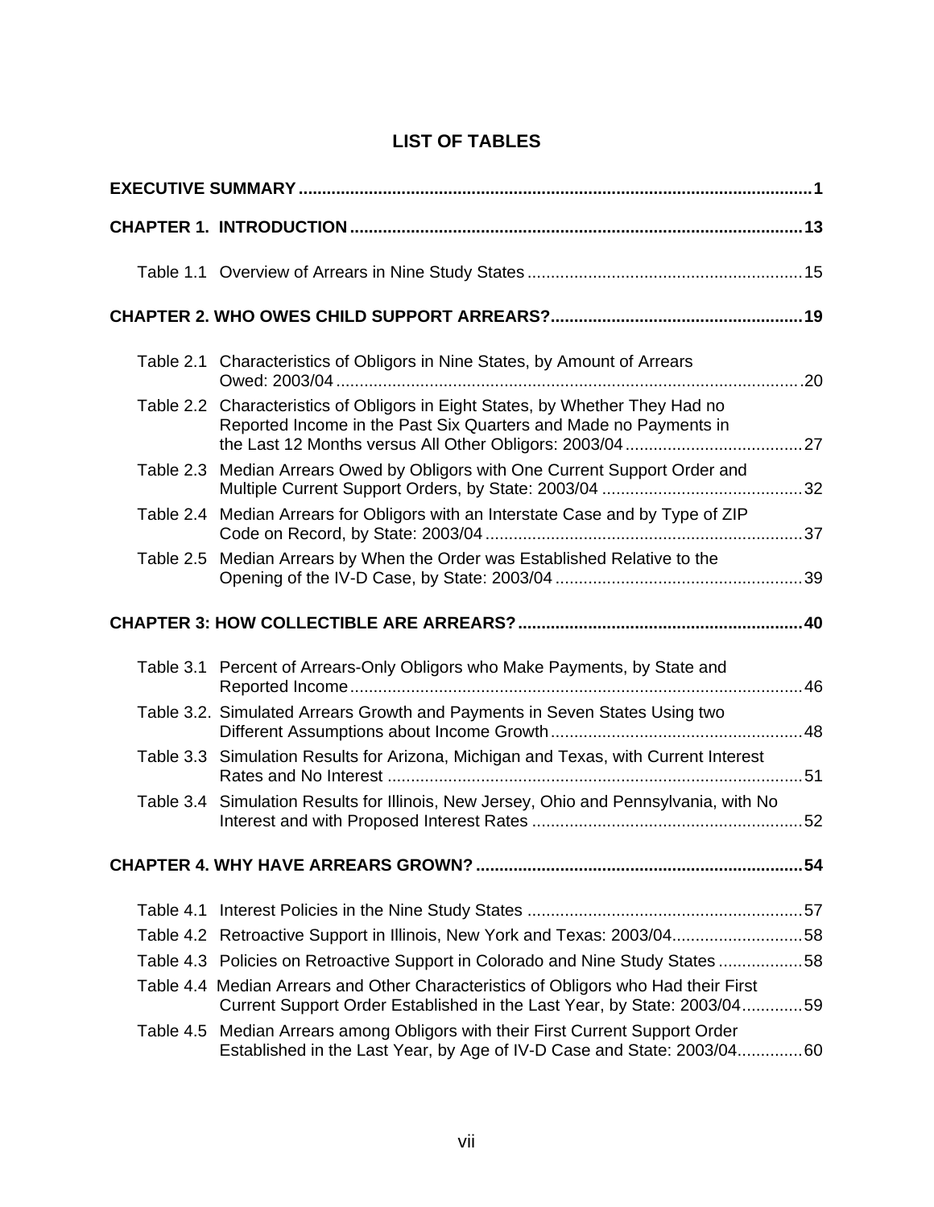# LIST OF TABLES

**EXECUTIVE SUMMARY** .......... **1**

**CHAPTER 1. INTRODUCTION** .......... **13**

- Table 1.1 Overview of Arrears in Nine Study States .......... 15

**CHAPTER 2. WHO OWES CHILD SUPPORT ARREARS?** .......... **19**

- Table 2.1 Characteristics of Obligors in Nine States, by Amount of Arrears Owed: 2003/04 .......... 20
- Table 2.2 Characteristics of Obligors in Eight States, by Whether They Had no Reported Income in the Past Six Quarters and Made no Payments in the Last 12 Months versus All Other Obligors: 2003/04 .......... 27
- Table 2.3 Median Arrears Owed by Obligors with One Current Support Order and Multiple Current Support Orders, by State: 2003/04 .......... 32
- Table 2.4 Median Arrears for Obligors with an Interstate Case and by Type of ZIP Code on Record, by State: 2003/04 .......... 37
- Table 2.5 Median Arrears by When the Order was Established Relative to the Opening of the IV-D Case, by State: 2003/04 .......... 39

**CHAPTER 3: HOW COLLECTIBLE ARE ARREARS?** .......... **40**

- Table 3.1 Percent of Arrears-Only Obligors who Make Payments, by State and Reported Income .......... 46
- Table 3.2. Simulated Arrears Growth and Payments in Seven States Using two Different Assumptions about Income Growth .......... 48
- Table 3.3 Simulation Results for Arizona, Michigan and Texas, with Current Interest Rates and No Interest .......... 51
- Table 3.4 Simulation Results for Illinois, New Jersey, Ohio and Pennsylvania, with No Interest and with Proposed Interest Rates .......... 52

**CHAPTER 4. WHY HAVE ARREARS GROWN?** .......... **54**

- Table 4.1 Interest Policies in the Nine Study States .......... 57
- Table 4.2 Retroactive Support in Illinois, New York and Texas: 2003/04 .......... 58
- Table 4.3 Policies on Retroactive Support in Colorado and Nine Study States .......... 58
- Table 4.4 Median Arrears and Other Characteristics of Obligors who Had their First Current Support Order Established in the Last Year, by State: 2003/04 .......... 59
- Table 4.5 Median Arrears among Obligors with their First Current Support Order Established in the Last Year, by Age of IV-D Case and State: 2003/04 .......... 60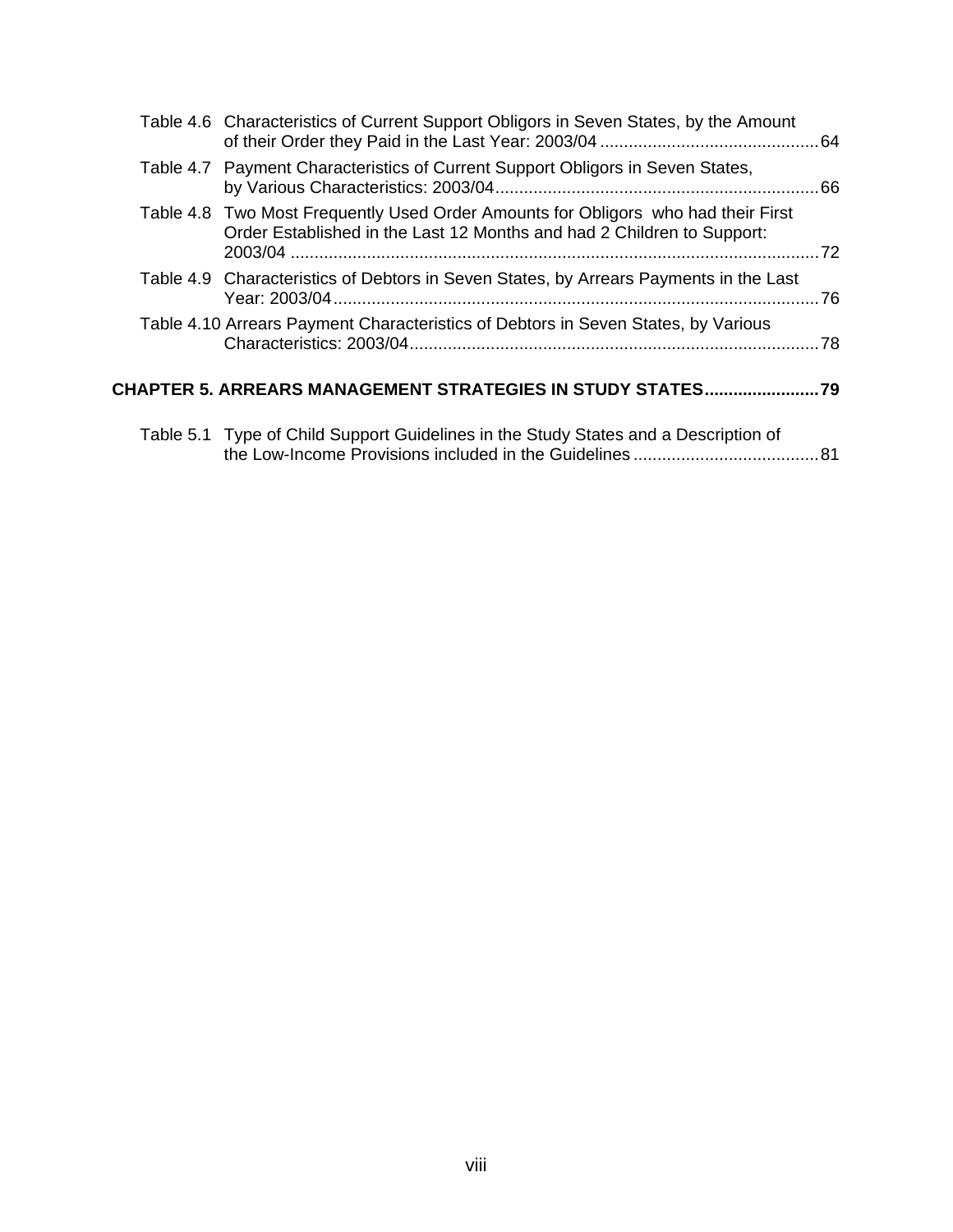Table 4.6 Characteristics of Current Support Obligors in Seven States, by the Amount of their Order they Paid in the Last Year: 2003/04 .......... 64

Table 4.7 Payment Characteristics of Current Support Obligors in Seven States, by Various Characteristics: 2003/04 .......... 66

Table 4.8 Two Most Frequently Used Order Amounts for Obligors who had their First Order Established in the Last 12 Months and had 2 Children to Support: 2003/04 .......... 72

Table 4.9 Characteristics of Debtors in Seven States, by Arrears Payments in the Last Year: 2003/04 .......... 76

Table 4.10 Arrears Payment Characteristics of Debtors in Seven States, by Various Characteristics: 2003/04 .......... 78

**CHAPTER 5. ARREARS MANAGEMENT STRATEGIES IN STUDY STATES .......... 79**

Table 5.1 Type of Child Support Guidelines in the Study States and a Description of the Low-Income Provisions included in the Guidelines .......... 81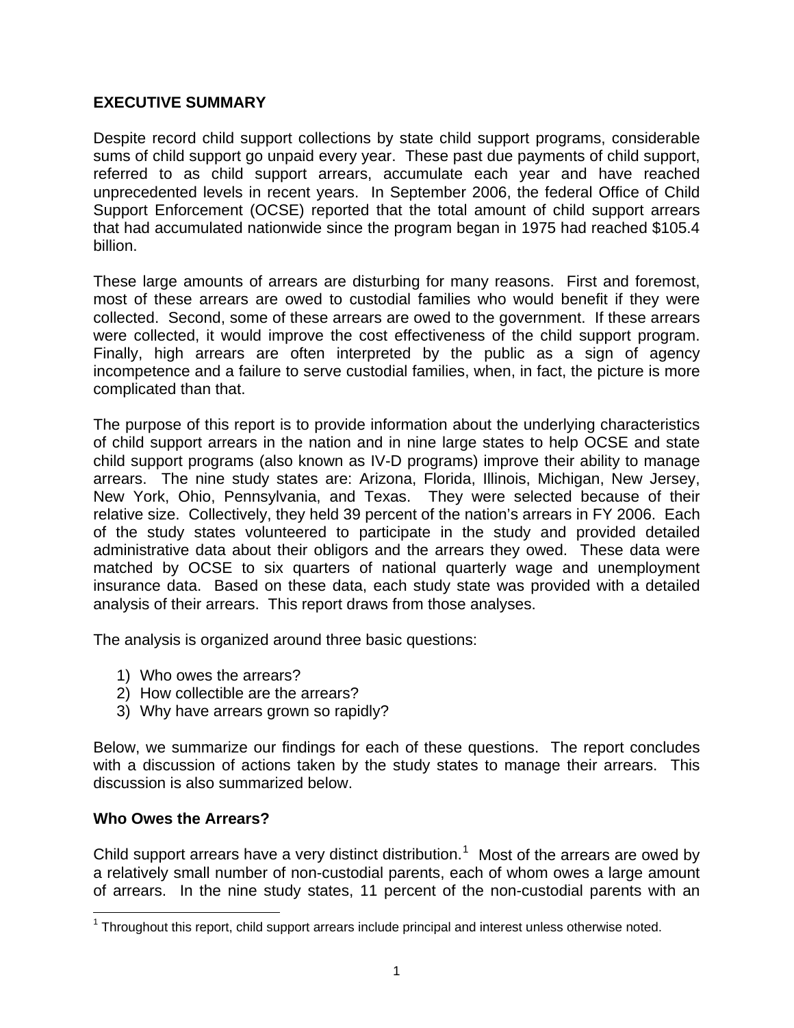## EXECUTIVE SUMMARY

Despite record child support collections by state child support programs, considerable sums of child support go unpaid every year. These past due payments of child support, referred to as child support arrears, accumulate each year and have reached unprecedented levels in recent years. In September 2006, the federal Office of Child Support Enforcement (OCSE) reported that the total amount of child support arrears that had accumulated nationwide since the program began in 1975 had reached $105.4 billion.

These large amounts of arrears are disturbing for many reasons. First and foremost, most of these arrears are owed to custodial families who would benefit if they were collected. Second, some of these arrears are owed to the government. If these arrears were collected, it would improve the cost effectiveness of the child support program. Finally, high arrears are often interpreted by the public as a sign of agency incompetence and a failure to serve custodial families, when, in fact, the picture is more complicated than that.

The purpose of this report is to provide information about the underlying characteristics of child support arrears in the nation and in nine large states to help OCSE and state child support programs (also known as IV-D programs) improve their ability to manage arrears. The nine study states are: Arizona, Florida, Illinois, Michigan, New Jersey, New York, Ohio, Pennsylvania, and Texas. They were selected because of their relative size. Collectively, they held 39 percent of the nation's arrears in FY 2006. Each of the study states volunteered to participate in the study and provided detailed administrative data about their obligors and the arrears they owed. These data were matched by OCSE to six quarters of national quarterly wage and unemployment insurance data. Based on these data, each study state was provided with a detailed analysis of their arrears. This report draws from those analyses.

The analysis is organized around three basic questions:

1) Who owes the arrears?
2) How collectible are the arrears?
3) Why have arrears grown so rapidly?

Below, we summarize our findings for each of these questions. The report concludes with a discussion of actions taken by the study states to manage their arrears. This discussion is also summarized below.

### Who Owes the Arrears?

Child support arrears have a very distinct distribution.[1] Most of the arrears are owed by a relatively small number of non-custodial parents, each of whom owes a large amount of arrears. In the nine study states, 11 percent of the non-custodial parents with an

[1] Throughout this report, child support arrears include principal and interest unless otherwise noted.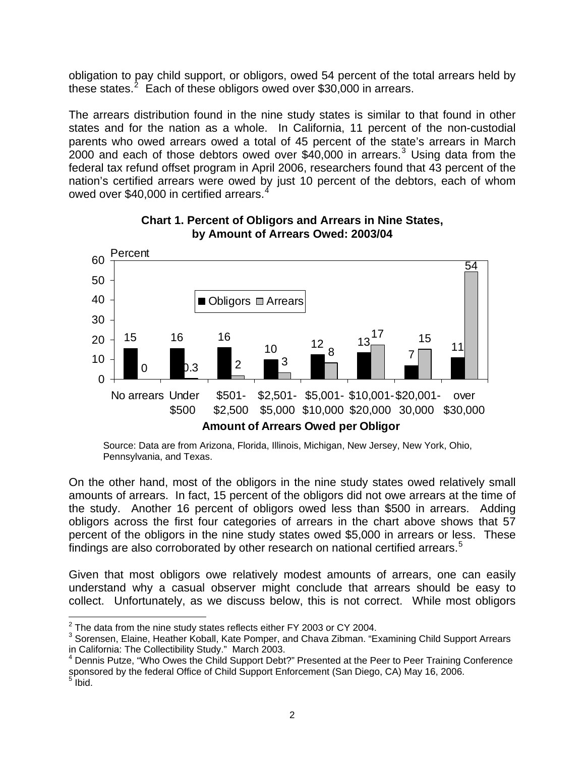obligation to pay child support, or obligors, owed 54 percent of the total arrears held by these states.[2] Each of these obligors owed over $30,000 in arrears.

The arrears distribution found in the nine study states is similar to that found in other states and for the nation as a whole. In California, 11 percent of the non-custodial parents who owed arrears owed a total of 45 percent of the state's arrears in March 2000 and each of those debtors owed over $40,000 in arrears.[3] Using data from the federal tax refund offset program in April 2006, researchers found that 43 percent of the nation's certified arrears were owed by just 10 percent of the debtors, each of whom owed over $40,000 in certified arrears.[4]

**Chart 1. Percent of Obligors and Arrears in Nine States, by Amount of Arrears Owed: 2003/04**

| Amount of Arrears Owed per Obligor | Obligors (Percent) | Arrears (Percent) |
|---|---|---|
| No arrears | 15 | 0 |
| Under $500 | 16 | 0.3 |
| $501-$2,500 | 16 | 2 |
| $2,501-$5,000 | 10 | 3 |
| $5,001-$10,000 | 12 | 8 |
| $10,001-$20,000 | 13 | 17 |
| $20,001-30,000 | 7 | 15 |
| over $30,000 | 11 | 54 |

Source: Data are from Arizona, Florida, Illinois, Michigan, New Jersey, New York, Ohio, Pennsylvania, and Texas.

On the other hand, most of the obligors in the nine study states owed relatively small amounts of arrears. In fact, 15 percent of the obligors did not owe arrears at the time of the study. Another 16 percent of obligors owed less than $500 in arrears. Adding obligors across the first four categories of arrears in the chart above shows that 57 percent of the obligors in the nine study states owed $5,000 in arrears or less. These findings are also corroborated by other research on national certified arrears.[5]

Given that most obligors owe relatively modest amounts of arrears, one can easily understand why a casual observer might conclude that arrears should be easy to collect. Unfortunately, as we discuss below, this is not correct. While most obligors

---

[2] The data from the nine study states reflects either FY 2003 or CY 2004.

[3] Sorensen, Elaine, Heather Koball, Kate Pomper, and Chava Zibman. "Examining Child Support Arrears in California: The Collectibility Study." March 2003.

[4] Dennis Putze, "Who Owes the Child Support Debt?" Presented at the Peer to Peer Training Conference sponsored by the federal Office of Child Support Enforcement (San Diego, CA) May 16, 2006.

[5] Ibid.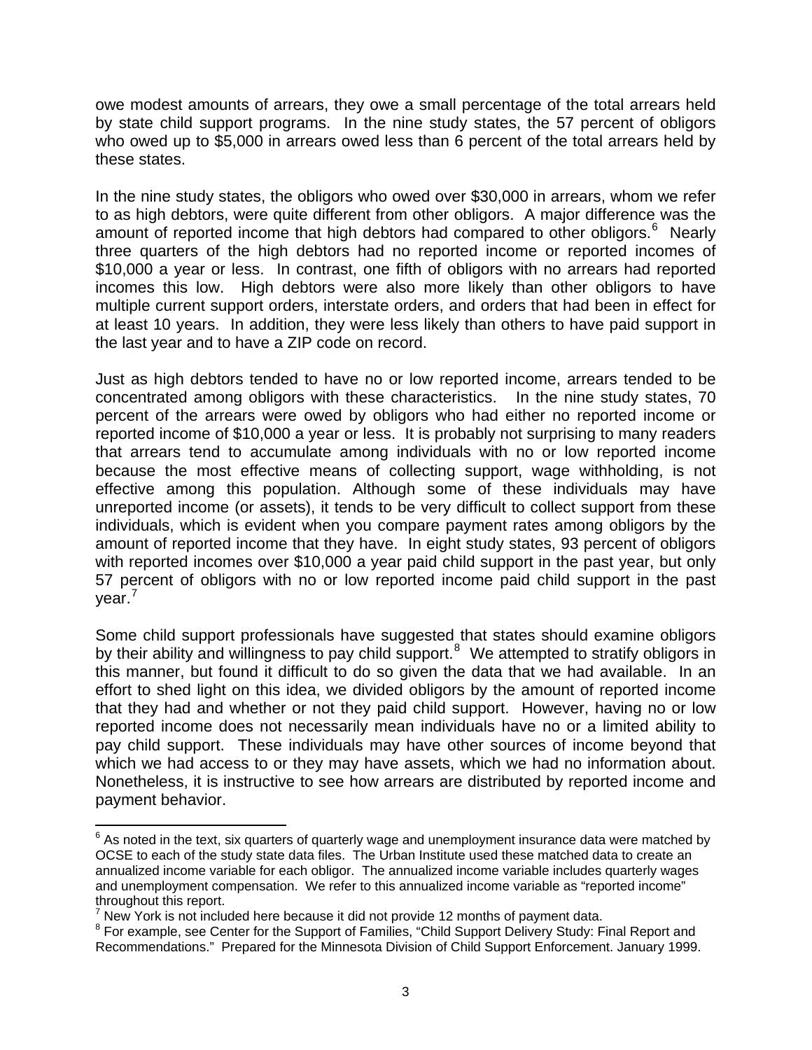owe modest amounts of arrears, they owe a small percentage of the total arrears held by state child support programs. In the nine study states, the 57 percent of obligors who owed up to $5,000 in arrears owed less than 6 percent of the total arrears held by these states.

In the nine study states, the obligors who owed over $30,000 in arrears, whom we refer to as high debtors, were quite different from other obligors. A major difference was the amount of reported income that high debtors had compared to other obligors.[6] Nearly three quarters of the high debtors had no reported income or reported incomes of $10,000 a year or less. In contrast, one fifth of obligors with no arrears had reported incomes this low. High debtors were also more likely than other obligors to have multiple current support orders, interstate orders, and orders that had been in effect for at least 10 years. In addition, they were less likely than others to have paid support in the last year and to have a ZIP code on record.

Just as high debtors tended to have no or low reported income, arrears tended to be concentrated among obligors with these characteristics. In the nine study states, 70 percent of the arrears were owed by obligors who had either no reported income or reported income of $10,000 a year or less. It is probably not surprising to many readers that arrears tend to accumulate among individuals with no or low reported income because the most effective means of collecting support, wage withholding, is not effective among this population. Although some of these individuals may have unreported income (or assets), it tends to be very difficult to collect support from these individuals, which is evident when you compare payment rates among obligors by the amount of reported income that they have. In eight study states, 93 percent of obligors with reported incomes over $10,000 a year paid child support in the past year, but only 57 percent of obligors with no or low reported income paid child support in the past year.[7]

Some child support professionals have suggested that states should examine obligors by their ability and willingness to pay child support.[8] We attempted to stratify obligors in this manner, but found it difficult to do so given the data that we had available. In an effort to shed light on this idea, we divided obligors by the amount of reported income that they had and whether or not they paid child support. However, having no or low reported income does not necessarily mean individuals have no or a limited ability to pay child support. These individuals may have other sources of income beyond that which we had access to or they may have assets, which we had no information about. Nonetheless, it is instructive to see how arrears are distributed by reported income and payment behavior.

---

[6] As noted in the text, six quarters of quarterly wage and unemployment insurance data were matched by OCSE to each of the study state data files. The Urban Institute used these matched data to create an annualized income variable for each obligor. The annualized income variable includes quarterly wages and unemployment compensation. We refer to this annualized income variable as "reported income" throughout this report.

[7] New York is not included here because it did not provide 12 months of payment data.

[8] For example, see Center for the Support of Families, "Child Support Delivery Study: Final Report and Recommendations." Prepared for the Minnesota Division of Child Support Enforcement. January 1999.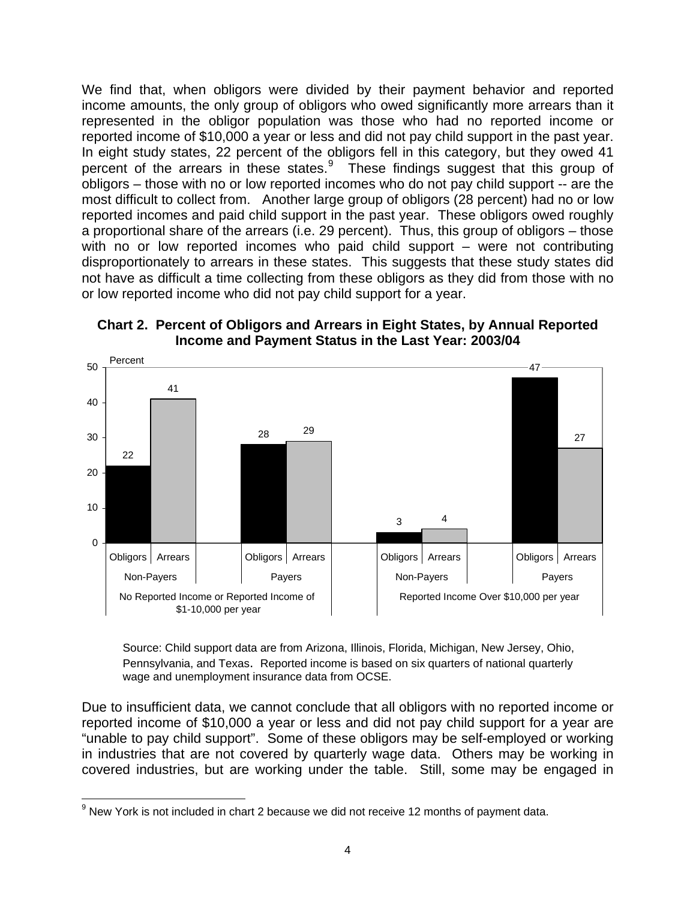We find that, when obligors were divided by their payment behavior and reported income amounts, the only group of obligors who owed significantly more arrears than it represented in the obligor population was those who had no reported income or reported income of $10,000 a year or less and did not pay child support in the past year. In eight study states, 22 percent of the obligors fell in this category, but they owed 41 percent of the arrears in these states.[9] These findings suggest that this group of obligors – those with no or low reported incomes who do not pay child support -- are the most difficult to collect from. Another large group of obligors (28 percent) had no or low reported incomes and paid child support in the past year. These obligors owed roughly a proportional share of the arrears (i.e. 29 percent). Thus, this group of obligors – those with no or low reported incomes who paid child support – were not contributing disproportionately to arrears in these states. This suggests that these study states did not have as difficult a time collecting from these obligors as they did from those with no or low reported income who did not pay child support for a year.

**Chart 2. Percent of Obligors and Arrears in Eight States, by Annual Reported Income and Payment Status in the Last Year: 2003/04**

| Reported Income | Payment Status | Obligors (Percent) | Arrears (Percent) |
|---|---|---|---|
| No Reported Income or Reported Income of $1-10,000 per year | Non-Payers | 22 | 41 |
| | Payers | 28 | 29 |
| Reported Income Over $10,000 per year | Non-Payers | 3 | 4 |
| | Payers | 47 | 27 |

Source: Child support data are from Arizona, Illinois, Florida, Michigan, New Jersey, Ohio, Pennsylvania, and Texas. Reported income is based on six quarters of national quarterly wage and unemployment insurance data from OCSE.

Due to insufficient data, we cannot conclude that all obligors with no reported income or reported income of $10,000 a year or less and did not pay child support for a year are "unable to pay child support". Some of these obligors may be self-employed or working in industries that are not covered by quarterly wage data. Others may be working in covered industries, but are working under the table. Still, some may be engaged in

[9] New York is not included in chart 2 because we did not receive 12 months of payment data.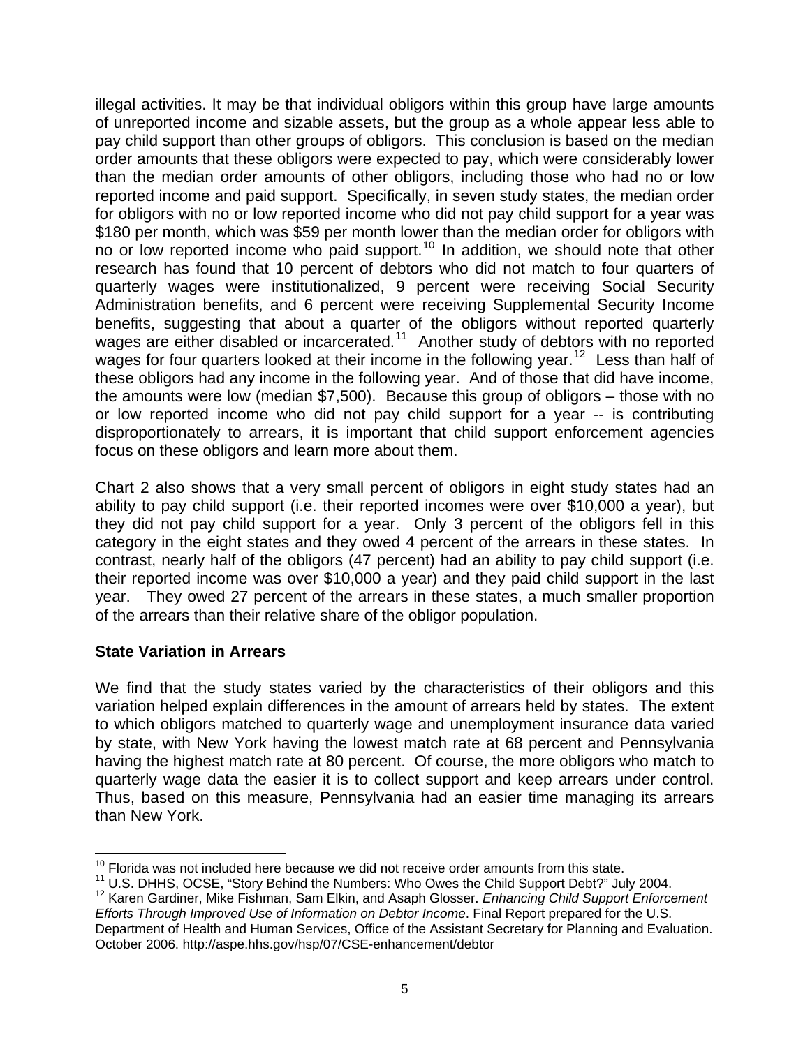illegal activities. It may be that individual obligors within this group have large amounts of unreported income and sizable assets, but the group as a whole appear less able to pay child support than other groups of obligors. This conclusion is based on the median order amounts that these obligors were expected to pay, which were considerably lower than the median order amounts of other obligors, including those who had no or low reported income and paid support. Specifically, in seven study states, the median order for obligors with no or low reported income who did not pay child support for a year was $180 per month, which was $59 per month lower than the median order for obligors with no or low reported income who paid support.[10] In addition, we should note that other research has found that 10 percent of debtors who did not match to four quarters of quarterly wages were institutionalized, 9 percent were receiving Social Security Administration benefits, and 6 percent were receiving Supplemental Security Income benefits, suggesting that about a quarter of the obligors without reported quarterly wages are either disabled or incarcerated.[11] Another study of debtors with no reported wages for four quarters looked at their income in the following year.[12] Less than half of these obligors had any income in the following year. And of those that did have income, the amounts were low (median $7,500). Because this group of obligors – those with no or low reported income who did not pay child support for a year -- is contributing disproportionately to arrears, it is important that child support enforcement agencies focus on these obligors and learn more about them.

Chart 2 also shows that a very small percent of obligors in eight study states had an ability to pay child support (i.e. their reported incomes were over $10,000 a year), but they did not pay child support for a year. Only 3 percent of the obligors fell in this category in the eight states and they owed 4 percent of the arrears in these states. In contrast, nearly half of the obligors (47 percent) had an ability to pay child support (i.e. their reported income was over $10,000 a year) and they paid child support in the last year. They owed 27 percent of the arrears in these states, a much smaller proportion of the arrears than their relative share of the obligor population.

**State Variation in Arrears**

We find that the study states varied by the characteristics of their obligors and this variation helped explain differences in the amount of arrears held by states. The extent to which obligors matched to quarterly wage and unemployment insurance data varied by state, with New York having the lowest match rate at 68 percent and Pennsylvania having the highest match rate at 80 percent. Of course, the more obligors who match to quarterly wage data the easier it is to collect support and keep arrears under control. Thus, based on this measure, Pennsylvania had an easier time managing its arrears than New York.

[10] Florida was not included here because we did not receive order amounts from this state.

[11] U.S. DHHS, OCSE, "Story Behind the Numbers: Who Owes the Child Support Debt?" July 2004.

[12] Karen Gardiner, Mike Fishman, Sam Elkin, and Asaph Glosser. *Enhancing Child Support Enforcement Efforts Through Improved Use of Information on Debtor Income*. Final Report prepared for the U.S. Department of Health and Human Services, Office of the Assistant Secretary for Planning and Evaluation. October 2006. http://aspe.hhs.gov/hsp/07/CSE-enhancement/debtor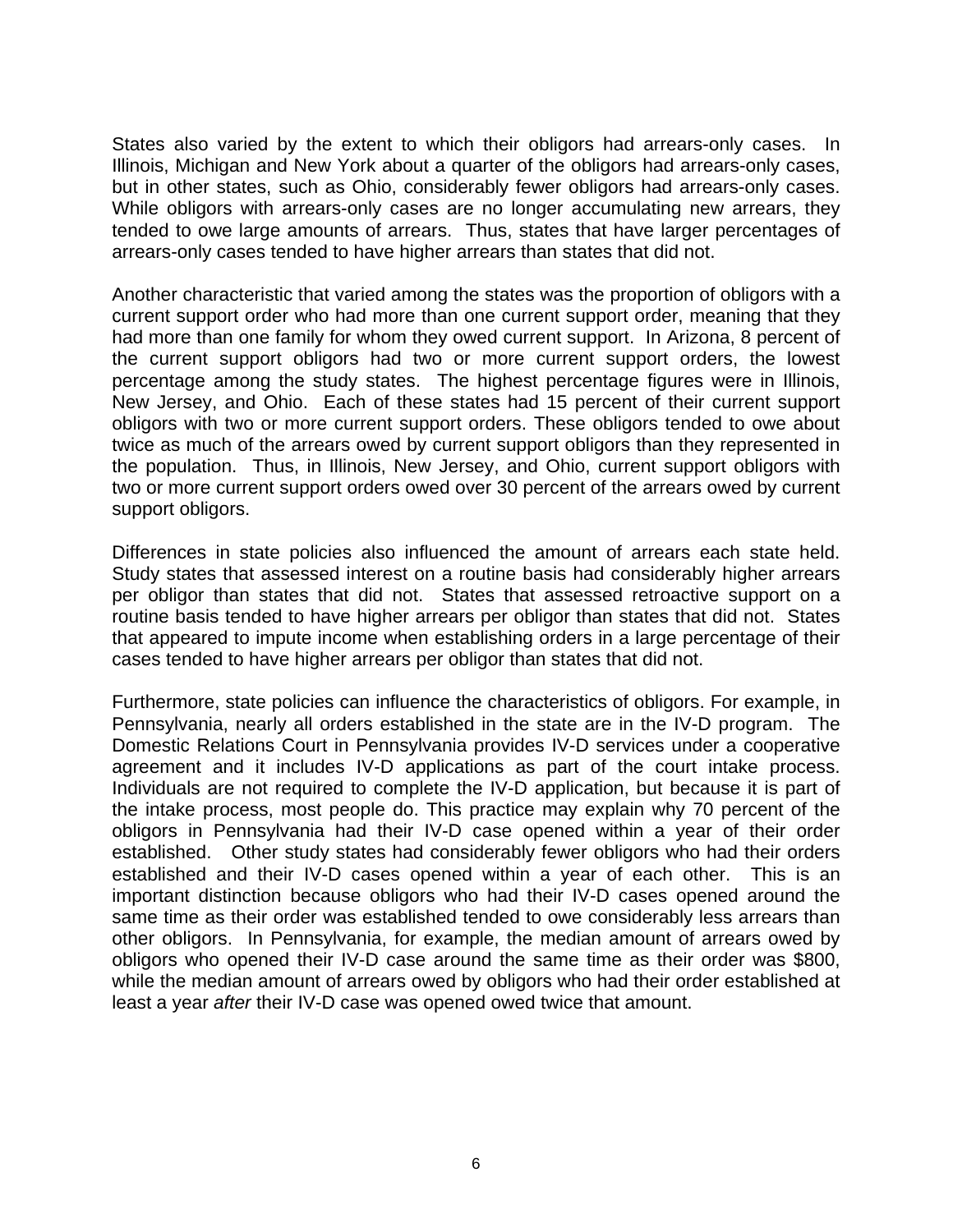States also varied by the extent to which their obligors had arrears-only cases. In Illinois, Michigan and New York about a quarter of the obligors had arrears-only cases, but in other states, such as Ohio, considerably fewer obligors had arrears-only cases. While obligors with arrears-only cases are no longer accumulating new arrears, they tended to owe large amounts of arrears. Thus, states that have larger percentages of arrears-only cases tended to have higher arrears than states that did not.

Another characteristic that varied among the states was the proportion of obligors with a current support order who had more than one current support order, meaning that they had more than one family for whom they owed current support. In Arizona, 8 percent of the current support obligors had two or more current support orders, the lowest percentage among the study states. The highest percentage figures were in Illinois, New Jersey, and Ohio. Each of these states had 15 percent of their current support obligors with two or more current support orders. These obligors tended to owe about twice as much of the arrears owed by current support obligors than they represented in the population. Thus, in Illinois, New Jersey, and Ohio, current support obligors with two or more current support orders owed over 30 percent of the arrears owed by current support obligors.

Differences in state policies also influenced the amount of arrears each state held. Study states that assessed interest on a routine basis had considerably higher arrears per obligor than states that did not. States that assessed retroactive support on a routine basis tended to have higher arrears per obligor than states that did not. States that appeared to impute income when establishing orders in a large percentage of their cases tended to have higher arrears per obligor than states that did not.

Furthermore, state policies can influence the characteristics of obligors. For example, in Pennsylvania, nearly all orders established in the state are in the IV-D program. The Domestic Relations Court in Pennsylvania provides IV-D services under a cooperative agreement and it includes IV-D applications as part of the court intake process. Individuals are not required to complete the IV-D application, but because it is part of the intake process, most people do. This practice may explain why 70 percent of the obligors in Pennsylvania had their IV-D case opened within a year of their order established. Other study states had considerably fewer obligors who had their orders established and their IV-D cases opened within a year of each other. This is an important distinction because obligors who had their IV-D cases opened around the same time as their order was established tended to owe considerably less arrears than other obligors. In Pennsylvania, for example, the median amount of arrears owed by obligors who opened their IV-D case around the same time as their order was $800, while the median amount of arrears owed by obligors who had their order established at least a year *after* their IV-D case was opened owed twice that amount.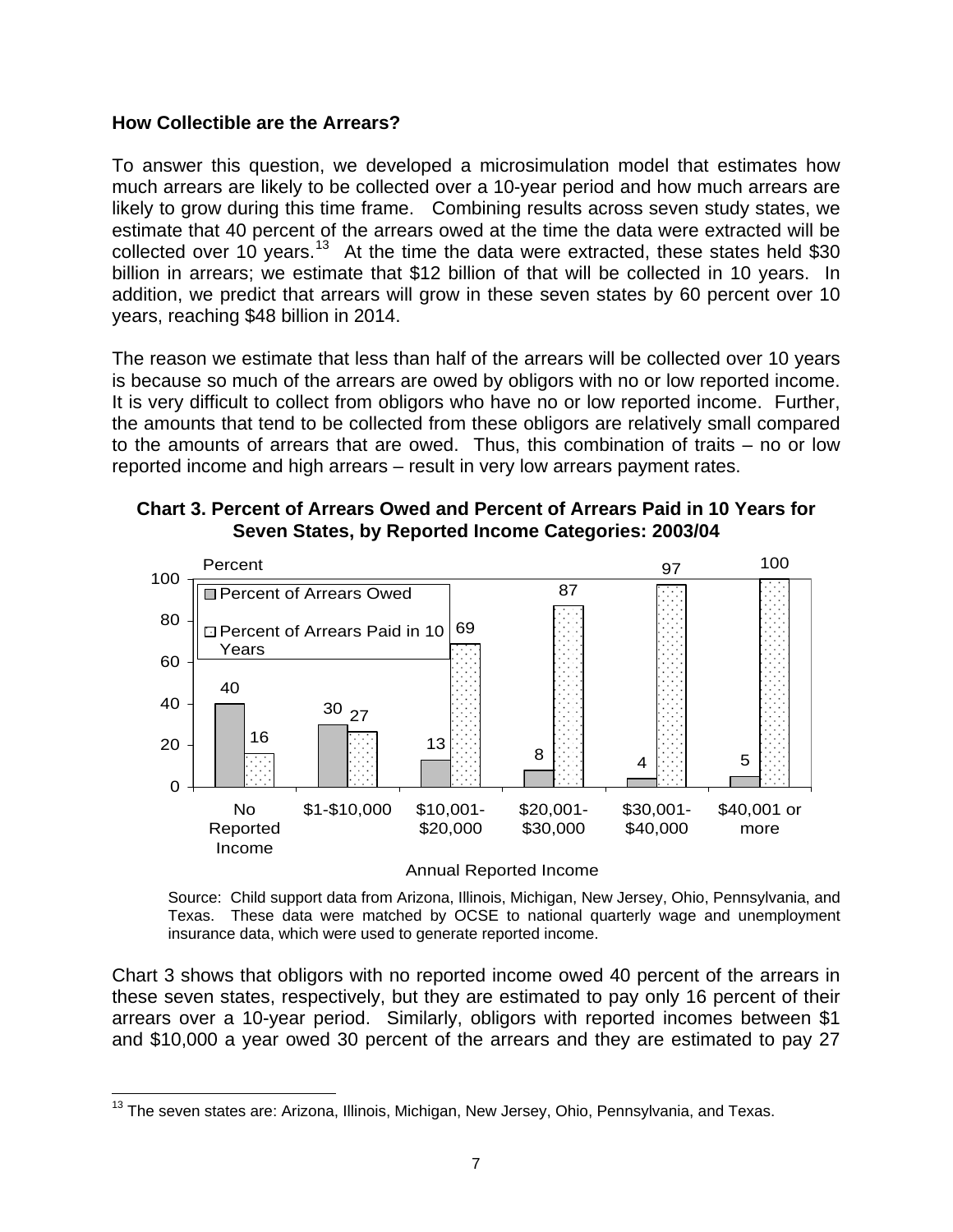**How Collectible are the Arrears?**

To answer this question, we developed a microsimulation model that estimates how much arrears are likely to be collected over a 10-year period and how much arrears are likely to grow during this time frame. Combining results across seven study states, we estimate that 40 percent of the arrears owed at the time the data were extracted will be collected over 10 years.[13] At the time the data were extracted, these states held $30 billion in arrears; we estimate that $12 billion of that will be collected in 10 years. In addition, we predict that arrears will grow in these seven states by 60 percent over 10 years, reaching $48 billion in 2014.

The reason we estimate that less than half of the arrears will be collected over 10 years is because so much of the arrears are owed by obligors with no or low reported income. It is very difficult to collect from obligors who have no or low reported income. Further, the amounts that tend to be collected from these obligors are relatively small compared to the amounts of arrears that are owed. Thus, this combination of traits – no or low reported income and high arrears – result in very low arrears payment rates.

**Chart 3. Percent of Arrears Owed and Percent of Arrears Paid in 10 Years for Seven States, by Reported Income Categories: 2003/04**

| Annual Reported Income | Percent of Arrears Owed | Percent of Arrears Paid in 10 Years |
|---|---|---|
| No Reported Income | 40 | 16 |
| $1-$10,000 | 30 | 27 |
| $10,001-$20,000 | 13 | 69 |
| $20,001-$30,000 | 8 | 87 |
| $30,001-$40,000 | 4 | 97 |
| $40,001 or more | 5 | 100 |

Source: Child support data from Arizona, Illinois, Michigan, New Jersey, Ohio, Pennsylvania, and Texas. These data were matched by OCSE to national quarterly wage and unemployment insurance data, which were used to generate reported income.

Chart 3 shows that obligors with no reported income owed 40 percent of the arrears in these seven states, respectively, but they are estimated to pay only 16 percent of their arrears over a 10-year period. Similarly, obligors with reported incomes between $1 and $10,000 a year owed 30 percent of the arrears and they are estimated to pay 27

[13] The seven states are: Arizona, Illinois, Michigan, New Jersey, Ohio, Pennsylvania, and Texas.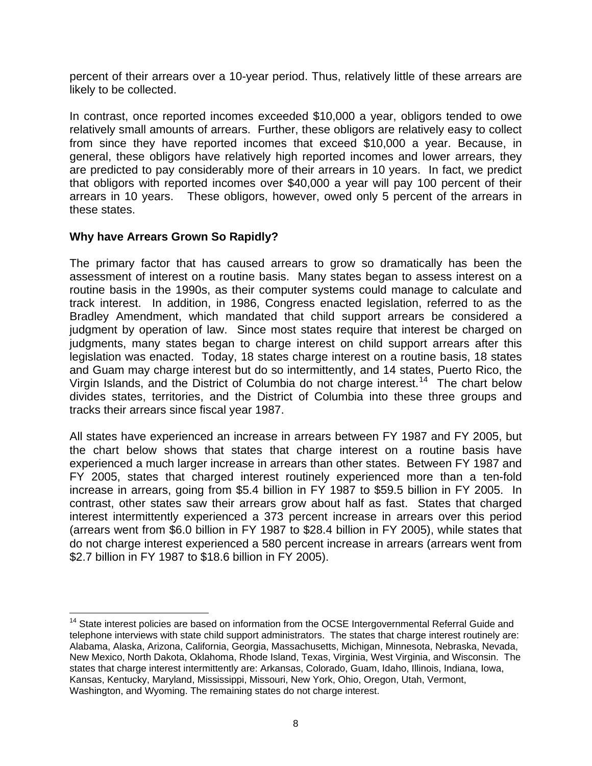percent of their arrears over a 10-year period. Thus, relatively little of these arrears are likely to be collected.

In contrast, once reported incomes exceeded $10,000 a year, obligors tended to owe relatively small amounts of arrears. Further, these obligors are relatively easy to collect from since they have reported incomes that exceed $10,000 a year. Because, in general, these obligors have relatively high reported incomes and lower arrears, they are predicted to pay considerably more of their arrears in 10 years. In fact, we predict that obligors with reported incomes over $40,000 a year will pay 100 percent of their arrears in 10 years. These obligors, however, owed only 5 percent of the arrears in these states.

**Why have Arrears Grown So Rapidly?**

The primary factor that has caused arrears to grow so dramatically has been the assessment of interest on a routine basis. Many states began to assess interest on a routine basis in the 1990s, as their computer systems could manage to calculate and track interest. In addition, in 1986, Congress enacted legislation, referred to as the Bradley Amendment, which mandated that child support arrears be considered a judgment by operation of law. Since most states require that interest be charged on judgments, many states began to charge interest on child support arrears after this legislation was enacted. Today, 18 states charge interest on a routine basis, 18 states and Guam may charge interest but do so intermittently, and 14 states, Puerto Rico, the Virgin Islands, and the District of Columbia do not charge interest.[14] The chart below divides states, territories, and the District of Columbia into these three groups and tracks their arrears since fiscal year 1987.

All states have experienced an increase in arrears between FY 1987 and FY 2005, but the chart below shows that states that charge interest on a routine basis have experienced a much larger increase in arrears than other states. Between FY 1987 and FY 2005, states that charged interest routinely experienced more than a ten-fold increase in arrears, going from $5.4 billion in FY 1987 to $59.5 billion in FY 2005. In contrast, other states saw their arrears grow about half as fast. States that charged interest intermittently experienced a 373 percent increase in arrears over this period (arrears went from $6.0 billion in FY 1987 to $28.4 billion in FY 2005), while states that do not charge interest experienced a 580 percent increase in arrears (arrears went from $2.7 billion in FY 1987 to $18.6 billion in FY 2005).

[14] State interest policies are based on information from the OCSE Intergovernmental Referral Guide and telephone interviews with state child support administrators. The states that charge interest routinely are: Alabama, Alaska, Arizona, California, Georgia, Massachusetts, Michigan, Minnesota, Nebraska, Nevada, New Mexico, North Dakota, Oklahoma, Rhode Island, Texas, Virginia, West Virginia, and Wisconsin. The states that charge interest intermittently are: Arkansas, Colorado, Guam, Idaho, Illinois, Indiana, Iowa, Kansas, Kentucky, Maryland, Mississippi, Missouri, New York, Ohio, Oregon, Utah, Vermont, Washington, and Wyoming. The remaining states do not charge interest.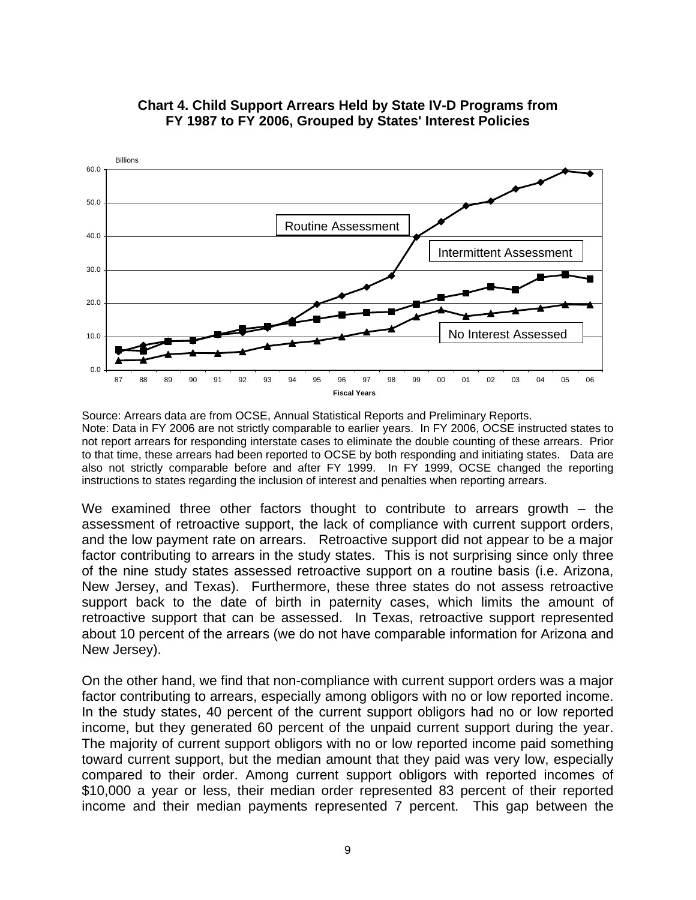**Chart 4. Child Support Arrears Held by State IV-D Programs from FY 1987 to FY 2006, Grouped by States' Interest Policies**

Source: Arrears data are from OCSE, Annual Statistical Reports and Preliminary Reports.
Note: Data in FY 2006 are not strictly comparable to earlier years. In FY 2006, OCSE instructed states to not report arrears for responding interstate cases to eliminate the double counting of these arrears. Prior to that time, these arrears had been reported to OCSE by both responding and initiating states. Data are also not strictly comparable before and after FY 1999. In FY 1999, OCSE changed the reporting instructions to states regarding the inclusion of interest and penalties when reporting arrears.

We examined three other factors thought to contribute to arrears growth – the assessment of retroactive support, the lack of compliance with current support orders, and the low payment rate on arrears. Retroactive support did not appear to be a major factor contributing to arrears in the study states. This is not surprising since only three of the nine study states assessed retroactive support on a routine basis (i.e. Arizona, New Jersey, and Texas). Furthermore, these three states do not assess retroactive support back to the date of birth in paternity cases, which limits the amount of retroactive support that can be assessed. In Texas, retroactive support represented about 10 percent of the arrears (we do not have comparable information for Arizona and New Jersey).

On the other hand, we find that non-compliance with current support orders was a major factor contributing to arrears, especially among obligors with no or low reported income. In the study states, 40 percent of the current support obligors had no or low reported income, but they generated 60 percent of the unpaid current support during the year. The majority of current support obligors with no or low reported income paid something toward current support, but the median amount that they paid was very low, especially compared to their order. Among current support obligors with reported incomes of $10,000 a year or less, their median order represented 83 percent of their reported income and their median payments represented 7 percent. This gap between the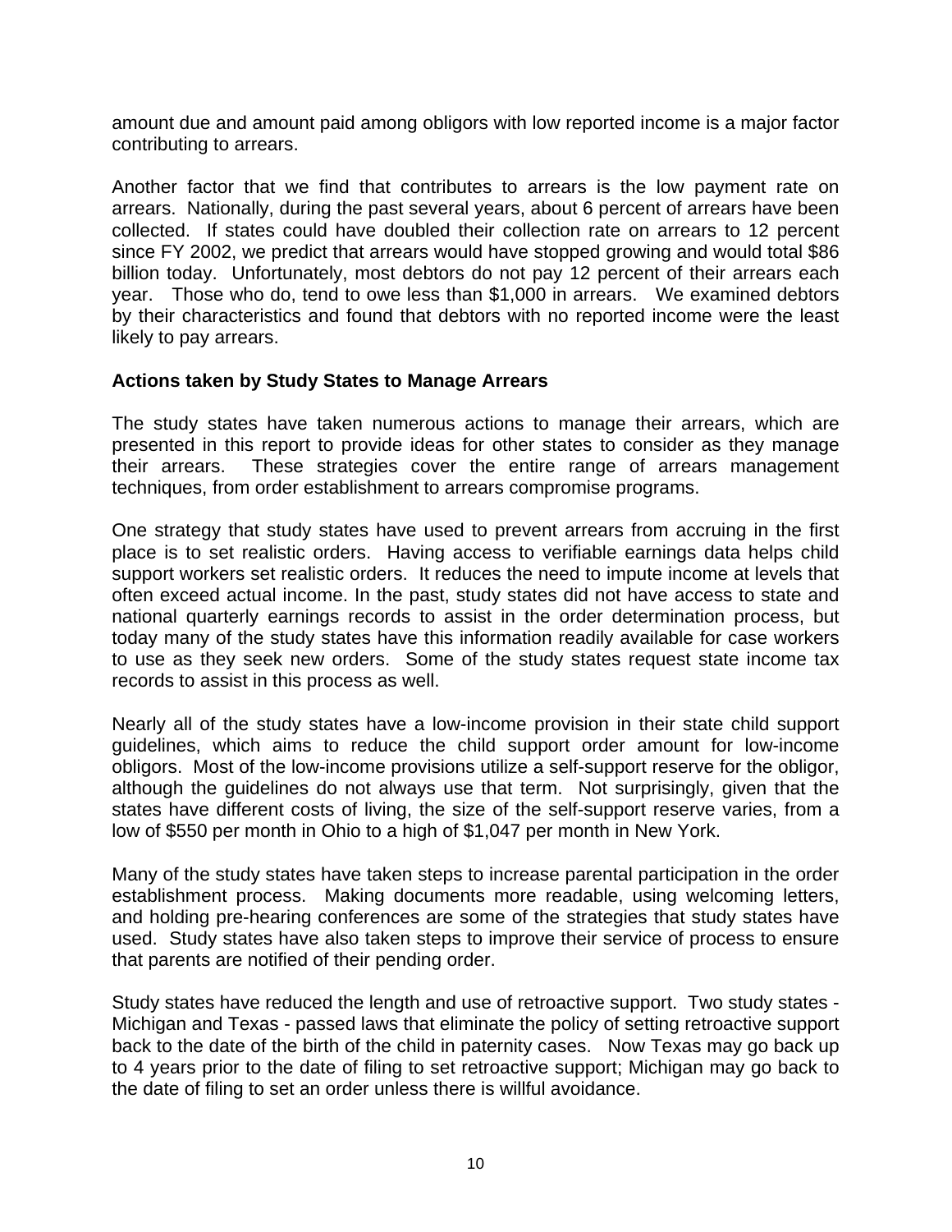amount due and amount paid among obligors with low reported income is a major factor contributing to arrears.

Another factor that we find that contributes to arrears is the low payment rate on arrears. Nationally, during the past several years, about 6 percent of arrears have been collected. If states could have doubled their collection rate on arrears to 12 percent since FY 2002, we predict that arrears would have stopped growing and would total $86 billion today. Unfortunately, most debtors do not pay 12 percent of their arrears each year. Those who do, tend to owe less than $1,000 in arrears. We examined debtors by their characteristics and found that debtors with no reported income were the least likely to pay arrears.

### Actions taken by Study States to Manage Arrears

The study states have taken numerous actions to manage their arrears, which are presented in this report to provide ideas for other states to consider as they manage their arrears. These strategies cover the entire range of arrears management techniques, from order establishment to arrears compromise programs.

One strategy that study states have used to prevent arrears from accruing in the first place is to set realistic orders. Having access to verifiable earnings data helps child support workers set realistic orders. It reduces the need to impute income at levels that often exceed actual income. In the past, study states did not have access to state and national quarterly earnings records to assist in the order determination process, but today many of the study states have this information readily available for case workers to use as they seek new orders. Some of the study states request state income tax records to assist in this process as well.

Nearly all of the study states have a low-income provision in their state child support guidelines, which aims to reduce the child support order amount for low-income obligors. Most of the low-income provisions utilize a self-support reserve for the obligor, although the guidelines do not always use that term. Not surprisingly, given that the states have different costs of living, the size of the self-support reserve varies, from a low of $550 per month in Ohio to a high of $1,047 per month in New York.

Many of the study states have taken steps to increase parental participation in the order establishment process. Making documents more readable, using welcoming letters, and holding pre-hearing conferences are some of the strategies that study states have used. Study states have also taken steps to improve their service of process to ensure that parents are notified of their pending order.

Study states have reduced the length and use of retroactive support. Two study states - Michigan and Texas - passed laws that eliminate the policy of setting retroactive support back to the date of the birth of the child in paternity cases. Now Texas may go back up to 4 years prior to the date of filing to set retroactive support; Michigan may go back to the date of filing to set an order unless there is willful avoidance.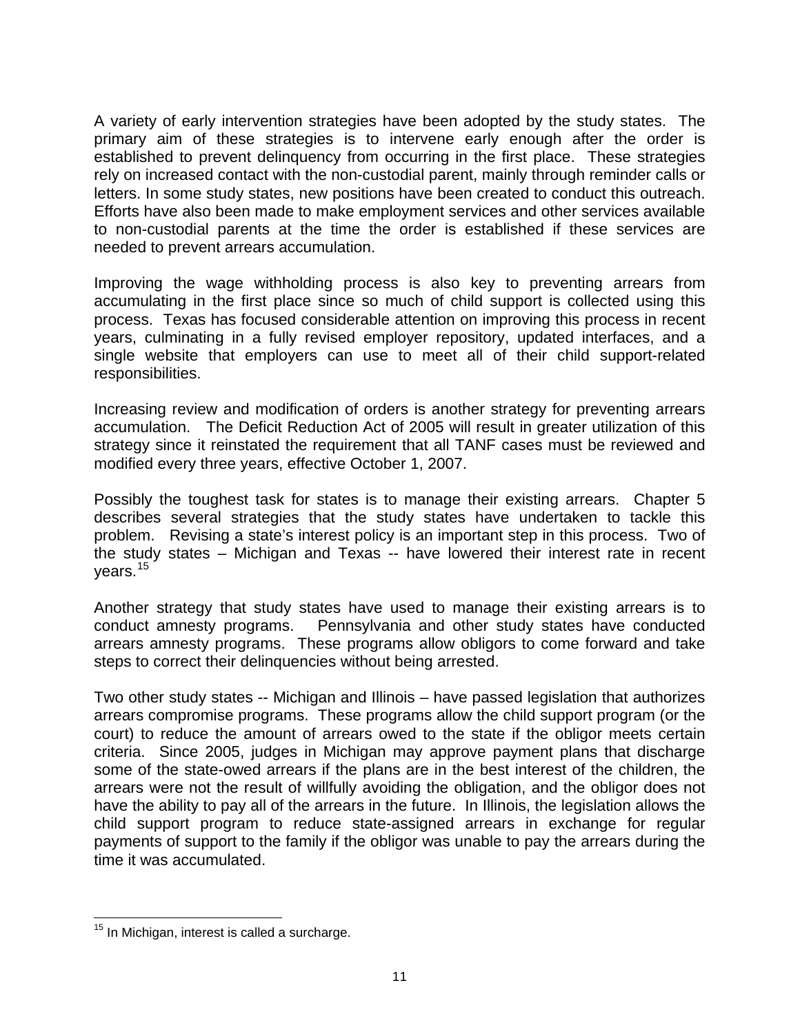A variety of early intervention strategies have been adopted by the study states. The primary aim of these strategies is to intervene early enough after the order is established to prevent delinquency from occurring in the first place. These strategies rely on increased contact with the non-custodial parent, mainly through reminder calls or letters. In some study states, new positions have been created to conduct this outreach. Efforts have also been made to make employment services and other services available to non-custodial parents at the time the order is established if these services are needed to prevent arrears accumulation.

Improving the wage withholding process is also key to preventing arrears from accumulating in the first place since so much of child support is collected using this process. Texas has focused considerable attention on improving this process in recent years, culminating in a fully revised employer repository, updated interfaces, and a single website that employers can use to meet all of their child support-related responsibilities.

Increasing review and modification of orders is another strategy for preventing arrears accumulation. The Deficit Reduction Act of 2005 will result in greater utilization of this strategy since it reinstated the requirement that all TANF cases must be reviewed and modified every three years, effective October 1, 2007.

Possibly the toughest task for states is to manage their existing arrears. Chapter 5 describes several strategies that the study states have undertaken to tackle this problem. Revising a state's interest policy is an important step in this process. Two of the study states – Michigan and Texas -- have lowered their interest rate in recent years.[15]

Another strategy that study states have used to manage their existing arrears is to conduct amnesty programs. Pennsylvania and other study states have conducted arrears amnesty programs. These programs allow obligors to come forward and take steps to correct their delinquencies without being arrested.

Two other study states -- Michigan and Illinois – have passed legislation that authorizes arrears compromise programs. These programs allow the child support program (or the court) to reduce the amount of arrears owed to the state if the obligor meets certain criteria. Since 2005, judges in Michigan may approve payment plans that discharge some of the state-owed arrears if the plans are in the best interest of the children, the arrears were not the result of willfully avoiding the obligation, and the obligor does not have the ability to pay all of the arrears in the future. In Illinois, the legislation allows the child support program to reduce state-assigned arrears in exchange for regular payments of support to the family if the obligor was unable to pay the arrears during the time it was accumulated.

---

[15] In Michigan, interest is called a surcharge.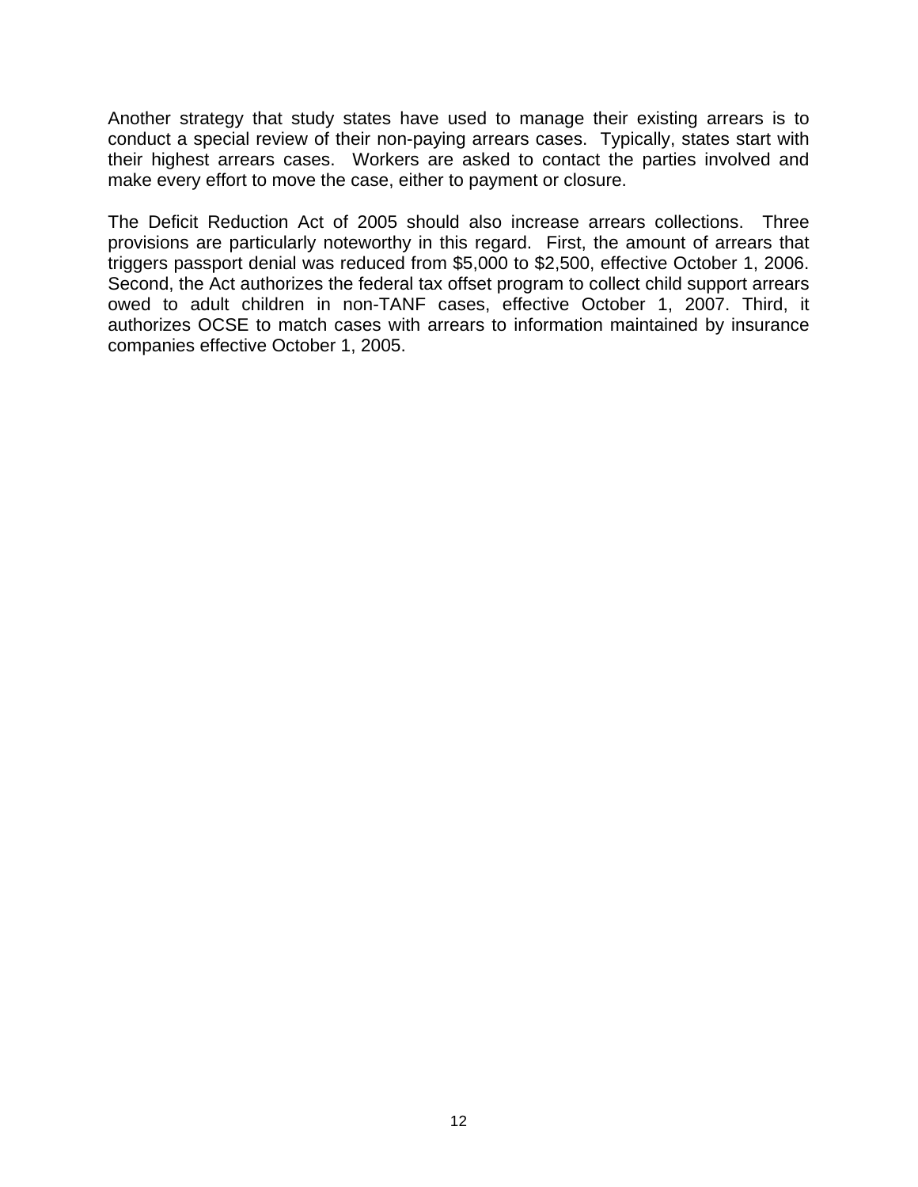Another strategy that study states have used to manage their existing arrears is to conduct a special review of their non-paying arrears cases. Typically, states start with their highest arrears cases. Workers are asked to contact the parties involved and make every effort to move the case, either to payment or closure.

The Deficit Reduction Act of 2005 should also increase arrears collections. Three provisions are particularly noteworthy in this regard. First, the amount of arrears that triggers passport denial was reduced from $5,000 to $2,500, effective October 1, 2006. Second, the Act authorizes the federal tax offset program to collect child support arrears owed to adult children in non-TANF cases, effective October 1, 2007. Third, it authorizes OCSE to match cases with arrears to information maintained by insurance companies effective October 1, 2005.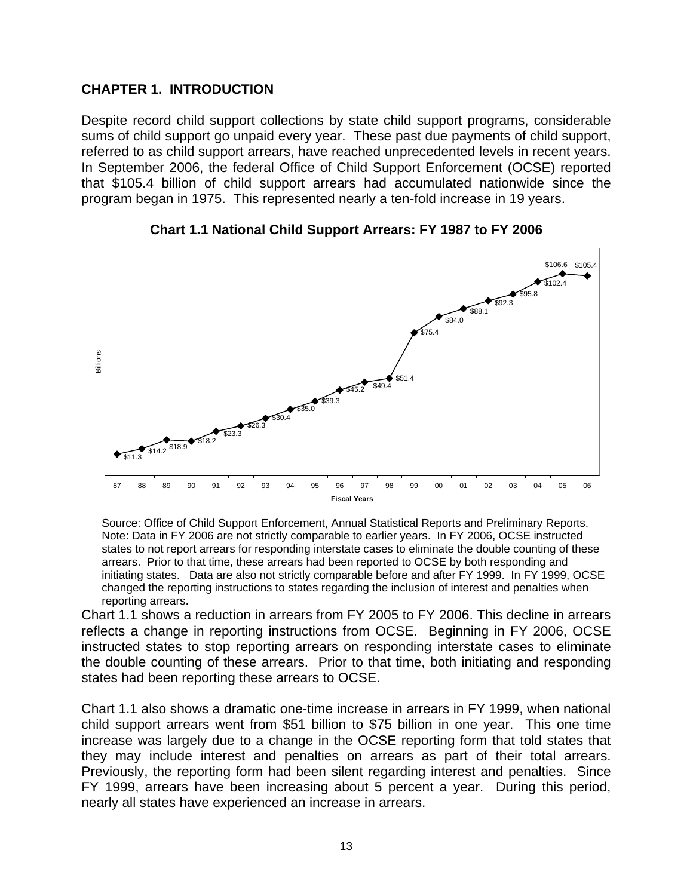## CHAPTER 1. INTRODUCTION

Despite record child support collections by state child support programs, considerable sums of child support go unpaid every year. These past due payments of child support, referred to as child support arrears, have reached unprecedented levels in recent years. In September 2006, the federal Office of Child Support Enforcement (OCSE) reported that $105.4 billion of child support arrears had accumulated nationwide since the program began in 1975. This represented nearly a ten-fold increase in 19 years.

**Chart 1.1 National Child Support Arrears: FY 1987 to FY 2006**

| Fiscal Years | 87 | 88 | 89 | 90 | 91 | 92 | 93 | 94 | 95 | 96 | 97 | 98 | 99 | 00 | 01 | 02 | 03 | 04 | 05 | 06 |
|---|---|---|---|---|---|---|---|---|---|---|---|---|---|---|---|---|---|---|---|---|
| Billions | $11.3 | $14.2 | $18.9 | $18.2 | $23.3 | $26.3 | $30.4 | $35.0 | $39.3 | $45.2 | $49.4 | $51.4 | $75.4 | $84.0 | $88.1 | $92.3 | $95.8 | $102.4 | $106.6 | $105.4 |

Source: Office of Child Support Enforcement, Annual Statistical Reports and Preliminary Reports.
Note: Data in FY 2006 are not strictly comparable to earlier years. In FY 2006, OCSE instructed states to not report arrears for responding interstate cases to eliminate the double counting of these arrears. Prior to that time, these arrears had been reported to OCSE by both responding and initiating states. Data are also not strictly comparable before and after FY 1999. In FY 1999, OCSE changed the reporting instructions to states regarding the inclusion of interest and penalties when reporting arrears.

Chart 1.1 shows a reduction in arrears from FY 2005 to FY 2006. This decline in arrears reflects a change in reporting instructions from OCSE. Beginning in FY 2006, OCSE instructed states to stop reporting arrears on responding interstate cases to eliminate the double counting of these arrears. Prior to that time, both initiating and responding states had been reporting these arrears to OCSE.

Chart 1.1 also shows a dramatic one-time increase in arrears in FY 1999, when national child support arrears went from $51 billion to $75 billion in one year. This one time increase was largely due to a change in the OCSE reporting form that told states that they may include interest and penalties on arrears as part of their total arrears. Previously, the reporting form had been silent regarding interest and penalties. Since FY 1999, arrears have been increasing about 5 percent a year. During this period, nearly all states have experienced an increase in arrears.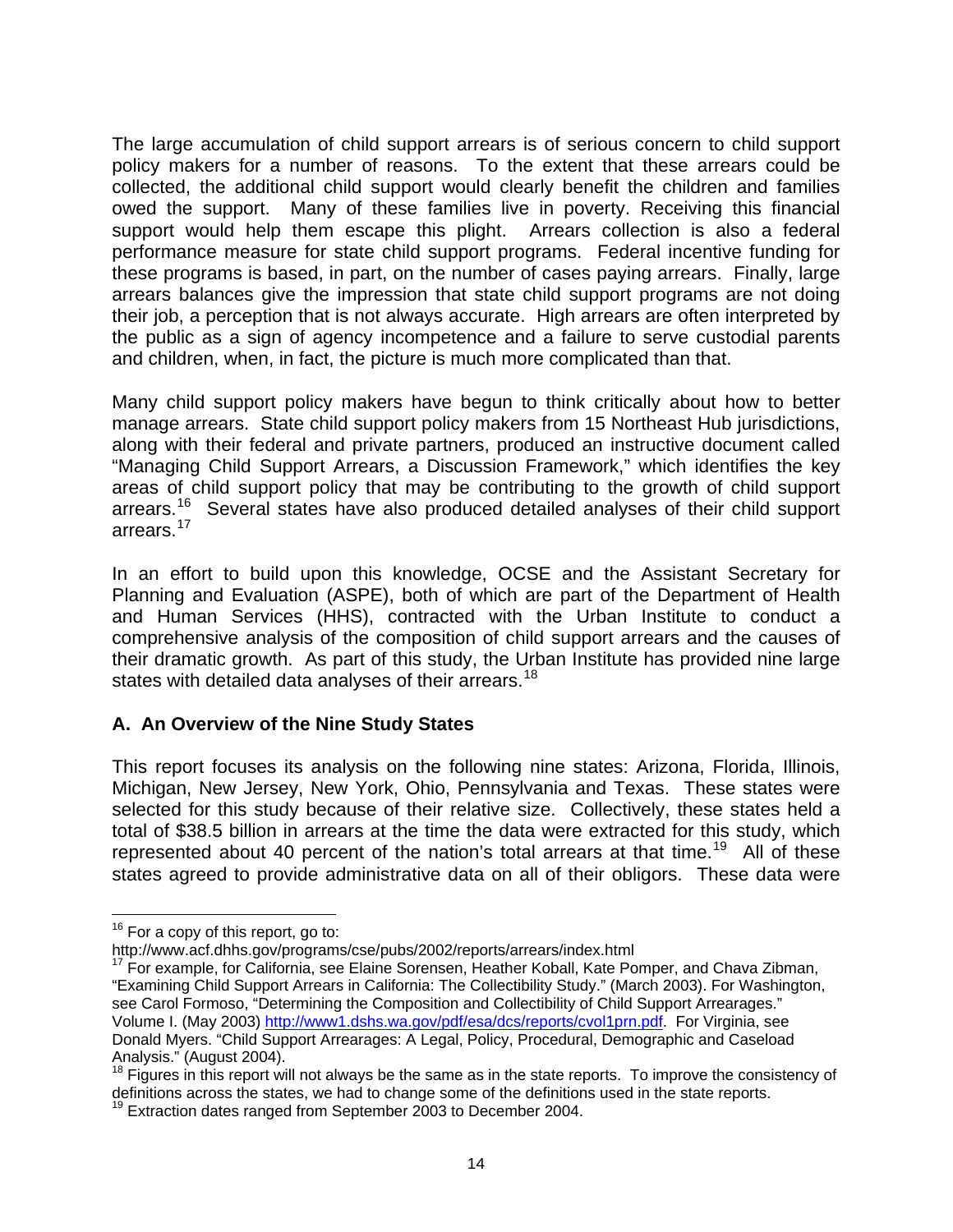The large accumulation of child support arrears is of serious concern to child support policy makers for a number of reasons. To the extent that these arrears could be collected, the additional child support would clearly benefit the children and families owed the support. Many of these families live in poverty. Receiving this financial support would help them escape this plight. Arrears collection is also a federal performance measure for state child support programs. Federal incentive funding for these programs is based, in part, on the number of cases paying arrears. Finally, large arrears balances give the impression that state child support programs are not doing their job, a perception that is not always accurate. High arrears are often interpreted by the public as a sign of agency incompetence and a failure to serve custodial parents and children, when, in fact, the picture is much more complicated than that.

Many child support policy makers have begun to think critically about how to better manage arrears. State child support policy makers from 15 Northeast Hub jurisdictions, along with their federal and private partners, produced an instructive document called "Managing Child Support Arrears, a Discussion Framework," which identifies the key areas of child support policy that may be contributing to the growth of child support arrears.[16] Several states have also produced detailed analyses of their child support arrears.[17]

In an effort to build upon this knowledge, OCSE and the Assistant Secretary for Planning and Evaluation (ASPE), both of which are part of the Department of Health and Human Services (HHS), contracted with the Urban Institute to conduct a comprehensive analysis of the composition of child support arrears and the causes of their dramatic growth. As part of this study, the Urban Institute has provided nine large states with detailed data analyses of their arrears.[18]

### A. An Overview of the Nine Study States

This report focuses its analysis on the following nine states: Arizona, Florida, Illinois, Michigan, New Jersey, New York, Ohio, Pennsylvania and Texas. These states were selected for this study because of their relative size. Collectively, these states held a total of $38.5 billion in arrears at the time the data were extracted for this study, which represented about 40 percent of the nation's total arrears at that time.[19] All of these states agreed to provide administrative data on all of their obligors. These data were

---

[16] For a copy of this report, go to: http://www.acf.dhhs.gov/programs/cse/pubs/2002/reports/arrears/index.html

[17] For example, for California, see Elaine Sorensen, Heather Koball, Kate Pomper, and Chava Zibman, "Examining Child Support Arrears in California: The Collectibility Study." (March 2003). For Washington, see Carol Formoso, "Determining the Composition and Collectibility of Child Support Arrearages." Volume I. (May 2003) http://www1.dshs.wa.gov/pdf/esa/dcs/reports/cvol1prn.pdf. For Virginia, see Donald Myers. "Child Support Arrearages: A Legal, Policy, Procedural, Demographic and Caseload Analysis." (August 2004).

[18] Figures in this report will not always be the same as in the state reports. To improve the consistency of definitions across the states, we had to change some of the definitions used in the state reports.

[19] Extraction dates ranged from September 2003 to December 2004.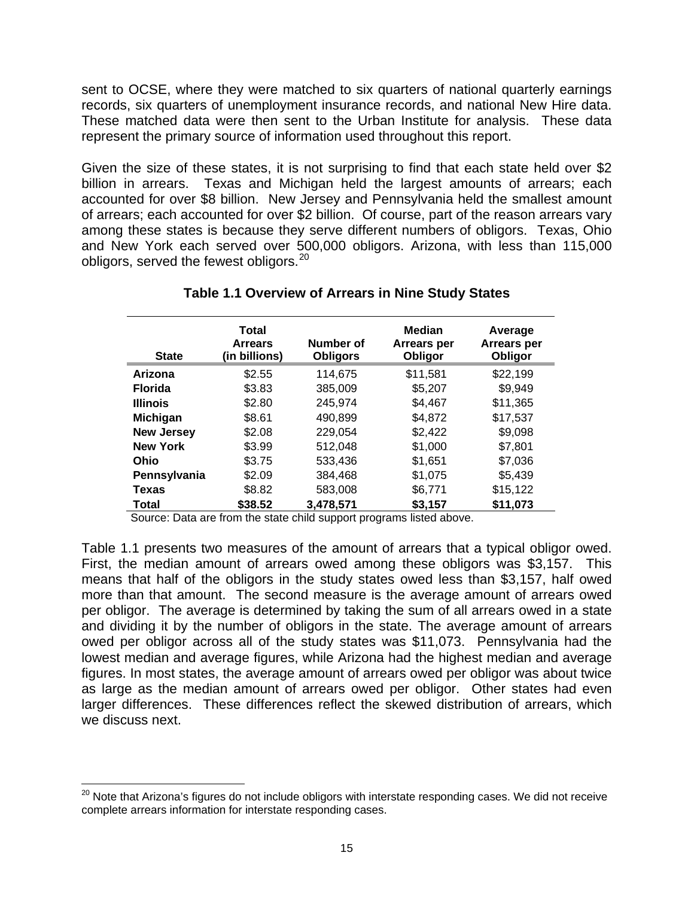sent to OCSE, where they were matched to six quarters of national quarterly earnings records, six quarters of unemployment insurance records, and national New Hire data. These matched data were then sent to the Urban Institute for analysis. These data represent the primary source of information used throughout this report.

Given the size of these states, it is not surprising to find that each state held over $2 billion in arrears. Texas and Michigan held the largest amounts of arrears; each accounted for over $8 billion. New Jersey and Pennsylvania held the smallest amount of arrears; each accounted for over $2 billion. Of course, part of the reason arrears vary among these states is because they serve different numbers of obligors. Texas, Ohio and New York each served over 500,000 obligors. Arizona, with less than 115,000 obligors, served the fewest obligors.[20]

**Table 1.1 Overview of Arrears in Nine Study States**

| State | Total Arrears (in billions) | Number of Obligors | Median Arrears per Obligor | Average Arrears per Obligor |
|---|---|---|---|---|
| **Arizona** | $2.55 | 114,675 | $11,581 | $22,199 |
| **Florida** | $3.83 | 385,009 | $5,207 | $9,949 |
| **Illinois** | $2.80 | 245,974 | $4,467 | $11,365 |
| **Michigan** | $8.61 | 490,899 | $4,872 | $17,537 |
| **New Jersey** | $2.08 | 229,054 | $2,422 | $9,098 |
| **New York** | $3.99 | 512,048 | $1,000 | $7,801 |
| **Ohio** | $3.75 | 533,436 | $1,651 | $7,036 |
| **Pennsylvania** | $2.09 | 384,468 | $1,075 | $5,439 |
| **Texas** | $8.82 | 583,008 | $6,771 | $15,122 |
| **Total** | **$38.52** | **3,478,571** | **$3,157** | **$11,073** |

Source: Data are from the state child support programs listed above.

Table 1.1 presents two measures of the amount of arrears that a typical obligor owed. First, the median amount of arrears owed among these obligors was $3,157. This means that half of the obligors in the study states owed less than $3,157, half owed more than that amount. The second measure is the average amount of arrears owed per obligor. The average is determined by taking the sum of all arrears owed in a state and dividing it by the number of obligors in the state. The average amount of arrears owed per obligor across all of the study states was $11,073. Pennsylvania had the lowest median and average figures, while Arizona had the highest median and average figures. In most states, the average amount of arrears owed per obligor was about twice as large as the median amount of arrears owed per obligor. Other states had even larger differences. These differences reflect the skewed distribution of arrears, which we discuss next.

[20] Note that Arizona's figures do not include obligors with interstate responding cases. We did not receive complete arrears information for interstate responding cases.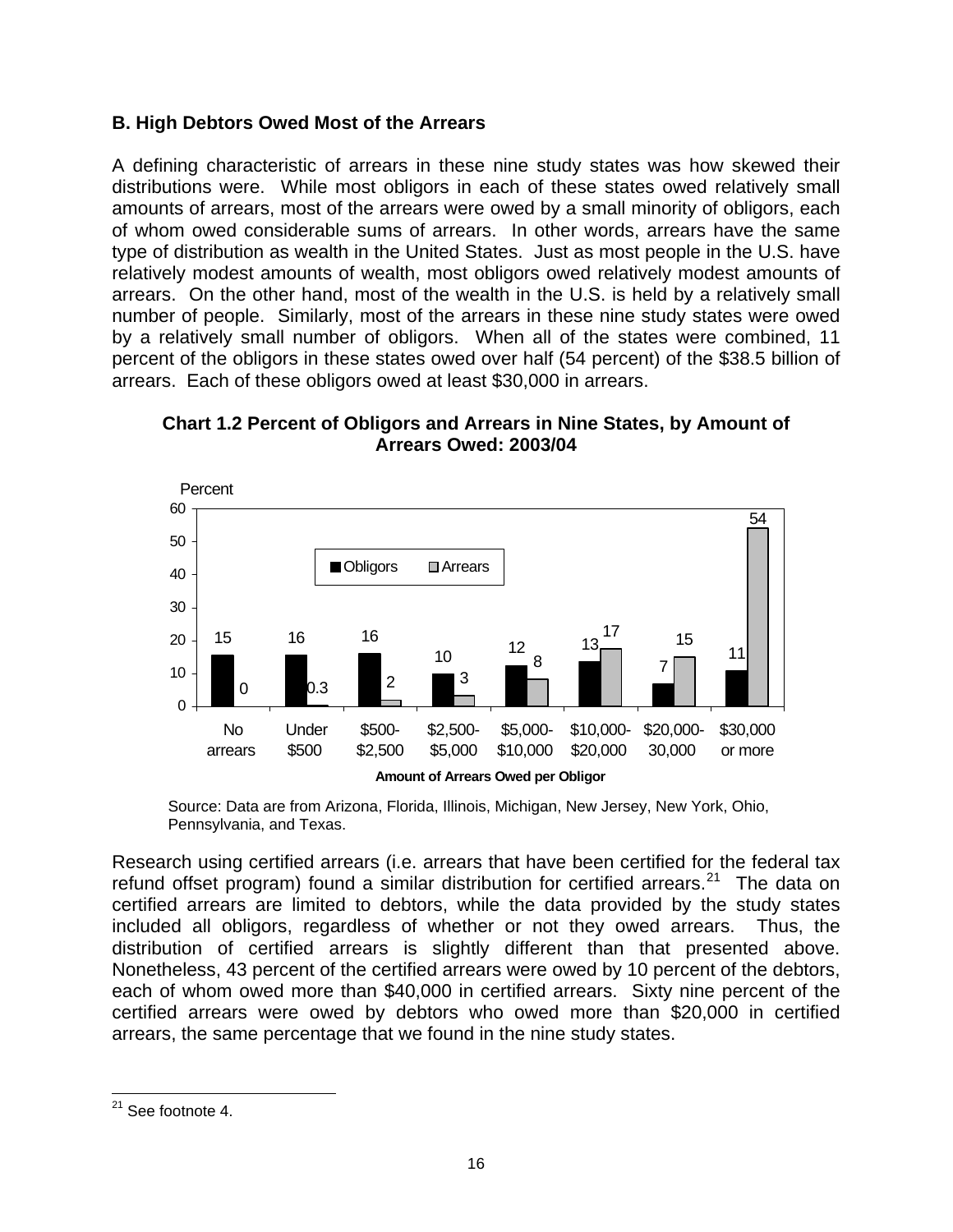## B. High Debtors Owed Most of the Arrears

A defining characteristic of arrears in these nine study states was how skewed their distributions were. While most obligors in each of these states owed relatively small amounts of arrears, most of the arrears were owed by a small minority of obligors, each of whom owed considerable sums of arrears. In other words, arrears have the same type of distribution as wealth in the United States. Just as most people in the U.S. have relatively modest amounts of wealth, most obligors owed relatively modest amounts of arrears. On the other hand, most of the wealth in the U.S. is held by a relatively small number of people. Similarly, most of the arrears in these nine study states were owed by a relatively small number of obligors. When all of the states were combined, 11 percent of the obligors in these states owed over half (54 percent) of the $38.5 billion of arrears. Each of these obligors owed at least $30,000 in arrears.

**Chart 1.2 Percent of Obligors and Arrears in Nine States, by Amount of Arrears Owed: 2003/04**

| Amount of Arrears Owed per Obligor | Obligors (Percent) | Arrears (Percent) |
|---|---|---|
| No arrears | 15 | 0 |
| Under $500 | 16 | 0.3 |
| $500-$2,500 | 16 | 2 |
| $2,500-$5,000 | 10 | 3 |
| $5,000-$10,000 | 12 | 8 |
| $10,000-$20,000 | 13 | 17 |
| $20,000-30,000 | 7 | 15 |
| $30,000 or more | 11 | 54 |

Source: Data are from Arizona, Florida, Illinois, Michigan, New Jersey, New York, Ohio, Pennsylvania, and Texas.

Research using certified arrears (i.e. arrears that have been certified for the federal tax refund offset program) found a similar distribution for certified arrears.[21] The data on certified arrears are limited to debtors, while the data provided by the study states included all obligors, regardless of whether or not they owed arrears. Thus, the distribution of certified arrears is slightly different than that presented above. Nonetheless, 43 percent of the certified arrears were owed by 10 percent of the debtors, each of whom owed more than $40,000 in certified arrears. Sixty nine percent of the certified arrears were owed by debtors who owed more than $20,000 in certified arrears, the same percentage that we found in the nine study states.

[21] See footnote 4.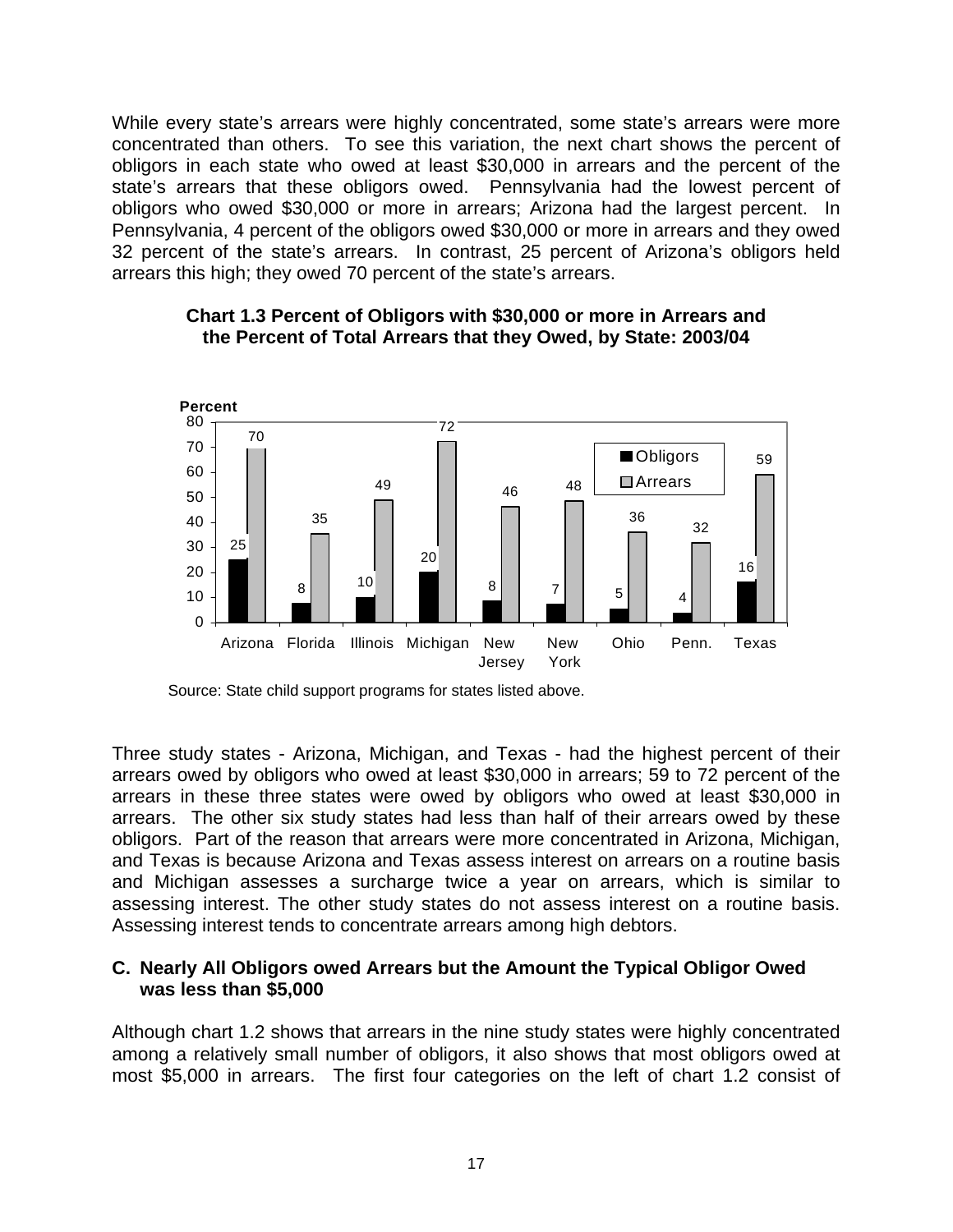While every state's arrears were highly concentrated, some state's arrears were more concentrated than others. To see this variation, the next chart shows the percent of obligors in each state who owed at least $30,000 in arrears and the percent of the state's arrears that these obligors owed. Pennsylvania had the lowest percent of obligors who owed $30,000 or more in arrears; Arizona had the largest percent. In Pennsylvania, 4 percent of the obligors owed $30,000 or more in arrears and they owed 32 percent of the state's arrears. In contrast, 25 percent of Arizona's obligors held arrears this high; they owed 70 percent of the state's arrears.

**Chart 1.3 Percent of Obligors with $30,000 or more in Arrears and the Percent of Total Arrears that they Owed, by State: 2003/04**

| State | Obligors (Percent) | Arrears (Percent) |
|---|---|---|
| Arizona | 25 | 70 |
| Florida | 8 | 35 |
| Illinois | 10 | 49 |
| Michigan | 20 | 72 |
| New Jersey | 8 | 46 |
| New York | 7 | 48 |
| Ohio | 5 | 36 |
| Penn. | 4 | 32 |
| Texas | 16 | 59 |

Source: State child support programs for states listed above.

Three study states - Arizona, Michigan, and Texas - had the highest percent of their arrears owed by obligors who owed at least $30,000 in arrears; 59 to 72 percent of the arrears in these three states were owed by obligors who owed at least $30,000 in arrears. The other six study states had less than half of their arrears owed by these obligors. Part of the reason that arrears were more concentrated in Arizona, Michigan, and Texas is because Arizona and Texas assess interest on arrears on a routine basis and Michigan assesses a surcharge twice a year on arrears, which is similar to assessing interest. The other study states do not assess interest on a routine basis. Assessing interest tends to concentrate arrears among high debtors.

### C. Nearly All Obligors owed Arrears but the Amount the Typical Obligor Owed was less than $5,000

Although chart 1.2 shows that arrears in the nine study states were highly concentrated among a relatively small number of obligors, it also shows that most obligors owed at most $5,000 in arrears. The first four categories on the left of chart 1.2 consist of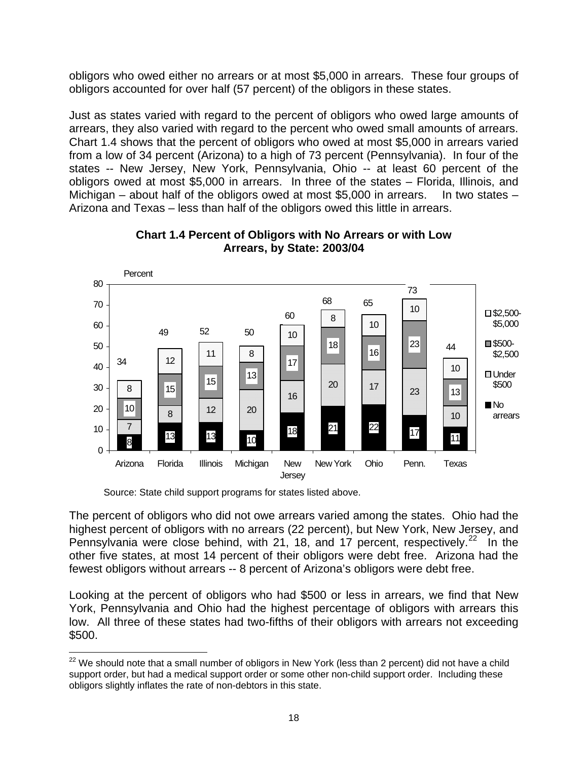obligors who owed either no arrears or at most $5,000 in arrears. These four groups of obligors accounted for over half (57 percent) of the obligors in these states.

Just as states varied with regard to the percent of obligors who owed large amounts of arrears, they also varied with regard to the percent who owed small amounts of arrears. Chart 1.4 shows that the percent of obligors who owed at most $5,000 in arrears varied from a low of 34 percent (Arizona) to a high of 73 percent (Pennsylvania). In four of the states -- New Jersey, New York, Pennsylvania, Ohio -- at least 60 percent of the obligors owed at most $5,000 in arrears. In three of the states – Florida, Illinois, and Michigan – about half of the obligors owed at most $5,000 in arrears. In two states – Arizona and Texas – less than half of the obligors owed this little in arrears.

**Chart 1.4 Percent of Obligors with No Arrears or with Low Arrears, by State: 2003/04**

| State | No arrears | Under $500 | $500-$2,500 | $2,500-$5,000 | Total |
|---|---|---|---|---|---|
| Arizona | 8 | 7 | 10 | 8 | 34 |
| Florida | 13 | 8 | 15 | 12 | 49 |
| Illinois | 13 | 12 | 15 | 11 | 52 |
| Michigan | 10 | 20 | 13 | 8 | 50 |
| New Jersey | 18 | 16 | 17 | 10 | 60 |
| New York | 21 | 20 | 18 | 8 | 68 |
| Ohio | 22 | 17 | 16 | 10 | 65 |
| Penn. | 17 | 23 | 23 | 10 | 73 |
| Texas | 11 | 10 | 13 | 10 | 44 |

Source: State child support programs for states listed above.

The percent of obligors who did not owe arrears varied among the states. Ohio had the highest percent of obligors with no arrears (22 percent), but New York, New Jersey, and Pennsylvania were close behind, with 21, 18, and 17 percent, respectively.[22] In the other five states, at most 14 percent of their obligors were debt free. Arizona had the fewest obligors without arrears -- 8 percent of Arizona's obligors were debt free.

Looking at the percent of obligors who had $500 or less in arrears, we find that New York, Pennsylvania and Ohio had the highest percentage of obligors with arrears this low. All three of these states had two-fifths of their obligors with arrears not exceeding $500.

[22] We should note that a small number of obligors in New York (less than 2 percent) did not have a child support order, but had a medical support order or some other non-child support order. Including these obligors slightly inflates the rate of non-debtors in this state.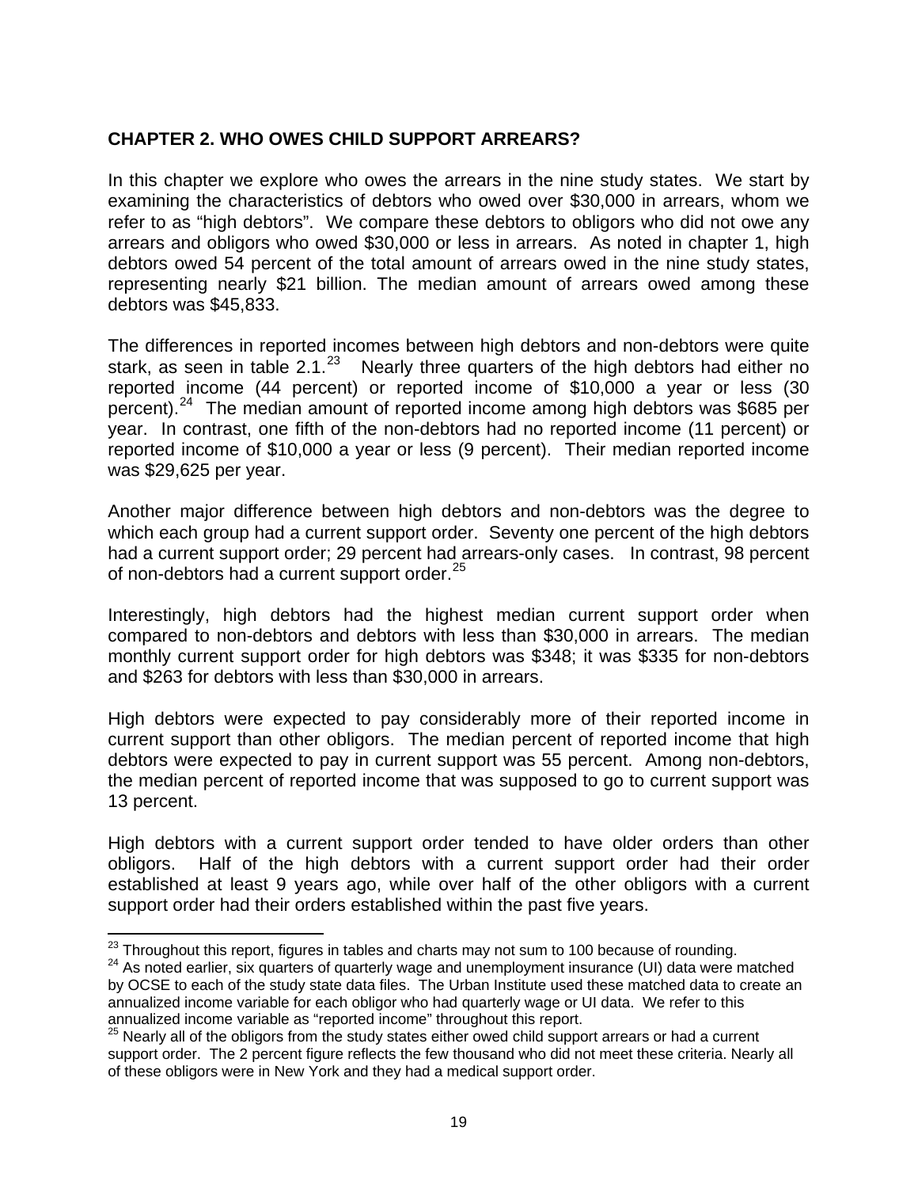## CHAPTER 2. WHO OWES CHILD SUPPORT ARREARS?

In this chapter we explore who owes the arrears in the nine study states. We start by examining the characteristics of debtors who owed over $30,000 in arrears, whom we refer to as "high debtors". We compare these debtors to obligors who did not owe any arrears and obligors who owed $30,000 or less in arrears. As noted in chapter 1, high debtors owed 54 percent of the total amount of arrears owed in the nine study states, representing nearly $21 billion. The median amount of arrears owed among these debtors was $45,833.

The differences in reported incomes between high debtors and non-debtors were quite stark, as seen in table 2.1.[23] Nearly three quarters of the high debtors had either no reported income (44 percent) or reported income of $10,000 a year or less (30 percent).[24] The median amount of reported income among high debtors was $685 per year. In contrast, one fifth of the non-debtors had no reported income (11 percent) or reported income of $10,000 a year or less (9 percent). Their median reported income was $29,625 per year.

Another major difference between high debtors and non-debtors was the degree to which each group had a current support order. Seventy one percent of the high debtors had a current support order; 29 percent had arrears-only cases. In contrast, 98 percent of non-debtors had a current support order.[25]

Interestingly, high debtors had the highest median current support order when compared to non-debtors and debtors with less than $30,000 in arrears. The median monthly current support order for high debtors was $348; it was $335 for non-debtors and $263 for debtors with less than $30,000 in arrears.

High debtors were expected to pay considerably more of their reported income in current support than other obligors. The median percent of reported income that high debtors were expected to pay in current support was 55 percent. Among non-debtors, the median percent of reported income that was supposed to go to current support was 13 percent.

High debtors with a current support order tended to have older orders than other obligors. Half of the high debtors with a current support order had their order established at least 9 years ago, while over half of the other obligors with a current support order had their orders established within the past five years.

---

[23] Throughout this report, figures in tables and charts may not sum to 100 because of rounding.

[24] As noted earlier, six quarters of quarterly wage and unemployment insurance (UI) data were matched by OCSE to each of the study state data files. The Urban Institute used these matched data to create an annualized income variable for each obligor who had quarterly wage or UI data. We refer to this annualized income variable as "reported income" throughout this report.

[25] Nearly all of the obligors from the study states either owed child support arrears or had a current support order. The 2 percent figure reflects the few thousand who did not meet these criteria. Nearly all of these obligors were in New York and they had a medical support order.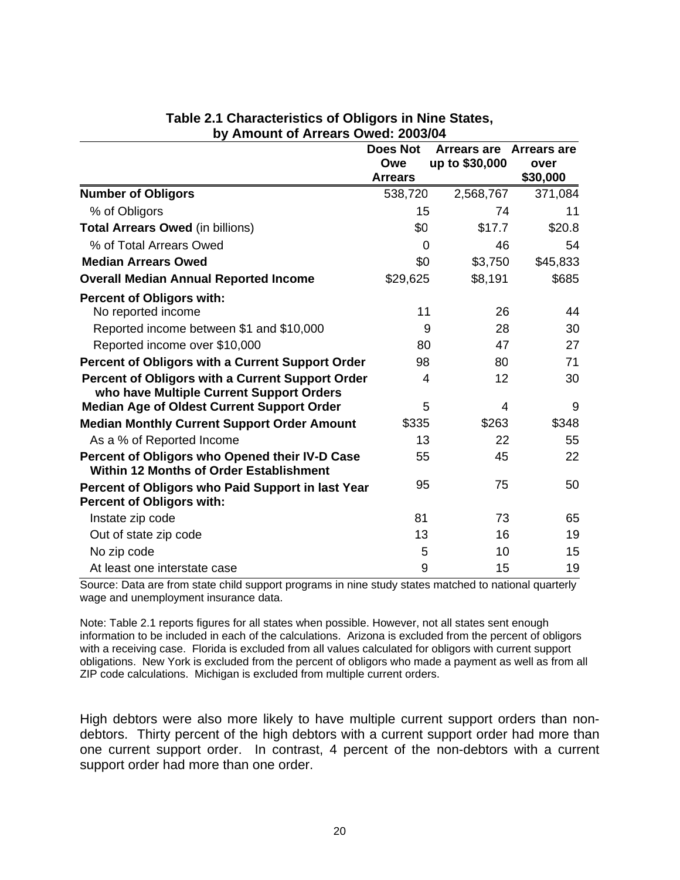**Table 2.1 Characteristics of Obligors in Nine States, by Amount of Arrears Owed: 2003/04**

| | Does Not Owe Arrears | Arrears are up to $30,000 | Arrears are over $30,000 |
|---|---|---|---|
| **Number of Obligors** | 538,720 | 2,568,767 | 371,084 |
| % of Obligors | 15 | 74 | 11 |
| **Total Arrears Owed** (in billions) | $0 | $17.7 | $20.8 |
| % of Total Arrears Owed | 0 | 46 | 54 |
| **Median Arrears Owed** | $0 | $3,750 | $45,833 |
| **Overall Median Annual Reported Income** | $29,625 | $8,191 | $685 |
| **Percent of Obligors with:** | | | |
| No reported income | 11 | 26 | 44 |
| Reported income between $1 and $10,000 | 9 | 28 | 30 |
| Reported income over $10,000 | 80 | 47 | 27 |
| **Percent of Obligors with a Current Support Order** | 98 | 80 | 71 |
| **Percent of Obligors with a Current Support Order who have Multiple Current Support Orders** | 4 | 12 | 30 |
| **Median Age of Oldest Current Support Order** | 5 | 4 | 9 |
| **Median Monthly Current Support Order Amount** | $335 | $263 | $348 |
| As a % of Reported Income | 13 | 22 | 55 |
| **Percent of Obligors who Opened their IV-D Case Within 12 Months of Order Establishment** | 55 | 45 | 22 |
| **Percent of Obligors who Paid Support in last Year** | 95 | 75 | 50 |
| **Percent of Obligors with:** | | | |
| Instate zip code | 81 | 73 | 65 |
| Out of state zip code | 13 | 16 | 19 |
| No zip code | 5 | 10 | 15 |
| At least one interstate case | 9 | 15 | 19 |

Source: Data are from state child support programs in nine study states matched to national quarterly wage and unemployment insurance data.

Note: Table 2.1 reports figures for all states when possible. However, not all states sent enough information to be included in each of the calculations. Arizona is excluded from the percent of obligors with a receiving case. Florida is excluded from all values calculated for obligors with current support obligations. New York is excluded from the percent of obligors who made a payment as well as from all ZIP code calculations. Michigan is excluded from multiple current orders.

High debtors were also more likely to have multiple current support orders than non-debtors. Thirty percent of the high debtors with a current support order had more than one current support order. In contrast, 4 percent of the non-debtors with a current support order had more than one order.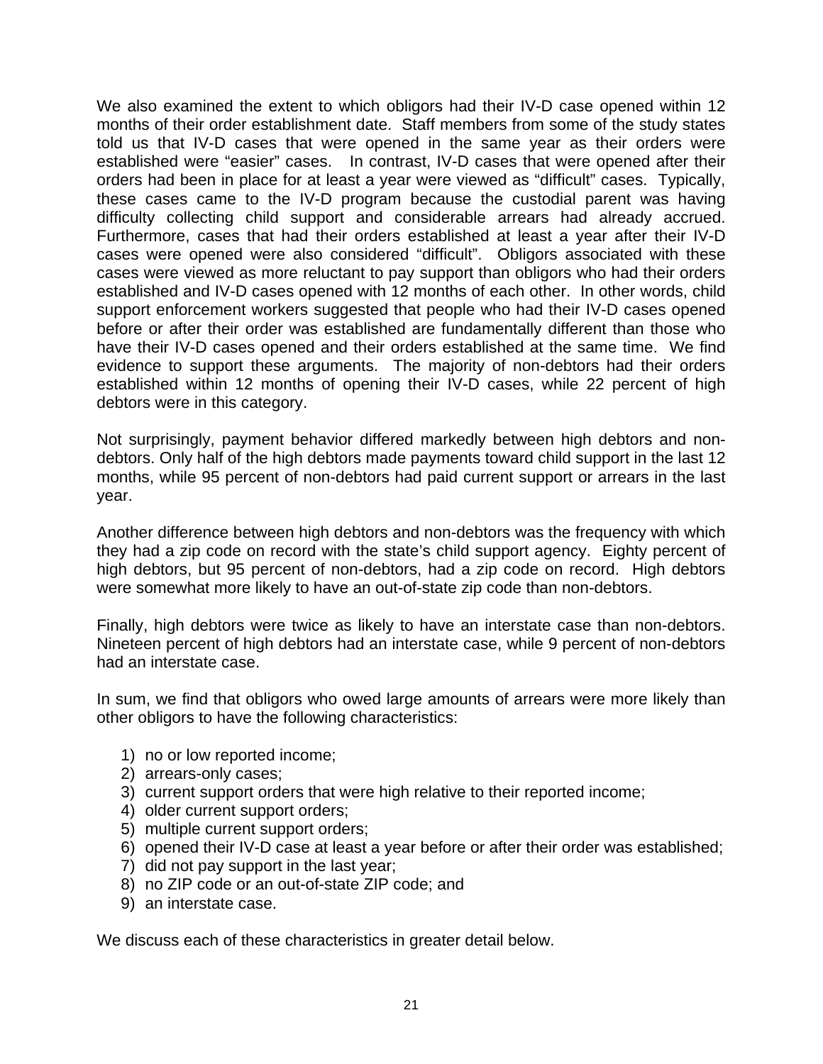We also examined the extent to which obligors had their IV-D case opened within 12 months of their order establishment date. Staff members from some of the study states told us that IV-D cases that were opened in the same year as their orders were established were "easier" cases. In contrast, IV-D cases that were opened after their orders had been in place for at least a year were viewed as "difficult" cases. Typically, these cases came to the IV-D program because the custodial parent was having difficulty collecting child support and considerable arrears had already accrued. Furthermore, cases that had their orders established at least a year after their IV-D cases were opened were also considered "difficult". Obligors associated with these cases were viewed as more reluctant to pay support than obligors who had their orders established and IV-D cases opened with 12 months of each other. In other words, child support enforcement workers suggested that people who had their IV-D cases opened before or after their order was established are fundamentally different than those who have their IV-D cases opened and their orders established at the same time. We find evidence to support these arguments. The majority of non-debtors had their orders established within 12 months of opening their IV-D cases, while 22 percent of high debtors were in this category.

Not surprisingly, payment behavior differed markedly between high debtors and non-debtors. Only half of the high debtors made payments toward child support in the last 12 months, while 95 percent of non-debtors had paid current support or arrears in the last year.

Another difference between high debtors and non-debtors was the frequency with which they had a zip code on record with the state's child support agency. Eighty percent of high debtors, but 95 percent of non-debtors, had a zip code on record. High debtors were somewhat more likely to have an out-of-state zip code than non-debtors.

Finally, high debtors were twice as likely to have an interstate case than non-debtors. Nineteen percent of high debtors had an interstate case, while 9 percent of non-debtors had an interstate case.

In sum, we find that obligors who owed large amounts of arrears were more likely than other obligors to have the following characteristics:

1) no or low reported income;
2) arrears-only cases;
3) current support orders that were high relative to their reported income;
4) older current support orders;
5) multiple current support orders;
6) opened their IV-D case at least a year before or after their order was established;
7) did not pay support in the last year;
8) no ZIP code or an out-of-state ZIP code; and
9) an interstate case.

We discuss each of these characteristics in greater detail below.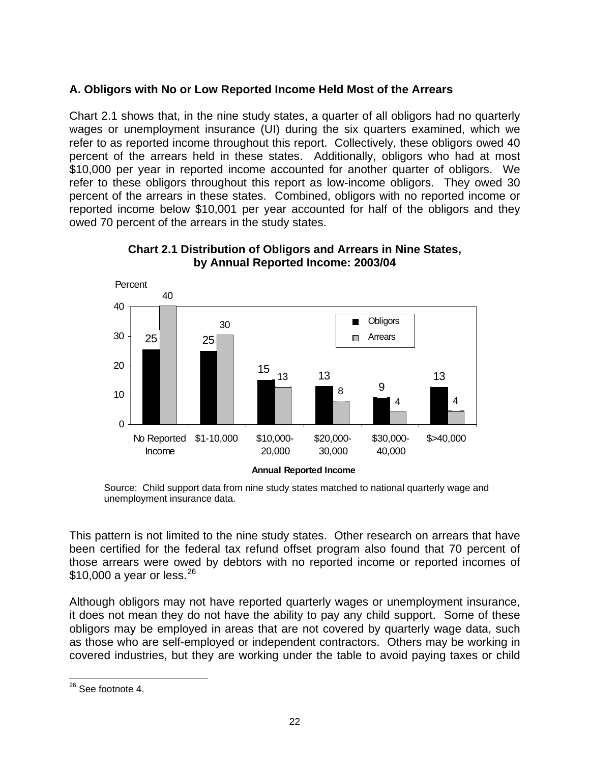### A. Obligors with No or Low Reported Income Held Most of the Arrears

Chart 2.1 shows that, in the nine study states, a quarter of all obligors had no quarterly wages or unemployment insurance (UI) during the six quarters examined, which we refer to as reported income throughout this report. Collectively, these obligors owed 40 percent of the arrears held in these states. Additionally, obligors who had at most $10,000 per year in reported income accounted for another quarter of obligors. We refer to these obligors throughout this report as low-income obligors. They owed 30 percent of the arrears in these states. Combined, obligors with no reported income or reported income below $10,001 per year accounted for half of the obligors and they owed 70 percent of the arrears in the study states.

**Chart 2.1 Distribution of Obligors and Arrears in Nine States, by Annual Reported Income: 2003/04**

| Annual Reported Income | Obligors (Percent) | Arrears (Percent) |
|---|---|---|
| No Reported Income | 25 | 40 |
| $1-10,000 | 25 | 30 |
| $10,000-20,000 | 15 | 13 |
| $20,000-30,000 | 13 | 8 |
| $30,000-40,000 | 9 | 4 |
| $>40,000 | 13 | 4 |

Source: Child support data from nine study states matched to national quarterly wage and unemployment insurance data.

This pattern is not limited to the nine study states. Other research on arrears that have been certified for the federal tax refund offset program also found that 70 percent of those arrears were owed by debtors with no reported income or reported incomes of $10,000 a year or less.[26]

Although obligors may not have reported quarterly wages or unemployment insurance, it does not mean they do not have the ability to pay any child support. Some of these obligors may be employed in areas that are not covered by quarterly wage data, such as those who are self-employed or independent contractors. Others may be working in covered industries, but they are working under the table to avoid paying taxes or child

---

[26] See footnote 4.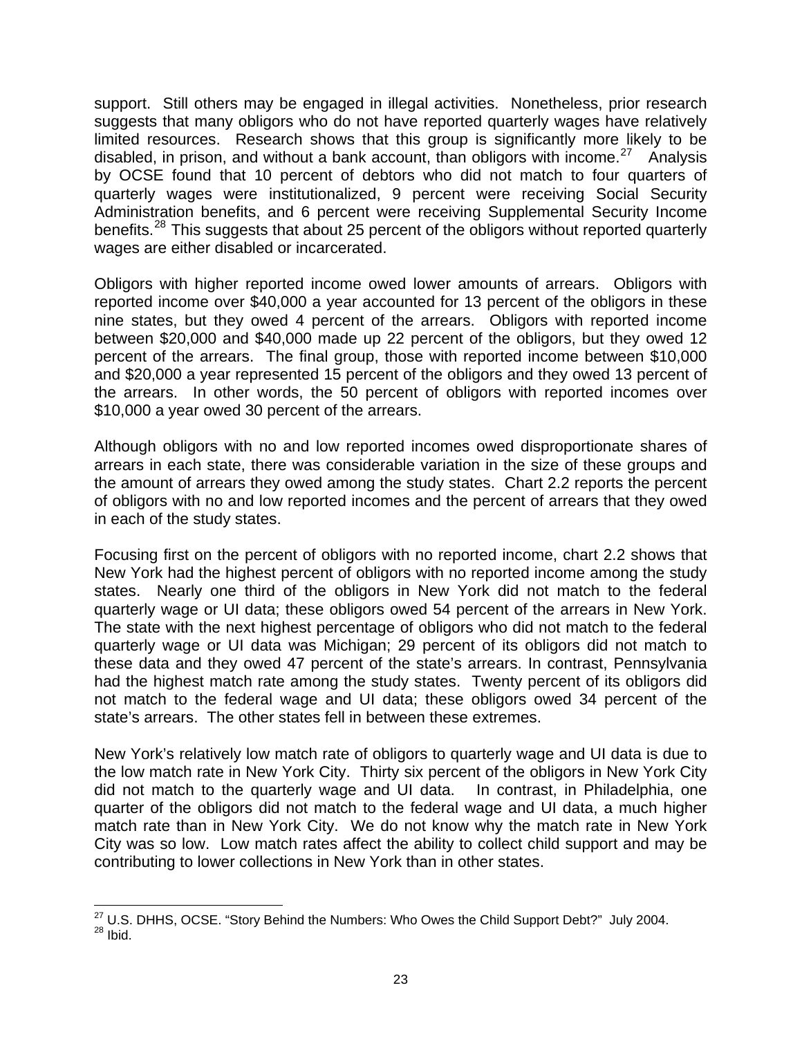support. Still others may be engaged in illegal activities. Nonetheless, prior research suggests that many obligors who do not have reported quarterly wages have relatively limited resources. Research shows that this group is significantly more likely to be disabled, in prison, and without a bank account, than obligors with income.[27] Analysis by OCSE found that 10 percent of debtors who did not match to four quarters of quarterly wages were institutionalized, 9 percent were receiving Social Security Administration benefits, and 6 percent were receiving Supplemental Security Income benefits.[28] This suggests that about 25 percent of the obligors without reported quarterly wages are either disabled or incarcerated.

Obligors with higher reported income owed lower amounts of arrears. Obligors with reported income over $40,000 a year accounted for 13 percent of the obligors in these nine states, but they owed 4 percent of the arrears. Obligors with reported income between $20,000 and $40,000 made up 22 percent of the obligors, but they owed 12 percent of the arrears. The final group, those with reported income between $10,000 and $20,000 a year represented 15 percent of the obligors and they owed 13 percent of the arrears. In other words, the 50 percent of obligors with reported incomes over $10,000 a year owed 30 percent of the arrears.

Although obligors with no and low reported incomes owed disproportionate shares of arrears in each state, there was considerable variation in the size of these groups and the amount of arrears they owed among the study states. Chart 2.2 reports the percent of obligors with no and low reported incomes and the percent of arrears that they owed in each of the study states.

Focusing first on the percent of obligors with no reported income, chart 2.2 shows that New York had the highest percent of obligors with no reported income among the study states. Nearly one third of the obligors in New York did not match to the federal quarterly wage or UI data; these obligors owed 54 percent of the arrears in New York. The state with the next highest percentage of obligors who did not match to the federal quarterly wage or UI data was Michigan; 29 percent of its obligors did not match to these data and they owed 47 percent of the state's arrears. In contrast, Pennsylvania had the highest match rate among the study states. Twenty percent of its obligors did not match to the federal wage and UI data; these obligors owed 34 percent of the state's arrears. The other states fell in between these extremes.

New York's relatively low match rate of obligors to quarterly wage and UI data is due to the low match rate in New York City. Thirty six percent of the obligors in New York City did not match to the quarterly wage and UI data. In contrast, in Philadelphia, one quarter of the obligors did not match to the federal wage and UI data, a much higher match rate than in New York City. We do not know why the match rate in New York City was so low. Low match rates affect the ability to collect child support and may be contributing to lower collections in New York than in other states.

---

[27] U.S. DHHS, OCSE. "Story Behind the Numbers: Who Owes the Child Support Debt?" July 2004.
[28] Ibid.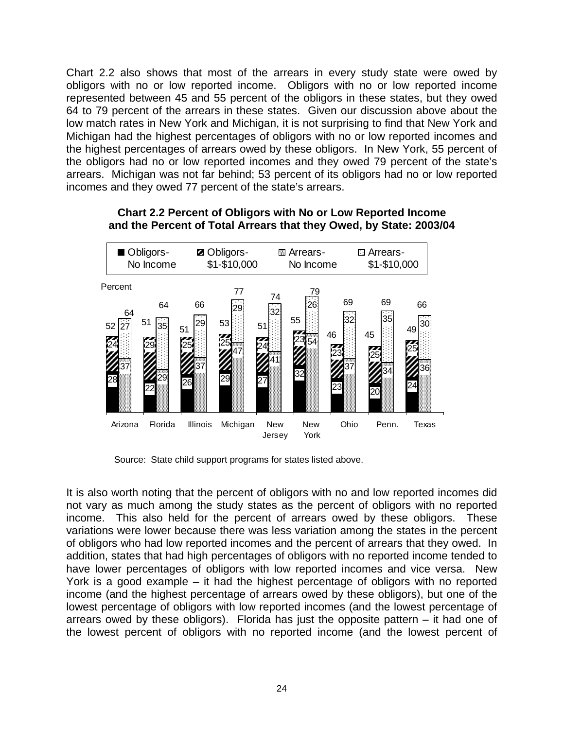Chart 2.2 also shows that most of the arrears in every study state were owed by obligors with no or low reported income. Obligors with no or low reported income represented between 45 and 55 percent of the obligors in these states, but they owed 64 to 79 percent of the arrears in these states. Given our discussion above about the low match rates in New York and Michigan, it is not surprising to find that New York and Michigan had the highest percentages of obligors with no or low reported incomes and the highest percentages of arrears owed by these obligors. In New York, 55 percent of the obligors had no or low reported incomes and they owed 79 percent of the state's arrears. Michigan was not far behind; 53 percent of its obligors had no or low reported incomes and they owed 77 percent of the state's arrears.

**Chart 2.2 Percent of Obligors with No or Low Reported Income and the Percent of Total Arrears that they Owed, by State: 2003/04**

| Percent | Arizona | Florida | Illinois | Michigan | New Jersey | New York | Ohio | Penn. | Texas |
|---|---|---|---|---|---|---|---|---|---|
| Obligors- No Income | 28 | 22 | 26 | 29 | 27 | 32 | 23 | 20 | 24 |
| Obligors- $1-$10,000 | 24 | 29 | 25 | 25 | 24 | 23 | 23 | 25 | 25 |
| Obligors- Total | 52 | 51 | 51 | 53 | 51 | 55 | 46 | 45 | 49 |
| Arrears- No Income | 37 | 29 | 37 | 47 | 41 | 54 | 37 | 34 | 36 |
| Arrears- $1-$10,000 | 27 | 35 | 29 | 29 | 32 | 26 | 32 | 35 | 30 |
| Arrears- Total | 64 | 64 | 66 | 77 | 74 | 79 | 69 | 69 | 66 |

Source: State child support programs for states listed above.

It is also worth noting that the percent of obligors with no and low reported incomes did not vary as much among the study states as the percent of obligors with no reported income. This also held for the percent of arrears owed by these obligors. These variations were lower because there was less variation among the states in the percent of obligors who had low reported incomes and the percent of arrears that they owed. In addition, states that had high percentages of obligors with no reported income tended to have lower percentages of obligors with low reported incomes and vice versa. New York is a good example – it had the highest percentage of obligors with no reported income (and the highest percentage of arrears owed by these obligors), but one of the lowest percentage of obligors with low reported incomes (and the lowest percentage of arrears owed by these obligors). Florida has just the opposite pattern – it had one of the lowest percent of obligors with no reported income (and the lowest percent of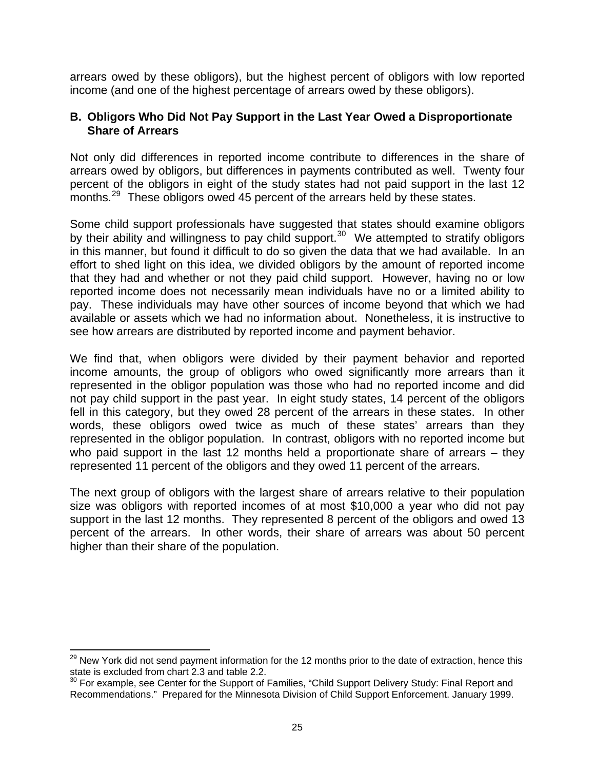arrears owed by these obligors), but the highest percent of obligors with low reported income (and one of the highest percentage of arrears owed by these obligors).

### B. Obligors Who Did Not Pay Support in the Last Year Owed a Disproportionate Share of Arrears

Not only did differences in reported income contribute to differences in the share of arrears owed by obligors, but differences in payments contributed as well. Twenty four percent of the obligors in eight of the study states had not paid support in the last 12 months.[29] These obligors owed 45 percent of the arrears held by these states.

Some child support professionals have suggested that states should examine obligors by their ability and willingness to pay child support.[30] We attempted to stratify obligors in this manner, but found it difficult to do so given the data that we had available. In an effort to shed light on this idea, we divided obligors by the amount of reported income that they had and whether or not they paid child support. However, having no or low reported income does not necessarily mean individuals have no or a limited ability to pay. These individuals may have other sources of income beyond that which we had available or assets which we had no information about. Nonetheless, it is instructive to see how arrears are distributed by reported income and payment behavior.

We find that, when obligors were divided by their payment behavior and reported income amounts, the group of obligors who owed significantly more arrears than it represented in the obligor population was those who had no reported income and did not pay child support in the past year. In eight study states, 14 percent of the obligors fell in this category, but they owed 28 percent of the arrears in these states. In other words, these obligors owed twice as much of these states' arrears than they represented in the obligor population. In contrast, obligors with no reported income but who paid support in the last 12 months held a proportionate share of arrears – they represented 11 percent of the obligors and they owed 11 percent of the arrears.

The next group of obligors with the largest share of arrears relative to their population size was obligors with reported incomes of at most $10,000 a year who did not pay support in the last 12 months. They represented 8 percent of the obligors and owed 13 percent of the arrears. In other words, their share of arrears was about 50 percent higher than their share of the population.

---

[29] New York did not send payment information for the 12 months prior to the date of extraction, hence this state is excluded from chart 2.3 and table 2.2.

[30] For example, see Center for the Support of Families, "Child Support Delivery Study: Final Report and Recommendations." Prepared for the Minnesota Division of Child Support Enforcement. January 1999.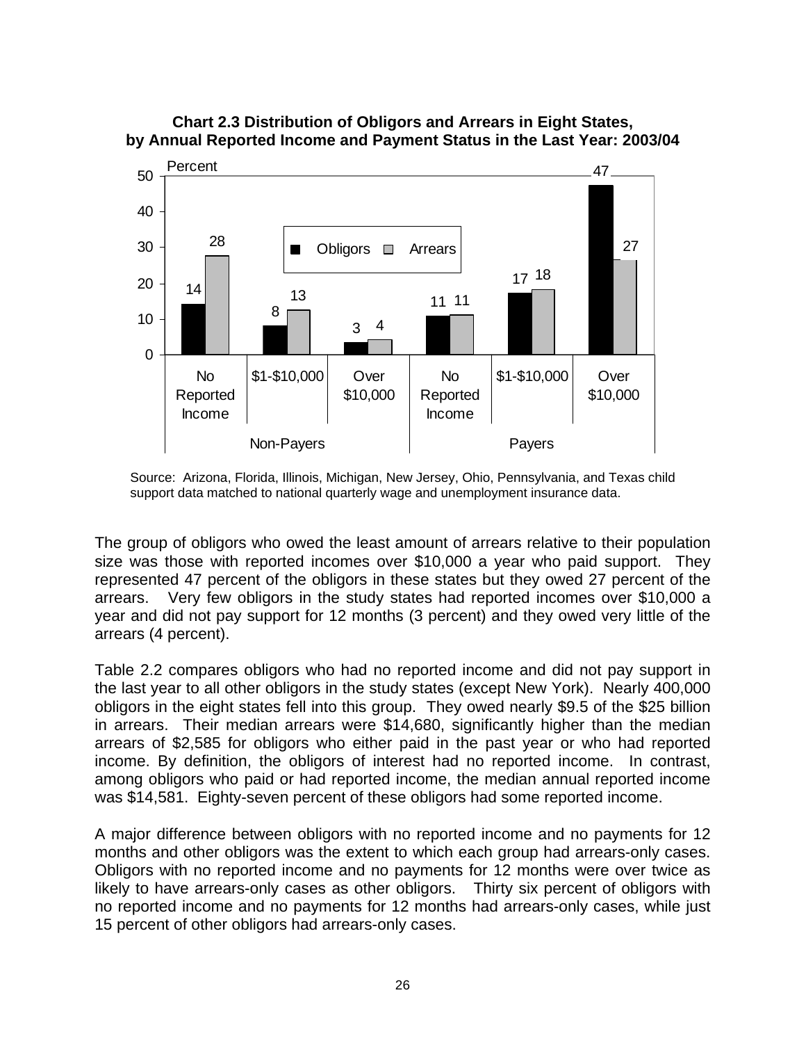**Chart 2.3 Distribution of Obligors and Arrears in Eight States, by Annual Reported Income and Payment Status in the Last Year: 2003/04**

| | | Obligors | Arrears |
|---|---|---|---|
| Non-Payers | No Reported Income | 14 | 28 |
| | $1-$10,000 | 8 | 13 |
| | Over $10,000 | 3 | 4 |
| Payers | No Reported Income | 11 | 11 |
| | $1-$10,000 | 17 | 18 |
| | Over $10,000 | 47 | 27 |

Source: Arizona, Florida, Illinois, Michigan, New Jersey, Ohio, Pennsylvania, and Texas child support data matched to national quarterly wage and unemployment insurance data.

The group of obligors who owed the least amount of arrears relative to their population size was those with reported incomes over $10,000 a year who paid support. They represented 47 percent of the obligors in these states but they owed 27 percent of the arrears. Very few obligors in the study states had reported incomes over $10,000 a year and did not pay support for 12 months (3 percent) and they owed very little of the arrears (4 percent).

Table 2.2 compares obligors who had no reported income and did not pay support in the last year to all other obligors in the study states (except New York). Nearly 400,000 obligors in the eight states fell into this group. They owed nearly $9.5 of the $25 billion in arrears. Their median arrears were $14,680, significantly higher than the median arrears of $2,585 for obligors who either paid in the past year or who had reported income. By definition, the obligors of interest had no reported income. In contrast, among obligors who paid or had reported income, the median annual reported income was $14,581. Eighty-seven percent of these obligors had some reported income.

A major difference between obligors with no reported income and no payments for 12 months and other obligors was the extent to which each group had arrears-only cases. Obligors with no reported income and no payments for 12 months were over twice as likely to have arrears-only cases as other obligors. Thirty six percent of obligors with no reported income and no payments for 12 months had arrears-only cases, while just 15 percent of other obligors had arrears-only cases.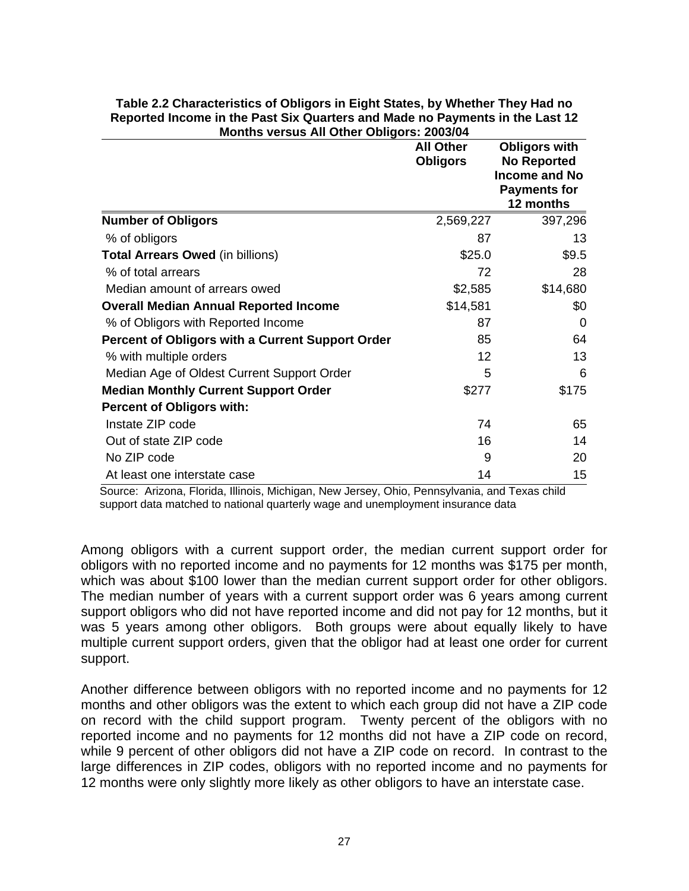**Table 2.2 Characteristics of Obligors in Eight States, by Whether They Had no Reported Income in the Past Six Quarters and Made no Payments in the Last 12 Months versus All Other Obligors: 2003/04**

| | All Other Obligors | Obligors with No Reported Income and No Payments for 12 months |
|---|---|---|
| **Number of Obligors** | 2,569,227 | 397,296 |
| % of obligors | 87 | 13 |
| **Total Arrears Owed** (in billions) | $25.0 | $9.5 |
| % of total arrears | 72 | 28 |
| Median amount of arrears owed | $2,585 | $14,680 |
| **Overall Median Annual Reported Income** | $14,581 | $0 |
| % of Obligors with Reported Income | 87 | 0 |
| **Percent of Obligors with a Current Support Order** | 85 | 64 |
| % with multiple orders | 12 | 13 |
| Median Age of Oldest Current Support Order | 5 | 6 |
| **Median Monthly Current Support Order** | $277 | $175 |
| **Percent of Obligors with:** | | |
| Instate ZIP code | 74 | 65 |
| Out of state ZIP code | 16 | 14 |
| No ZIP code | 9 | 20 |
| At least one interstate case | 14 | 15 |

Source: Arizona, Florida, Illinois, Michigan, New Jersey, Ohio, Pennsylvania, and Texas child support data matched to national quarterly wage and unemployment insurance data

Among obligors with a current support order, the median current support order for obligors with no reported income and no payments for 12 months was $175 per month, which was about $100 lower than the median current support order for other obligors. The median number of years with a current support order was 6 years among current support obligors who did not have reported income and did not pay for 12 months, but it was 5 years among other obligors. Both groups were about equally likely to have multiple current support orders, given that the obligor had at least one order for current support.

Another difference between obligors with no reported income and no payments for 12 months and other obligors was the extent to which each group did not have a ZIP code on record with the child support program. Twenty percent of the obligors with no reported income and no payments for 12 months did not have a ZIP code on record, while 9 percent of other obligors did not have a ZIP code on record. In contrast to the large differences in ZIP codes, obligors with no reported income and no payments for 12 months were only slightly more likely as other obligors to have an interstate case.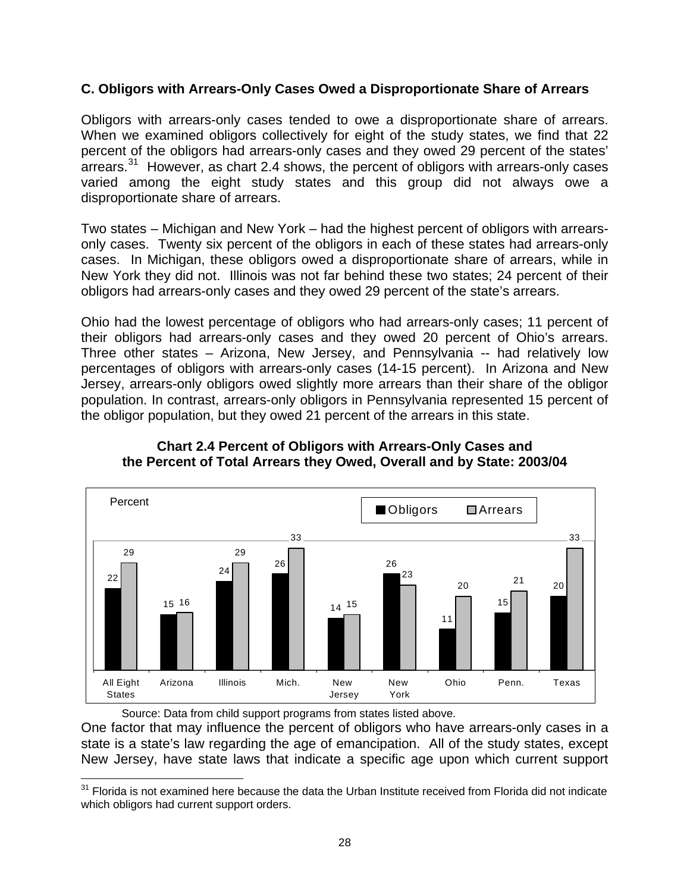### C. Obligors with Arrears-Only Cases Owed a Disproportionate Share of Arrears

Obligors with arrears-only cases tended to owe a disproportionate share of arrears. When we examined obligors collectively for eight of the study states, we find that 22 percent of the obligors had arrears-only cases and they owed 29 percent of the states' arrears.[31] However, as chart 2.4 shows, the percent of obligors with arrears-only cases varied among the eight study states and this group did not always owe a disproportionate share of arrears.

Two states – Michigan and New York – had the highest percent of obligors with arrears-only cases. Twenty six percent of the obligors in each of these states had arrears-only cases. In Michigan, these obligors owed a disproportionate share of arrears, while in New York they did not. Illinois was not far behind these two states; 24 percent of their obligors had arrears-only cases and they owed 29 percent of the state's arrears.

Ohio had the lowest percentage of obligors who had arrears-only cases; 11 percent of their obligors had arrears-only cases and they owed 20 percent of Ohio's arrears. Three other states – Arizona, New Jersey, and Pennsylvania -- had relatively low percentages of obligors with arrears-only cases (14-15 percent). In Arizona and New Jersey, arrears-only obligors owed slightly more arrears than their share of the obligor population. In contrast, arrears-only obligors in Pennsylvania represented 15 percent of the obligor population, but they owed 21 percent of the arrears in this state.

**Chart 2.4 Percent of Obligors with Arrears-Only Cases and the Percent of Total Arrears they Owed, Overall and by State: 2003/04**

| Percent | Obligors | Arrears |
|---|---|---|
| All Eight States | 22 | 29 |
| Arizona | 15 | 16 |
| Illinois | 24 | 29 |
| Mich. | 26 | 33 |
| New Jersey | 14 | 15 |
| New York | 26 | 23 |
| Ohio | 11 | 20 |
| Penn. | 15 | 21 |
| Texas | 20 | 33 |

Source: Data from child support programs from states listed above.

One factor that may influence the percent of obligors who have arrears-only cases in a state is a state's law regarding the age of emancipation. All of the study states, except New Jersey, have state laws that indicate a specific age upon which current support

[31] Florida is not examined here because the data the Urban Institute received from Florida did not indicate which obligors had current support orders.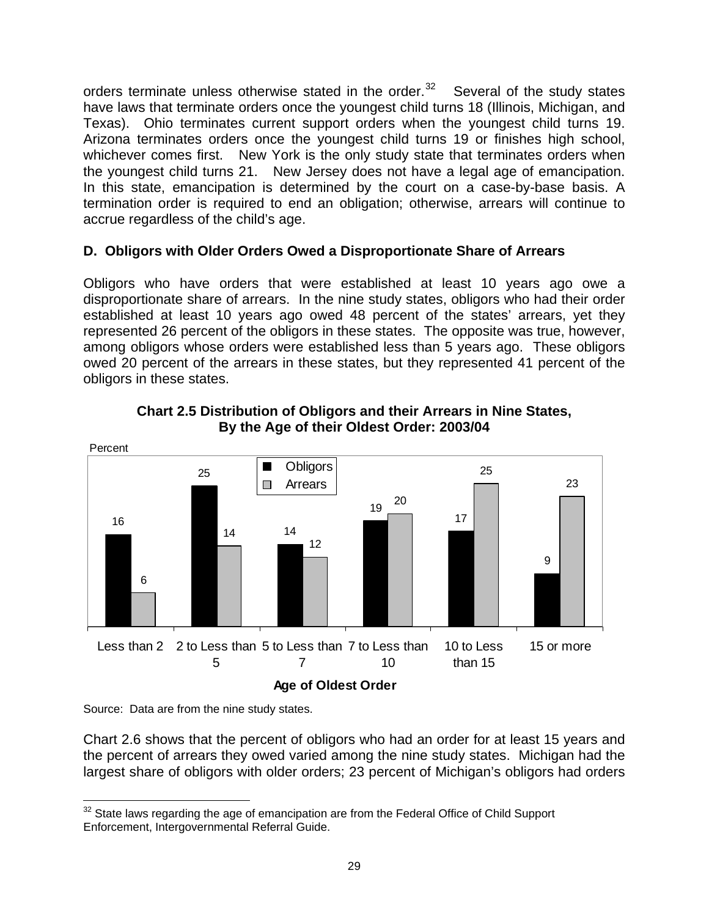orders terminate unless otherwise stated in the order.[32] Several of the study states have laws that terminate orders once the youngest child turns 18 (Illinois, Michigan, and Texas). Ohio terminates current support orders when the youngest child turns 19. Arizona terminates orders once the youngest child turns 19 or finishes high school, whichever comes first. New York is the only study state that terminates orders when the youngest child turns 21. New Jersey does not have a legal age of emancipation. In this state, emancipation is determined by the court on a case-by-base basis. A termination order is required to end an obligation; otherwise, arrears will continue to accrue regardless of the child's age.

### D. Obligors with Older Orders Owed a Disproportionate Share of Arrears

Obligors who have orders that were established at least 10 years ago owe a disproportionate share of arrears. In the nine study states, obligors who had their order established at least 10 years ago owed 48 percent of the states' arrears, yet they represented 26 percent of the obligors in these states. The opposite was true, however, among obligors whose orders were established less than 5 years ago. These obligors owed 20 percent of the arrears in these states, but they represented 41 percent of the obligors in these states.

**Chart 2.5 Distribution of Obligors and their Arrears in Nine States, By the Age of their Oldest Order: 2003/04**

| Age of Oldest Order | Obligors (Percent) | Arrears (Percent) |
|---|---|---|
| Less than 2 | 16 | 6 |
| 2 to Less than 5 | 25 | 14 |
| 5 to Less than 7 | 14 | 12 |
| 7 to Less than 10 | 19 | 20 |
| 10 to Less than 15 | 17 | 25 |
| 15 or more | 9 | 23 |

Source: Data are from the nine study states.

Chart 2.6 shows that the percent of obligors who had an order for at least 15 years and the percent of arrears they owed varied among the nine study states. Michigan had the largest share of obligors with older orders; 23 percent of Michigan's obligors had orders

[32] State laws regarding the age of emancipation are from the Federal Office of Child Support Enforcement, Intergovernmental Referral Guide.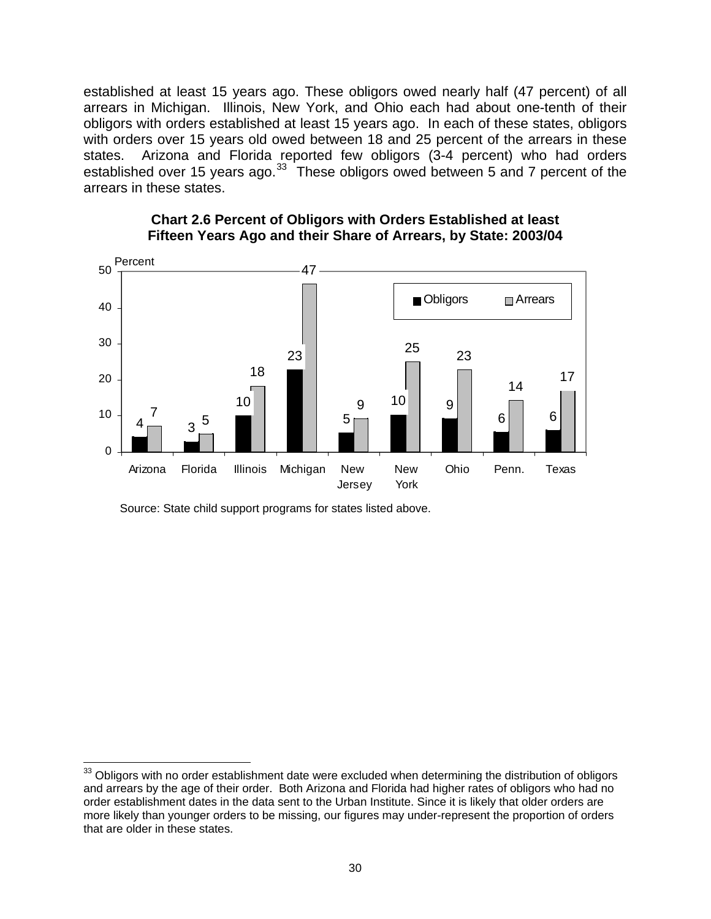established at least 15 years ago. These obligors owed nearly half (47 percent) of all arrears in Michigan. Illinois, New York, and Ohio each had about one-tenth of their obligors with orders established at least 15 years ago. In each of these states, obligors with orders over 15 years old owed between 18 and 25 percent of the arrears in these states. Arizona and Florida reported few obligors (3-4 percent) who had orders established over 15 years ago.[33] These obligors owed between 5 and 7 percent of the arrears in these states.

**Chart 2.6 Percent of Obligors with Orders Established at least Fifteen Years Ago and their Share of Arrears, by State: 2003/04**

| State | Obligors (Percent) | Arrears (Percent) |
|---|---|---|
| Arizona | 4 | 7 |
| Florida | 3 | 5 |
| Illinois | 10 | 18 |
| Michigan | 23 | 47 |
| New Jersey | 5 | 9 |
| New York | 10 | 25 |
| Ohio | 9 | 23 |
| Penn. | 6 | 14 |
| Texas | 6 | 17 |

Source: State child support programs for states listed above.

[33] Obligors with no order establishment date were excluded when determining the distribution of obligors and arrears by the age of their order. Both Arizona and Florida had higher rates of obligors who had no order establishment dates in the data sent to the Urban Institute. Since it is likely that older orders are more likely than younger orders to be missing, our figures may under-represent the proportion of orders that are older in these states.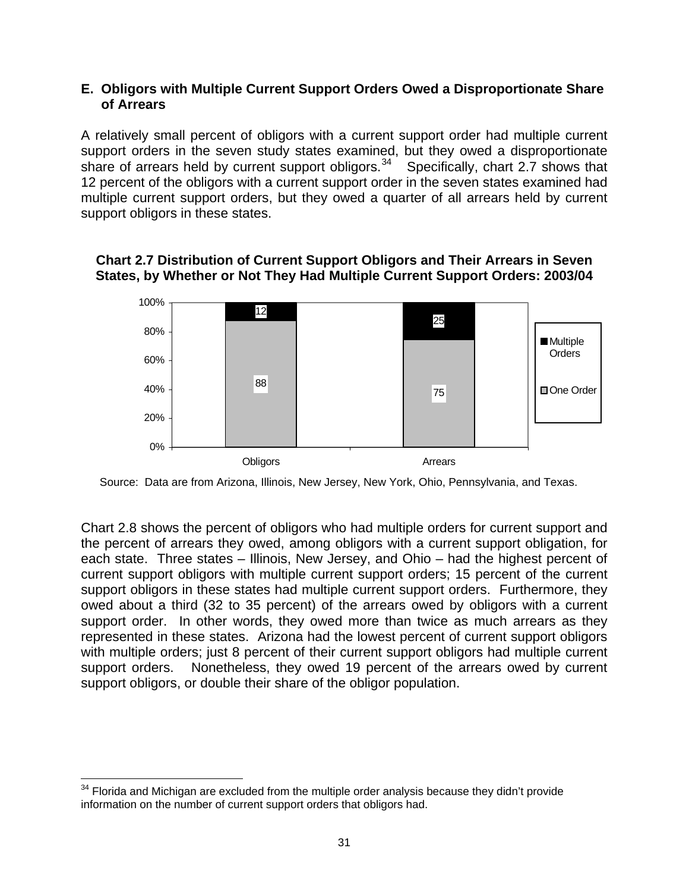### E. Obligors with Multiple Current Support Orders Owed a Disproportionate Share of Arrears

A relatively small percent of obligors with a current support order had multiple current support orders in the seven study states examined, but they owed a disproportionate share of arrears held by current support obligors.[34] Specifically, chart 2.7 shows that 12 percent of the obligors with a current support order in the seven states examined had multiple current support orders, but they owed a quarter of all arrears held by current support obligors in these states.

**Chart 2.7 Distribution of Current Support Obligors and Their Arrears in Seven States, by Whether or Not They Had Multiple Current Support Orders: 2003/04**

| | Obligors | Arrears |
|---|---|---|
| Multiple Orders | 12 | 25 |
| One Order | 88 | 75 |

Source: Data are from Arizona, Illinois, New Jersey, New York, Ohio, Pennsylvania, and Texas.

Chart 2.8 shows the percent of obligors who had multiple orders for current support and the percent of arrears they owed, among obligors with a current support obligation, for each state. Three states – Illinois, New Jersey, and Ohio – had the highest percent of current support obligors with multiple current support orders; 15 percent of the current support obligors in these states had multiple current support orders. Furthermore, they owed about a third (32 to 35 percent) of the arrears owed by obligors with a current support order. In other words, they owed more than twice as much arrears as they represented in these states. Arizona had the lowest percent of current support obligors with multiple orders; just 8 percent of their current support obligors had multiple current support orders. Nonetheless, they owed 19 percent of the arrears owed by current support obligors, or double their share of the obligor population.

---

[34] Florida and Michigan are excluded from the multiple order analysis because they didn't provide information on the number of current support orders that obligors had.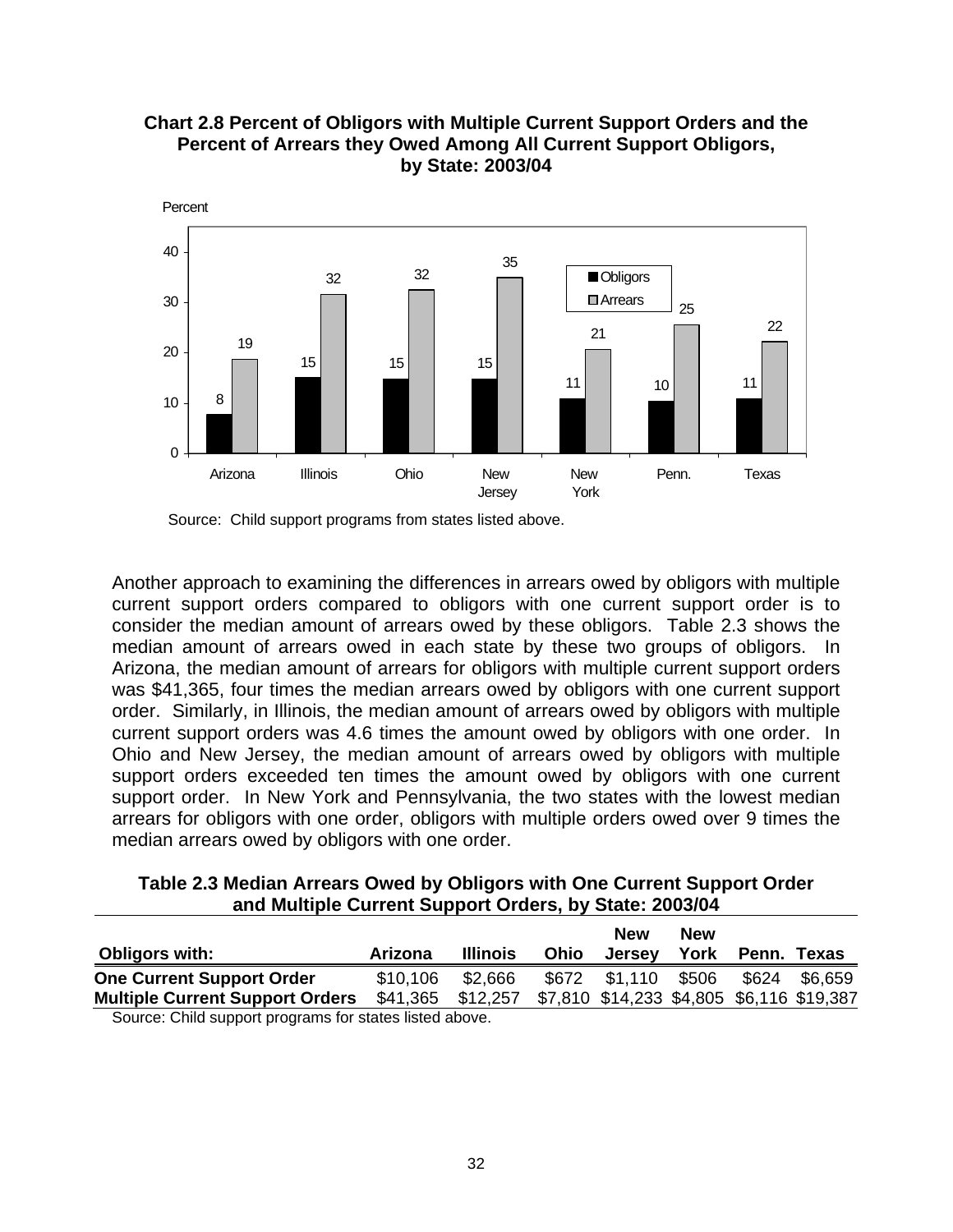**Chart 2.8 Percent of Obligors with Multiple Current Support Orders and the Percent of Arrears they Owed Among All Current Support Obligors, by State: 2003/04**

| State | Obligors (Percent) | Arrears (Percent) |
|---|---|---|
| Arizona | 8 | 19 |
| Illinois | 15 | 32 |
| Ohio | 15 | 32 |
| New Jersey | 15 | 35 |
| New York | 11 | 21 |
| Penn. | 10 | 25 |
| Texas | 11 | 22 |

Source: Child support programs from states listed above.

Another approach to examining the differences in arrears owed by obligors with multiple current support orders compared to obligors with one current support order is to consider the median amount of arrears owed by these obligors. Table 2.3 shows the median amount of arrears owed in each state by these two groups of obligors. In Arizona, the median amount of arrears for obligors with multiple current support orders was $41,365, four times the median arrears owed by obligors with one current support order. Similarly, in Illinois, the median amount of arrears owed by obligors with multiple current support orders was 4.6 times the amount owed by obligors with one order. In Ohio and New Jersey, the median amount of arrears owed by obligors with multiple support orders exceeded ten times the amount owed by obligors with one current support order. In New York and Pennsylvania, the two states with the lowest median arrears for obligors with one order, obligors with multiple orders owed over 9 times the median arrears owed by obligors with one order.

**Table 2.3 Median Arrears Owed by Obligors with One Current Support Order and Multiple Current Support Orders, by State: 2003/04**

| Obligors with: | Arizona | Illinois | Ohio | New Jersey | New York | Penn. | Texas |
|---|---|---|---|---|---|---|---|
| **One Current Support Order** | $10,106 | $2,666 | $672 | $1,110 | $506 | $624 | $6,659 |
| **Multiple Current Support Orders** | $41,365 | $12,257 | $7,810 | $14,233 | $4,805 | $6,116 | $19,387 |

Source: Child support programs for states listed above.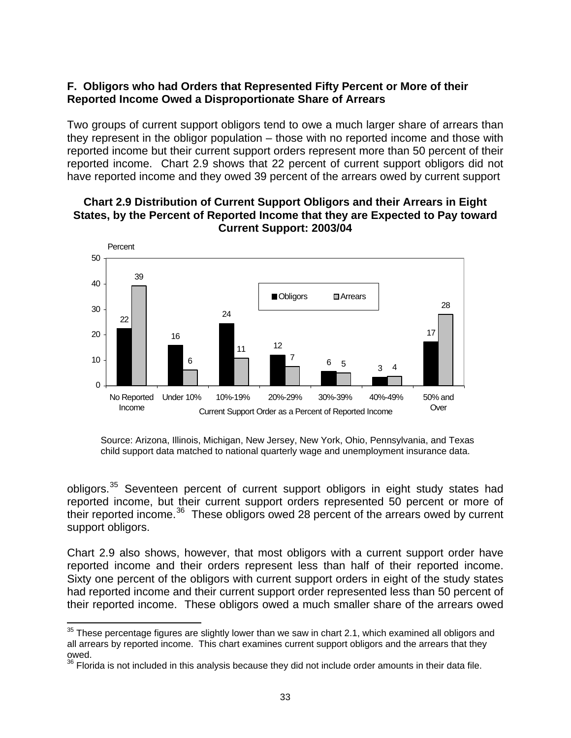**F. Obligors who had Orders that Represented Fifty Percent or More of their Reported Income Owed a Disproportionate Share of Arrears**

Two groups of current support obligors tend to owe a much larger share of arrears than they represent in the obligor population – those with no reported income and those with reported income but their current support orders represent more than 50 percent of their reported income. Chart 2.9 shows that 22 percent of current support obligors did not have reported income and they owed 39 percent of the arrears owed by current support

**Chart 2.9 Distribution of Current Support Obligors and their Arrears in Eight States, by the Percent of Reported Income that they are Expected to Pay toward Current Support: 2003/04**

| Current Support Order as a Percent of Reported Income | Obligors (Percent) | Arrears (Percent) |
|---|---|---|
| No Reported Income | 22 | 39 |
| Under 10% | 16 | 6 |
| 10%-19% | 24 | 11 |
| 20%-29% | 12 | 7 |
| 30%-39% | 6 | 5 |
| 40%-49% | 3 | 4 |
| 50% and Over | 17 | 28 |

Source: Arizona, Illinois, Michigan, New Jersey, New York, Ohio, Pennsylvania, and Texas child support data matched to national quarterly wage and unemployment insurance data.

obligors.[35] Seventeen percent of current support obligors in eight study states had reported income, but their current support orders represented 50 percent or more of their reported income.[36] These obligors owed 28 percent of the arrears owed by current support obligors.

Chart 2.9 also shows, however, that most obligors with a current support order have reported income and their orders represent less than half of their reported income. Sixty one percent of the obligors with current support orders in eight of the study states had reported income and their current support order represented less than 50 percent of their reported income. These obligors owed a much smaller share of the arrears owed

---

[35] These percentage figures are slightly lower than we saw in chart 2.1, which examined all obligors and all arrears by reported income. This chart examines current support obligors and the arrears that they owed.

[36] Florida is not included in this analysis because they did not include order amounts in their data file.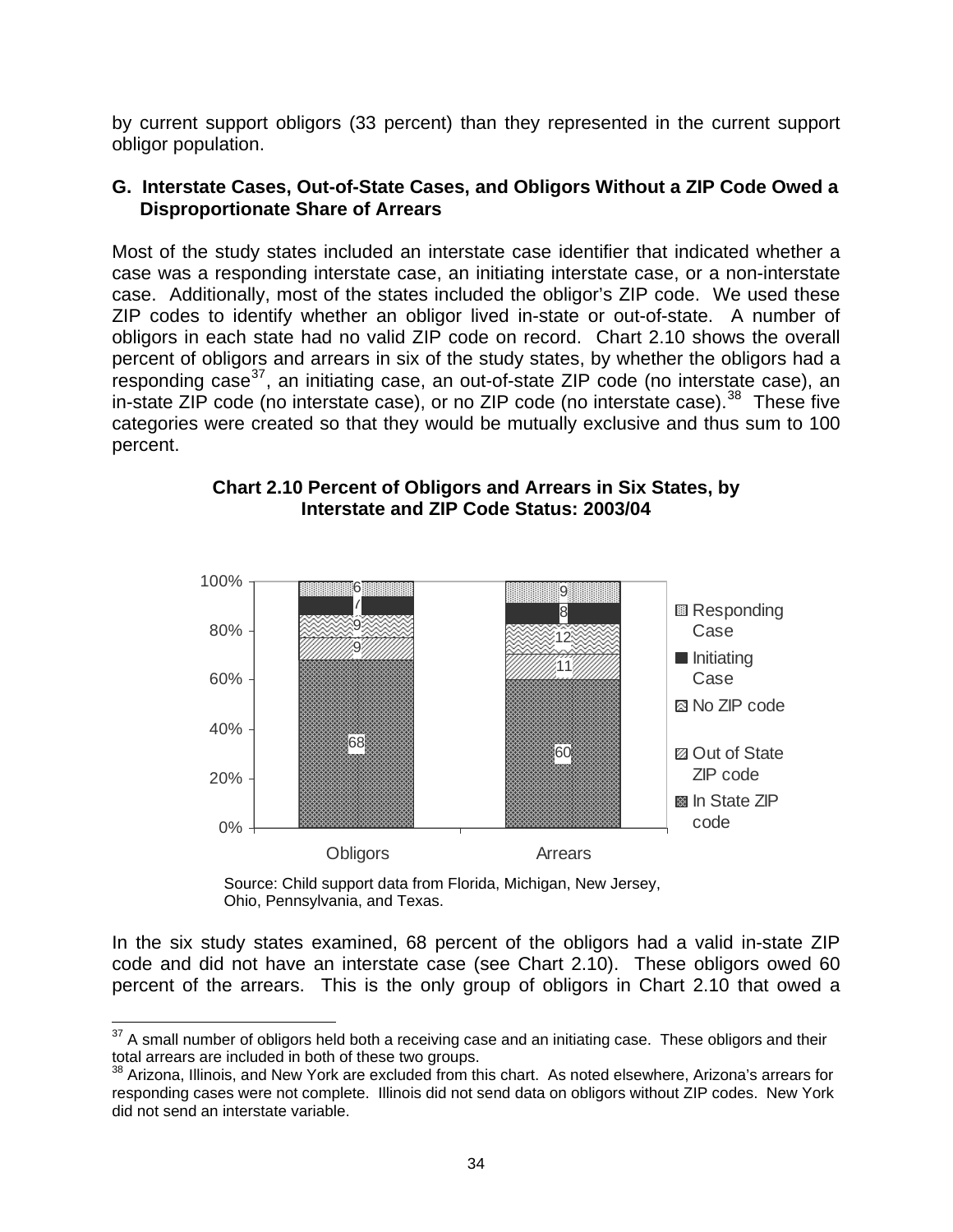by current support obligors (33 percent) than they represented in the current support obligor population.

### G. Interstate Cases, Out-of-State Cases, and Obligors Without a ZIP Code Owed a Disproportionate Share of Arrears

Most of the study states included an interstate case identifier that indicated whether a case was a responding interstate case, an initiating interstate case, or a non-interstate case. Additionally, most of the states included the obligor's ZIP code. We used these ZIP codes to identify whether an obligor lived in-state or out-of-state. A number of obligors in each state had no valid ZIP code on record. Chart 2.10 shows the overall percent of obligors and arrears in six of the study states, by whether the obligors had a responding case[37], an initiating case, an out-of-state ZIP code (no interstate case), an in-state ZIP code (no interstate case), or no ZIP code (no interstate case).[38] These five categories were created so that they would be mutually exclusive and thus sum to 100 percent.

**Chart 2.10 Percent of Obligors and Arrears in Six States, by Interstate and ZIP Code Status: 2003/04**

| | Obligors | Arrears |
|---|---|---|
| Responding Case | 6 | 9 |
| Initiating Case | 7 | 8 |
| No ZIP code | 9 | 12 |
| Out of State ZIP code | 9 | 11 |
| In State ZIP code | 68 | 60 |

Source: Child support data from Florida, Michigan, New Jersey, Ohio, Pennsylvania, and Texas.

In the six study states examined, 68 percent of the obligors had a valid in-state ZIP code and did not have an interstate case (see Chart 2.10). These obligors owed 60 percent of the arrears. This is the only group of obligors in Chart 2.10 that owed a

[37] A small number of obligors held both a receiving case and an initiating case. These obligors and their total arrears are included in both of these two groups.

[38] Arizona, Illinois, and New York are excluded from this chart. As noted elsewhere, Arizona's arrears for responding cases were not complete. Illinois did not send data on obligors without ZIP codes. New York did not send an interstate variable.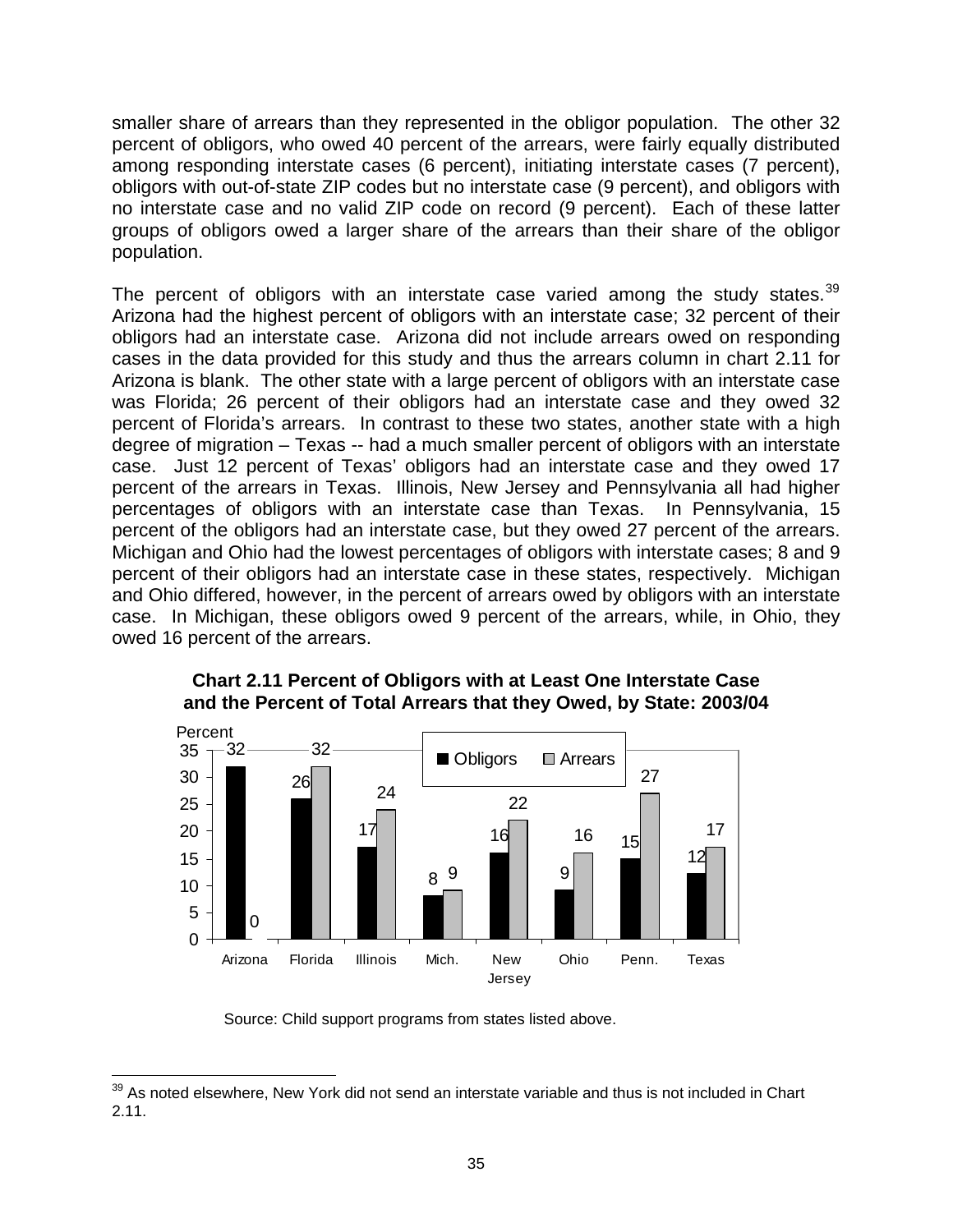smaller share of arrears than they represented in the obligor population. The other 32 percent of obligors, who owed 40 percent of the arrears, were fairly equally distributed among responding interstate cases (6 percent), initiating interstate cases (7 percent), obligors with out-of-state ZIP codes but no interstate case (9 percent), and obligors with no interstate case and no valid ZIP code on record (9 percent). Each of these latter groups of obligors owed a larger share of the arrears than their share of the obligor population.

The percent of obligors with an interstate case varied among the study states.[39] Arizona had the highest percent of obligors with an interstate case; 32 percent of their obligors had an interstate case. Arizona did not include arrears owed on responding cases in the data provided for this study and thus the arrears column in chart 2.11 for Arizona is blank. The other state with a large percent of obligors with an interstate case was Florida; 26 percent of their obligors had an interstate case and they owed 32 percent of Florida's arrears. In contrast to these two states, another state with a high degree of migration – Texas -- had a much smaller percent of obligors with an interstate case. Just 12 percent of Texas' obligors had an interstate case and they owed 17 percent of the arrears in Texas. Illinois, New Jersey and Pennsylvania all had higher percentages of obligors with an interstate case than Texas. In Pennsylvania, 15 percent of the obligors had an interstate case, but they owed 27 percent of the arrears. Michigan and Ohio had the lowest percentages of obligors with interstate cases; 8 and 9 percent of their obligors had an interstate case in these states, respectively. Michigan and Ohio differed, however, in the percent of arrears owed by obligors with an interstate case. In Michigan, these obligors owed 9 percent of the arrears, while, in Ohio, they owed 16 percent of the arrears.

**Chart 2.11 Percent of Obligors with at Least One Interstate Case and the Percent of Total Arrears that they Owed, by State: 2003/04**

| State | Obligors (Percent) | Arrears (Percent) |
|---|---|---|
| Arizona | 32 | 0 |
| Florida | 26 | 32 |
| Illinois | 17 | 24 |
| Mich. | 8 | 9 |
| New Jersey | 16 | 22 |
| Ohio | 9 | 16 |
| Penn. | 15 | 27 |
| Texas | 12 | 17 |

Source: Child support programs from states listed above.

[39] As noted elsewhere, New York did not send an interstate variable and thus is not included in Chart 2.11.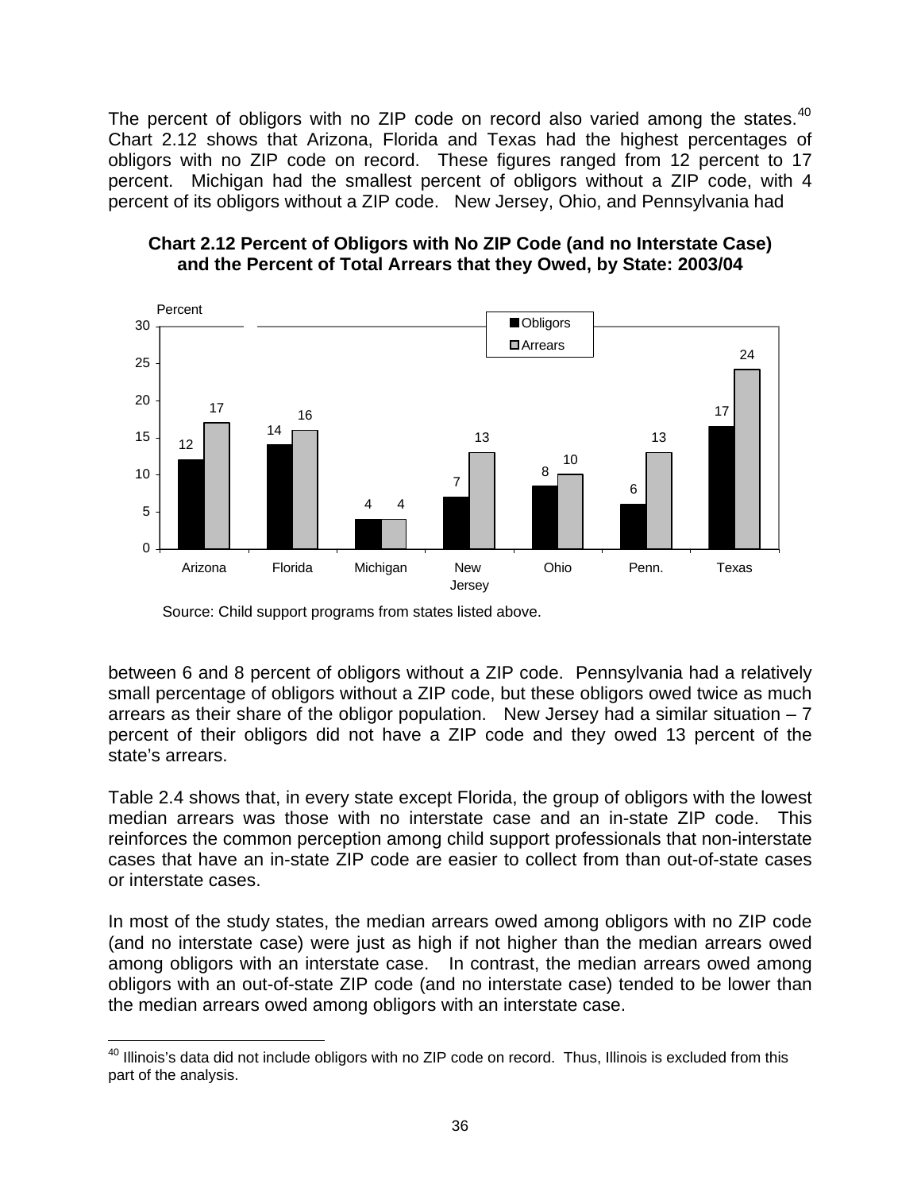The percent of obligors with no ZIP code on record also varied among the states.[40] Chart 2.12 shows that Arizona, Florida and Texas had the highest percentages of obligors with no ZIP code on record. These figures ranged from 12 percent to 17 percent. Michigan had the smallest percent of obligors without a ZIP code, with 4 percent of its obligors without a ZIP code. New Jersey, Ohio, and Pennsylvania had

**Chart 2.12 Percent of Obligors with No ZIP Code (and no Interstate Case) and the Percent of Total Arrears that they Owed, by State: 2003/04**

| State | Obligors (Percent) | Arrears (Percent) |
|---|---|---|
| Arizona | 12 | 17 |
| Florida | 14 | 16 |
| Michigan | 4 | 4 |
| New Jersey | 7 | 13 |
| Ohio | 8 | 10 |
| Penn. | 6 | 13 |
| Texas | 17 | 24 |

Source: Child support programs from states listed above.

between 6 and 8 percent of obligors without a ZIP code. Pennsylvania had a relatively small percentage of obligors without a ZIP code, but these obligors owed twice as much arrears as their share of the obligor population. New Jersey had a similar situation – 7 percent of their obligors did not have a ZIP code and they owed 13 percent of the state's arrears.

Table 2.4 shows that, in every state except Florida, the group of obligors with the lowest median arrears was those with no interstate case and an in-state ZIP code. This reinforces the common perception among child support professionals that non-interstate cases that have an in-state ZIP code are easier to collect from than out-of-state cases or interstate cases.

In most of the study states, the median arrears owed among obligors with no ZIP code (and no interstate case) were just as high if not higher than the median arrears owed among obligors with an interstate case. In contrast, the median arrears owed among obligors with an out-of-state ZIP code (and no interstate case) tended to be lower than the median arrears owed among obligors with an interstate case.

[40] Illinois's data did not include obligors with no ZIP code on record. Thus, Illinois is excluded from this part of the analysis.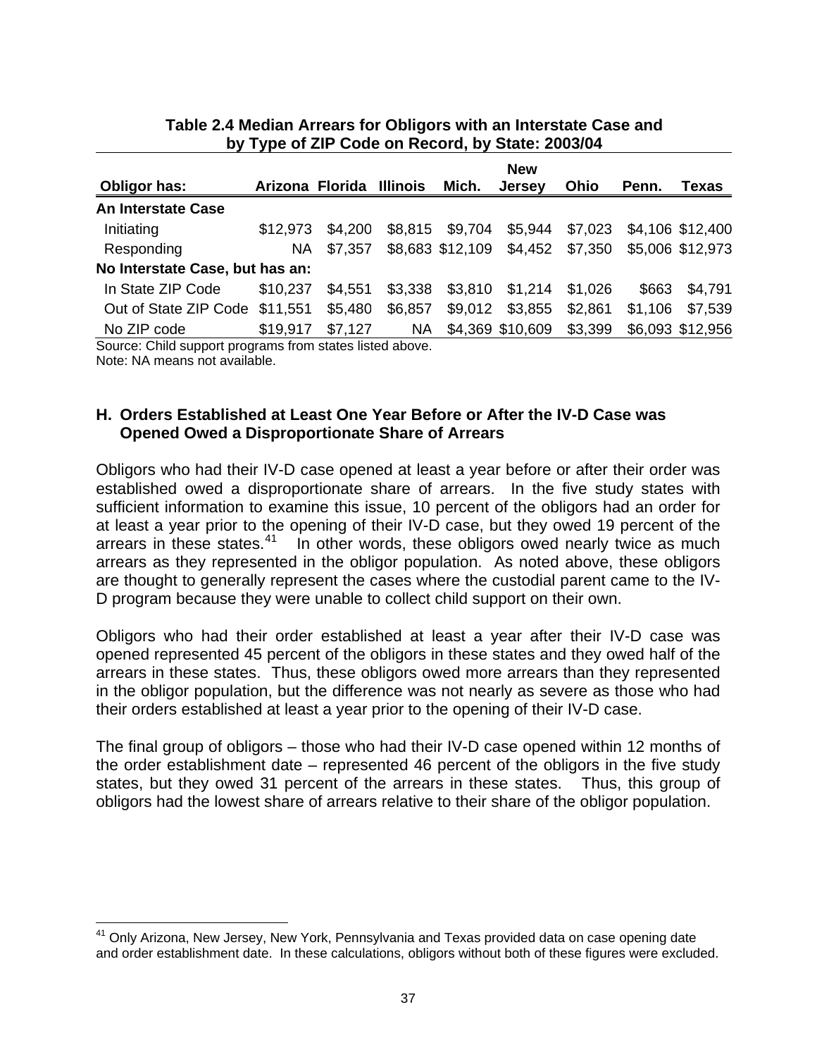**Table 2.4 Median Arrears for Obligors with an Interstate Case and by Type of ZIP Code on Record, by State: 2003/04**

| Obligor has: | Arizona | Florida | Illinois | Mich. | New Jersey | Ohio | Penn. | Texas |
|---|---|---|---|---|---|---|---|---|
| **An Interstate Case** | | | | | | | | |
| Initiating | $12,973 | $4,200 | $8,815 | $9,704 | $5,944 | $7,023 | $4,106 | $12,400 |
| Responding | NA | $7,357 | $8,683 | $12,109 | $4,452 | $7,350 | $5,006 | $12,973 |
| **No Interstate Case, but has an:** | | | | | | | | |
| In State ZIP Code | $10,237 | $4,551 | $3,338 | $3,810 | $1,214 | $1,026 | $663 | $4,791 |
| Out of State ZIP Code | $11,551 | $5,480 | $6,857 | $9,012 | $3,855 | $2,861 | $1,106 | $7,539 |
| No ZIP code | $19,917 | $7,127 | NA | $4,369 | $10,609 | $3,399 | $6,093 | $12,956 |

Source: Child support programs from states listed above.
Note: NA means not available.

### H. Orders Established at Least One Year Before or After the IV-D Case was Opened Owed a Disproportionate Share of Arrears

Obligors who had their IV-D case opened at least a year before or after their order was established owed a disproportionate share of arrears. In the five study states with sufficient information to examine this issue, 10 percent of the obligors had an order for at least a year prior to the opening of their IV-D case, but they owed 19 percent of the arrears in these states.[41] In other words, these obligors owed nearly twice as much arrears as they represented in the obligor population. As noted above, these obligors are thought to generally represent the cases where the custodial parent came to the IV-D program because they were unable to collect child support on their own.

Obligors who had their order established at least a year after their IV-D case was opened represented 45 percent of the obligors in these states and they owed half of the arrears in these states. Thus, these obligors owed more arrears than they represented in the obligor population, but the difference was not nearly as severe as those who had their orders established at least a year prior to the opening of their IV-D case.

The final group of obligors – those who had their IV-D case opened within 12 months of the order establishment date – represented 46 percent of the obligors in the five study states, but they owed 31 percent of the arrears in these states. Thus, this group of obligors had the lowest share of arrears relative to their share of the obligor population.

[41] Only Arizona, New Jersey, New York, Pennsylvania and Texas provided data on case opening date and order establishment date. In these calculations, obligors without both of these figures were excluded.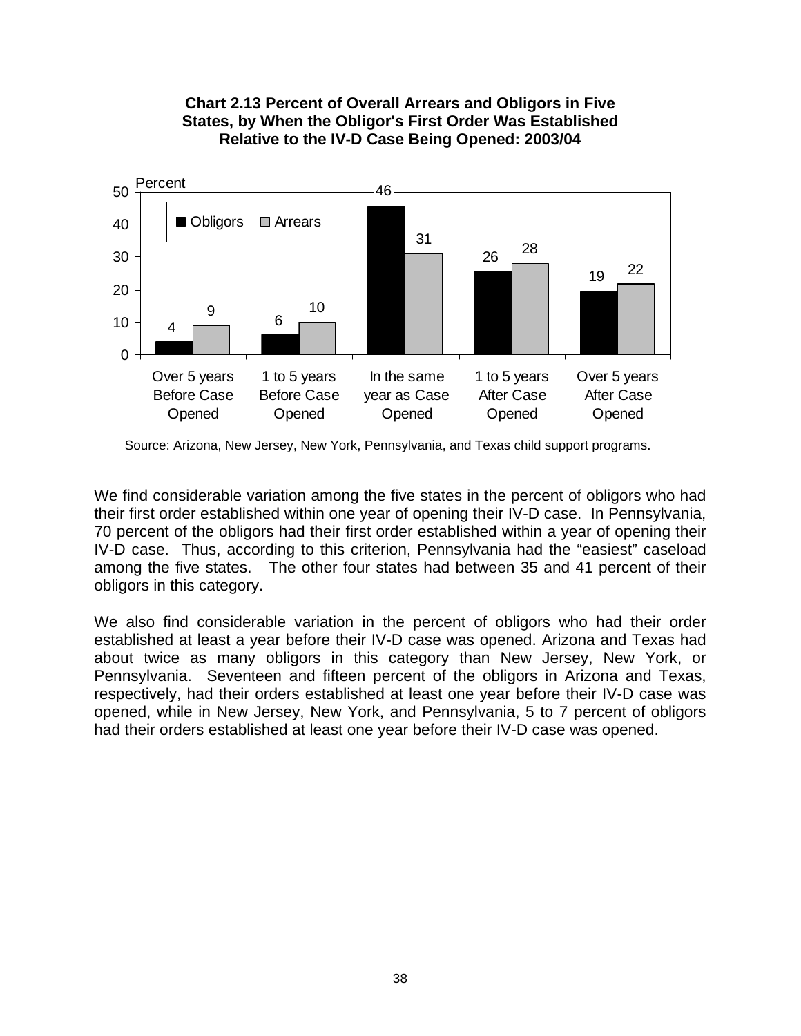**Chart 2.13 Percent of Overall Arrears and Obligors in Five States, by When the Obligor's First Order Was Established Relative to the IV-D Case Being Opened: 2003/04**

| | Obligors | Arrears |
|---|---|---|
| Over 5 years Before Case Opened | 4 | 9 |
| 1 to 5 years Before Case Opened | 6 | 10 |
| In the same year as Case Opened | 46 | 31 |
| 1 to 5 years After Case Opened | 26 | 28 |
| Over 5 years After Case Opened | 19 | 22 |

Source: Arizona, New Jersey, New York, Pennsylvania, and Texas child support programs.

We find considerable variation among the five states in the percent of obligors who had their first order established within one year of opening their IV-D case. In Pennsylvania, 70 percent of the obligors had their first order established within a year of opening their IV-D case. Thus, according to this criterion, Pennsylvania had the "easiest" caseload among the five states. The other four states had between 35 and 41 percent of their obligors in this category.

We also find considerable variation in the percent of obligors who had their order established at least a year before their IV-D case was opened. Arizona and Texas had about twice as many obligors in this category than New Jersey, New York, or Pennsylvania. Seventeen and fifteen percent of the obligors in Arizona and Texas, respectively, had their orders established at least one year before their IV-D case was opened, while in New Jersey, New York, and Pennsylvania, 5 to 7 percent of obligors had their orders established at least one year before their IV-D case was opened.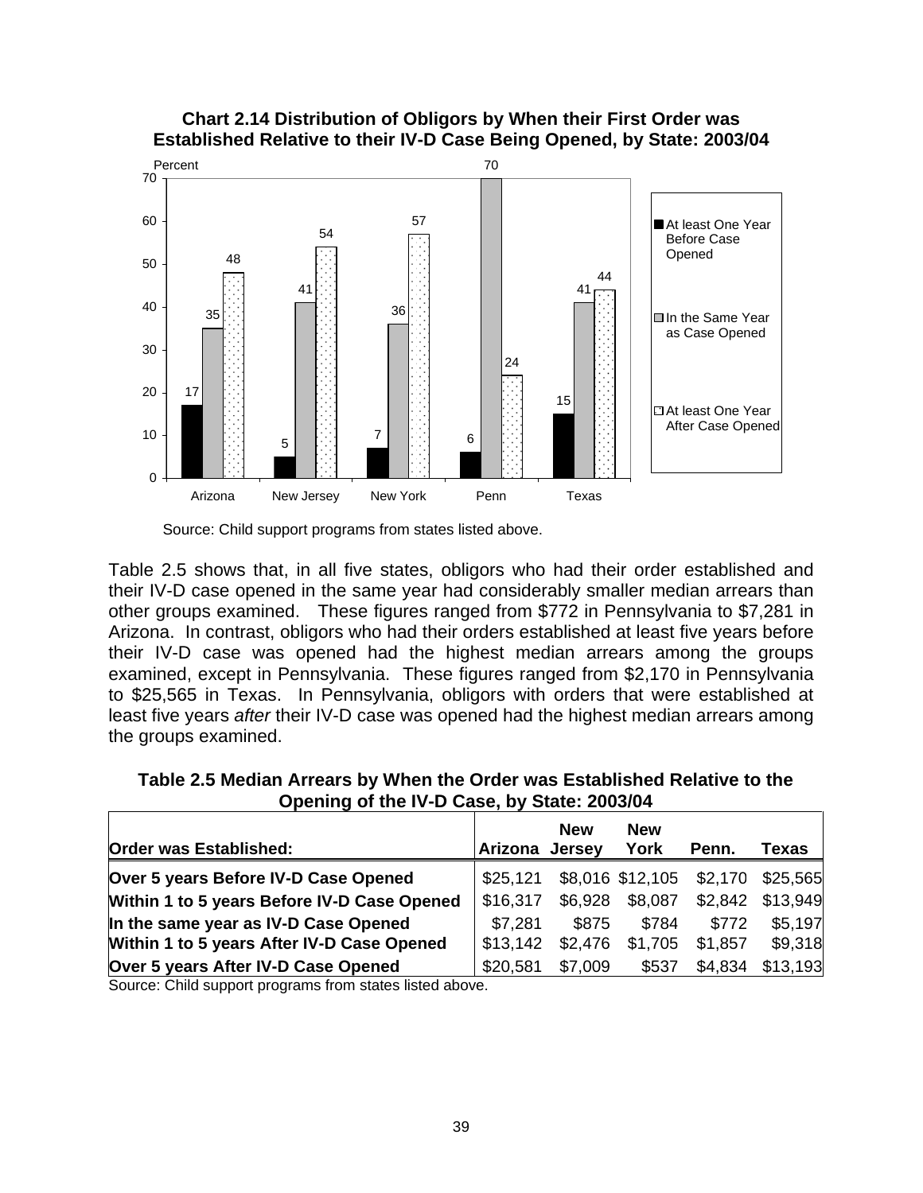**Chart 2.14 Distribution of Obligors by When their First Order was Established Relative to their IV-D Case Being Opened, by State: 2003/04**

| | Arizona | New Jersey | New York | Penn | Texas |
|---|---|---|---|---|---|
| At least One Year Before Case Opened | 17 | 5 | 7 | 6 | 15 |
| In the Same Year as Case Opened | 35 | 41 | 36 | 70 | 41 |
| At least One Year After Case Opened | 48 | 54 | 57 | 24 | 44 |

Source: Child support programs from states listed above.

Table 2.5 shows that, in all five states, obligors who had their order established and their IV-D case opened in the same year had considerably smaller median arrears than other groups examined. These figures ranged from $772 in Pennsylvania to $7,281 in Arizona. In contrast, obligors who had their orders established at least five years before their IV-D case was opened had the highest median arrears among the groups examined, except in Pennsylvania. These figures ranged from $2,170 in Pennsylvania to $25,565 in Texas. In Pennsylvania, obligors with orders that were established at least five years *after* their IV-D case was opened had the highest median arrears among the groups examined.

**Table 2.5 Median Arrears by When the Order was Established Relative to the Opening of the IV-D Case, by State: 2003/04**

| Order was Established: | Arizona | New Jersey | New York | Penn. | Texas |
|---|---|---|---|---|---|
| Over 5 years Before IV-D Case Opened | $25,121 | $8,016 | $12,105 | $2,170 | $25,565 |
| Within 1 to 5 years Before IV-D Case Opened | $16,317 | $6,928 | $8,087 | $2,842 | $13,949 |
| In the same year as IV-D Case Opened | $7,281 | $875 | $784 | $772 | $5,197 |
| Within 1 to 5 years After IV-D Case Opened | $13,142 | $2,476 | $1,705 | $1,857 | $9,318 |
| Over 5 years After IV-D Case Opened | $20,581 | $7,009 | $537 | $4,834 | $13,193 |

Source: Child support programs from states listed above.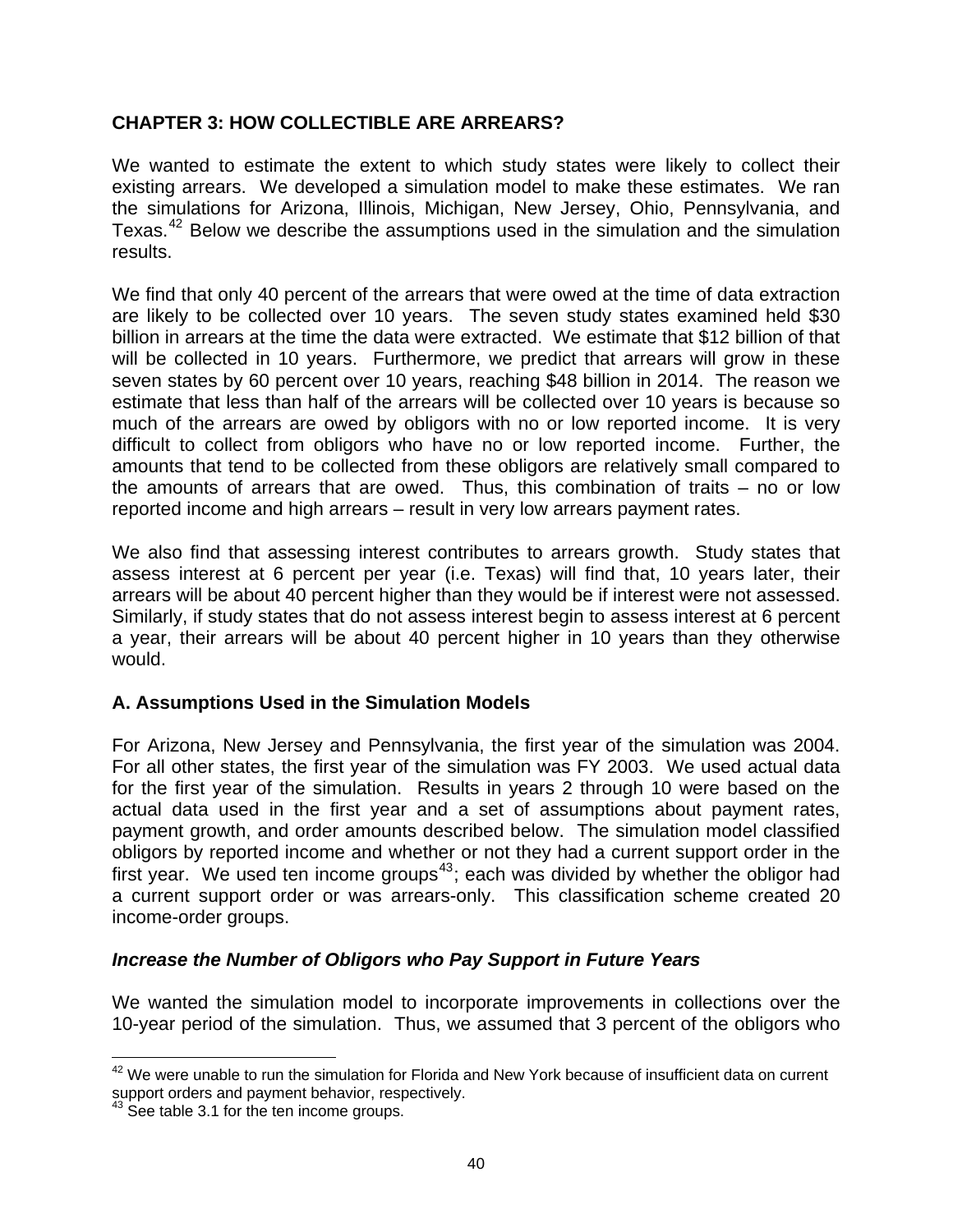## CHAPTER 3: HOW COLLECTIBLE ARE ARREARS?

We wanted to estimate the extent to which study states were likely to collect their existing arrears. We developed a simulation model to make these estimates. We ran the simulations for Arizona, Illinois, Michigan, New Jersey, Ohio, Pennsylvania, and Texas.[42] Below we describe the assumptions used in the simulation and the simulation results.

We find that only 40 percent of the arrears that were owed at the time of data extraction are likely to be collected over 10 years. The seven study states examined held $30 billion in arrears at the time the data were extracted. We estimate that $12 billion of that will be collected in 10 years. Furthermore, we predict that arrears will grow in these seven states by 60 percent over 10 years, reaching $48 billion in 2014. The reason we estimate that less than half of the arrears will be collected over 10 years is because so much of the arrears are owed by obligors with no or low reported income. It is very difficult to collect from obligors who have no or low reported income. Further, the amounts that tend to be collected from these obligors are relatively small compared to the amounts of arrears that are owed. Thus, this combination of traits – no or low reported income and high arrears – result in very low arrears payment rates.

We also find that assessing interest contributes to arrears growth. Study states that assess interest at 6 percent per year (i.e. Texas) will find that, 10 years later, their arrears will be about 40 percent higher than they would be if interest were not assessed. Similarly, if study states that do not assess interest begin to assess interest at 6 percent a year, their arrears will be about 40 percent higher in 10 years than they otherwise would.

### A. Assumptions Used in the Simulation Models

For Arizona, New Jersey and Pennsylvania, the first year of the simulation was 2004. For all other states, the first year of the simulation was FY 2003. We used actual data for the first year of the simulation. Results in years 2 through 10 were based on the actual data used in the first year and a set of assumptions about payment rates, payment growth, and order amounts described below. The simulation model classified obligors by reported income and whether or not they had a current support order in the first year. We used ten income groups[43]; each was divided by whether the obligor had a current support order or was arrears-only. This classification scheme created 20 income-order groups.

#### *Increase the Number of Obligors who Pay Support in Future Years*

We wanted the simulation model to incorporate improvements in collections over the 10-year period of the simulation. Thus, we assumed that 3 percent of the obligors who

[42] We were unable to run the simulation for Florida and New York because of insufficient data on current support orders and payment behavior, respectively.

[43] See table 3.1 for the ten income groups.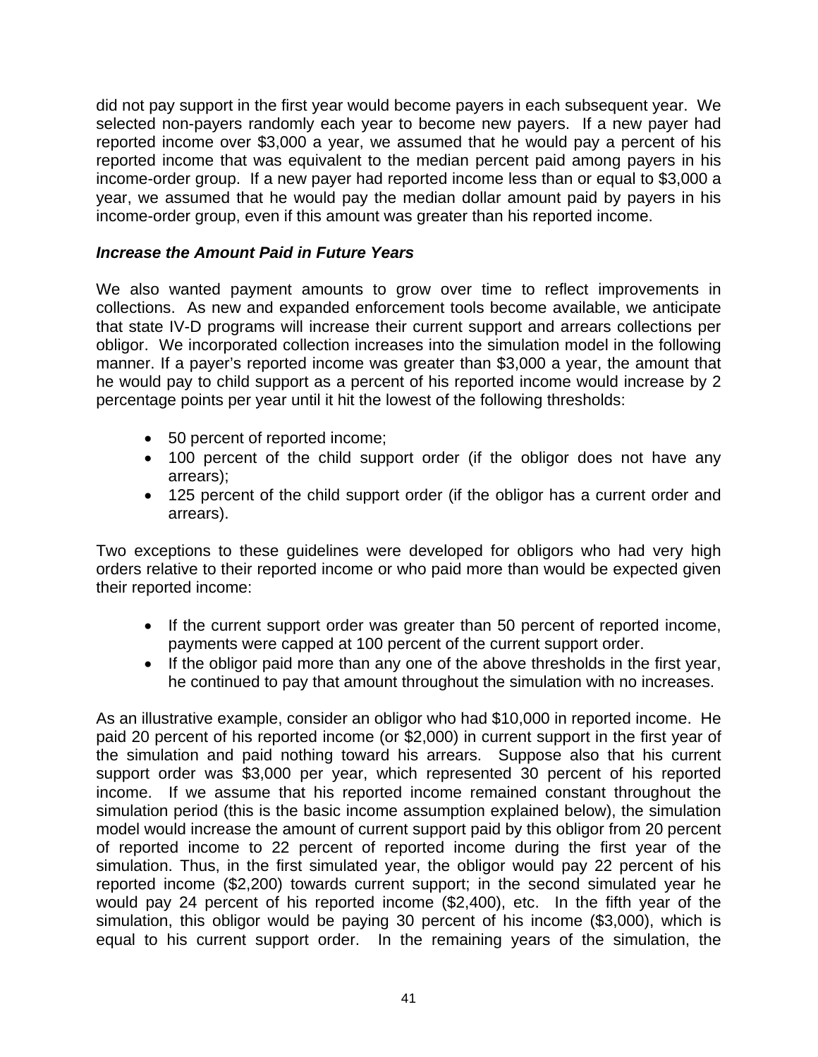did not pay support in the first year would become payers in each subsequent year. We selected non-payers randomly each year to become new payers. If a new payer had reported income over $3,000 a year, we assumed that he would pay a percent of his reported income that was equivalent to the median percent paid among payers in his income-order group. If a new payer had reported income less than or equal to $3,000 a year, we assumed that he would pay the median dollar amount paid by payers in his income-order group, even if this amount was greater than his reported income.

***Increase the Amount Paid in Future Years***

We also wanted payment amounts to grow over time to reflect improvements in collections. As new and expanded enforcement tools become available, we anticipate that state IV-D programs will increase their current support and arrears collections per obligor. We incorporated collection increases into the simulation model in the following manner. If a payer's reported income was greater than $3,000 a year, the amount that he would pay to child support as a percent of his reported income would increase by 2 percentage points per year until it hit the lowest of the following thresholds:

- 50 percent of reported income;
- 100 percent of the child support order (if the obligor does not have any arrears);
- 125 percent of the child support order (if the obligor has a current order and arrears).

Two exceptions to these guidelines were developed for obligors who had very high orders relative to their reported income or who paid more than would be expected given their reported income:

- If the current support order was greater than 50 percent of reported income, payments were capped at 100 percent of the current support order.
- If the obligor paid more than any one of the above thresholds in the first year, he continued to pay that amount throughout the simulation with no increases.

As an illustrative example, consider an obligor who had $10,000 in reported income. He paid 20 percent of his reported income (or $2,000) in current support in the first year of the simulation and paid nothing toward his arrears. Suppose also that his current support order was $3,000 per year, which represented 30 percent of his reported income. If we assume that his reported income remained constant throughout the simulation period (this is the basic income assumption explained below), the simulation model would increase the amount of current support paid by this obligor from 20 percent of reported income to 22 percent of reported income during the first year of the simulation. Thus, in the first simulated year, the obligor would pay 22 percent of his reported income ($2,200) towards current support; in the second simulated year he would pay 24 percent of his reported income ($2,400), etc. In the fifth year of the simulation, this obligor would be paying 30 percent of his income ($3,000), which is equal to his current support order. In the remaining years of the simulation, the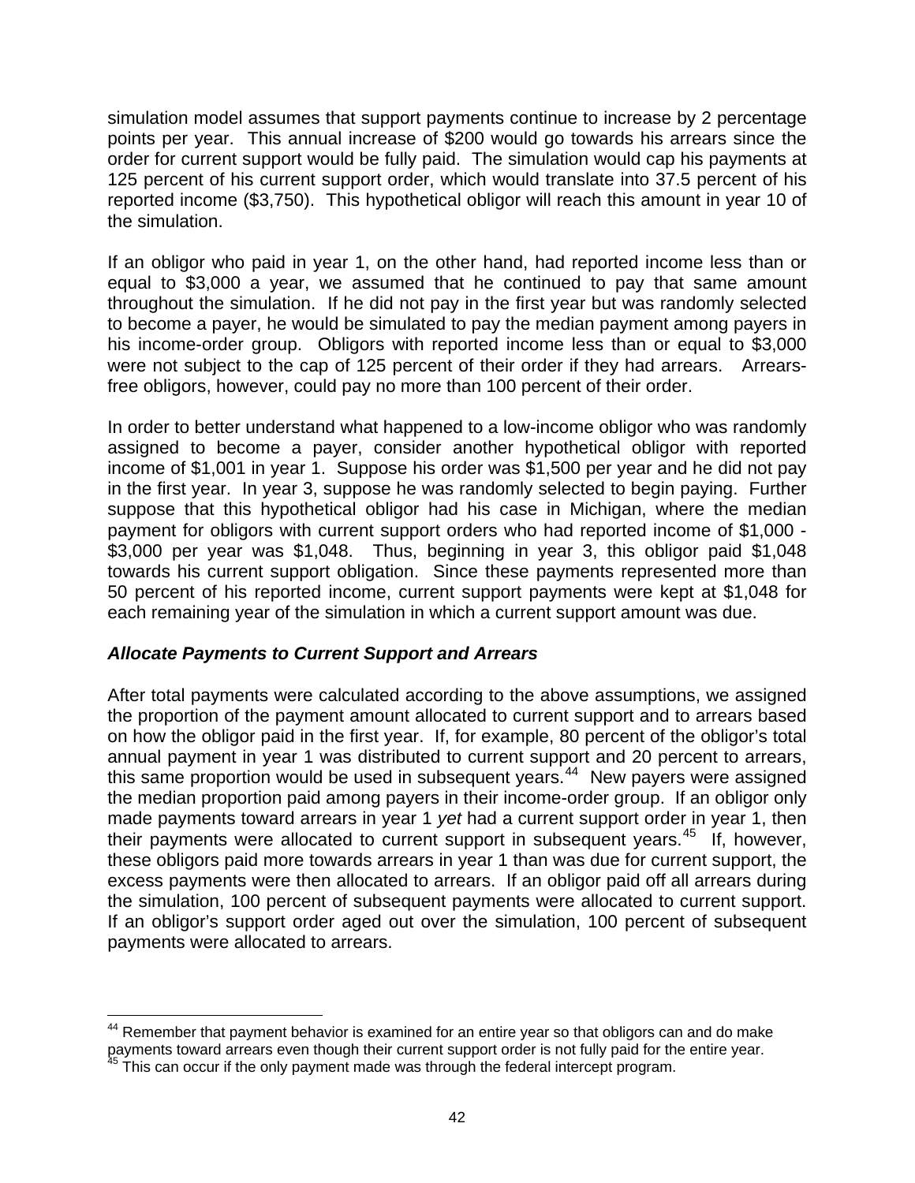simulation model assumes that support payments continue to increase by 2 percentage points per year. This annual increase of $200 would go towards his arrears since the order for current support would be fully paid. The simulation would cap his payments at 125 percent of his current support order, which would translate into 37.5 percent of his reported income ($3,750). This hypothetical obligor will reach this amount in year 10 of the simulation.

If an obligor who paid in year 1, on the other hand, had reported income less than or equal to $3,000 a year, we assumed that he continued to pay that same amount throughout the simulation. If he did not pay in the first year but was randomly selected to become a payer, he would be simulated to pay the median payment among payers in his income-order group. Obligors with reported income less than or equal to $3,000 were not subject to the cap of 125 percent of their order if they had arrears. Arrears-free obligors, however, could pay no more than 100 percent of their order.

In order to better understand what happened to a low-income obligor who was randomly assigned to become a payer, consider another hypothetical obligor with reported income of $1,001 in year 1. Suppose his order was $1,500 per year and he did not pay in the first year. In year 3, suppose he was randomly selected to begin paying. Further suppose that this hypothetical obligor had his case in Michigan, where the median payment for obligors with current support orders who had reported income of $1,000 - $3,000 per year was $1,048. Thus, beginning in year 3, this obligor paid $1,048 towards his current support obligation. Since these payments represented more than 50 percent of his reported income, current support payments were kept at $1,048 for each remaining year of the simulation in which a current support amount was due.

### *Allocate Payments to Current Support and Arrears*

After total payments were calculated according to the above assumptions, we assigned the proportion of the payment amount allocated to current support and to arrears based on how the obligor paid in the first year. If, for example, 80 percent of the obligor's total annual payment in year 1 was distributed to current support and 20 percent to arrears, this same proportion would be used in subsequent years.[44] New payers were assigned the median proportion paid among payers in their income-order group. If an obligor only made payments toward arrears in year 1 *yet* had a current support order in year 1, then their payments were allocated to current support in subsequent years.[45] If, however, these obligors paid more towards arrears in year 1 than was due for current support, the excess payments were then allocated to arrears. If an obligor paid off all arrears during the simulation, 100 percent of subsequent payments were allocated to current support. If an obligor's support order aged out over the simulation, 100 percent of subsequent payments were allocated to arrears.

---

[44] Remember that payment behavior is examined for an entire year so that obligors can and do make payments toward arrears even though their current support order is not fully paid for the entire year.

[45] This can occur if the only payment made was through the federal intercept program.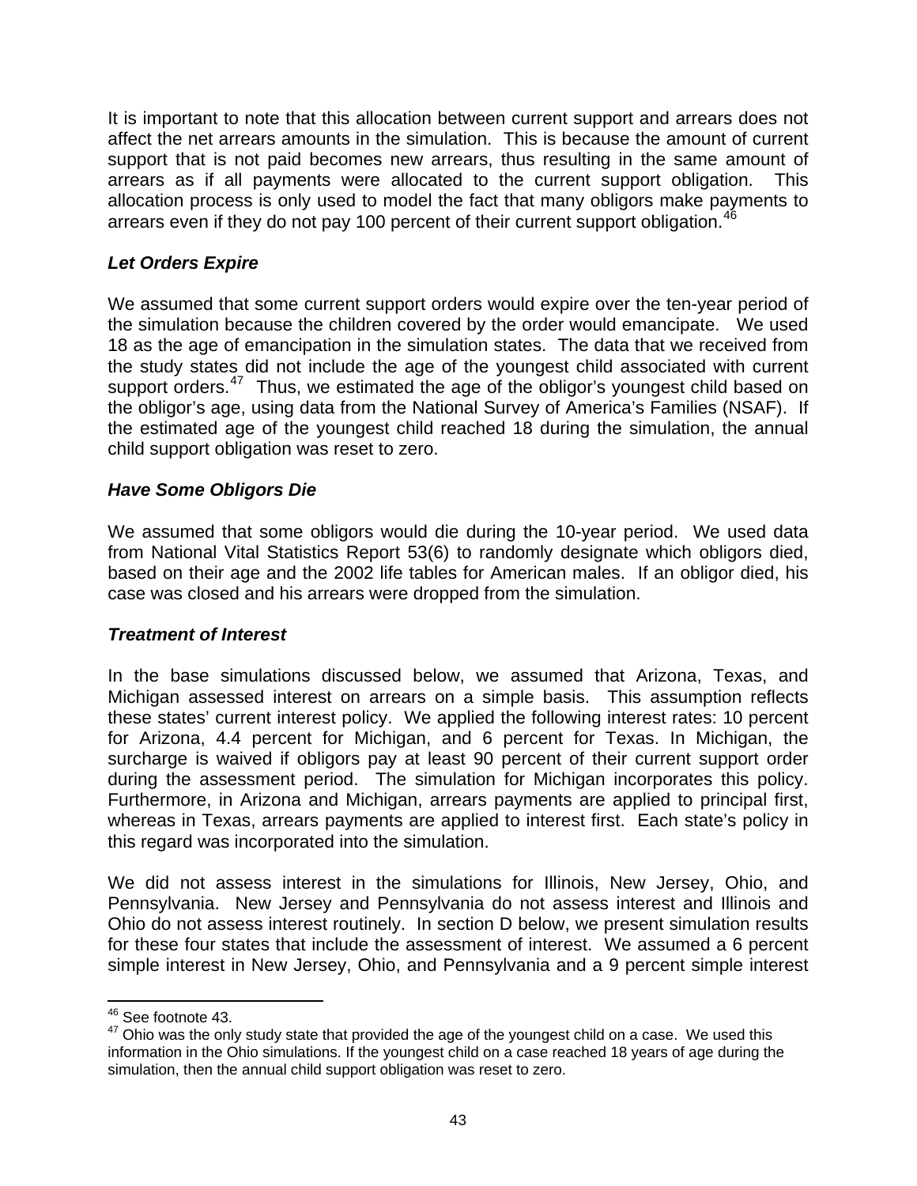It is important to note that this allocation between current support and arrears does not affect the net arrears amounts in the simulation. This is because the amount of current support that is not paid becomes new arrears, thus resulting in the same amount of arrears as if all payments were allocated to the current support obligation. This allocation process is only used to model the fact that many obligors make payments to arrears even if they do not pay 100 percent of their current support obligation.[46]

### *Let Orders Expire*

We assumed that some current support orders would expire over the ten-year period of the simulation because the children covered by the order would emancipate. We used 18 as the age of emancipation in the simulation states. The data that we received from the study states did not include the age of the youngest child associated with current support orders.[47] Thus, we estimated the age of the obligor's youngest child based on the obligor's age, using data from the National Survey of America's Families (NSAF). If the estimated age of the youngest child reached 18 during the simulation, the annual child support obligation was reset to zero.

### *Have Some Obligors Die*

We assumed that some obligors would die during the 10-year period. We used data from National Vital Statistics Report 53(6) to randomly designate which obligors died, based on their age and the 2002 life tables for American males. If an obligor died, his case was closed and his arrears were dropped from the simulation.

### *Treatment of Interest*

In the base simulations discussed below, we assumed that Arizona, Texas, and Michigan assessed interest on arrears on a simple basis. This assumption reflects these states' current interest policy. We applied the following interest rates: 10 percent for Arizona, 4.4 percent for Michigan, and 6 percent for Texas. In Michigan, the surcharge is waived if obligors pay at least 90 percent of their current support order during the assessment period. The simulation for Michigan incorporates this policy. Furthermore, in Arizona and Michigan, arrears payments are applied to principal first, whereas in Texas, arrears payments are applied to interest first. Each state's policy in this regard was incorporated into the simulation.

We did not assess interest in the simulations for Illinois, New Jersey, Ohio, and Pennsylvania. New Jersey and Pennsylvania do not assess interest and Illinois and Ohio do not assess interest routinely. In section D below, we present simulation results for these four states that include the assessment of interest. We assumed a 6 percent simple interest in New Jersey, Ohio, and Pennsylvania and a 9 percent simple interest

---

[46] See footnote 43.

[47] Ohio was the only study state that provided the age of the youngest child on a case. We used this information in the Ohio simulations. If the youngest child on a case reached 18 years of age during the simulation, then the annual child support obligation was reset to zero.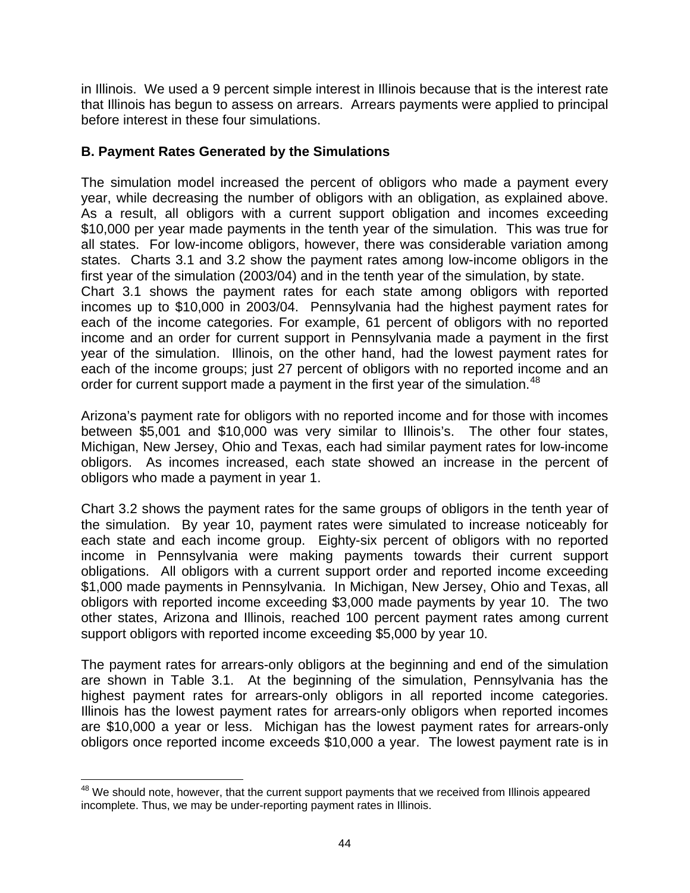in Illinois. We used a 9 percent simple interest in Illinois because that is the interest rate that Illinois has begun to assess on arrears. Arrears payments were applied to principal before interest in these four simulations.

## B. Payment Rates Generated by the Simulations

The simulation model increased the percent of obligors who made a payment every year, while decreasing the number of obligors with an obligation, as explained above. As a result, all obligors with a current support obligation and incomes exceeding $10,000 per year made payments in the tenth year of the simulation. This was true for all states. For low-income obligors, however, there was considerable variation among states. Charts 3.1 and 3.2 show the payment rates among low-income obligors in the first year of the simulation (2003/04) and in the tenth year of the simulation, by state.

Chart 3.1 shows the payment rates for each state among obligors with reported incomes up to $10,000 in 2003/04. Pennsylvania had the highest payment rates for each of the income categories. For example, 61 percent of obligors with no reported income and an order for current support in Pennsylvania made a payment in the first year of the simulation. Illinois, on the other hand, had the lowest payment rates for each of the income groups; just 27 percent of obligors with no reported income and an order for current support made a payment in the first year of the simulation.[48]

Arizona's payment rate for obligors with no reported income and for those with incomes between $5,001 and $10,000 was very similar to Illinois's. The other four states, Michigan, New Jersey, Ohio and Texas, each had similar payment rates for low-income obligors. As incomes increased, each state showed an increase in the percent of obligors who made a payment in year 1.

Chart 3.2 shows the payment rates for the same groups of obligors in the tenth year of the simulation. By year 10, payment rates were simulated to increase noticeably for each state and each income group. Eighty-six percent of obligors with no reported income in Pennsylvania were making payments towards their current support obligations. All obligors with a current support order and reported income exceeding $1,000 made payments in Pennsylvania. In Michigan, New Jersey, Ohio and Texas, all obligors with reported income exceeding $3,000 made payments by year 10. The two other states, Arizona and Illinois, reached 100 percent payment rates among current support obligors with reported income exceeding $5,000 by year 10.

The payment rates for arrears-only obligors at the beginning and end of the simulation are shown in Table 3.1. At the beginning of the simulation, Pennsylvania has the highest payment rates for arrears-only obligors in all reported income categories. Illinois has the lowest payment rates for arrears-only obligors when reported incomes are $10,000 a year or less. Michigan has the lowest payment rates for arrears-only obligors once reported income exceeds $10,000 a year. The lowest payment rate is in

[48] We should note, however, that the current support payments that we received from Illinois appeared incomplete. Thus, we may be under-reporting payment rates in Illinois.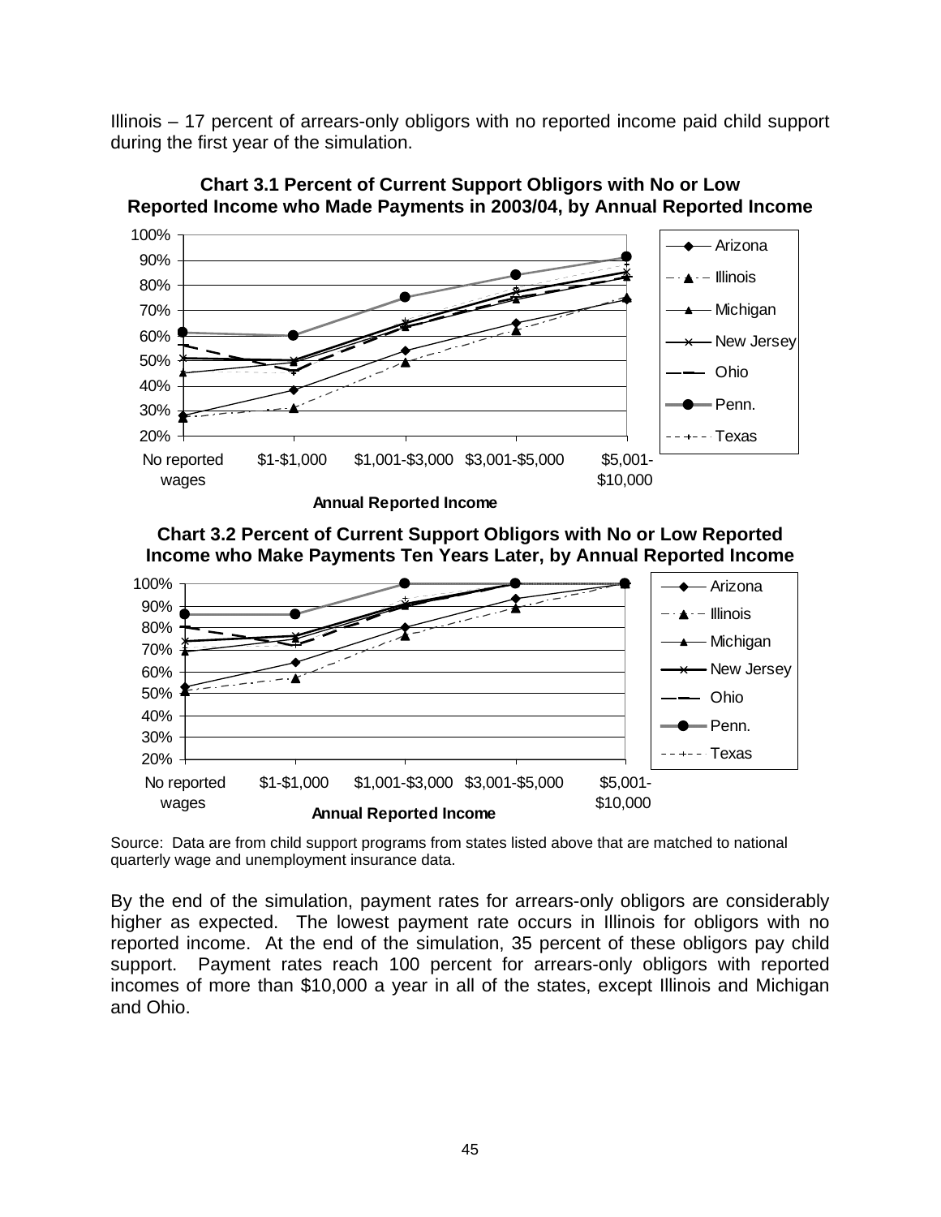Illinois – 17 percent of arrears-only obligors with no reported income paid child support during the first year of the simulation.

**Chart 3.1 Percent of Current Support Obligors with No or Low Reported Income who Made Payments in 2003/04, by Annual Reported Income**

**Chart 3.2 Percent of Current Support Obligors with No or Low Reported Income who Make Payments Ten Years Later, by Annual Reported Income**

Source: Data are from child support programs from states listed above that are matched to national quarterly wage and unemployment insurance data.

By the end of the simulation, payment rates for arrears-only obligors are considerably higher as expected. The lowest payment rate occurs in Illinois for obligors with no reported income. At the end of the simulation, 35 percent of these obligors pay child support. Payment rates reach 100 percent for arrears-only obligors with reported incomes of more than $10,000 a year in all of the states, except Illinois and Michigan and Ohio.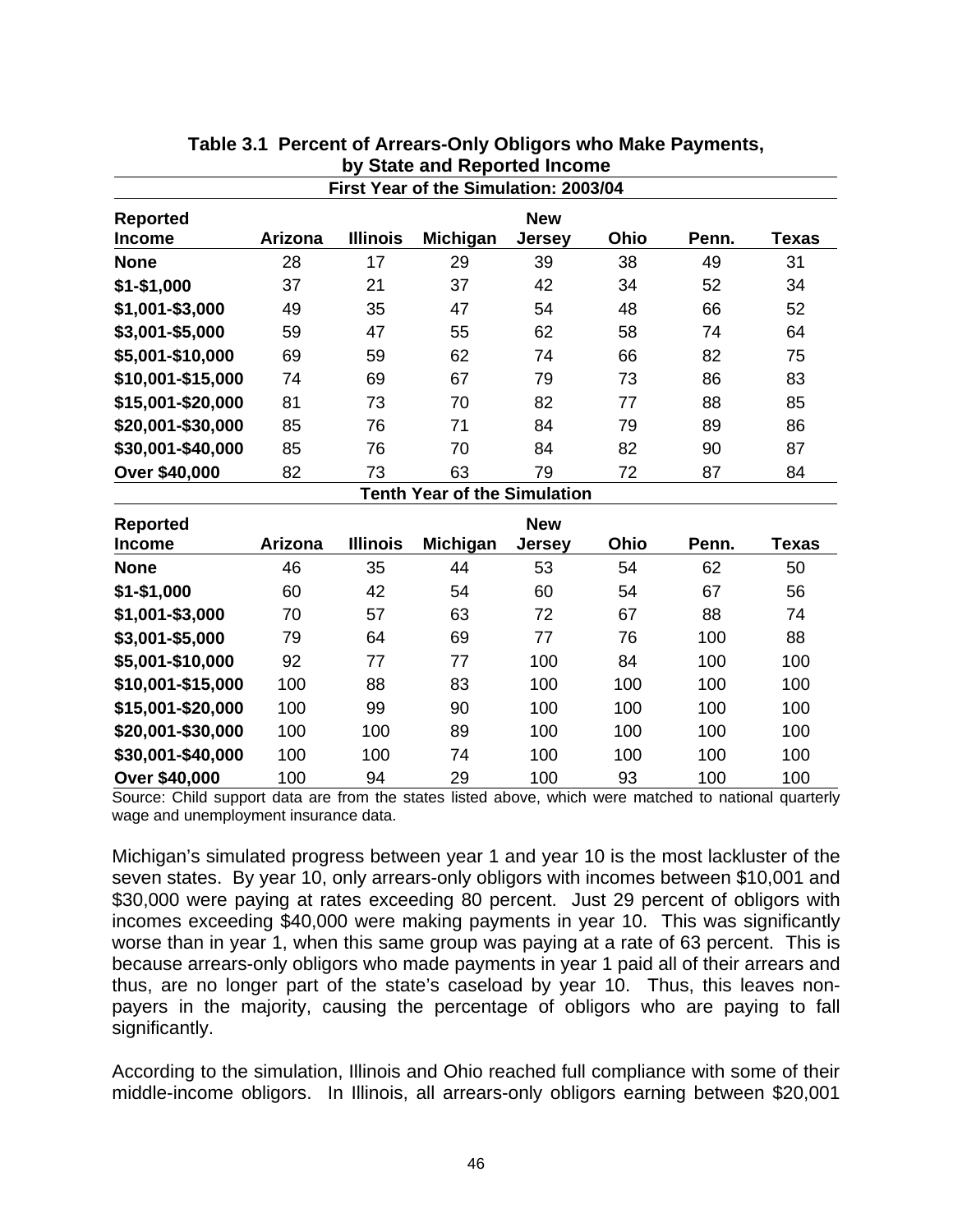**Table 3.1 Percent of Arrears-Only Obligors who Make Payments, by State and Reported Income**

| Reported Income | Arizona | Illinois | Michigan | New Jersey | Ohio | Penn. | Texas |
|---|---|---|---|---|---|---|---|
| **First Year of the Simulation: 2003/04** | | | | | | | |
| **None** | 28 | 17 | 29 | 39 | 38 | 49 | 31 |
| **$1-$1,000** | 37 | 21 | 37 | 42 | 34 | 52 | 34 |
| **$1,001-$3,000** | 49 | 35 | 47 | 54 | 48 | 66 | 52 |
| **$3,001-$5,000** | 59 | 47 | 55 | 62 | 58 | 74 | 64 |
| **$5,001-$10,000** | 69 | 59 | 62 | 74 | 66 | 82 | 75 |
| **$10,001-$15,000** | 74 | 69 | 67 | 79 | 73 | 86 | 83 |
| **$15,001-$20,000** | 81 | 73 | 70 | 82 | 77 | 88 | 85 |
| **$20,001-$30,000** | 85 | 76 | 71 | 84 | 79 | 89 | 86 |
| **$30,001-$40,000** | 85 | 76 | 70 | 84 | 82 | 90 | 87 |
| **Over $40,000** | 82 | 73 | 63 | 79 | 72 | 87 | 84 |
| **Tenth Year of the Simulation** | | | | | | | |
| **None** | 46 | 35 | 44 | 53 | 54 | 62 | 50 |
| **$1-$1,000** | 60 | 42 | 54 | 60 | 54 | 67 | 56 |
| **$1,001-$3,000** | 70 | 57 | 63 | 72 | 67 | 88 | 74 |
| **$3,001-$5,000** | 79 | 64 | 69 | 77 | 76 | 100 | 88 |
| **$5,001-$10,000** | 92 | 77 | 77 | 100 | 84 | 100 | 100 |
| **$10,001-$15,000** | 100 | 88 | 83 | 100 | 100 | 100 | 100 |
| **$15,001-$20,000** | 100 | 99 | 90 | 100 | 100 | 100 | 100 |
| **$20,001-$30,000** | 100 | 100 | 89 | 100 | 100 | 100 | 100 |
| **$30,001-$40,000** | 100 | 100 | 74 | 100 | 100 | 100 | 100 |
| **Over $40,000** | 100 | 94 | 29 | 100 | 93 | 100 | 100 |

Source: Child support data are from the states listed above, which were matched to national quarterly wage and unemployment insurance data.

Michigan's simulated progress between year 1 and year 10 is the most lackluster of the seven states. By year 10, only arrears-only obligors with incomes between $10,001 and $30,000 were paying at rates exceeding 80 percent. Just 29 percent of obligors with incomes exceeding $40,000 were making payments in year 10. This was significantly worse than in year 1, when this same group was paying at a rate of 63 percent. This is because arrears-only obligors who made payments in year 1 paid all of their arrears and thus, are no longer part of the state's caseload by year 10. Thus, this leaves non-payers in the majority, causing the percentage of obligors who are paying to fall significantly.

According to the simulation, Illinois and Ohio reached full compliance with some of their middle-income obligors. In Illinois, all arrears-only obligors earning between $20,001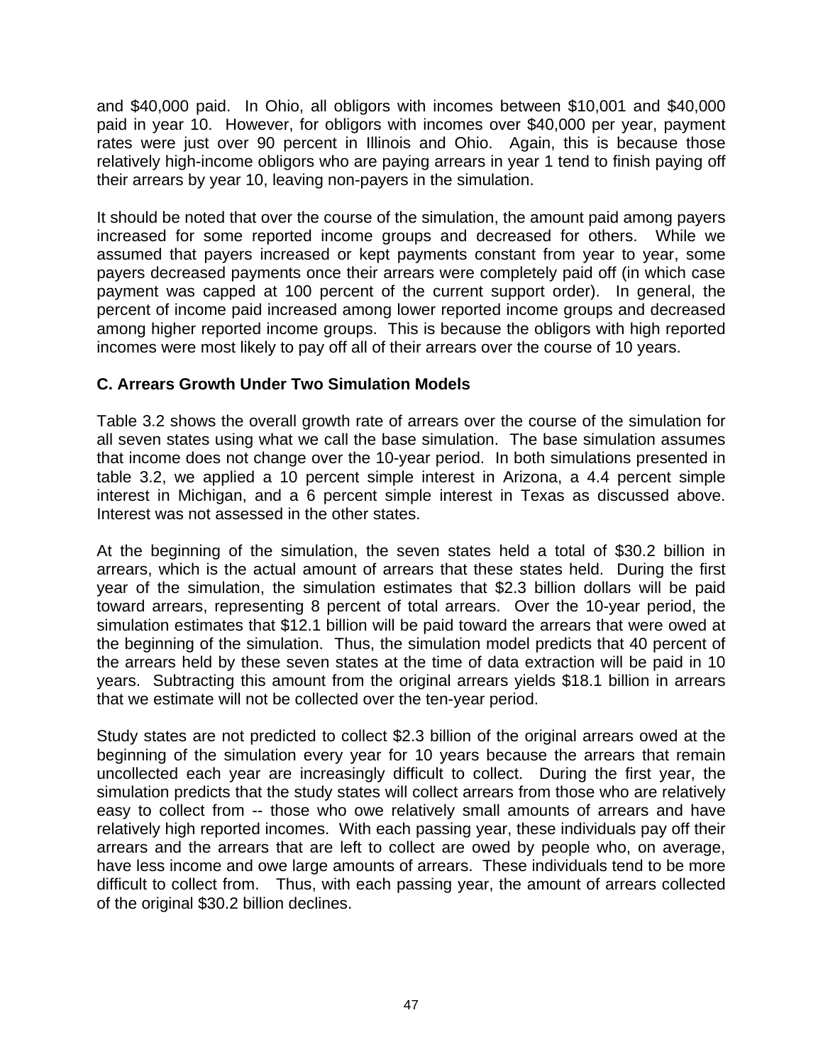and $40,000 paid. In Ohio, all obligors with incomes between $10,001 and $40,000 paid in year 10. However, for obligors with incomes over $40,000 per year, payment rates were just over 90 percent in Illinois and Ohio. Again, this is because those relatively high-income obligors who are paying arrears in year 1 tend to finish paying off their arrears by year 10, leaving non-payers in the simulation.

It should be noted that over the course of the simulation, the amount paid among payers increased for some reported income groups and decreased for others. While we assumed that payers increased or kept payments constant from year to year, some payers decreased payments once their arrears were completely paid off (in which case payment was capped at 100 percent of the current support order). In general, the percent of income paid increased among lower reported income groups and decreased among higher reported income groups. This is because the obligors with high reported incomes were most likely to pay off all of their arrears over the course of 10 years.

### C. Arrears Growth Under Two Simulation Models

Table 3.2 shows the overall growth rate of arrears over the course of the simulation for all seven states using what we call the base simulation. The base simulation assumes that income does not change over the 10-year period. In both simulations presented in table 3.2, we applied a 10 percent simple interest in Arizona, a 4.4 percent simple interest in Michigan, and a 6 percent simple interest in Texas as discussed above. Interest was not assessed in the other states.

At the beginning of the simulation, the seven states held a total of $30.2 billion in arrears, which is the actual amount of arrears that these states held. During the first year of the simulation, the simulation estimates that $2.3 billion dollars will be paid toward arrears, representing 8 percent of total arrears. Over the 10-year period, the simulation estimates that $12.1 billion will be paid toward the arrears that were owed at the beginning of the simulation. Thus, the simulation model predicts that 40 percent of the arrears held by these seven states at the time of data extraction will be paid in 10 years. Subtracting this amount from the original arrears yields $18.1 billion in arrears that we estimate will not be collected over the ten-year period.

Study states are not predicted to collect $2.3 billion of the original arrears owed at the beginning of the simulation every year for 10 years because the arrears that remain uncollected each year are increasingly difficult to collect. During the first year, the simulation predicts that the study states will collect arrears from those who are relatively easy to collect from -- those who owe relatively small amounts of arrears and have relatively high reported incomes. With each passing year, these individuals pay off their arrears and the arrears that are left to collect are owed by people who, on average, have less income and owe large amounts of arrears. These individuals tend to be more difficult to collect from. Thus, with each passing year, the amount of arrears collected of the original $30.2 billion declines.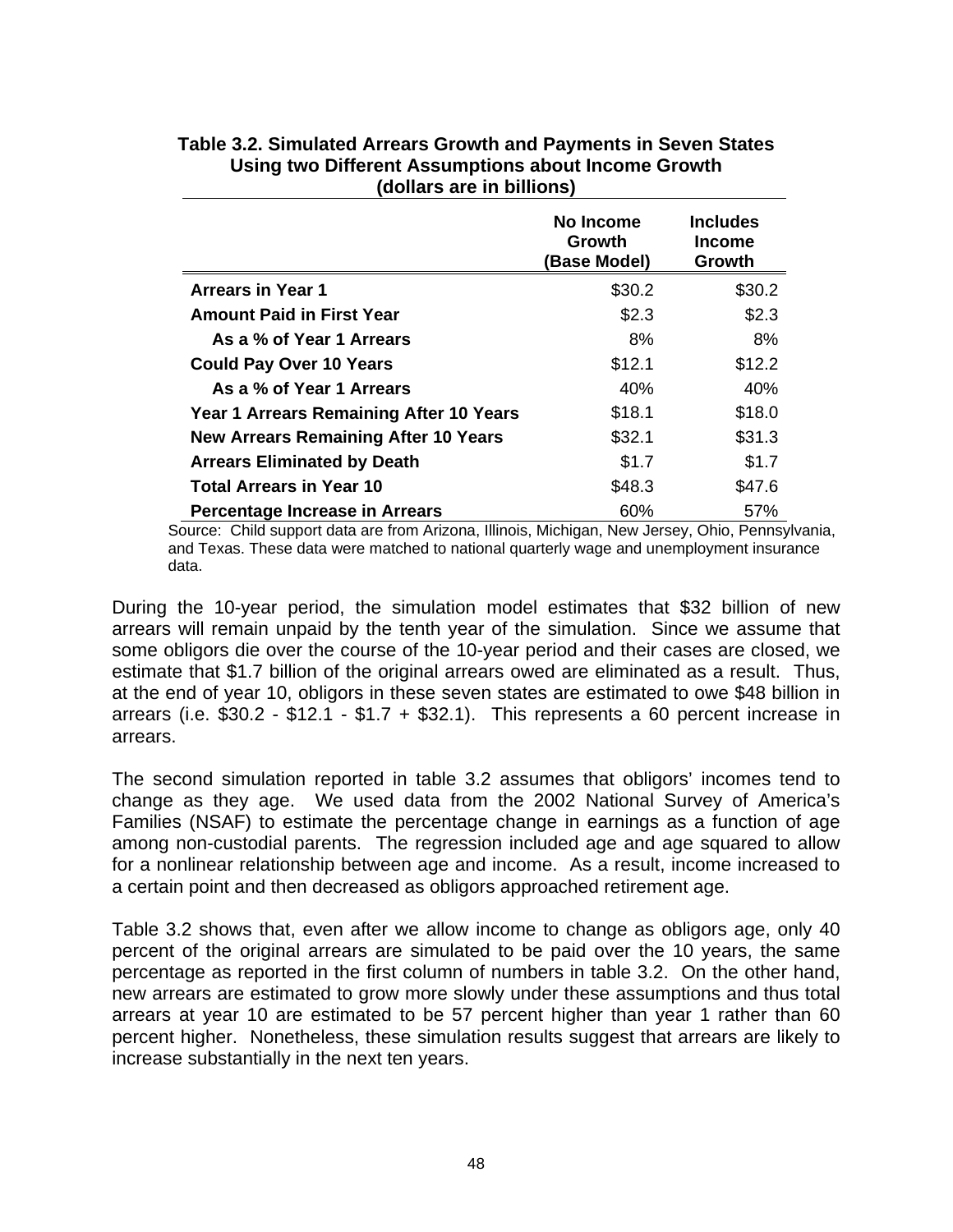**Table 3.2. Simulated Arrears Growth and Payments in Seven States Using two Different Assumptions about Income Growth (dollars are in billions)**

| | No Income Growth (Base Model) | Includes Income Growth |
|---|---|---|
| **Arrears in Year 1** | $30.2 | $30.2 |
| **Amount Paid in First Year** | $2.3 | $2.3 |
| **As a % of Year 1 Arrears** | 8% | 8% |
| **Could Pay Over 10 Years** | $12.1 | $12.2 |
| **As a % of Year 1 Arrears** | 40% | 40% |
| **Year 1 Arrears Remaining After 10 Years** | $18.1 | $18.0 |
| **New Arrears Remaining After 10 Years** | $32.1 | $31.3 |
| **Arrears Eliminated by Death** | $1.7 | $1.7 |
| **Total Arrears in Year 10** | $48.3 | $47.6 |
| **Percentage Increase in Arrears** | 60% | 57% |

Source: Child support data are from Arizona, Illinois, Michigan, New Jersey, Ohio, Pennsylvania, and Texas. These data were matched to national quarterly wage and unemployment insurance data.

During the 10-year period, the simulation model estimates that $32 billion of new arrears will remain unpaid by the tenth year of the simulation. Since we assume that some obligors die over the course of the 10-year period and their cases are closed, we estimate that $1.7 billion of the original arrears owed are eliminated as a result. Thus, at the end of year 10, obligors in these seven states are estimated to owe $48 billion in arrears (i.e. $30.2 - $12.1 - $1.7 + $32.1). This represents a 60 percent increase in arrears.

The second simulation reported in table 3.2 assumes that obligors' incomes tend to change as they age. We used data from the 2002 National Survey of America's Families (NSAF) to estimate the percentage change in earnings as a function of age among non-custodial parents. The regression included age and age squared to allow for a nonlinear relationship between age and income. As a result, income increased to a certain point and then decreased as obligors approached retirement age.

Table 3.2 shows that, even after we allow income to change as obligors age, only 40 percent of the original arrears are simulated to be paid over the 10 years, the same percentage as reported in the first column of numbers in table 3.2. On the other hand, new arrears are estimated to grow more slowly under these assumptions and thus total arrears at year 10 are estimated to be 57 percent higher than year 1 rather than 60 percent higher. Nonetheless, these simulation results suggest that arrears are likely to increase substantially in the next ten years.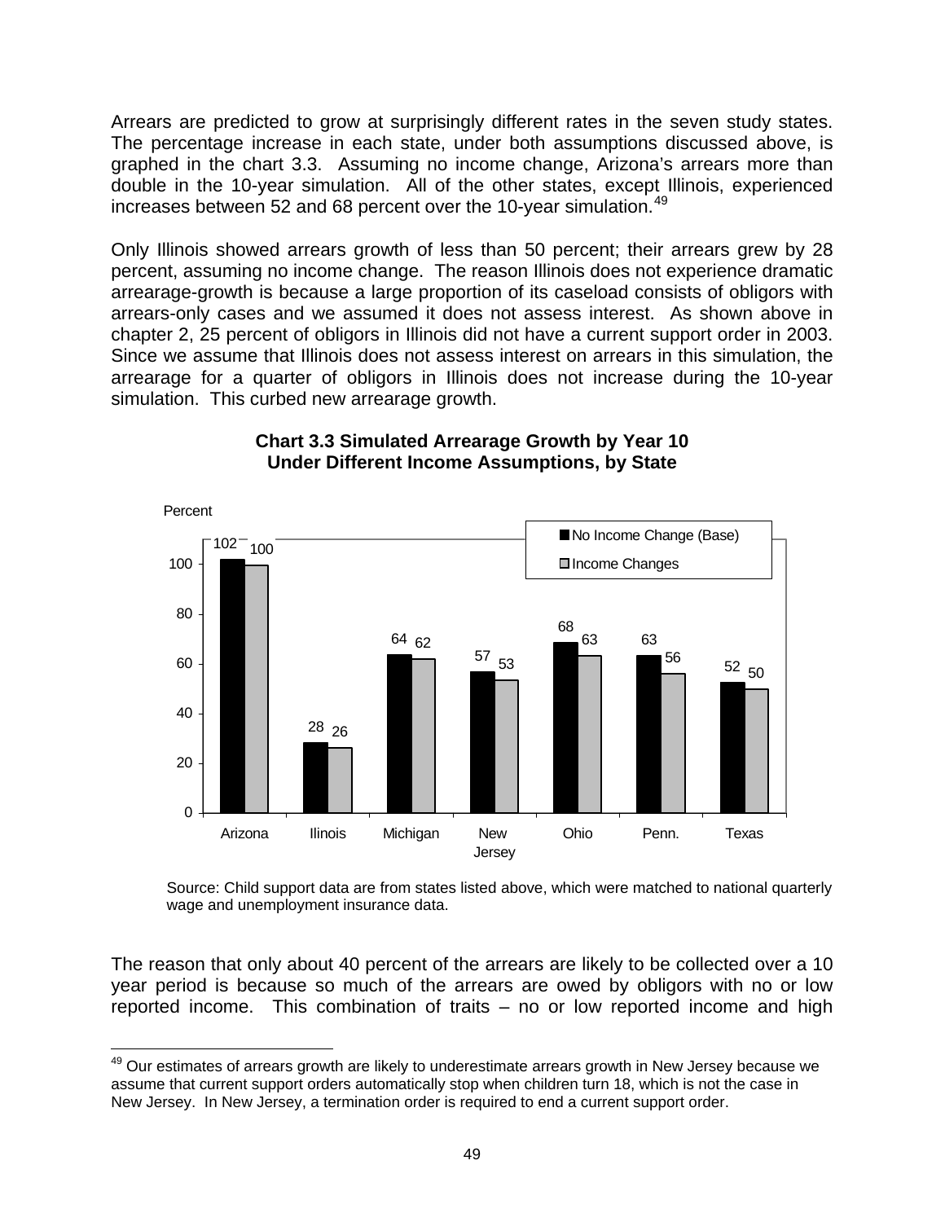Arrears are predicted to grow at surprisingly different rates in the seven study states. The percentage increase in each state, under both assumptions discussed above, is graphed in the chart 3.3. Assuming no income change, Arizona's arrears more than double in the 10-year simulation. All of the other states, except Illinois, experienced increases between 52 and 68 percent over the 10-year simulation.[49]

Only Illinois showed arrears growth of less than 50 percent; their arrears grew by 28 percent, assuming no income change. The reason Illinois does not experience dramatic arrearage-growth is because a large proportion of its caseload consists of obligors with arrears-only cases and we assumed it does not assess interest. As shown above in chapter 2, 25 percent of obligors in Illinois did not have a current support order in 2003. Since we assume that Illinois does not assess interest on arrears in this simulation, the arrearage for a quarter of obligors in Illinois does not increase during the 10-year simulation. This curbed new arrearage growth.

**Chart 3.3 Simulated Arrearage Growth by Year 10 Under Different Income Assumptions, by State**

| State | No Income Change (Base) (Percent) | Income Changes (Percent) |
|---|---|---|
| Arizona | 102 | 100 |
| Ilinois | 28 | 26 |
| Michigan | 64 | 62 |
| New Jersey | 57 | 53 |
| Ohio | 68 | 63 |
| Penn. | 63 | 56 |
| Texas | 52 | 50 |

Source: Child support data are from states listed above, which were matched to national quarterly wage and unemployment insurance data.

The reason that only about 40 percent of the arrears are likely to be collected over a 10 year period is because so much of the arrears are owed by obligors with no or low reported income. This combination of traits – no or low reported income and high

[49] Our estimates of arrears growth are likely to underestimate arrears growth in New Jersey because we assume that current support orders automatically stop when children turn 18, which is not the case in New Jersey. In New Jersey, a termination order is required to end a current support order.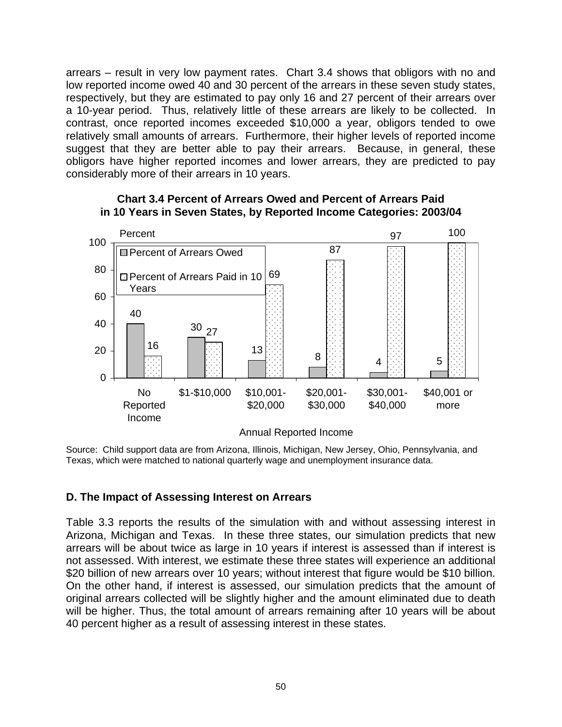arrears – result in very low payment rates. Chart 3.4 shows that obligors with no and low reported income owed 40 and 30 percent of the arrears in these seven study states, respectively, but they are estimated to pay only 16 and 27 percent of their arrears over a 10-year period. Thus, relatively little of these arrears are likely to be collected. In contrast, once reported incomes exceeded $10,000 a year, obligors tended to owe relatively small amounts of arrears. Furthermore, their higher levels of reported income suggest that they are better able to pay their arrears. Because, in general, these obligors have higher reported incomes and lower arrears, they are predicted to pay considerably more of their arrears in 10 years.

**Chart 3.4 Percent of Arrears Owed and Percent of Arrears Paid in 10 Years in Seven States, by Reported Income Categories: 2003/04**

| Annual Reported Income | Percent of Arrears Owed | Percent of Arrears Paid in 10 Years |
|---|---|---|
| No Reported Income | 40 | 16 |
| $1-$10,000 | 30 | 27 |
| $10,001-$20,000 | 13 | 69 |
| $20,001-$30,000 | 8 | 87 |
| $30,001-$40,000 | 4 | 97 |
| $40,001 or more | 5 | 100 |

Source: Child support data are from Arizona, Illinois, Michigan, New Jersey, Ohio, Pennsylvania, and Texas, which were matched to national quarterly wage and unemployment insurance data.

### D. The Impact of Assessing Interest on Arrears

Table 3.3 reports the results of the simulation with and without assessing interest in Arizona, Michigan and Texas. In these three states, our simulation predicts that new arrears will be about twice as large in 10 years if interest is assessed than if interest is not assessed. With interest, we estimate these three states will experience an additional $20 billion of new arrears over 10 years; without interest that figure would be $10 billion. On the other hand, if interest is assessed, our simulation predicts that the amount of original arrears collected will be slightly higher and the amount eliminated due to death will be higher. Thus, the total amount of arrears remaining after 10 years will be about 40 percent higher as a result of assessing interest in these states.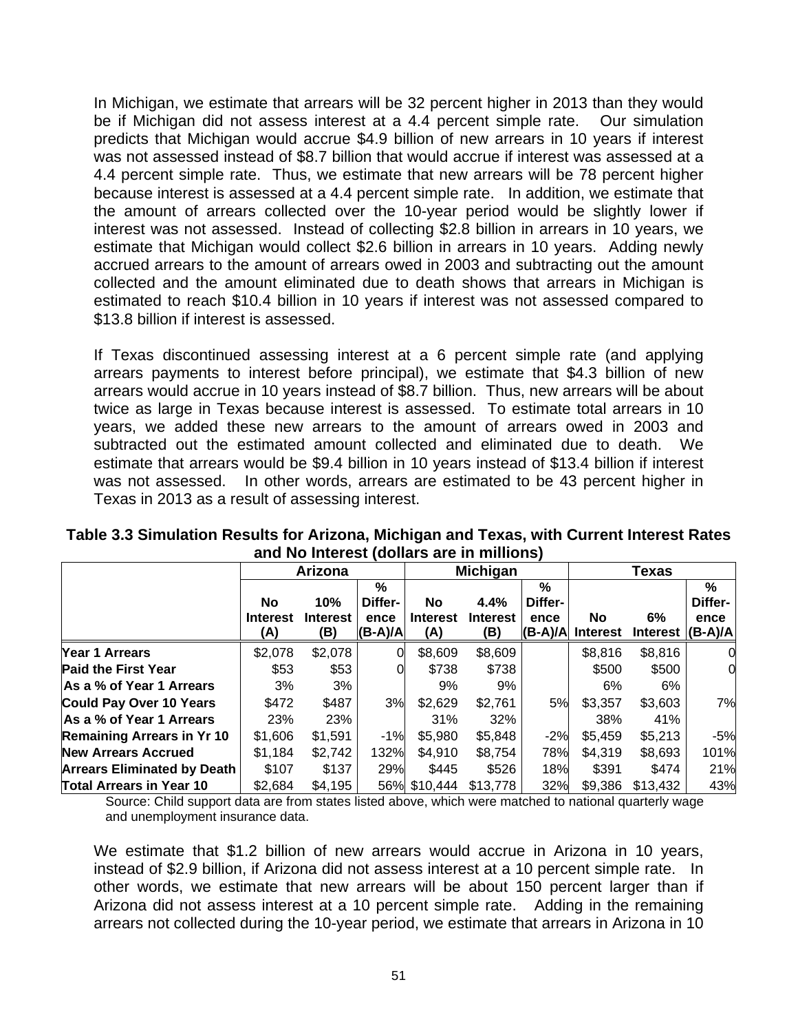In Michigan, we estimate that arrears will be 32 percent higher in 2013 than they would be if Michigan did not assess interest at a 4.4 percent simple rate. Our simulation predicts that Michigan would accrue $4.9 billion of new arrears in 10 years if interest was not assessed instead of $8.7 billion that would accrue if interest was assessed at a 4.4 percent simple rate. Thus, we estimate that new arrears will be 78 percent higher because interest is assessed at a 4.4 percent simple rate. In addition, we estimate that the amount of arrears collected over the 10-year period would be slightly lower if interest was not assessed. Instead of collecting $2.8 billion in arrears in 10 years, we estimate that Michigan would collect $2.6 billion in arrears in 10 years. Adding newly accrued arrears to the amount of arrears owed in 2003 and subtracting out the amount collected and the amount eliminated due to death shows that arrears in Michigan is estimated to reach $10.4 billion in 10 years if interest was not assessed compared to $13.8 billion if interest is assessed.

If Texas discontinued assessing interest at a 6 percent simple rate (and applying arrears payments to interest before principal), we estimate that $4.3 billion of new arrears would accrue in 10 years instead of $8.7 billion. Thus, new arrears will be about twice as large in Texas because interest is assessed. To estimate total arrears in 10 years, we added these new arrears to the amount of arrears owed in 2003 and subtracted out the estimated amount collected and eliminated due to death. We estimate that arrears would be $9.4 billion in 10 years instead of $13.4 billion if interest was not assessed. In other words, arrears are estimated to be 43 percent higher in Texas in 2013 as a result of assessing interest.

**Table 3.3 Simulation Results for Arizona, Michigan and Texas, with Current Interest Rates and No Interest (dollars are in millions)**

| | Arizona | | | Michigan | | | Texas | | |
|---|---|---|---|---|---|---|---|---|---|
| | No Interest (A) | 10% Interest (B) | % Difference (B-A)/A | No Interest (A) | 4.4% Interest (B) | % Difference (B-A)/A | No Interest | 6% Interest | % Difference (B-A)/A |
| **Year 1 Arrears** | $2,078 | $2,078 | 0 | $8,609 | $8,609 | | $8,816 | $8,816 | 0 |
| **Paid the First Year** | $53 | $53 | 0 | $738 | $738 | | $500 | $500 | 0 |
| **As a % of Year 1 Arrears** | 3% | 3% | | 9% | 9% | | 6% | 6% | |
| **Could Pay Over 10 Years** | $472 | $487 | 3% | $2,629 | $2,761 | 5% | $3,357 | $3,603 | 7% |
| **As a % of Year 1 Arrears** | 23% | 23% | | 31% | 32% | | 38% | 41% | |
| **Remaining Arrears in Yr 10** | $1,606 | $1,591 | -1% | $5,980 | $5,848 | -2% | $5,459 | $5,213 | -5% |
| **New Arrears Accrued** | $1,184 | $2,742 | 132% | $4,910 | $8,754 | 78% | $4,319 | $8,693 | 101% |
| **Arrears Eliminated by Death** | $107 | $137 | 29% | $445 | $526 | 18% | $391 | $474 | 21% |
| **Total Arrears in Year 10** | $2,684 | $4,195 | 56% | $10,444 | $13,778 | 32% | $9,386 | $13,432 | 43% |

Source: Child support data are from states listed above, which were matched to national quarterly wage and unemployment insurance data.

We estimate that $1.2 billion of new arrears would accrue in Arizona in 10 years, instead of $2.9 billion, if Arizona did not assess interest at a 10 percent simple rate. In other words, we estimate that new arrears will be about 150 percent larger than if Arizona did not assess interest at a 10 percent simple rate. Adding in the remaining arrears not collected during the 10-year period, we estimate that arrears in Arizona in 10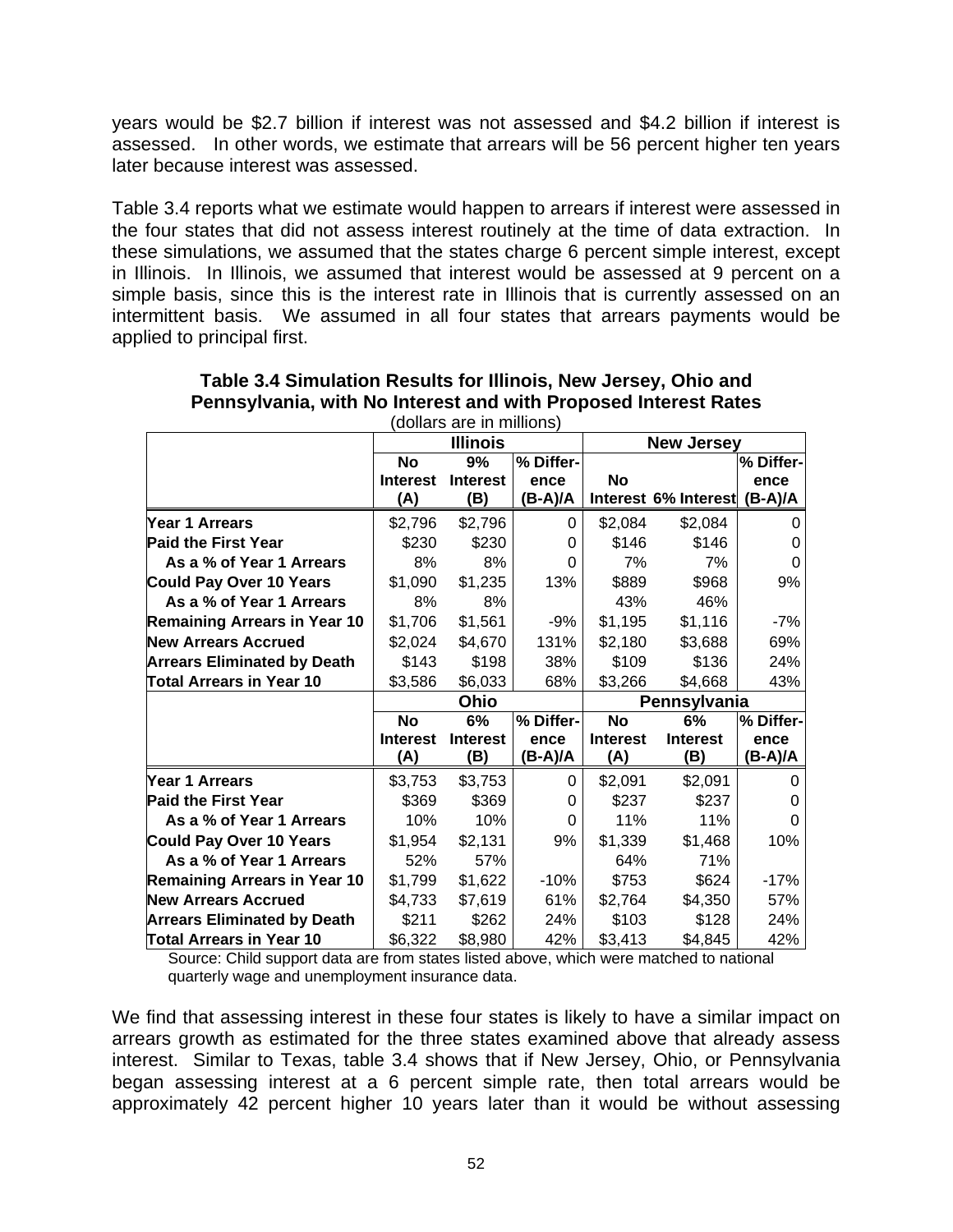years would be $2.7 billion if interest was not assessed and $4.2 billion if interest is assessed. In other words, we estimate that arrears will be 56 percent higher ten years later because interest was assessed.

Table 3.4 reports what we estimate would happen to arrears if interest were assessed in the four states that did not assess interest routinely at the time of data extraction. In these simulations, we assumed that the states charge 6 percent simple interest, except in Illinois. In Illinois, we assumed that interest would be assessed at 9 percent on a simple basis, since this is the interest rate in Illinois that is currently assessed on an intermittent basis. We assumed in all four states that arrears payments would be applied to principal first.

**Table 3.4 Simulation Results for Illinois, New Jersey, Ohio and Pennsylvania, with No Interest and with Proposed Interest Rates**

(dollars are in millions)

| | Illinois | | | New Jersey | | |
|---|---|---|---|---|---|---|
| | No Interest (A) | 9% Interest (B) | % Difference (B-A)/A | No Interest | 6% Interest | % Difference (B-A)/A |
| **Year 1 Arrears** | $2,796 | $2,796 | 0 | $2,084 | $2,084 | 0 |
| **Paid the First Year** | $230 | $230 | 0 | $146 | $146 | 0 |
| **As a % of Year 1 Arrears** | 8% | 8% | 0 | 7% | 7% | 0 |
| **Could Pay Over 10 Years** | $1,090 | $1,235 | 13% | $889 | $968 | 9% |
| **As a % of Year 1 Arrears** | 8% | 8% | | 43% | 46% | |
| **Remaining Arrears in Year 10** | $1,706 | $1,561 | -9% | $1,195 | $1,116 | -7% |
| **New Arrears Accrued** | $2,024 | $4,670 | 131% | $2,180 | $3,688 | 69% |
| **Arrears Eliminated by Death** | $143 | $198 | 38% | $109 | $136 | 24% |
| **Total Arrears in Year 10** | $3,586 | $6,033 | 68% | $3,266 | $4,668 | 43% |
| | **Ohio** | | | **Pennsylvania** | | |
| | No Interest (A) | 6% Interest (B) | % Difference (B-A)/A | No Interest (A) | 6% Interest (B) | % Difference (B-A)/A |
| **Year 1 Arrears** | $3,753 | $3,753 | 0 | $2,091 | $2,091 | 0 |
| **Paid the First Year** | $369 | $369 | 0 | $237 | $237 | 0 |
| **As a % of Year 1 Arrears** | 10% | 10% | 0 | 11% | 11% | 0 |
| **Could Pay Over 10 Years** | $1,954 | $2,131 | 9% | $1,339 | $1,468 | 10% |
| **As a % of Year 1 Arrears** | 52% | 57% | | 64% | 71% | |
| **Remaining Arrears in Year 10** | $1,799 | $1,622 | -10% | $753 | $624 | -17% |
| **New Arrears Accrued** | $4,733 | $7,619 | 61% | $2,764 | $4,350 | 57% |
| **Arrears Eliminated by Death** | $211 | $262 | 24% | $103 | $128 | 24% |
| **Total Arrears in Year 10** | $6,322 | $8,980 | 42% | $3,413 | $4,845 | 42% |

Source: Child support data are from states listed above, which were matched to national quarterly wage and unemployment insurance data.

We find that assessing interest in these four states is likely to have a similar impact on arrears growth as estimated for the three states examined above that already assess interest. Similar to Texas, table 3.4 shows that if New Jersey, Ohio, or Pennsylvania began assessing interest at a 6 percent simple rate, then total arrears would be approximately 42 percent higher 10 years later than it would be without assessing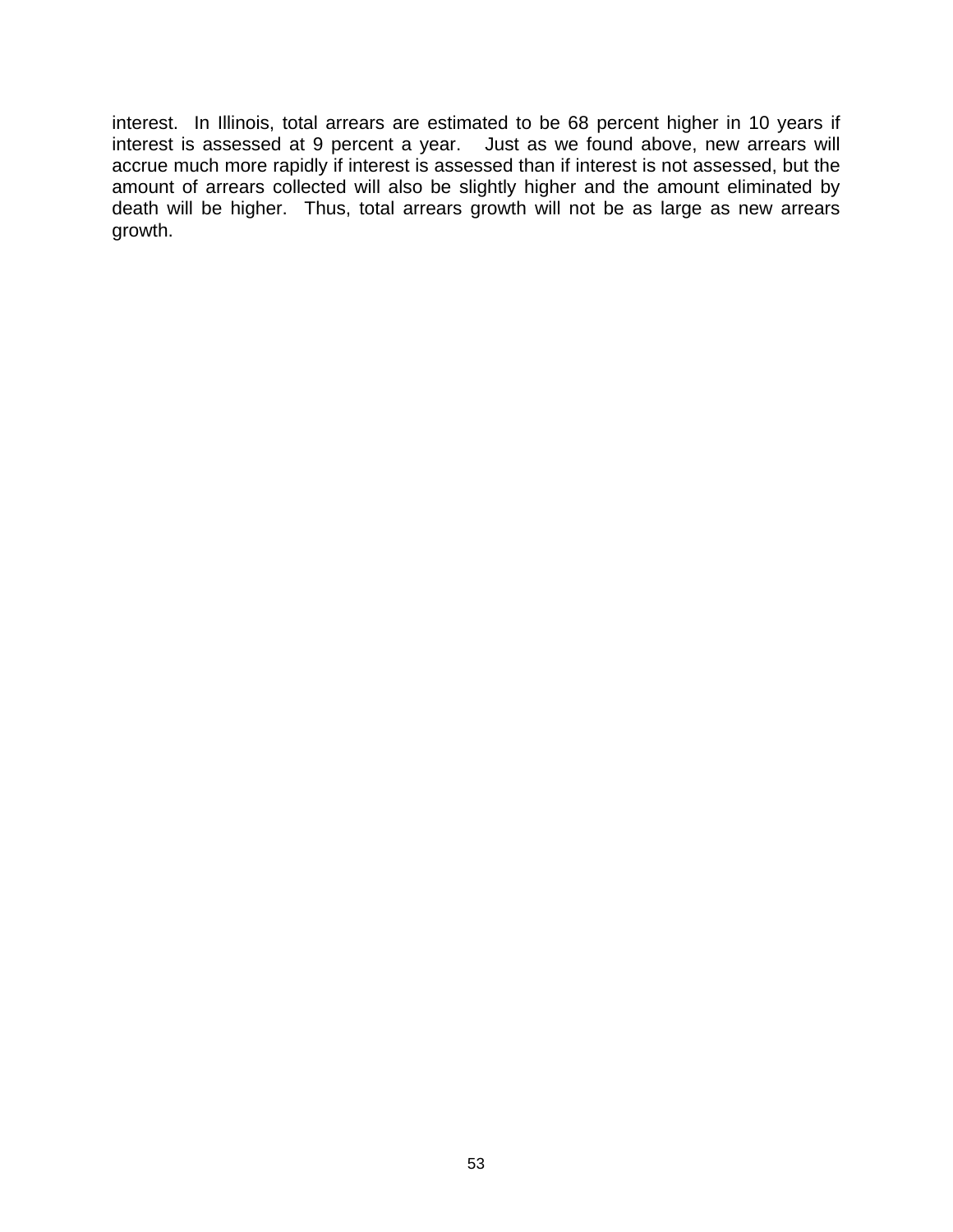interest. In Illinois, total arrears are estimated to be 68 percent higher in 10 years if interest is assessed at 9 percent a year. Just as we found above, new arrears will accrue much more rapidly if interest is assessed than if interest is not assessed, but the amount of arrears collected will also be slightly higher and the amount eliminated by death will be higher. Thus, total arrears growth will not be as large as new arrears growth.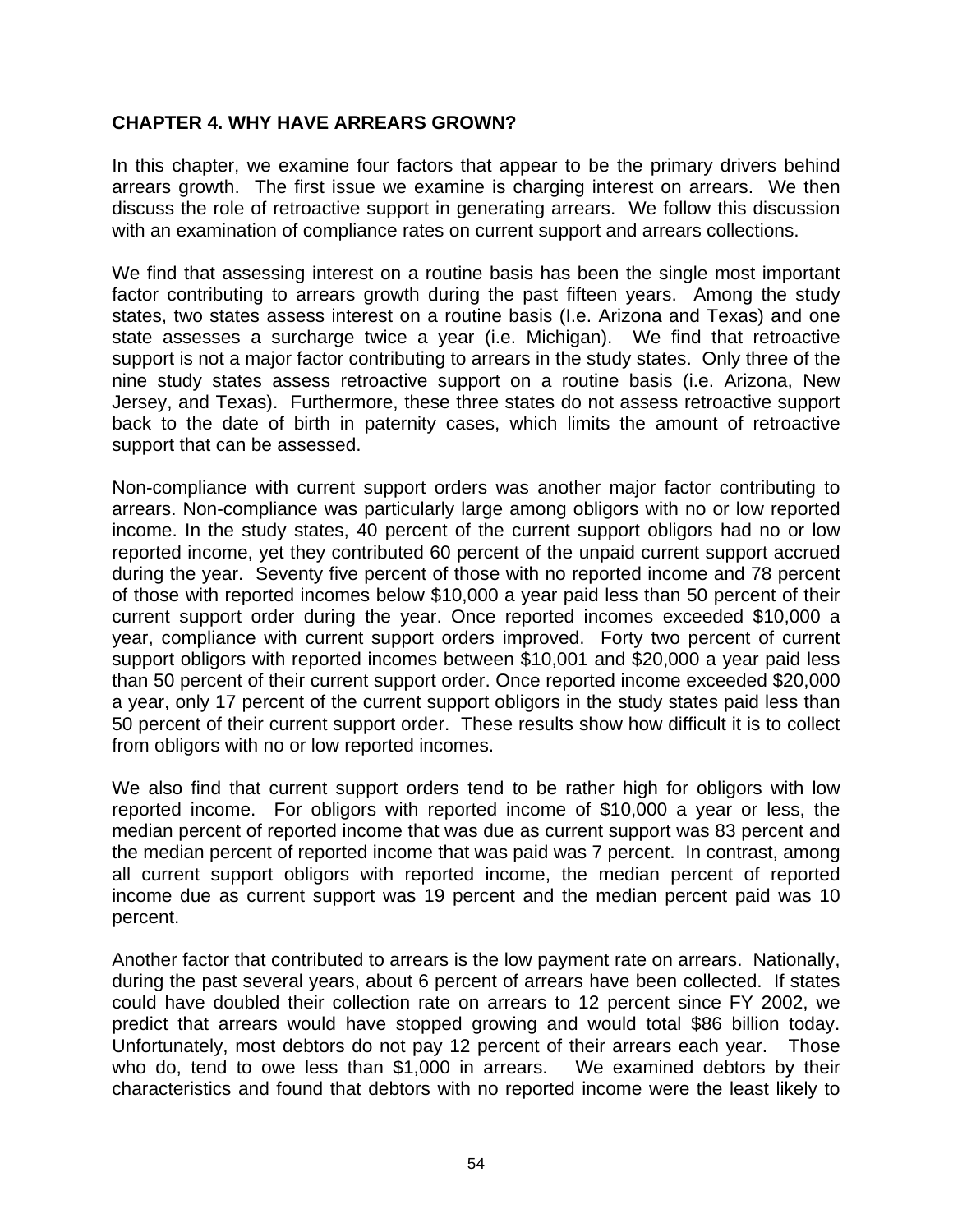## CHAPTER 4. WHY HAVE ARREARS GROWN?

In this chapter, we examine four factors that appear to be the primary drivers behind arrears growth. The first issue we examine is charging interest on arrears. We then discuss the role of retroactive support in generating arrears. We follow this discussion with an examination of compliance rates on current support and arrears collections.

We find that assessing interest on a routine basis has been the single most important factor contributing to arrears growth during the past fifteen years. Among the study states, two states assess interest on a routine basis (I.e. Arizona and Texas) and one state assesses a surcharge twice a year (i.e. Michigan). We find that retroactive support is not a major factor contributing to arrears in the study states. Only three of the nine study states assess retroactive support on a routine basis (i.e. Arizona, New Jersey, and Texas). Furthermore, these three states do not assess retroactive support back to the date of birth in paternity cases, which limits the amount of retroactive support that can be assessed.

Non-compliance with current support orders was another major factor contributing to arrears. Non-compliance was particularly large among obligors with no or low reported income. In the study states, 40 percent of the current support obligors had no or low reported income, yet they contributed 60 percent of the unpaid current support accrued during the year. Seventy five percent of those with no reported income and 78 percent of those with reported incomes below $10,000 a year paid less than 50 percent of their current support order during the year. Once reported incomes exceeded $10,000 a year, compliance with current support orders improved. Forty two percent of current support obligors with reported incomes between $10,001 and $20,000 a year paid less than 50 percent of their current support order. Once reported income exceeded $20,000 a year, only 17 percent of the current support obligors in the study states paid less than 50 percent of their current support order. These results show how difficult it is to collect from obligors with no or low reported incomes.

We also find that current support orders tend to be rather high for obligors with low reported income. For obligors with reported income of $10,000 a year or less, the median percent of reported income that was due as current support was 83 percent and the median percent of reported income that was paid was 7 percent. In contrast, among all current support obligors with reported income, the median percent of reported income due as current support was 19 percent and the median percent paid was 10 percent.

Another factor that contributed to arrears is the low payment rate on arrears. Nationally, during the past several years, about 6 percent of arrears have been collected. If states could have doubled their collection rate on arrears to 12 percent since FY 2002, we predict that arrears would have stopped growing and would total $86 billion today. Unfortunately, most debtors do not pay 12 percent of their arrears each year. Those who do, tend to owe less than $1,000 in arrears. We examined debtors by their characteristics and found that debtors with no reported income were the least likely to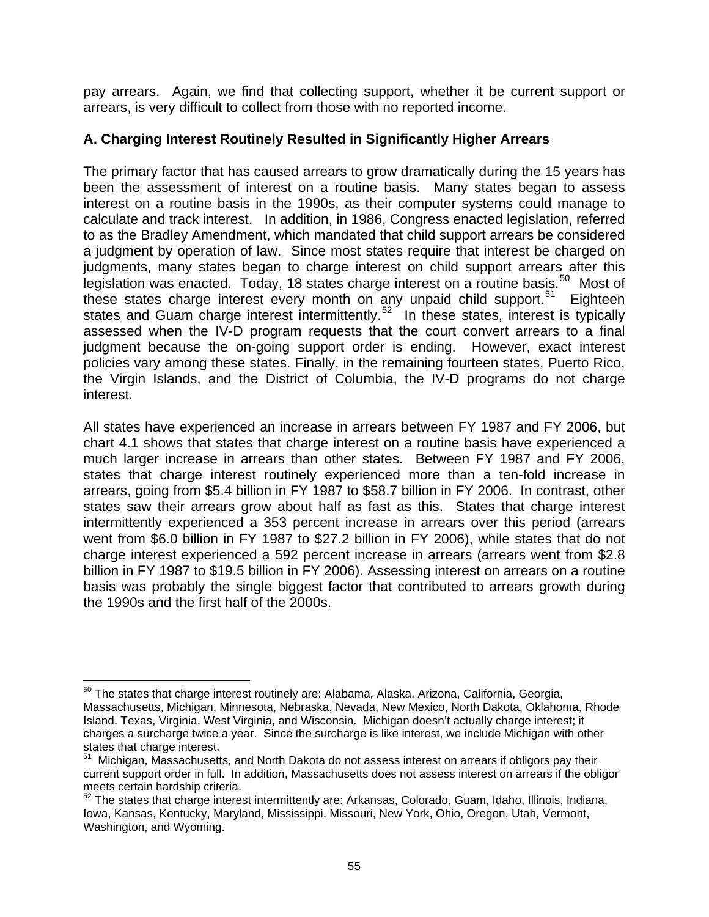pay arrears. Again, we find that collecting support, whether it be current support or arrears, is very difficult to collect from those with no reported income.

### A. Charging Interest Routinely Resulted in Significantly Higher Arrears

The primary factor that has caused arrears to grow dramatically during the 15 years has been the assessment of interest on a routine basis. Many states began to assess interest on a routine basis in the 1990s, as their computer systems could manage to calculate and track interest. In addition, in 1986, Congress enacted legislation, referred to as the Bradley Amendment, which mandated that child support arrears be considered a judgment by operation of law. Since most states require that interest be charged on judgments, many states began to charge interest on child support arrears after this legislation was enacted. Today, 18 states charge interest on a routine basis.[50] Most of these states charge interest every month on any unpaid child support.[51] Eighteen states and Guam charge interest intermittently.[52] In these states, interest is typically assessed when the IV-D program requests that the court convert arrears to a final judgment because the on-going support order is ending. However, exact interest policies vary among these states. Finally, in the remaining fourteen states, Puerto Rico, the Virgin Islands, and the District of Columbia, the IV-D programs do not charge interest.

All states have experienced an increase in arrears between FY 1987 and FY 2006, but chart 4.1 shows that states that charge interest on a routine basis have experienced a much larger increase in arrears than other states. Between FY 1987 and FY 2006, states that charge interest routinely experienced more than a ten-fold increase in arrears, going from $5.4 billion in FY 1987 to $58.7 billion in FY 2006. In contrast, other states saw their arrears grow about half as fast as this. States that charge interest intermittently experienced a 353 percent increase in arrears over this period (arrears went from $6.0 billion in FY 1987 to $27.2 billion in FY 2006), while states that do not charge interest experienced a 592 percent increase in arrears (arrears went from $2.8 billion in FY 1987 to $19.5 billion in FY 2006). Assessing interest on arrears on a routine basis was probably the single biggest factor that contributed to arrears growth during the 1990s and the first half of the 2000s.

---

[50] The states that charge interest routinely are: Alabama, Alaska, Arizona, California, Georgia, Massachusetts, Michigan, Minnesota, Nebraska, Nevada, New Mexico, North Dakota, Oklahoma, Rhode Island, Texas, Virginia, West Virginia, and Wisconsin. Michigan doesn't actually charge interest; it charges a surcharge twice a year. Since the surcharge is like interest, we include Michigan with other states that charge interest.

[51] Michigan, Massachusetts, and North Dakota do not assess interest on arrears if obligors pay their current support order in full. In addition, Massachusetts does not assess interest on arrears if the obligor meets certain hardship criteria.

[52] The states that charge interest intermittently are: Arkansas, Colorado, Guam, Idaho, Illinois, Indiana, Iowa, Kansas, Kentucky, Maryland, Mississippi, Missouri, New York, Ohio, Oregon, Utah, Vermont, Washington, and Wyoming.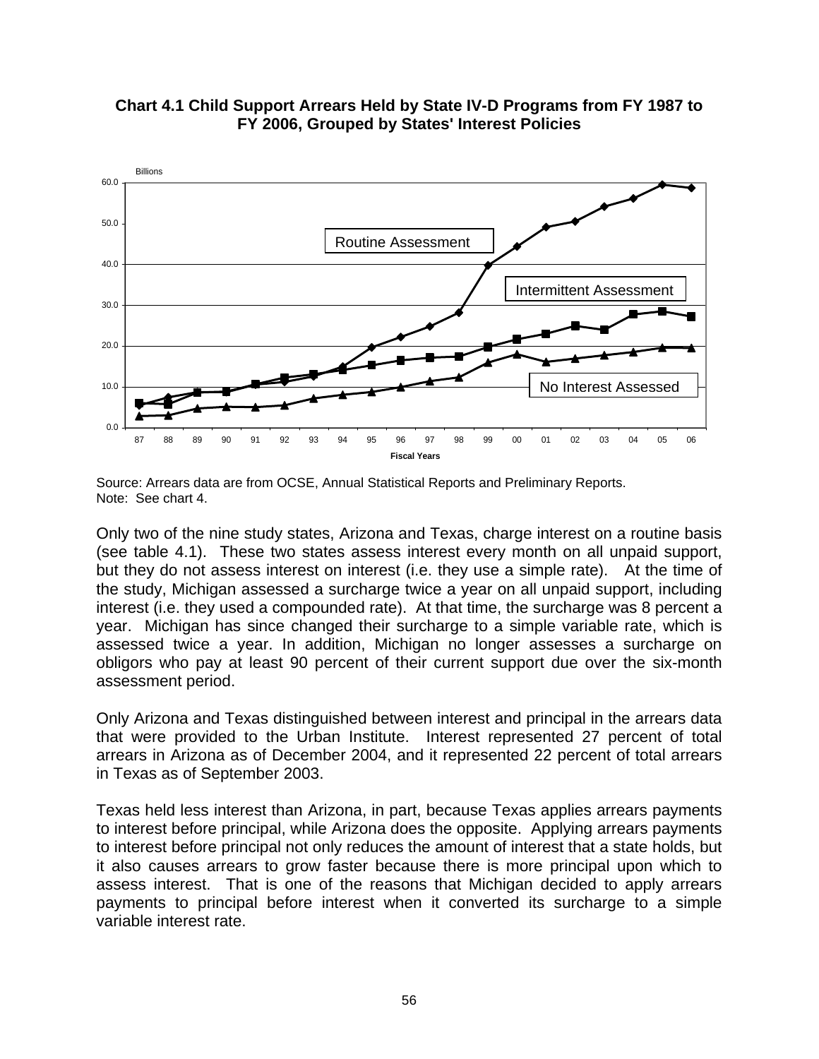**Chart 4.1 Child Support Arrears Held by State IV-D Programs from FY 1987 to FY 2006, Grouped by States' Interest Policies**

Source: Arrears data are from OCSE, Annual Statistical Reports and Preliminary Reports.
Note: See chart 4.

Only two of the nine study states, Arizona and Texas, charge interest on a routine basis (see table 4.1). These two states assess interest every month on all unpaid support, but they do not assess interest on interest (i.e. they use a simple rate). At the time of the study, Michigan assessed a surcharge twice a year on all unpaid support, including interest (i.e. they used a compounded rate). At that time, the surcharge was 8 percent a year. Michigan has since changed their surcharge to a simple variable rate, which is assessed twice a year. In addition, Michigan no longer assesses a surcharge on obligors who pay at least 90 percent of their current support due over the six-month assessment period.

Only Arizona and Texas distinguished between interest and principal in the arrears data that were provided to the Urban Institute. Interest represented 27 percent of total arrears in Arizona as of December 2004, and it represented 22 percent of total arrears in Texas as of September 2003.

Texas held less interest than Arizona, in part, because Texas applies arrears payments to interest before principal, while Arizona does the opposite. Applying arrears payments to interest before principal not only reduces the amount of interest that a state holds, but it also causes arrears to grow faster because there is more principal upon which to assess interest. That is one of the reasons that Michigan decided to apply arrears payments to principal before interest when it converted its surcharge to a simple variable interest rate.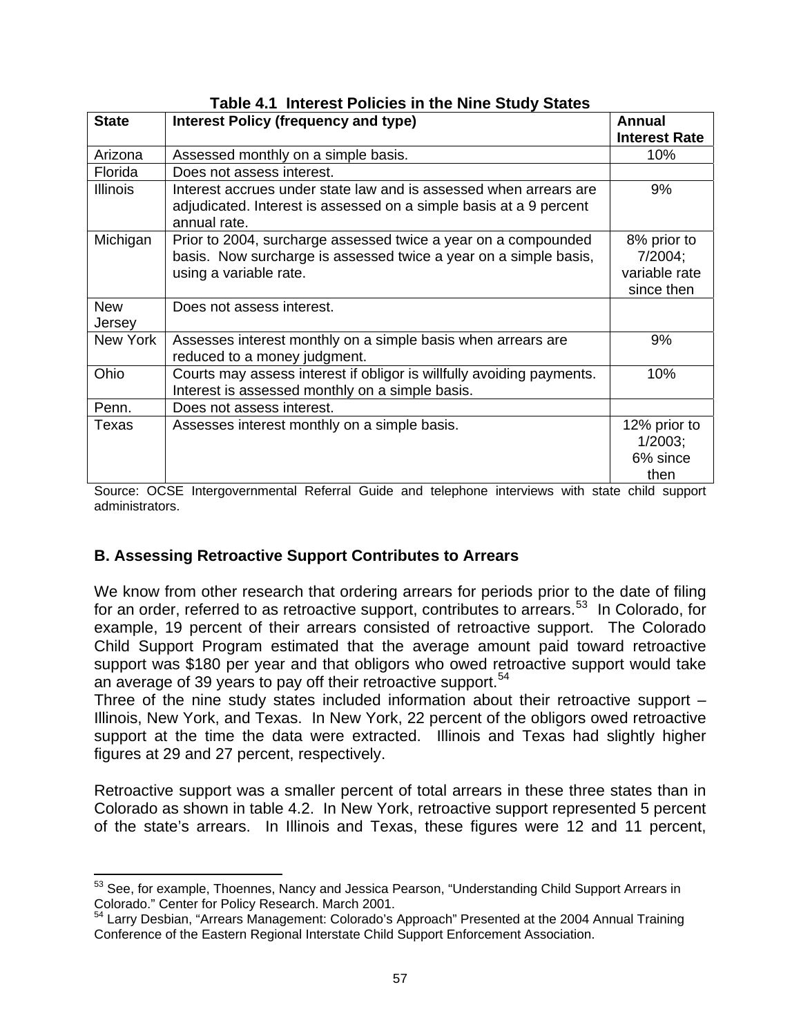**Table 4.1 Interest Policies in the Nine Study States**

| State | Interest Policy (frequency and type) | Annual Interest Rate |
|---|---|---|
| Arizona | Assessed monthly on a simple basis. | 10% |
| Florida | Does not assess interest. | |
| Illinois | Interest accrues under state law and is assessed when arrears are adjudicated. Interest is assessed on a simple basis at a 9 percent annual rate. | 9% |
| Michigan | Prior to 2004, surcharge assessed twice a year on a compounded basis. Now surcharge is assessed twice a year on a simple basis, using a variable rate. | 8% prior to 7/2004; variable rate since then |
| New Jersey | Does not assess interest. | |
| New York | Assesses interest monthly on a simple basis when arrears are reduced to a money judgment. | 9% |
| Ohio | Courts may assess interest if obligor is willfully avoiding payments. Interest is assessed monthly on a simple basis. | 10% |
| Penn. | Does not assess interest. | |
| Texas | Assesses interest monthly on a simple basis. | 12% prior to 1/2003; 6% since then |

Source: OCSE Intergovernmental Referral Guide and telephone interviews with state child support administrators.

## B. Assessing Retroactive Support Contributes to Arrears

We know from other research that ordering arrears for periods prior to the date of filing for an order, referred to as retroactive support, contributes to arrears.[53] In Colorado, for example, 19 percent of their arrears consisted of retroactive support. The Colorado Child Support Program estimated that the average amount paid toward retroactive support was $180 per year and that obligors who owed retroactive support would take an average of 39 years to pay off their retroactive support.[54]

Three of the nine study states included information about their retroactive support – Illinois, New York, and Texas. In New York, 22 percent of the obligors owed retroactive support at the time the data were extracted. Illinois and Texas had slightly higher figures at 29 and 27 percent, respectively.

Retroactive support was a smaller percent of total arrears in these three states than in Colorado as shown in table 4.2. In New York, retroactive support represented 5 percent of the state's arrears. In Illinois and Texas, these figures were 12 and 11 percent,

---

[53] See, for example, Thoennes, Nancy and Jessica Pearson, "Understanding Child Support Arrears in Colorado." Center for Policy Research. March 2001.

[54] Larry Desbian, "Arrears Management: Colorado's Approach" Presented at the 2004 Annual Training Conference of the Eastern Regional Interstate Child Support Enforcement Association.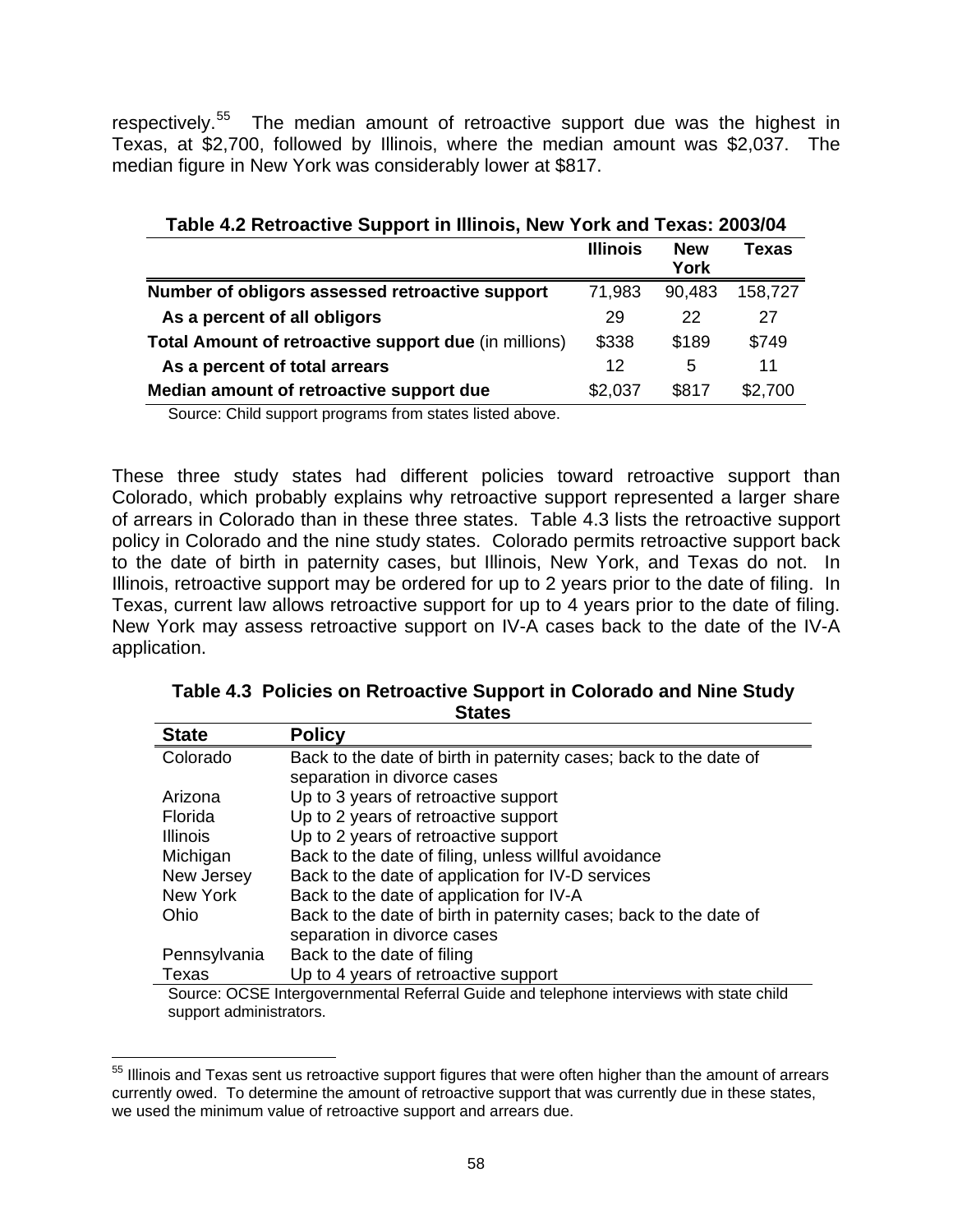respectively.[55] The median amount of retroactive support due was the highest in Texas, at $2,700, followed by Illinois, where the median amount was $2,037. The median figure in New York was considerably lower at $817.

**Table 4.2 Retroactive Support in Illinois, New York and Texas: 2003/04**

| | Illinois | New York | Texas |
|---|---|---|---|
| **Number of obligors assessed retroactive support** | 71,983 | 90,483 | 158,727 |
| **As a percent of all obligors** | 29 | 22 | 27 |
| **Total Amount of retroactive support due** (in millions) | $338 | $189 | $749 |
| **As a percent of total arrears** | 12 | 5 | 11 |
| **Median amount of retroactive support due** | $2,037 | $817 | $2,700 |

Source: Child support programs from states listed above.

These three study states had different policies toward retroactive support than Colorado, which probably explains why retroactive support represented a larger share of arrears in Colorado than in these three states. Table 4.3 lists the retroactive support policy in Colorado and the nine study states. Colorado permits retroactive support back to the date of birth in paternity cases, but Illinois, New York, and Texas do not. In Illinois, retroactive support may be ordered for up to 2 years prior to the date of filing. In Texas, current law allows retroactive support for up to 4 years prior to the date of filing. New York may assess retroactive support on IV-A cases back to the date of the IV-A application.

**Table 4.3 Policies on Retroactive Support in Colorado and Nine Study States**

| State | Policy |
|---|---|
| Colorado | Back to the date of birth in paternity cases; back to the date of separation in divorce cases |
| Arizona | Up to 3 years of retroactive support |
| Florida | Up to 2 years of retroactive support |
| Illinois | Up to 2 years of retroactive support |
| Michigan | Back to the date of filing, unless willful avoidance |
| New Jersey | Back to the date of application for IV-D services |
| New York | Back to the date of application for IV-A |
| Ohio | Back to the date of birth in paternity cases; back to the date of separation in divorce cases |
| Pennsylvania | Back to the date of filing |
| Texas | Up to 4 years of retroactive support |

Source: OCSE Intergovernmental Referral Guide and telephone interviews with state child support administrators.

---

[55] Illinois and Texas sent us retroactive support figures that were often higher than the amount of arrears currently owed. To determine the amount of retroactive support that was currently due in these states, we used the minimum value of retroactive support and arrears due.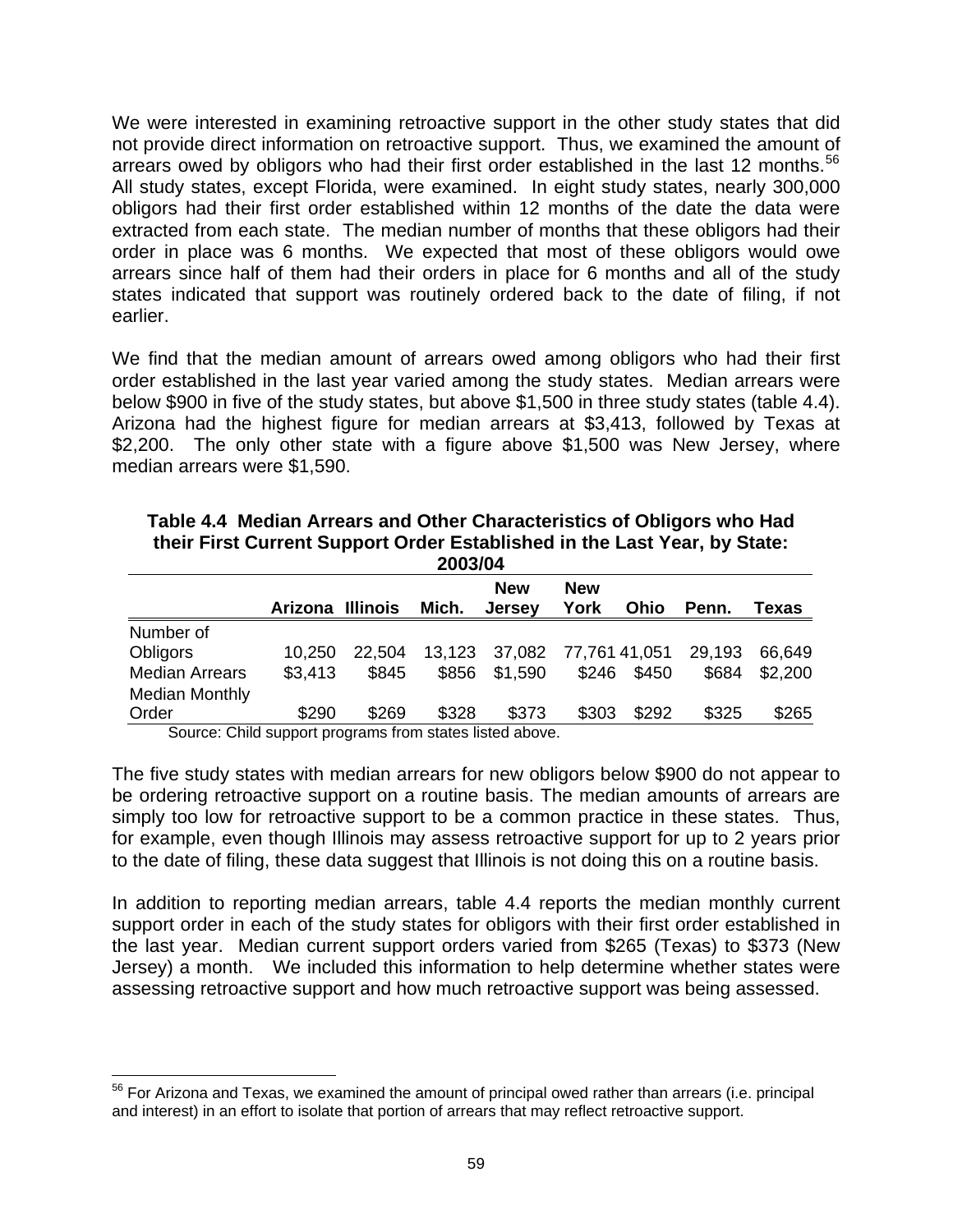We were interested in examining retroactive support in the other study states that did not provide direct information on retroactive support. Thus, we examined the amount of arrears owed by obligors who had their first order established in the last 12 months.[56] All study states, except Florida, were examined. In eight study states, nearly 300,000 obligors had their first order established within 12 months of the date the data were extracted from each state. The median number of months that these obligors had their order in place was 6 months. We expected that most of these obligors would owe arrears since half of them had their orders in place for 6 months and all of the study states indicated that support was routinely ordered back to the date of filing, if not earlier.

We find that the median amount of arrears owed among obligors who had their first order established in the last year varied among the study states. Median arrears were below $900 in five of the study states, but above $1,500 in three study states (table 4.4). Arizona had the highest figure for median arrears at $3,413, followed by Texas at $2,200. The only other state with a figure above $1,500 was New Jersey, where median arrears were $1,590.

**Table 4.4 Median Arrears and Other Characteristics of Obligors who Had their First Current Support Order Established in the Last Year, by State: 2003/04**

| | Arizona | Illinois | Mich. | New Jersey | New York | Ohio | Penn. | Texas |
|---|---|---|---|---|---|---|---|---|
| Number of Obligors | 10,250 | 22,504 | 13,123 | 37,082 | 77,761 | 41,051 | 29,193 | 66,649 |
| Median Arrears | $3,413 | $845 | $856 | $1,590 | $246 | $450 | $684 | $2,200 |
| Median Monthly Order | $290 | $269 | $328 | $373 | $303 | $292 | $325 | $265 |

Source: Child support programs from states listed above.

The five study states with median arrears for new obligors below $900 do not appear to be ordering retroactive support on a routine basis. The median amounts of arrears are simply too low for retroactive support to be a common practice in these states. Thus, for example, even though Illinois may assess retroactive support for up to 2 years prior to the date of filing, these data suggest that Illinois is not doing this on a routine basis.

In addition to reporting median arrears, table 4.4 reports the median monthly current support order in each of the study states for obligors with their first order established in the last year. Median current support orders varied from $265 (Texas) to $373 (New Jersey) a month. We included this information to help determine whether states were assessing retroactive support and how much retroactive support was being assessed.

[56] For Arizona and Texas, we examined the amount of principal owed rather than arrears (i.e. principal and interest) in an effort to isolate that portion of arrears that may reflect retroactive support.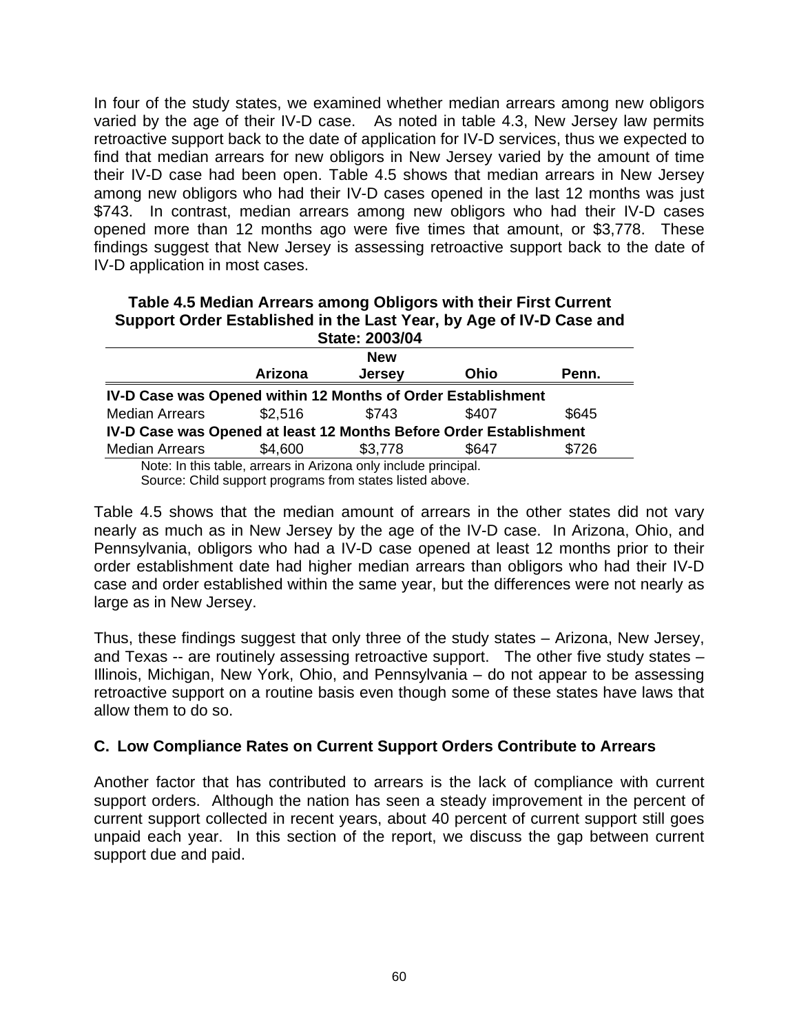In four of the study states, we examined whether median arrears among new obligors varied by the age of their IV-D case. As noted in table 4.3, New Jersey law permits retroactive support back to the date of application for IV-D services, thus we expected to find that median arrears for new obligors in New Jersey varied by the amount of time their IV-D case had been open. Table 4.5 shows that median arrears in New Jersey among new obligors who had their IV-D cases opened in the last 12 months was just $743. In contrast, median arrears among new obligors who had their IV-D cases opened more than 12 months ago were five times that amount, or $3,778. These findings suggest that New Jersey is assessing retroactive support back to the date of IV-D application in most cases.

**Table 4.5 Median Arrears among Obligors with their First Current Support Order Established in the Last Year, by Age of IV-D Case and State: 2003/04**

| | Arizona | New Jersey | Ohio | Penn. |
|---|---|---|---|---|
| **IV-D Case was Opened within 12 Months of Order Establishment** | | | | |
| Median Arrears | $2,516 | $743 | $407 | $645 |
| **IV-D Case was Opened at least 12 Months Before Order Establishment** | | | | |
| Median Arrears | $4,600 | $3,778 | $647 | $726 |

Note: In this table, arrears in Arizona only include principal.
Source: Child support programs from states listed above.

Table 4.5 shows that the median amount of arrears in the other states did not vary nearly as much as in New Jersey by the age of the IV-D case. In Arizona, Ohio, and Pennsylvania, obligors who had a IV-D case opened at least 12 months prior to their order establishment date had higher median arrears than obligors who had their IV-D case and order established within the same year, but the differences were not nearly as large as in New Jersey.

Thus, these findings suggest that only three of the study states – Arizona, New Jersey, and Texas -- are routinely assessing retroactive support. The other five study states – Illinois, Michigan, New York, Ohio, and Pennsylvania – do not appear to be assessing retroactive support on a routine basis even though some of these states have laws that allow them to do so.

### C. Low Compliance Rates on Current Support Orders Contribute to Arrears

Another factor that has contributed to arrears is the lack of compliance with current support orders. Although the nation has seen a steady improvement in the percent of current support collected in recent years, about 40 percent of current support still goes unpaid each year. In this section of the report, we discuss the gap between current support due and paid.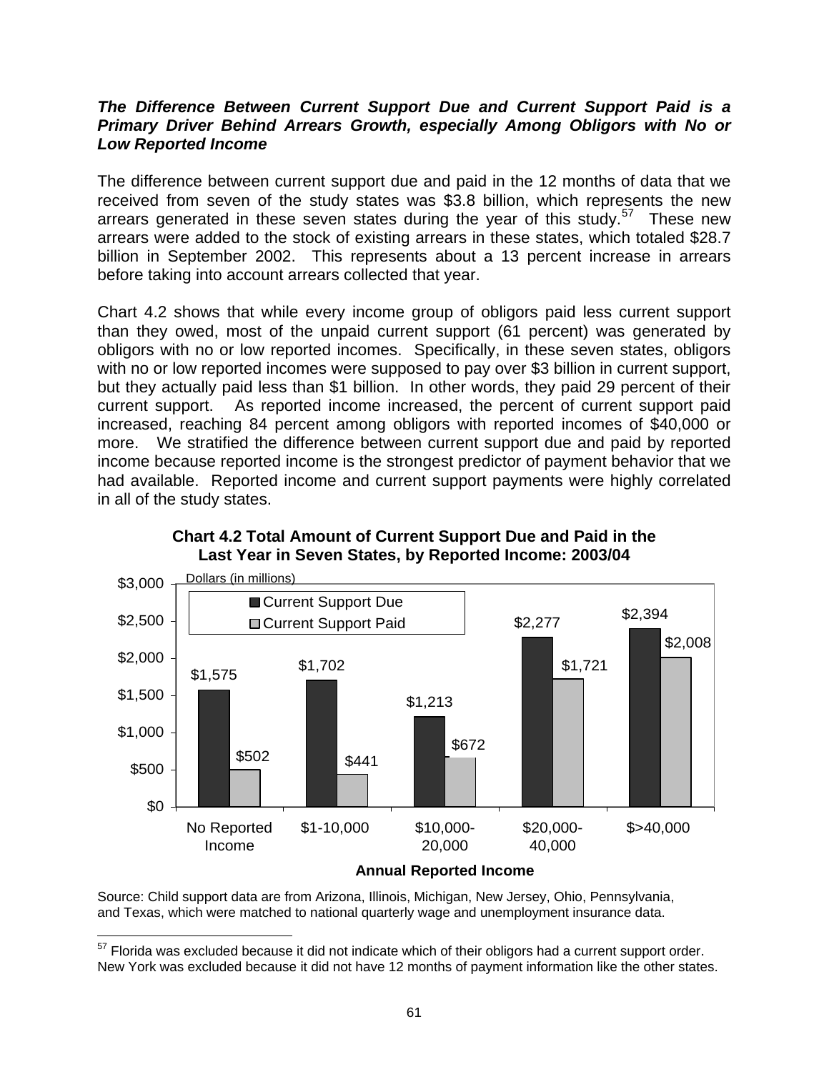***The Difference Between Current Support Due and Current Support Paid is a Primary Driver Behind Arrears Growth, especially Among Obligors with No or Low Reported Income***

The difference between current support due and paid in the 12 months of data that we received from seven of the study states was $3.8 billion, which represents the new arrears generated in these seven states during the year of this study.[57] These new arrears were added to the stock of existing arrears in these states, which totaled $28.7 billion in September 2002. This represents about a 13 percent increase in arrears before taking into account arrears collected that year.

Chart 4.2 shows that while every income group of obligors paid less current support than they owed, most of the unpaid current support (61 percent) was generated by obligors with no or low reported incomes. Specifically, in these seven states, obligors with no or low reported incomes were supposed to pay over $3 billion in current support, but they actually paid less than $1 billion. In other words, they paid 29 percent of their current support. As reported income increased, the percent of current support paid increased, reaching 84 percent among obligors with reported incomes of $40,000 or more. We stratified the difference between current support due and paid by reported income because reported income is the strongest predictor of payment behavior that we had available. Reported income and current support payments were highly correlated in all of the study states.

**Chart 4.2 Total Amount of Current Support Due and Paid in the Last Year in Seven States, by Reported Income: 2003/04**

Dollars (in millions)

| Annual Reported Income | Current Support Due | Current Support Paid |
|---|---|---|
| No Reported Income | $1,575 | $502 |
| $1-10,000 | $1,702 | $441 |
| $10,000-20,000 | $1,213 | $672 |
| $20,000-40,000 | $2,277 | $1,721 |
| $>40,000 | $2,394 | $2,008 |

Source: Child support data are from Arizona, Illinois, Michigan, New Jersey, Ohio, Pennsylvania, and Texas, which were matched to national quarterly wage and unemployment insurance data.

[57] Florida was excluded because it did not indicate which of their obligors had a current support order. New York was excluded because it did not have 12 months of payment information like the other states.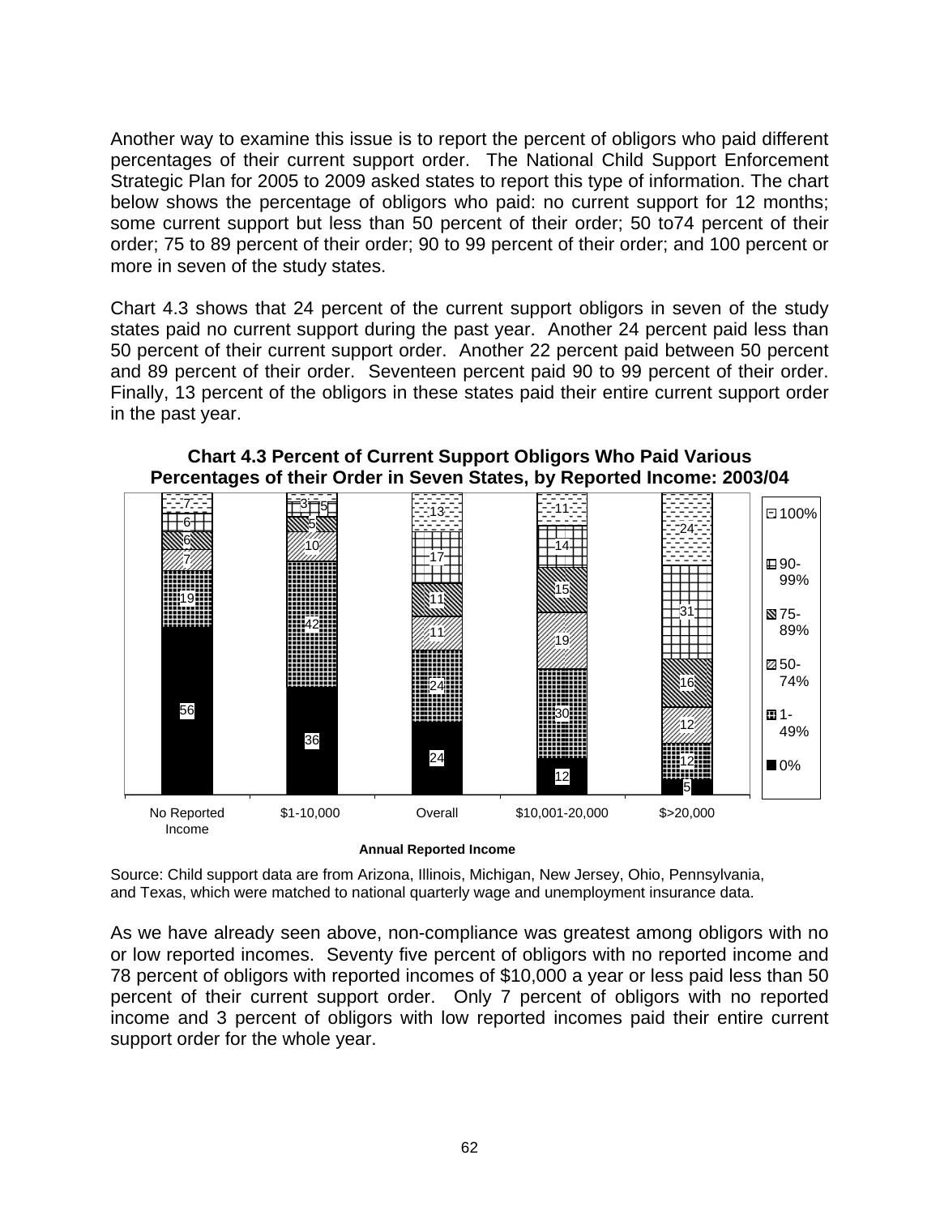Another way to examine this issue is to report the percent of obligors who paid different percentages of their current support order. The National Child Support Enforcement Strategic Plan for 2005 to 2009 asked states to report this type of information. The chart below shows the percentage of obligors who paid: no current support for 12 months; some current support but less than 50 percent of their order; 50 to74 percent of their order; 75 to 89 percent of their order; 90 to 99 percent of their order; and 100 percent or more in seven of the study states.

Chart 4.3 shows that 24 percent of the current support obligors in seven of the study states paid no current support during the past year. Another 24 percent paid less than 50 percent of their current support order. Another 22 percent paid between 50 percent and 89 percent of their order. Seventeen percent paid 90 to 99 percent of their order. Finally, 13 percent of the obligors in these states paid their entire current support order in the past year.

**Chart 4.3 Percent of Current Support Obligors Who Paid Various Percentages of their Order in Seven States, by Reported Income: 2003/04**

| Annual Reported Income | 0% | 1-49% | 50-74% | 75-89% | 90-99% | 100% |
|---|---|---|---|---|---|---|
| No Reported Income | 56 | 19 | 7 | 6 | 6 | 7 |
| $1-10,000 | 36 | 42 | 10 | 5 | 5 | 3 |
| Overall | 24 | 24 | 11 | 11 | 17 | 13 |
| $10,001-20,000 | 12 | 30 | 19 | 15 | 14 | 11 |
| $>20,000 | 5 | 12 | 12 | 16 | 31 | 24 |

Source: Child support data are from Arizona, Illinois, Michigan, New Jersey, Ohio, Pennsylvania, and Texas, which were matched to national quarterly wage and unemployment insurance data.

As we have already seen above, non-compliance was greatest among obligors with no or low reported incomes. Seventy five percent of obligors with no reported income and 78 percent of obligors with reported incomes of $10,000 a year or less paid less than 50 percent of their current support order. Only 7 percent of obligors with no reported income and 3 percent of obligors with low reported incomes paid their entire current support order for the whole year.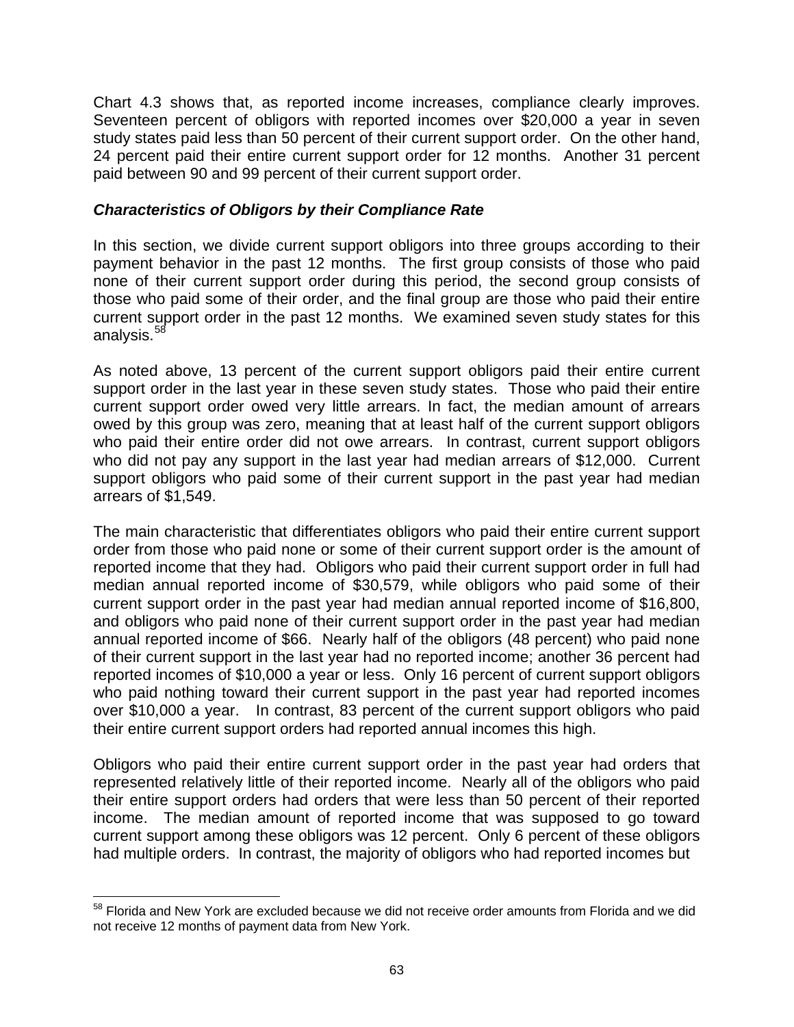Chart 4.3 shows that, as reported income increases, compliance clearly improves. Seventeen percent of obligors with reported incomes over $20,000 a year in seven study states paid less than 50 percent of their current support order. On the other hand, 24 percent paid their entire current support order for 12 months. Another 31 percent paid between 90 and 99 percent of their current support order.

### *Characteristics of Obligors by their Compliance Rate*

In this section, we divide current support obligors into three groups according to their payment behavior in the past 12 months. The first group consists of those who paid none of their current support order during this period, the second group consists of those who paid some of their order, and the final group are those who paid their entire current support order in the past 12 months. We examined seven study states for this analysis.[58]

As noted above, 13 percent of the current support obligors paid their entire current support order in the last year in these seven study states. Those who paid their entire current support order owed very little arrears. In fact, the median amount of arrears owed by this group was zero, meaning that at least half of the current support obligors who paid their entire order did not owe arrears. In contrast, current support obligors who did not pay any support in the last year had median arrears of $12,000. Current support obligors who paid some of their current support in the past year had median arrears of $1,549.

The main characteristic that differentiates obligors who paid their entire current support order from those who paid none or some of their current support order is the amount of reported income that they had. Obligors who paid their current support order in full had median annual reported income of $30,579, while obligors who paid some of their current support order in the past year had median annual reported income of $16,800, and obligors who paid none of their current support order in the past year had median annual reported income of $66. Nearly half of the obligors (48 percent) who paid none of their current support in the last year had no reported income; another 36 percent had reported incomes of $10,000 a year or less. Only 16 percent of current support obligors who paid nothing toward their current support in the past year had reported incomes over $10,000 a year. In contrast, 83 percent of the current support obligors who paid their entire current support orders had reported annual incomes this high.

Obligors who paid their entire current support order in the past year had orders that represented relatively little of their reported income. Nearly all of the obligors who paid their entire support orders had orders that were less than 50 percent of their reported income. The median amount of reported income that was supposed to go toward current support among these obligors was 12 percent. Only 6 percent of these obligors had multiple orders. In contrast, the majority of obligors who had reported incomes but

---

[58] Florida and New York are excluded because we did not receive order amounts from Florida and we did not receive 12 months of payment data from New York.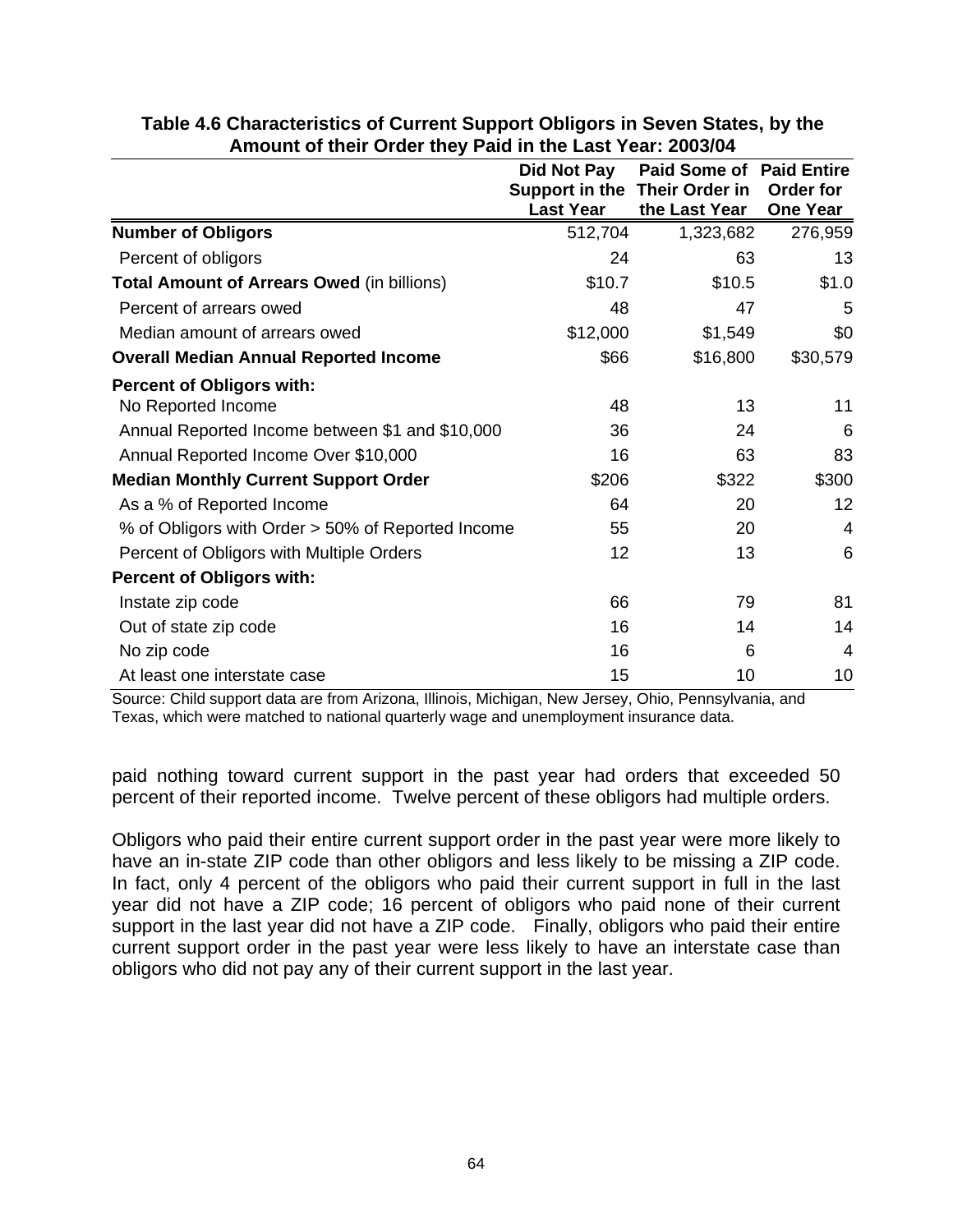**Table 4.6 Characteristics of Current Support Obligors in Seven States, by the Amount of their Order they Paid in the Last Year: 2003/04**

| | Did Not Pay Support in the Last Year | Paid Some of Their Order in the Last Year | Paid Entire Order for One Year |
|---|---|---|---|
| **Number of Obligors** | 512,704 | 1,323,682 | 276,959 |
| Percent of obligors | 24 | 63 | 13 |
| **Total Amount of Arrears Owed** (in billions) | $10.7 | $10.5 | $1.0 |
| Percent of arrears owed | 48 | 47 | 5 |
| Median amount of arrears owed | $12,000 | $1,549 | $0 |
| **Overall Median Annual Reported Income** | $66 | $16,800 | $30,579 |
| **Percent of Obligors with:** | | | |
| No Reported Income | 48 | 13 | 11 |
| Annual Reported Income between $1 and $10,000 | 36 | 24 | 6 |
| Annual Reported Income Over $10,000 | 16 | 63 | 83 |
| **Median Monthly Current Support Order** | $206 | $322 | $300 |
| As a % of Reported Income | 64 | 20 | 12 |
| % of Obligors with Order > 50% of Reported Income | 55 | 20 | 4 |
| Percent of Obligors with Multiple Orders | 12 | 13 | 6 |
| **Percent of Obligors with:** | | | |
| Instate zip code | 66 | 79 | 81 |
| Out of state zip code | 16 | 14 | 14 |
| No zip code | 16 | 6 | 4 |
| At least one interstate case | 15 | 10 | 10 |

Source: Child support data are from Arizona, Illinois, Michigan, New Jersey, Ohio, Pennsylvania, and Texas, which were matched to national quarterly wage and unemployment insurance data.

paid nothing toward current support in the past year had orders that exceeded 50 percent of their reported income. Twelve percent of these obligors had multiple orders.

Obligors who paid their entire current support order in the past year were more likely to have an in-state ZIP code than other obligors and less likely to be missing a ZIP code. In fact, only 4 percent of the obligors who paid their current support in full in the last year did not have a ZIP code; 16 percent of obligors who paid none of their current support in the last year did not have a ZIP code. Finally, obligors who paid their entire current support order in the past year were less likely to have an interstate case than obligors who did not pay any of their current support in the last year.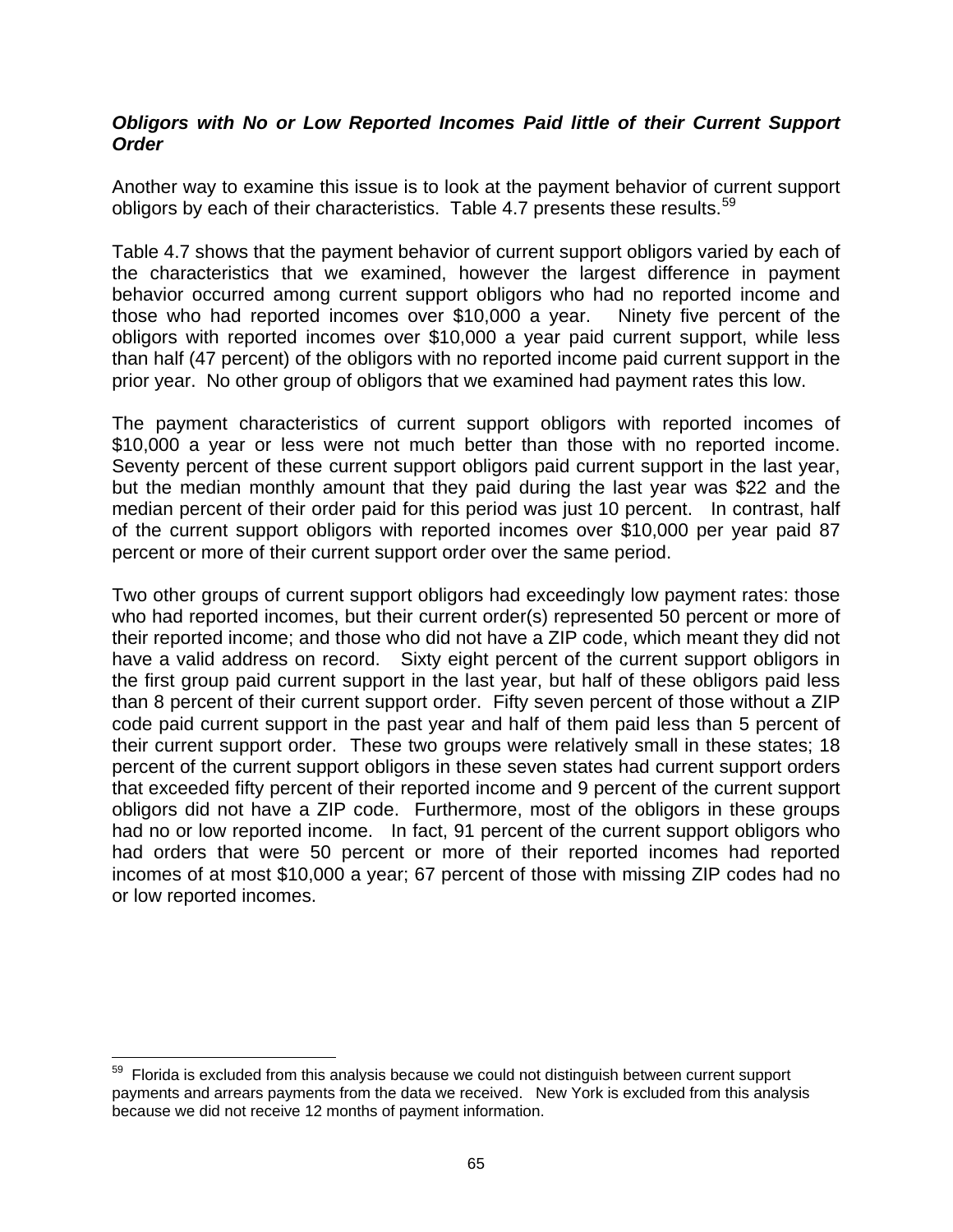***Obligors with No or Low Reported Incomes Paid little of their Current Support Order***

Another way to examine this issue is to look at the payment behavior of current support obligors by each of their characteristics. Table 4.7 presents these results.[59]

Table 4.7 shows that the payment behavior of current support obligors varied by each of the characteristics that we examined, however the largest difference in payment behavior occurred among current support obligors who had no reported income and those who had reported incomes over $10,000 a year. Ninety five percent of the obligors with reported incomes over $10,000 a year paid current support, while less than half (47 percent) of the obligors with no reported income paid current support in the prior year. No other group of obligors that we examined had payment rates this low.

The payment characteristics of current support obligors with reported incomes of $10,000 a year or less were not much better than those with no reported income. Seventy percent of these current support obligors paid current support in the last year, but the median monthly amount that they paid during the last year was $22 and the median percent of their order paid for this period was just 10 percent. In contrast, half of the current support obligors with reported incomes over $10,000 per year paid 87 percent or more of their current support order over the same period.

Two other groups of current support obligors had exceedingly low payment rates: those who had reported incomes, but their current order(s) represented 50 percent or more of their reported income; and those who did not have a ZIP code, which meant they did not have a valid address on record. Sixty eight percent of the current support obligors in the first group paid current support in the last year, but half of these obligors paid less than 8 percent of their current support order. Fifty seven percent of those without a ZIP code paid current support in the past year and half of them paid less than 5 percent of their current support order. These two groups were relatively small in these states; 18 percent of the current support obligors in these seven states had current support orders that exceeded fifty percent of their reported income and 9 percent of the current support obligors did not have a ZIP code. Furthermore, most of the obligors in these groups had no or low reported income. In fact, 91 percent of the current support obligors who had orders that were 50 percent or more of their reported incomes had reported incomes of at most $10,000 a year; 67 percent of those with missing ZIP codes had no or low reported incomes.

[59] Florida is excluded from this analysis because we could not distinguish between current support payments and arrears payments from the data we received. New York is excluded from this analysis because we did not receive 12 months of payment information.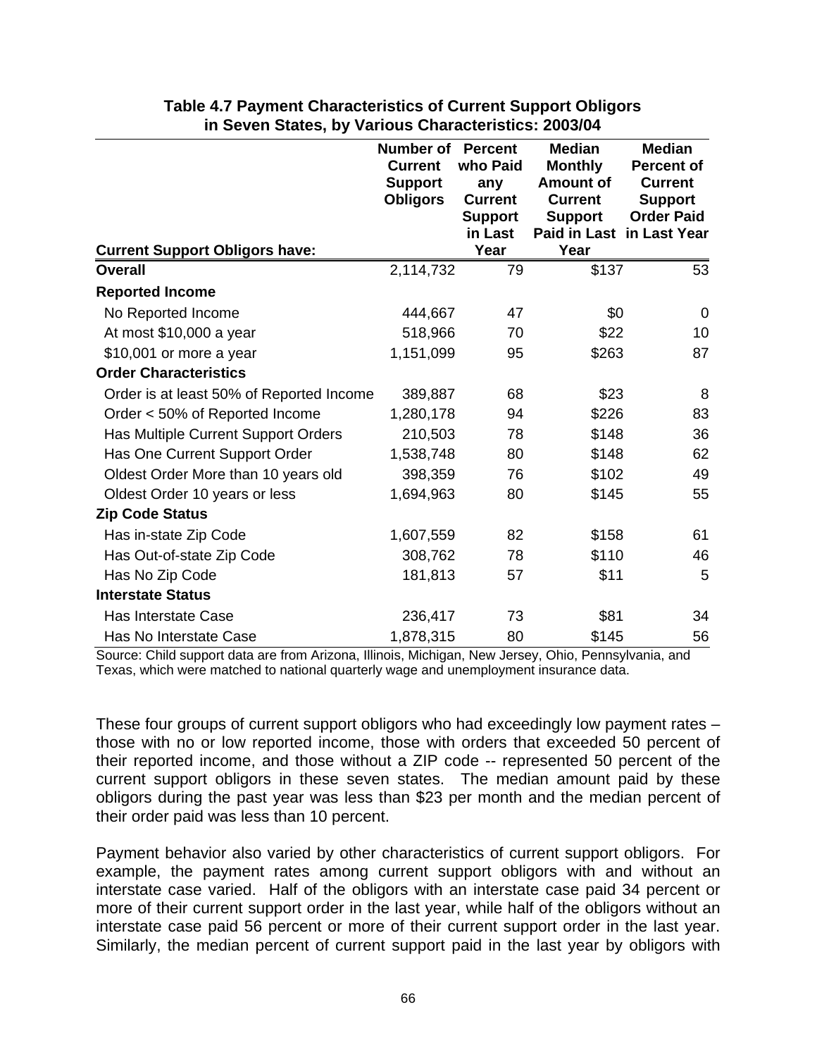**Table 4.7 Payment Characteristics of Current Support Obligors in Seven States, by Various Characteristics: 2003/04**

| Current Support Obligors have: | Number of Current Support Obligors | Percent who Paid any Current Support in Last Year | Median Monthly Amount of Current Support Paid in Last Year | Median Percent of Current Support Order Paid in Last Year |
|---|---|---|---|---|
| **Overall** | 2,114,732 | 79 | $137 | 53 |
| **Reported Income** | | | | |
| No Reported Income | 444,667 | 47 | $0 | 0 |
| At most $10,000 a year | 518,966 | 70 | $22 | 10 |
| $10,001 or more a year | 1,151,099 | 95 | $263 | 87 |
| **Order Characteristics** | | | | |
| Order is at least 50% of Reported Income | 389,887 | 68 | $23 | 8 |
| Order < 50% of Reported Income | 1,280,178 | 94 | $226 | 83 |
| Has Multiple Current Support Orders | 210,503 | 78 | $148 | 36 |
| Has One Current Support Order | 1,538,748 | 80 | $148 | 62 |
| Oldest Order More than 10 years old | 398,359 | 76 | $102 | 49 |
| Oldest Order 10 years or less | 1,694,963 | 80 | $145 | 55 |
| **Zip Code Status** | | | | |
| Has in-state Zip Code | 1,607,559 | 82 | $158 | 61 |
| Has Out-of-state Zip Code | 308,762 | 78 | $110 | 46 |
| Has No Zip Code | 181,813 | 57 | $11 | 5 |
| **Interstate Status** | | | | |
| Has Interstate Case | 236,417 | 73 | $81 | 34 |
| Has No Interstate Case | 1,878,315 | 80 | $145 | 56 |

Source: Child support data are from Arizona, Illinois, Michigan, New Jersey, Ohio, Pennsylvania, and Texas, which were matched to national quarterly wage and unemployment insurance data.

These four groups of current support obligors who had exceedingly low payment rates – those with no or low reported income, those with orders that exceeded 50 percent of their reported income, and those without a ZIP code -- represented 50 percent of the current support obligors in these seven states. The median amount paid by these obligors during the past year was less than $23 per month and the median percent of their order paid was less than 10 percent.

Payment behavior also varied by other characteristics of current support obligors. For example, the payment rates among current support obligors with and without an interstate case varied. Half of the obligors with an interstate case paid 34 percent or more of their current support order in the last year, while half of the obligors without an interstate case paid 56 percent or more of their current support order in the last year. Similarly, the median percent of current support paid in the last year by obligors with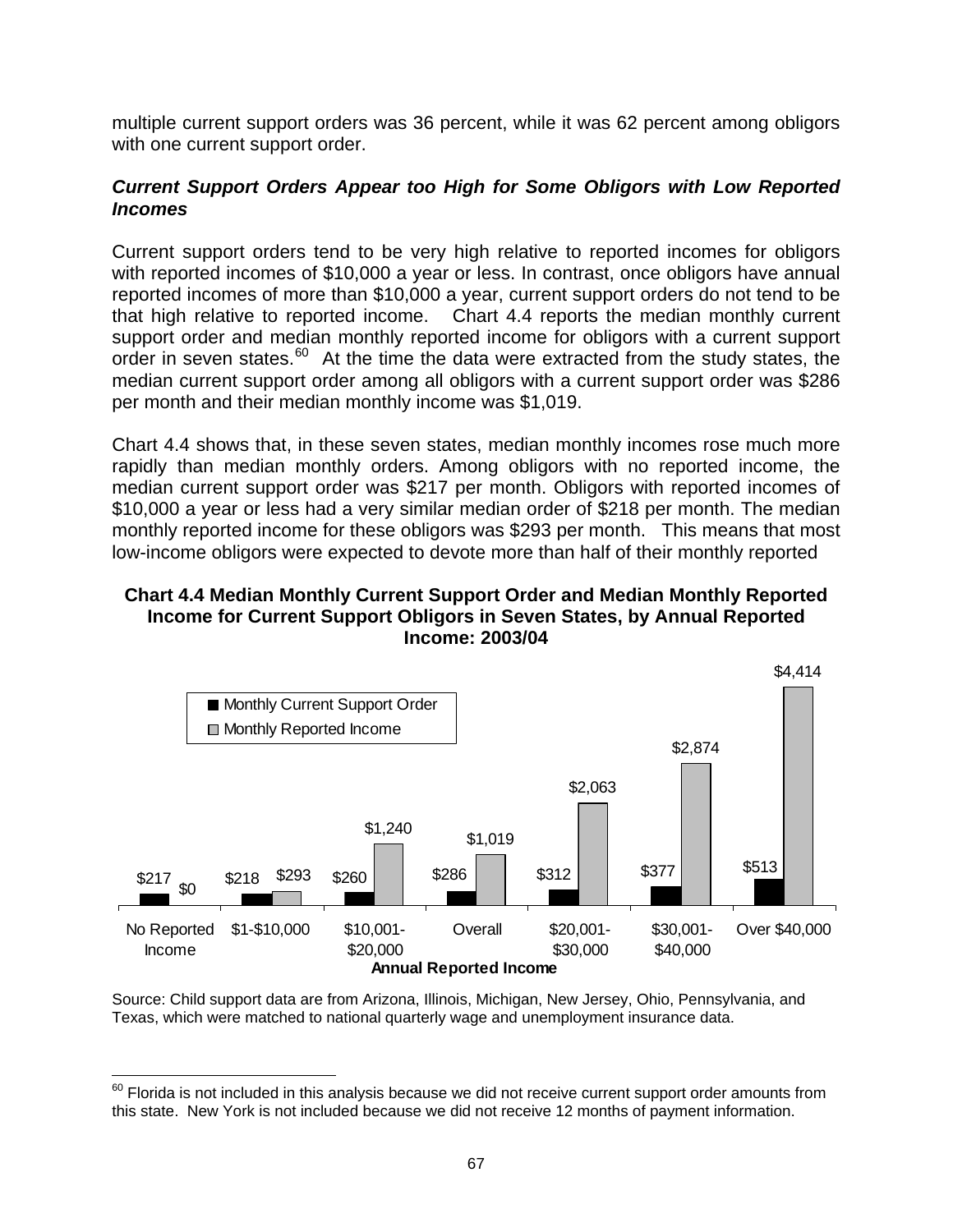multiple current support orders was 36 percent, while it was 62 percent among obligors with one current support order.

### *Current Support Orders Appear too High for Some Obligors with Low Reported Incomes*

Current support orders tend to be very high relative to reported incomes for obligors with reported incomes of $10,000 a year or less. In contrast, once obligors have annual reported incomes of more than $10,000 a year, current support orders do not tend to be that high relative to reported income. Chart 4.4 reports the median monthly current support order and median monthly reported income for obligors with a current support order in seven states.[60] At the time the data were extracted from the study states, the median current support order among all obligors with a current support order was $286 per month and their median monthly income was $1,019.

Chart 4.4 shows that, in these seven states, median monthly incomes rose much more rapidly than median monthly orders. Among obligors with no reported income, the median current support order was $217 per month. Obligors with reported incomes of $10,000 a year or less had a very similar median order of $218 per month. The median monthly reported income for these obligors was $293 per month. This means that most low-income obligors were expected to devote more than half of their monthly reported

**Chart 4.4 Median Monthly Current Support Order and Median Monthly Reported Income for Current Support Obligors in Seven States, by Annual Reported Income: 2003/04**

| Annual Reported Income | Monthly Current Support Order | Monthly Reported Income |
|---|---|---|
| No Reported Income | $217 | $0 |
| $1-$10,000 | $218 | $293 |
| $10,001-$20,000 | $260 | $1,240 |
| Overall | $286 | $1,019 |
| $20,001-$30,000 | $312 | $2,063 |
| $30,001-$40,000 | $377 | $2,874 |
| Over $40,000 | $513 | $4,414 |

Source: Child support data are from Arizona, Illinois, Michigan, New Jersey, Ohio, Pennsylvania, and Texas, which were matched to national quarterly wage and unemployment insurance data.

[60] Florida is not included in this analysis because we did not receive current support order amounts from this state. New York is not included because we did not receive 12 months of payment information.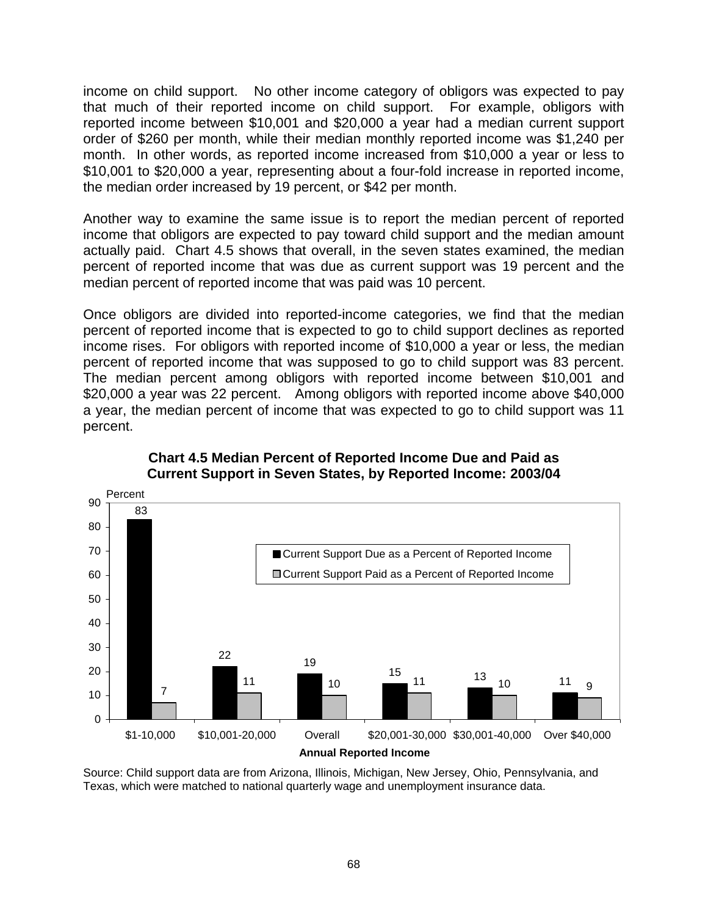income on child support. No other income category of obligors was expected to pay that much of their reported income on child support. For example, obligors with reported income between $10,001 and $20,000 a year had a median current support order of $260 per month, while their median monthly reported income was $1,240 per month. In other words, as reported income increased from $10,000 a year or less to $10,001 to $20,000 a year, representing about a four-fold increase in reported income, the median order increased by 19 percent, or $42 per month.

Another way to examine the same issue is to report the median percent of reported income that obligors are expected to pay toward child support and the median amount actually paid. Chart 4.5 shows that overall, in the seven states examined, the median percent of reported income that was due as current support was 19 percent and the median percent of reported income that was paid was 10 percent.

Once obligors are divided into reported-income categories, we find that the median percent of reported income that is expected to go to child support declines as reported income rises. For obligors with reported income of $10,000 a year or less, the median percent of reported income that was supposed to go to child support was 83 percent. The median percent among obligors with reported income between $10,001 and $20,000 a year was 22 percent. Among obligors with reported income above $40,000 a year, the median percent of income that was expected to go to child support was 11 percent.

**Chart 4.5 Median Percent of Reported Income Due and Paid as Current Support in Seven States, by Reported Income: 2003/04**

| Annual Reported Income | Current Support Due as a Percent of Reported Income | Current Support Paid as a Percent of Reported Income |
|---|---|---|
| $1-10,000 | 83 | 7 |
| $10,001-20,000 | 22 | 11 |
| Overall | 19 | 10 |
| $20,001-30,000 | 15 | 11 |
| $30,001-40,000 | 13 | 10 |
| Over $40,000 | 11 | 9 |

Source: Child support data are from Arizona, Illinois, Michigan, New Jersey, Ohio, Pennsylvania, and Texas, which were matched to national quarterly wage and unemployment insurance data.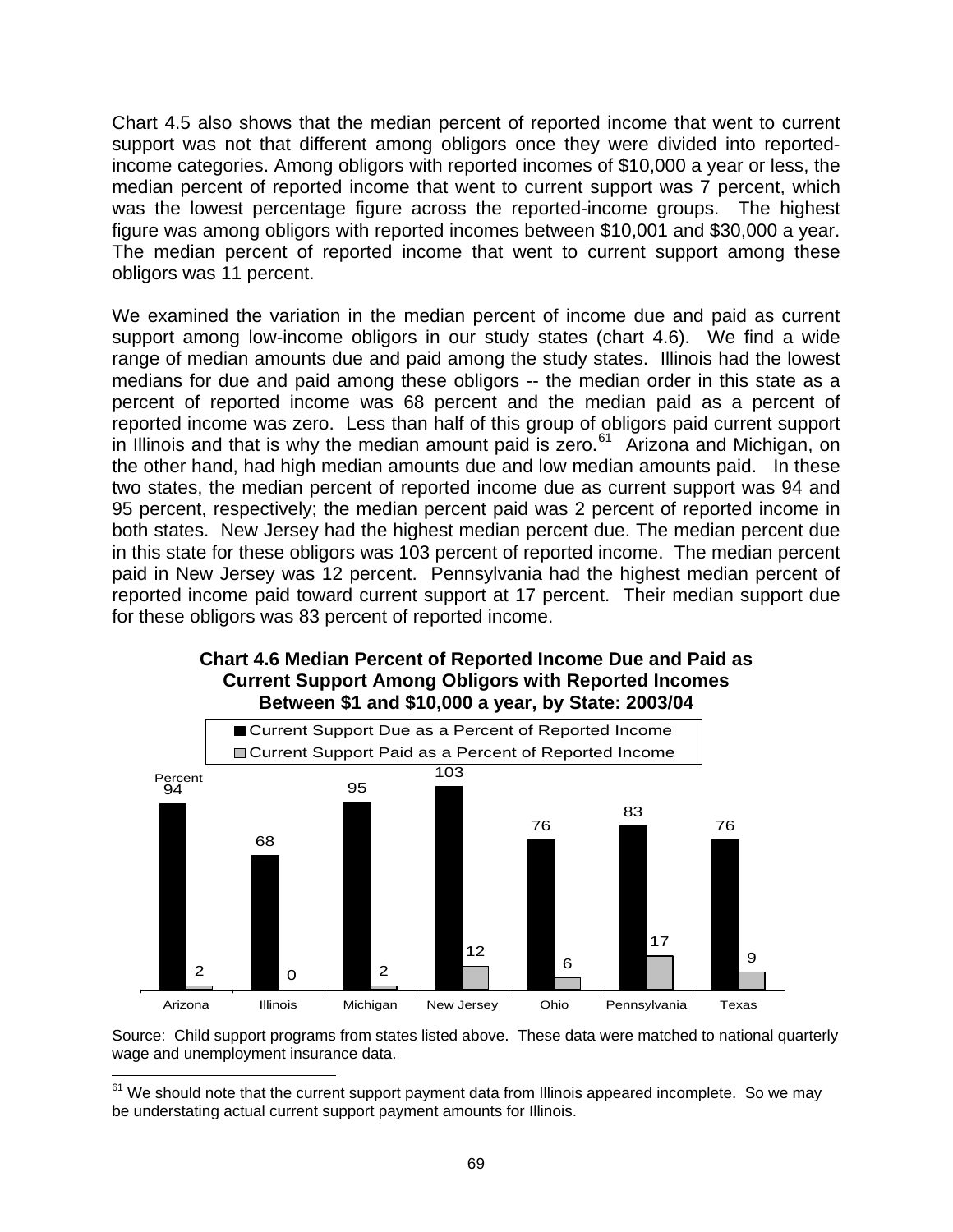Chart 4.5 also shows that the median percent of reported income that went to current support was not that different among obligors once they were divided into reported-income categories. Among obligors with reported incomes of $10,000 a year or less, the median percent of reported income that went to current support was 7 percent, which was the lowest percentage figure across the reported-income groups. The highest figure was among obligors with reported incomes between $10,001 and $30,000 a year. The median percent of reported income that went to current support among these obligors was 11 percent.

We examined the variation in the median percent of income due and paid as current support among low-income obligors in our study states (chart 4.6). We find a wide range of median amounts due and paid among the study states. Illinois had the lowest medians for due and paid among these obligors -- the median order in this state as a percent of reported income was 68 percent and the median paid as a percent of reported income was zero. Less than half of this group of obligors paid current support in Illinois and that is why the median amount paid is zero.[61] Arizona and Michigan, on the other hand, had high median amounts due and low median amounts paid. In these two states, the median percent of reported income due as current support was 94 and 95 percent, respectively; the median percent paid was 2 percent of reported income in both states. New Jersey had the highest median percent due. The median percent due in this state for these obligors was 103 percent of reported income. The median percent paid in New Jersey was 12 percent. Pennsylvania had the highest median percent of reported income paid toward current support at 17 percent. Their median support due for these obligors was 83 percent of reported income.

**Chart 4.6 Median Percent of Reported Income Due and Paid as Current Support Among Obligors with Reported Incomes Between $1 and $10,000 a year, by State: 2003/04**

| State | Current Support Due as a Percent of Reported Income | Current Support Paid as a Percent of Reported Income |
|---|---|---|
| Arizona | 94 | 2 |
| Illinois | 68 | 0 |
| Michigan | 95 | 2 |
| New Jersey | 103 | 12 |
| Ohio | 76 | 6 |
| Pennsylvania | 83 | 17 |
| Texas | 76 | 9 |

Source: Child support programs from states listed above. These data were matched to national quarterly wage and unemployment insurance data.

[61] We should note that the current support payment data from Illinois appeared incomplete. So we may be understating actual current support payment amounts for Illinois.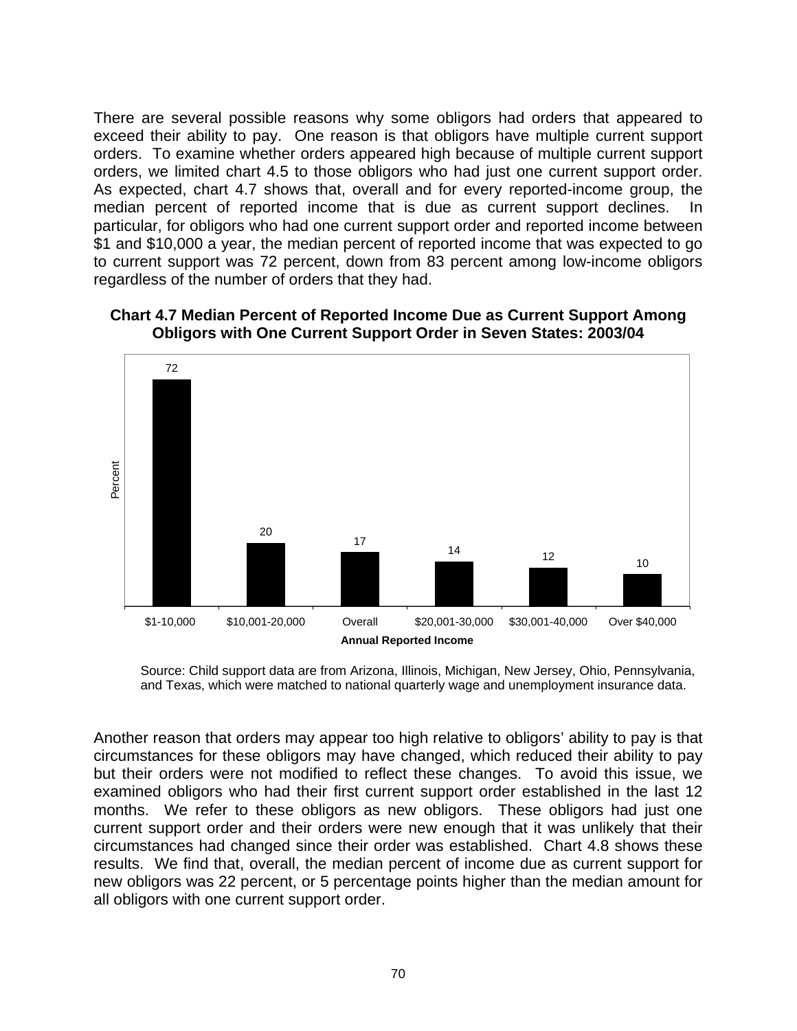There are several possible reasons why some obligors had orders that appeared to exceed their ability to pay. One reason is that obligors have multiple current support orders. To examine whether orders appeared high because of multiple current support orders, we limited chart 4.5 to those obligors who had just one current support order. As expected, chart 4.7 shows that, overall and for every reported-income group, the median percent of reported income that is due as current support declines. In particular, for obligors who had one current support order and reported income between $1 and $10,000 a year, the median percent of reported income that was expected to go to current support was 72 percent, down from 83 percent among low-income obligors regardless of the number of orders that they had.

**Chart 4.7 Median Percent of Reported Income Due as Current Support Among Obligors with One Current Support Order in Seven States: 2003/04**

| Annual Reported Income | Percent |
|---|---|
| $1-10,000 | 72 |
| $10,001-20,000 | 20 |
| Overall | 17 |
| $20,001-30,000 | 14 |
| $30,001-40,000 | 12 |
| Over $40,000 | 10 |

Source: Child support data are from Arizona, Illinois, Michigan, New Jersey, Ohio, Pennsylvania, and Texas, which were matched to national quarterly wage and unemployment insurance data.

Another reason that orders may appear too high relative to obligors' ability to pay is that circumstances for these obligors may have changed, which reduced their ability to pay but their orders were not modified to reflect these changes. To avoid this issue, we examined obligors who had their first current support order established in the last 12 months. We refer to these obligors as new obligors. These obligors had just one current support order and their orders were new enough that it was unlikely that their circumstances had changed since their order was established. Chart 4.8 shows these results. We find that, overall, the median percent of income due as current support for new obligors was 22 percent, or 5 percentage points higher than the median amount for all obligors with one current support order.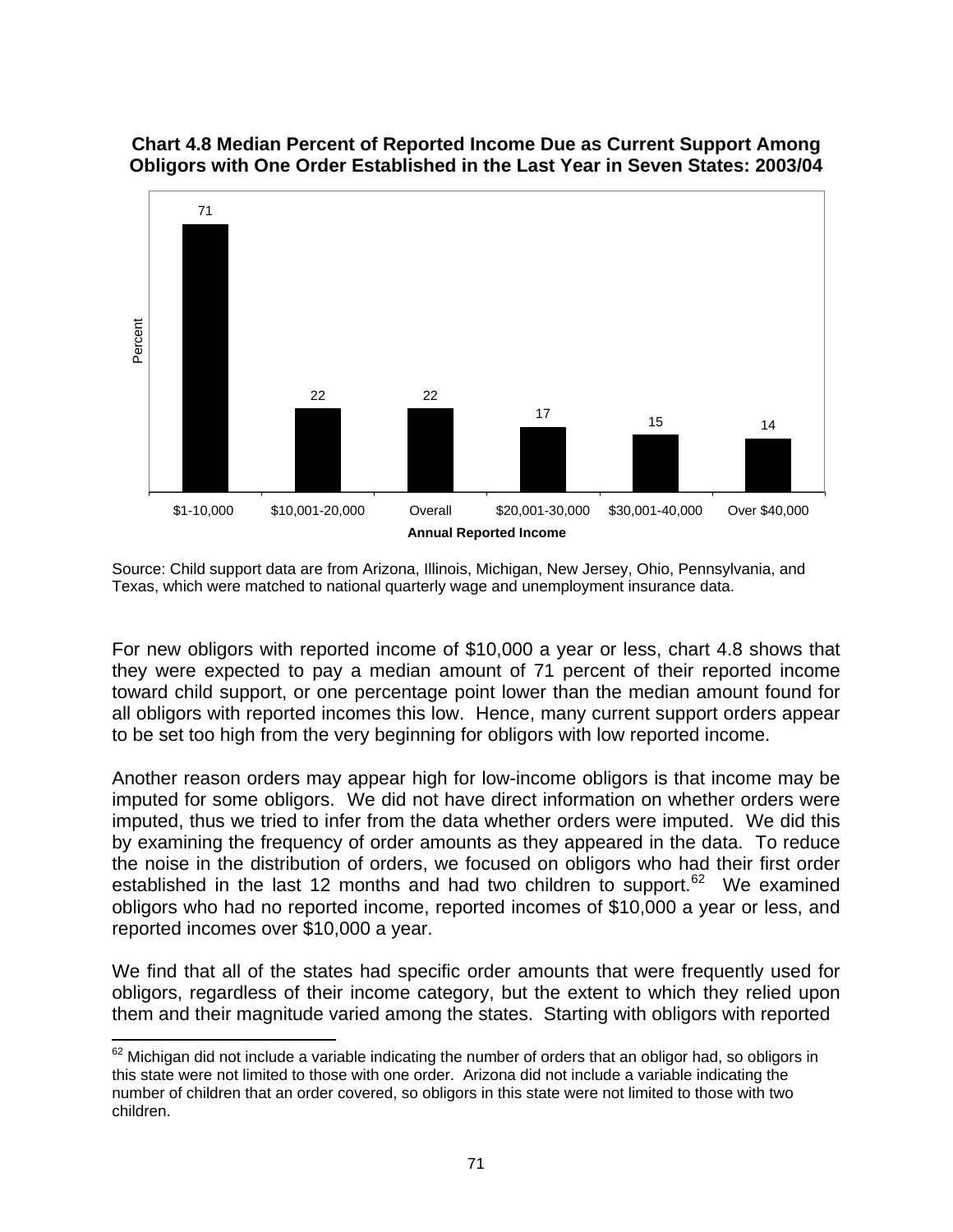**Chart 4.8 Median Percent of Reported Income Due as Current Support Among Obligors with One Order Established in the Last Year in Seven States: 2003/04**

| Annual Reported Income | Percent |
|---|---|
| $1-10,000 | 71 |
| $10,001-20,000 | 22 |
| Overall | 22 |
| $20,001-30,000 | 17 |
| $30,001-40,000 | 15 |
| Over $40,000 | 14 |

Source: Child support data are from Arizona, Illinois, Michigan, New Jersey, Ohio, Pennsylvania, and Texas, which were matched to national quarterly wage and unemployment insurance data.

For new obligors with reported income of $10,000 a year or less, chart 4.8 shows that they were expected to pay a median amount of 71 percent of their reported income toward child support, or one percentage point lower than the median amount found for all obligors with reported incomes this low. Hence, many current support orders appear to be set too high from the very beginning for obligors with low reported income.

Another reason orders may appear high for low-income obligors is that income may be imputed for some obligors. We did not have direct information on whether orders were imputed, thus we tried to infer from the data whether orders were imputed. We did this by examining the frequency of order amounts as they appeared in the data. To reduce the noise in the distribution of orders, we focused on obligors who had their first order established in the last 12 months and had two children to support.[62] We examined obligors who had no reported income, reported incomes of $10,000 a year or less, and reported incomes over $10,000 a year.

We find that all of the states had specific order amounts that were frequently used for obligors, regardless of their income category, but the extent to which they relied upon them and their magnitude varied among the states. Starting with obligors with reported

[62] Michigan did not include a variable indicating the number of orders that an obligor had, so obligors in this state were not limited to those with one order. Arizona did not include a variable indicating the number of children that an order covered, so obligors in this state were not limited to those with two children.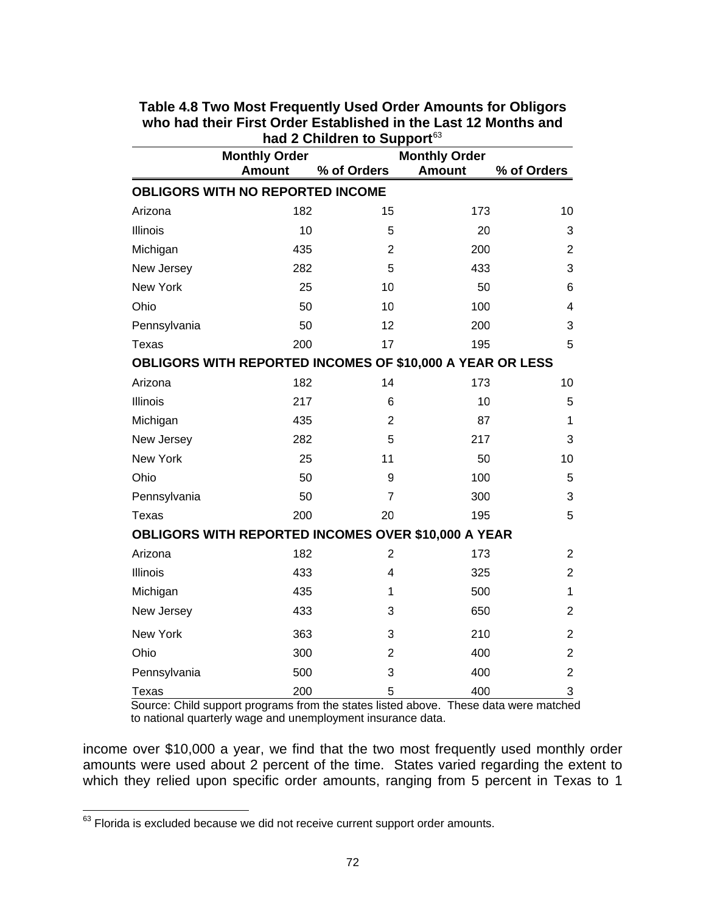**Table 4.8 Two Most Frequently Used Order Amounts for Obligors who had their First Order Established in the Last 12 Months and had 2 Children to Support**[63]

| | Monthly Order Amount | % of Orders | Monthly Order Amount | % of Orders |
|---|---|---|---|---|
| **OBLIGORS WITH NO REPORTED INCOME** | | | | |
| Arizona | 182 | 15 | 173 | 10 |
| Illinois | 10 | 5 | 20 | 3 |
| Michigan | 435 | 2 | 200 | 2 |
| New Jersey | 282 | 5 | 433 | 3 |
| New York | 25 | 10 | 50 | 6 |
| Ohio | 50 | 10 | 100 | 4 |
| Pennsylvania | 50 | 12 | 200 | 3 |
| Texas | 200 | 17 | 195 | 5 |
| **OBLIGORS WITH REPORTED INCOMES OF $10,000 A YEAR OR LESS** | | | | |
| Arizona | 182 | 14 | 173 | 10 |
| Illinois | 217 | 6 | 10 | 5 |
| Michigan | 435 | 2 | 87 | 1 |
| New Jersey | 282 | 5 | 217 | 3 |
| New York | 25 | 11 | 50 | 10 |
| Ohio | 50 | 9 | 100 | 5 |
| Pennsylvania | 50 | 7 | 300 | 3 |
| Texas | 200 | 20 | 195 | 5 |
| **OBLIGORS WITH REPORTED INCOMES OVER $10,000 A YEAR** | | | | |
| Arizona | 182 | 2 | 173 | 2 |
| Illinois | 433 | 4 | 325 | 2 |
| Michigan | 435 | 1 | 500 | 1 |
| New Jersey | 433 | 3 | 650 | 2 |
| New York | 363 | 3 | 210 | 2 |
| Ohio | 300 | 2 | 400 | 2 |
| Pennsylvania | 500 | 3 | 400 | 2 |
| Texas | 200 | 5 | 400 | 3 |

Source: Child support programs from the states listed above. These data were matched to national quarterly wage and unemployment insurance data.

income over $10,000 a year, we find that the two most frequently used monthly order amounts were used about 2 percent of the time. States varied regarding the extent to which they relied upon specific order amounts, ranging from 5 percent in Texas to 1

[63] Florida is excluded because we did not receive current support order amounts.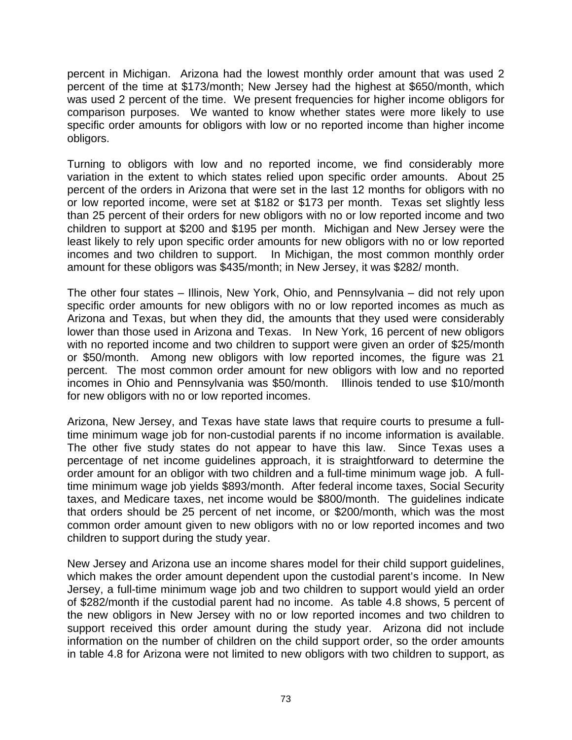percent in Michigan. Arizona had the lowest monthly order amount that was used 2 percent of the time at $173/month; New Jersey had the highest at $650/month, which was used 2 percent of the time. We present frequencies for higher income obligors for comparison purposes. We wanted to know whether states were more likely to use specific order amounts for obligors with low or no reported income than higher income obligors.

Turning to obligors with low and no reported income, we find considerably more variation in the extent to which states relied upon specific order amounts. About 25 percent of the orders in Arizona that were set in the last 12 months for obligors with no or low reported income, were set at $182 or $173 per month. Texas set slightly less than 25 percent of their orders for new obligors with no or low reported income and two children to support at $200 and $195 per month. Michigan and New Jersey were the least likely to rely upon specific order amounts for new obligors with no or low reported incomes and two children to support. In Michigan, the most common monthly order amount for these obligors was $435/month; in New Jersey, it was $282/ month.

The other four states – Illinois, New York, Ohio, and Pennsylvania – did not rely upon specific order amounts for new obligors with no or low reported incomes as much as Arizona and Texas, but when they did, the amounts that they used were considerably lower than those used in Arizona and Texas. In New York, 16 percent of new obligors with no reported income and two children to support were given an order of $25/month or $50/month. Among new obligors with low reported incomes, the figure was 21 percent. The most common order amount for new obligors with low and no reported incomes in Ohio and Pennsylvania was $50/month. Illinois tended to use $10/month for new obligors with no or low reported incomes.

Arizona, New Jersey, and Texas have state laws that require courts to presume a full-time minimum wage job for non-custodial parents if no income information is available. The other five study states do not appear to have this law. Since Texas uses a percentage of net income guidelines approach, it is straightforward to determine the order amount for an obligor with two children and a full-time minimum wage job. A full-time minimum wage job yields $893/month. After federal income taxes, Social Security taxes, and Medicare taxes, net income would be $800/month. The guidelines indicate that orders should be 25 percent of net income, or $200/month, which was the most common order amount given to new obligors with no or low reported incomes and two children to support during the study year.

New Jersey and Arizona use an income shares model for their child support guidelines, which makes the order amount dependent upon the custodial parent's income. In New Jersey, a full-time minimum wage job and two children to support would yield an order of $282/month if the custodial parent had no income. As table 4.8 shows, 5 percent of the new obligors in New Jersey with no or low reported incomes and two children to support received this order amount during the study year. Arizona did not include information on the number of children on the child support order, so the order amounts in table 4.8 for Arizona were not limited to new obligors with two children to support, as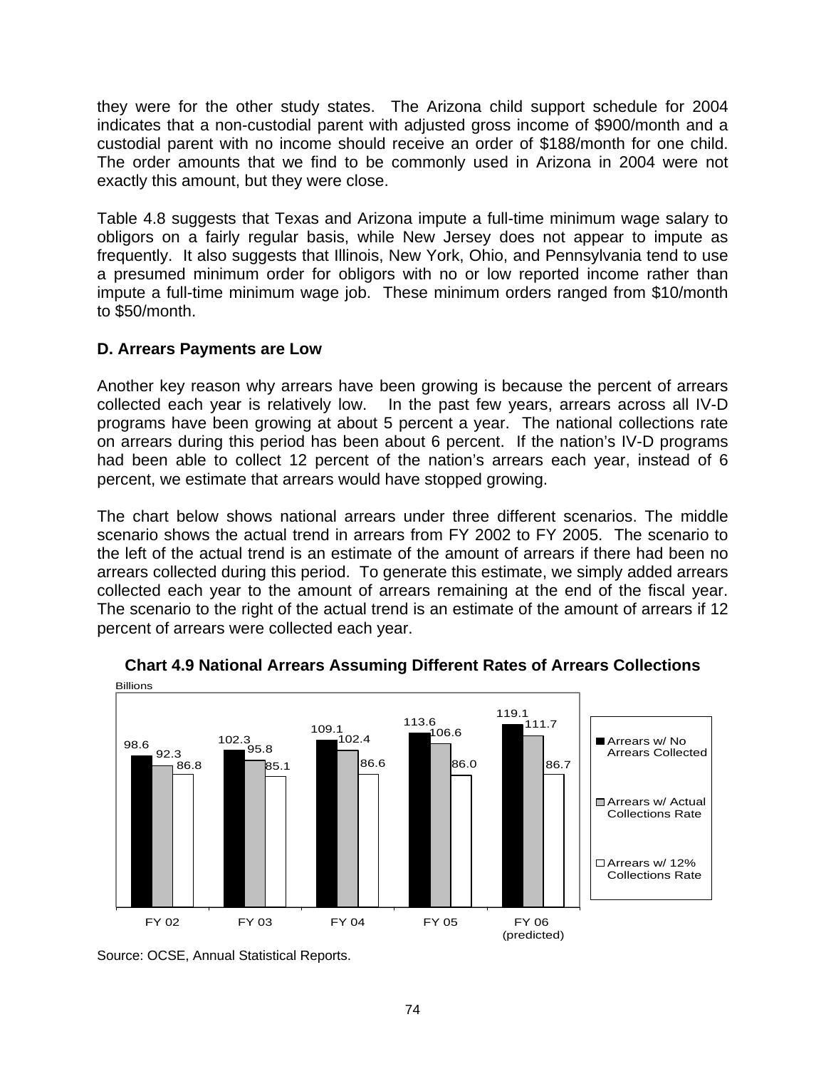they were for the other study states. The Arizona child support schedule for 2004 indicates that a non-custodial parent with adjusted gross income of $900/month and a custodial parent with no income should receive an order of $188/month for one child. The order amounts that we find to be commonly used in Arizona in 2004 were not exactly this amount, but they were close.

Table 4.8 suggests that Texas and Arizona impute a full-time minimum wage salary to obligors on a fairly regular basis, while New Jersey does not appear to impute as frequently. It also suggests that Illinois, New York, Ohio, and Pennsylvania tend to use a presumed minimum order for obligors with no or low reported income rather than impute a full-time minimum wage job. These minimum orders ranged from $10/month to $50/month.

### D. Arrears Payments are Low

Another key reason why arrears have been growing is because the percent of arrears collected each year is relatively low. In the past few years, arrears across all IV-D programs have been growing at about 5 percent a year. The national collections rate on arrears during this period has been about 6 percent. If the nation's IV-D programs had been able to collect 12 percent of the nation's arrears each year, instead of 6 percent, we estimate that arrears would have stopped growing.

The chart below shows national arrears under three different scenarios. The middle scenario shows the actual trend in arrears from FY 2002 to FY 2005. The scenario to the left of the actual trend is an estimate of the amount of arrears if there had been no arrears collected during this period. To generate this estimate, we simply added arrears collected each year to the amount of arrears remaining at the end of the fiscal year. The scenario to the right of the actual trend is an estimate of the amount of arrears if 12 percent of arrears were collected each year.

**Chart 4.9 National Arrears Assuming Different Rates of Arrears Collections**

Billions

| | Arrears w/ No Arrears Collected | Arrears w/ Actual Collections Rate | Arrears w/ 12% Collections Rate |
|---|---|---|---|
| FY 02 | 98.6 | 92.3 | 86.8 |
| FY 03 | 102.3 | 95.8 | 85.1 |
| FY 04 | 109.1 | 102.4 | 86.6 |
| FY 05 | 113.6 | 106.6 | 86.0 |
| FY 06 (predicted) | 119.1 | 111.7 | 86.7 |

Source: OCSE, Annual Statistical Reports.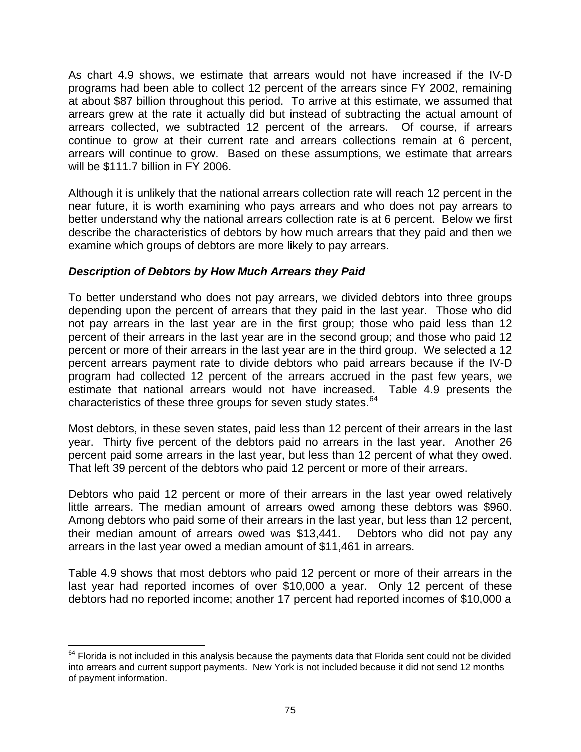As chart 4.9 shows, we estimate that arrears would not have increased if the IV-D programs had been able to collect 12 percent of the arrears since FY 2002, remaining at about $87 billion throughout this period. To arrive at this estimate, we assumed that arrears grew at the rate it actually did but instead of subtracting the actual amount of arrears collected, we subtracted 12 percent of the arrears. Of course, if arrears continue to grow at their current rate and arrears collections remain at 6 percent, arrears will continue to grow. Based on these assumptions, we estimate that arrears will be $111.7 billion in FY 2006.

Although it is unlikely that the national arrears collection rate will reach 12 percent in the near future, it is worth examining who pays arrears and who does not pay arrears to better understand why the national arrears collection rate is at 6 percent. Below we first describe the characteristics of debtors by how much arrears that they paid and then we examine which groups of debtors are more likely to pay arrears.

### *Description of Debtors by How Much Arrears they Paid*

To better understand who does not pay arrears, we divided debtors into three groups depending upon the percent of arrears that they paid in the last year. Those who did not pay arrears in the last year are in the first group; those who paid less than 12 percent of their arrears in the last year are in the second group; and those who paid 12 percent or more of their arrears in the last year are in the third group. We selected a 12 percent arrears payment rate to divide debtors who paid arrears because if the IV-D program had collected 12 percent of the arrears accrued in the past few years, we estimate that national arrears would not have increased. Table 4.9 presents the characteristics of these three groups for seven study states.[64]

Most debtors, in these seven states, paid less than 12 percent of their arrears in the last year. Thirty five percent of the debtors paid no arrears in the last year. Another 26 percent paid some arrears in the last year, but less than 12 percent of what they owed. That left 39 percent of the debtors who paid 12 percent or more of their arrears.

Debtors who paid 12 percent or more of their arrears in the last year owed relatively little arrears. The median amount of arrears owed among these debtors was $960. Among debtors who paid some of their arrears in the last year, but less than 12 percent, their median amount of arrears owed was $13,441. Debtors who did not pay any arrears in the last year owed a median amount of $11,461 in arrears.

Table 4.9 shows that most debtors who paid 12 percent or more of their arrears in the last year had reported incomes of over $10,000 a year. Only 12 percent of these debtors had no reported income; another 17 percent had reported incomes of $10,000 a

[64] Florida is not included in this analysis because the payments data that Florida sent could not be divided into arrears and current support payments. New York is not included because it did not send 12 months of payment information.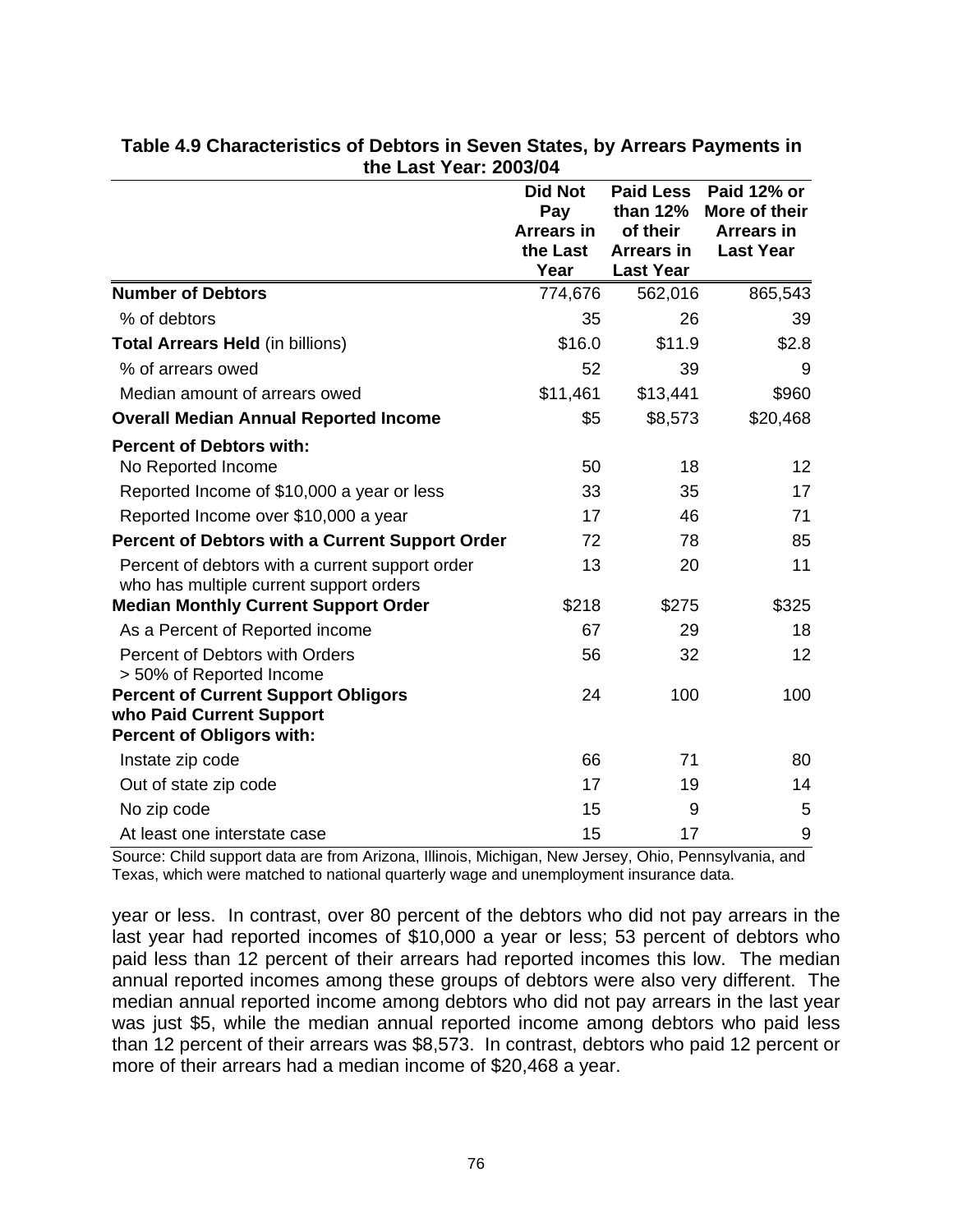**Table 4.9 Characteristics of Debtors in Seven States, by Arrears Payments in the Last Year: 2003/04**

| | Did Not Pay Arrears in the Last Year | Paid Less than 12% of their Arrears in Last Year | Paid 12% or More of their Arrears in Last Year |
|---|---|---|---|
| **Number of Debtors** | 774,676 | 562,016 | 865,543 |
| % of debtors | 35 | 26 | 39 |
| **Total Arrears Held** (in billions) | $16.0 | $11.9 | $2.8 |
| % of arrears owed | 52 | 39 | 9 |
| Median amount of arrears owed | $11,461 | $13,441 | $960 |
| **Overall Median Annual Reported Income** | $5 | $8,573 | $20,468 |
| **Percent of Debtors with:** | | | |
| No Reported Income | 50 | 18 | 12 |
| Reported Income of $10,000 a year or less | 33 | 35 | 17 |
| Reported Income over $10,000 a year | 17 | 46 | 71 |
| **Percent of Debtors with a Current Support Order** | 72 | 78 | 85 |
| Percent of debtors with a current support order who has multiple current support orders | 13 | 20 | 11 |
| **Median Monthly Current Support Order** | $218 | $275 | $325 |
| As a Percent of Reported income | 67 | 29 | 18 |
| Percent of Debtors with Orders > 50% of Reported Income | 56 | 32 | 12 |
| **Percent of Current Support Obligors who Paid Current Support** | 24 | 100 | 100 |
| **Percent of Obligors with:** | | | |
| Instate zip code | 66 | 71 | 80 |
| Out of state zip code | 17 | 19 | 14 |
| No zip code | 15 | 9 | 5 |
| At least one interstate case | 15 | 17 | 9 |

Source: Child support data are from Arizona, Illinois, Michigan, New Jersey, Ohio, Pennsylvania, and Texas, which were matched to national quarterly wage and unemployment insurance data.

year or less. In contrast, over 80 percent of the debtors who did not pay arrears in the last year had reported incomes of $10,000 a year or less; 53 percent of debtors who paid less than 12 percent of their arrears had reported incomes this low. The median annual reported incomes among these groups of debtors were also very different. The median annual reported income among debtors who did not pay arrears in the last year was just $5, while the median annual reported income among debtors who paid less than 12 percent of their arrears was $8,573. In contrast, debtors who paid 12 percent or more of their arrears had a median income of $20,468 a year.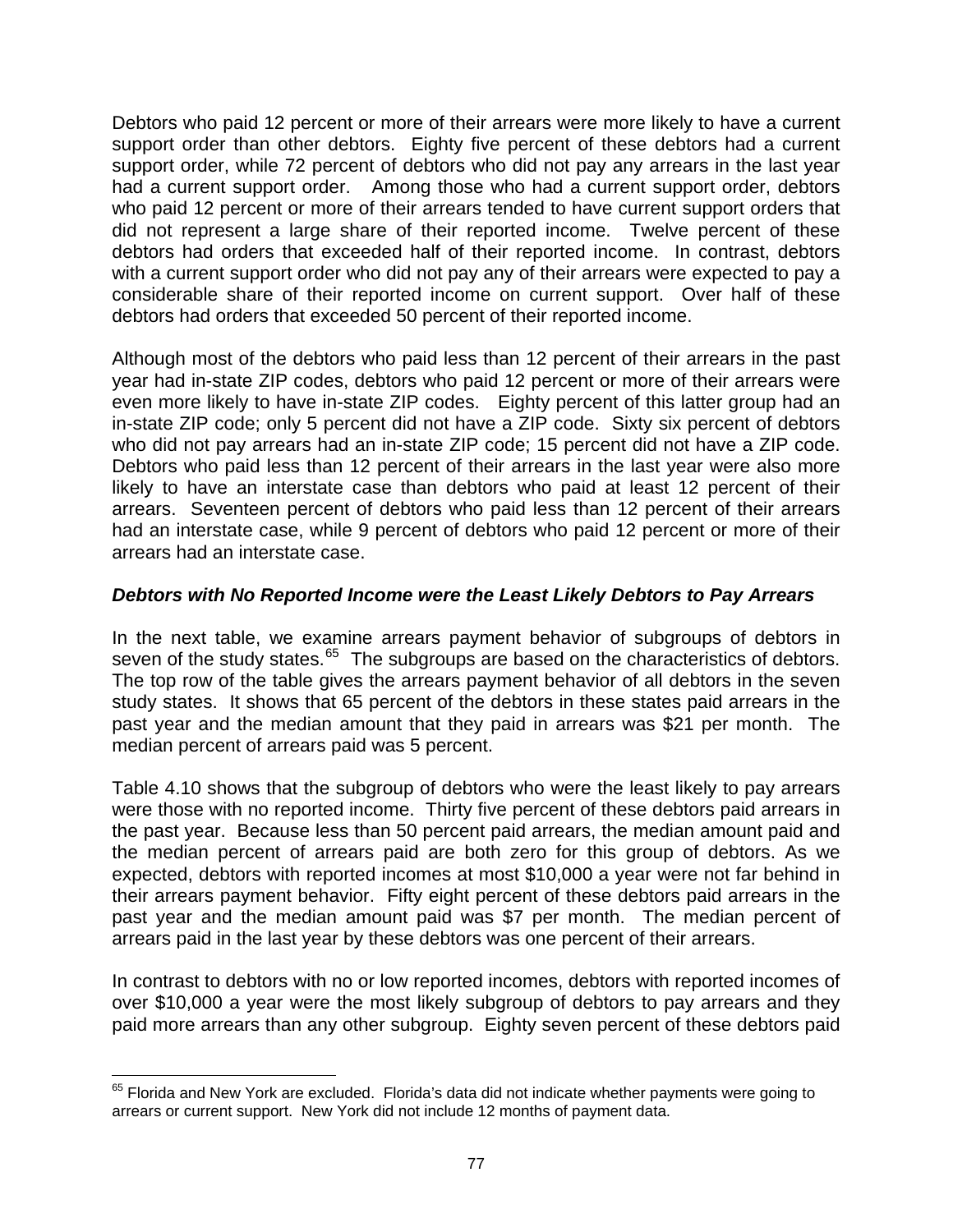Debtors who paid 12 percent or more of their arrears were more likely to have a current support order than other debtors. Eighty five percent of these debtors had a current support order, while 72 percent of debtors who did not pay any arrears in the last year had a current support order. Among those who had a current support order, debtors who paid 12 percent or more of their arrears tended to have current support orders that did not represent a large share of their reported income. Twelve percent of these debtors had orders that exceeded half of their reported income. In contrast, debtors with a current support order who did not pay any of their arrears were expected to pay a considerable share of their reported income on current support. Over half of these debtors had orders that exceeded 50 percent of their reported income.

Although most of the debtors who paid less than 12 percent of their arrears in the past year had in-state ZIP codes, debtors who paid 12 percent or more of their arrears were even more likely to have in-state ZIP codes. Eighty percent of this latter group had an in-state ZIP code; only 5 percent did not have a ZIP code. Sixty six percent of debtors who did not pay arrears had an in-state ZIP code; 15 percent did not have a ZIP code. Debtors who paid less than 12 percent of their arrears in the last year were also more likely to have an interstate case than debtors who paid at least 12 percent of their arrears. Seventeen percent of debtors who paid less than 12 percent of their arrears had an interstate case, while 9 percent of debtors who paid 12 percent or more of their arrears had an interstate case.

***Debtors with No Reported Income were the Least Likely Debtors to Pay Arrears***

In the next table, we examine arrears payment behavior of subgroups of debtors in seven of the study states.[65] The subgroups are based on the characteristics of debtors. The top row of the table gives the arrears payment behavior of all debtors in the seven study states. It shows that 65 percent of the debtors in these states paid arrears in the past year and the median amount that they paid in arrears was $21 per month. The median percent of arrears paid was 5 percent.

Table 4.10 shows that the subgroup of debtors who were the least likely to pay arrears were those with no reported income. Thirty five percent of these debtors paid arrears in the past year. Because less than 50 percent paid arrears, the median amount paid and the median percent of arrears paid are both zero for this group of debtors. As we expected, debtors with reported incomes at most $10,000 a year were not far behind in their arrears payment behavior. Fifty eight percent of these debtors paid arrears in the past year and the median amount paid was $7 per month. The median percent of arrears paid in the last year by these debtors was one percent of their arrears.

In contrast to debtors with no or low reported incomes, debtors with reported incomes of over $10,000 a year were the most likely subgroup of debtors to pay arrears and they paid more arrears than any other subgroup. Eighty seven percent of these debtors paid

---

[65] Florida and New York are excluded. Florida's data did not indicate whether payments were going to arrears or current support. New York did not include 12 months of payment data.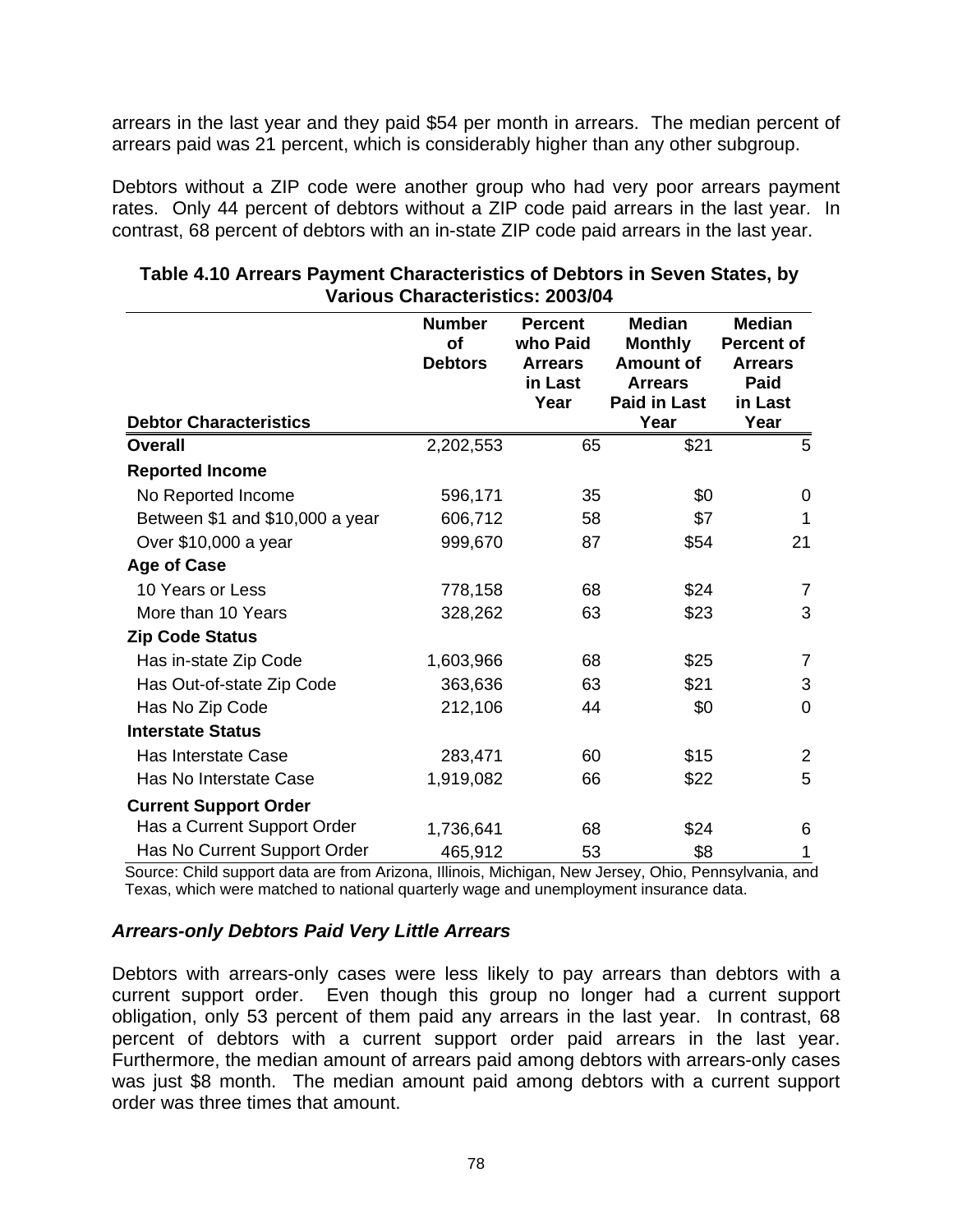arrears in the last year and they paid $54 per month in arrears. The median percent of arrears paid was 21 percent, which is considerably higher than any other subgroup.

Debtors without a ZIP code were another group who had very poor arrears payment rates. Only 44 percent of debtors without a ZIP code paid arrears in the last year. In contrast, 68 percent of debtors with an in-state ZIP code paid arrears in the last year.

**Table 4.10 Arrears Payment Characteristics of Debtors in Seven States, by Various Characteristics: 2003/04**

| Debtor Characteristics | Number of Debtors | Percent who Paid Arrears in Last Year | Median Monthly Amount of Arrears Paid in Last Year | Median Percent of Arrears Paid in Last Year |
|---|---|---|---|---|
| **Overall** | 2,202,553 | 65 | $21 | 5 |
| **Reported Income** | | | | |
| No Reported Income | 596,171 | 35 | $0 | 0 |
| Between $1 and $10,000 a year | 606,712 | 58 | $7 | 1 |
| Over $10,000 a year | 999,670 | 87 | $54 | 21 |
| **Age of Case** | | | | |
| 10 Years or Less | 778,158 | 68 | $24 | 7 |
| More than 10 Years | 328,262 | 63 | $23 | 3 |
| **Zip Code Status** | | | | |
| Has in-state Zip Code | 1,603,966 | 68 | $25 | 7 |
| Has Out-of-state Zip Code | 363,636 | 63 | $21 | 3 |
| Has No Zip Code | 212,106 | 44 | $0 | 0 |
| **Interstate Status** | | | | |
| Has Interstate Case | 283,471 | 60 | $15 | 2 |
| Has No Interstate Case | 1,919,082 | 66 | $22 | 5 |
| **Current Support Order** | | | | |
| Has a Current Support Order | 1,736,641 | 68 | $24 | 6 |
| Has No Current Support Order | 465,912 | 53 | $8 | 1 |

Source: Child support data are from Arizona, Illinois, Michigan, New Jersey, Ohio, Pennsylvania, and Texas, which were matched to national quarterly wage and unemployment insurance data.

### *Arrears-only Debtors Paid Very Little Arrears*

Debtors with arrears-only cases were less likely to pay arrears than debtors with a current support order. Even though this group no longer had a current support obligation, only 53 percent of them paid any arrears in the last year. In contrast, 68 percent of debtors with a current support order paid arrears in the last year. Furthermore, the median amount of arrears paid among debtors with arrears-only cases was just $8 month. The median amount paid among debtors with a current support order was three times that amount.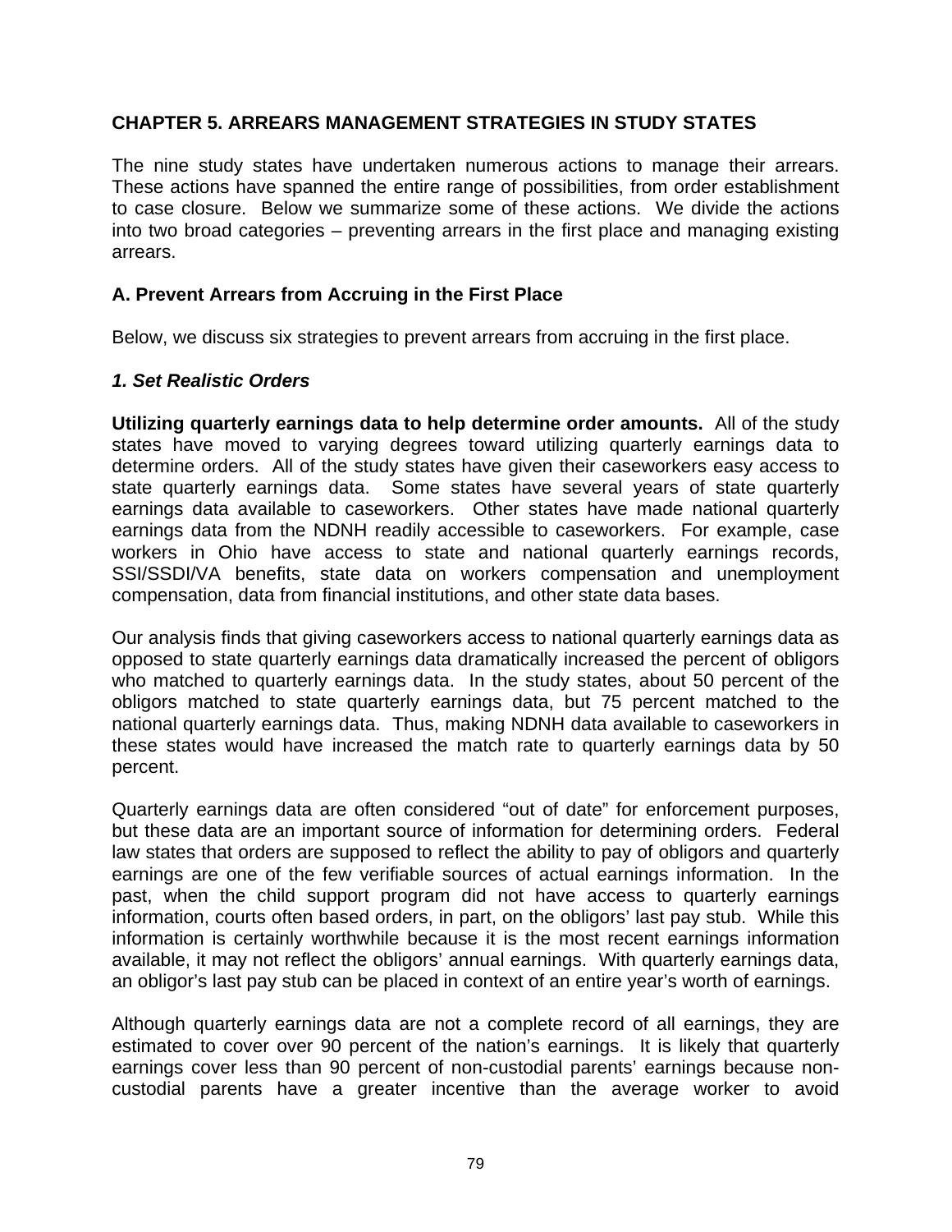## CHAPTER 5. ARREARS MANAGEMENT STRATEGIES IN STUDY STATES

The nine study states have undertaken numerous actions to manage their arrears. These actions have spanned the entire range of possibilities, from order establishment to case closure. Below we summarize some of these actions. We divide the actions into two broad categories – preventing arrears in the first place and managing existing arrears.

### A. Prevent Arrears from Accruing in the First Place

Below, we discuss six strategies to prevent arrears from accruing in the first place.

#### *1. Set Realistic Orders*

**Utilizing quarterly earnings data to help determine order amounts.** All of the study states have moved to varying degrees toward utilizing quarterly earnings data to determine orders. All of the study states have given their caseworkers easy access to state quarterly earnings data. Some states have several years of state quarterly earnings data available to caseworkers. Other states have made national quarterly earnings data from the NDNH readily accessible to caseworkers. For example, case workers in Ohio have access to state and national quarterly earnings records, SSI/SSDI/VA benefits, state data on workers compensation and unemployment compensation, data from financial institutions, and other state data bases.

Our analysis finds that giving caseworkers access to national quarterly earnings data as opposed to state quarterly earnings data dramatically increased the percent of obligors who matched to quarterly earnings data. In the study states, about 50 percent of the obligors matched to state quarterly earnings data, but 75 percent matched to the national quarterly earnings data. Thus, making NDNH data available to caseworkers in these states would have increased the match rate to quarterly earnings data by 50 percent.

Quarterly earnings data are often considered "out of date" for enforcement purposes, but these data are an important source of information for determining orders. Federal law states that orders are supposed to reflect the ability to pay of obligors and quarterly earnings are one of the few verifiable sources of actual earnings information. In the past, when the child support program did not have access to quarterly earnings information, courts often based orders, in part, on the obligors' last pay stub. While this information is certainly worthwhile because it is the most recent earnings information available, it may not reflect the obligors' annual earnings. With quarterly earnings data, an obligor's last pay stub can be placed in context of an entire year's worth of earnings.

Although quarterly earnings data are not a complete record of all earnings, they are estimated to cover over 90 percent of the nation's earnings. It is likely that quarterly earnings cover less than 90 percent of non-custodial parents' earnings because non-custodial parents have a greater incentive than the average worker to avoid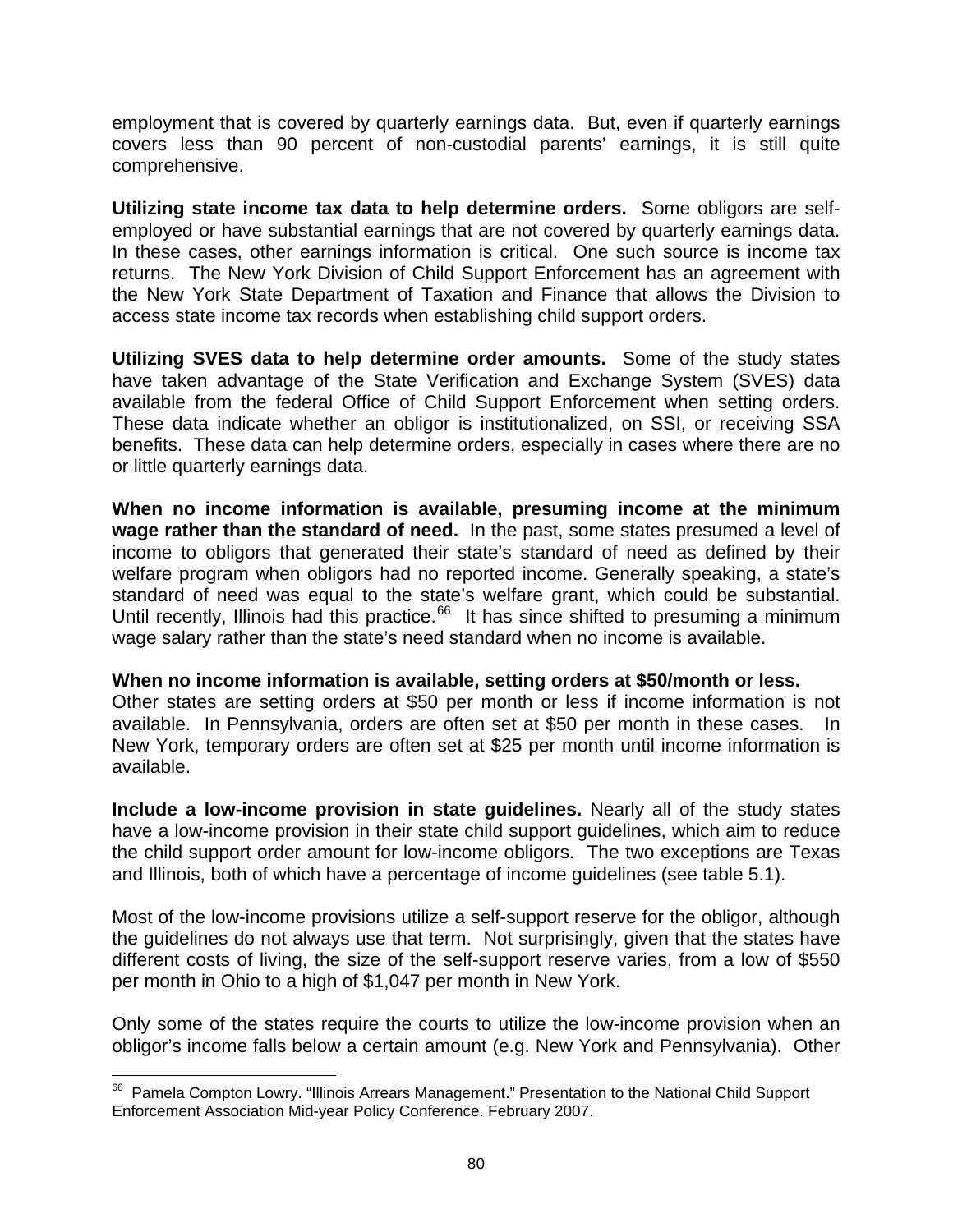employment that is covered by quarterly earnings data. But, even if quarterly earnings covers less than 90 percent of non-custodial parents' earnings, it is still quite comprehensive.

**Utilizing state income tax data to help determine orders.** Some obligors are self-employed or have substantial earnings that are not covered by quarterly earnings data. In these cases, other earnings information is critical. One such source is income tax returns. The New York Division of Child Support Enforcement has an agreement with the New York State Department of Taxation and Finance that allows the Division to access state income tax records when establishing child support orders.

**Utilizing SVES data to help determine order amounts.** Some of the study states have taken advantage of the State Verification and Exchange System (SVES) data available from the federal Office of Child Support Enforcement when setting orders. These data indicate whether an obligor is institutionalized, on SSI, or receiving SSA benefits. These data can help determine orders, especially in cases where there are no or little quarterly earnings data.

**When no income information is available, presuming income at the minimum wage rather than the standard of need.** In the past, some states presumed a level of income to obligors that generated their state's standard of need as defined by their welfare program when obligors had no reported income. Generally speaking, a state's standard of need was equal to the state's welfare grant, which could be substantial. Until recently, Illinois had this practice.[66] It has since shifted to presuming a minimum wage salary rather than the state's need standard when no income is available.

**When no income information is available, setting orders at $50/month or less.** Other states are setting orders at $50 per month or less if income information is not available. In Pennsylvania, orders are often set at $50 per month in these cases. In New York, temporary orders are often set at $25 per month until income information is available.

**Include a low-income provision in state guidelines.** Nearly all of the study states have a low-income provision in their state child support guidelines, which aim to reduce the child support order amount for low-income obligors. The two exceptions are Texas and Illinois, both of which have a percentage of income guidelines (see table 5.1).

Most of the low-income provisions utilize a self-support reserve for the obligor, although the guidelines do not always use that term. Not surprisingly, given that the states have different costs of living, the size of the self-support reserve varies, from a low of $550 per month in Ohio to a high of $1,047 per month in New York.

Only some of the states require the courts to utilize the low-income provision when an obligor's income falls below a certain amount (e.g. New York and Pennsylvania). Other

[66] Pamela Compton Lowry. "Illinois Arrears Management." Presentation to the National Child Support Enforcement Association Mid-year Policy Conference. February 2007.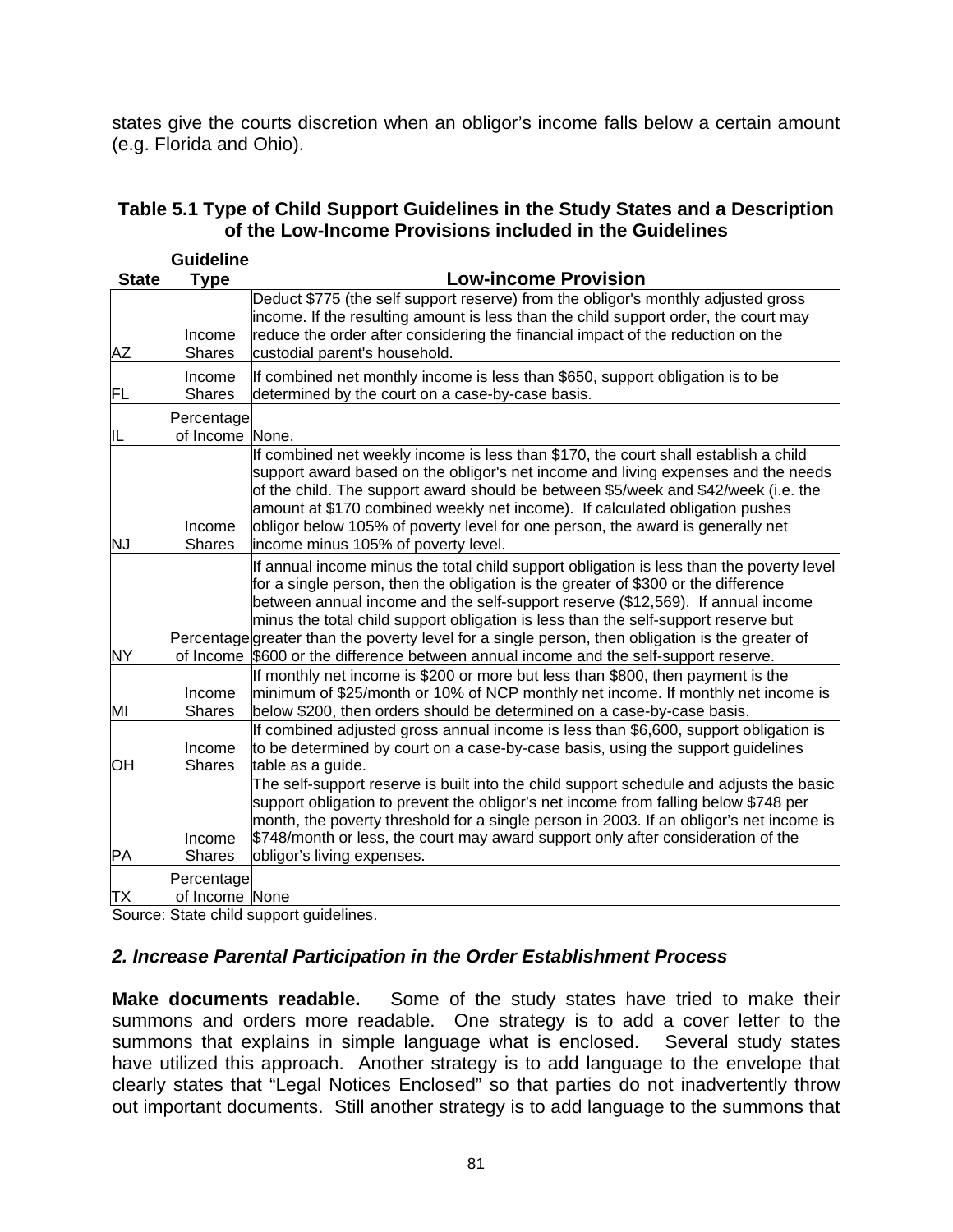states give the courts discretion when an obligor's income falls below a certain amount (e.g. Florida and Ohio).

**Table 5.1 Type of Child Support Guidelines in the Study States and a Description of the Low-Income Provisions included in the Guidelines**

| State | Guideline Type | Low-income Provision |
|---|---|---|
| AZ | Income Shares | Deduct $775 (the self support reserve) from the obligor's monthly adjusted gross income. If the resulting amount is less than the child support order, the court may reduce the order after considering the financial impact of the reduction on the custodial parent's household. |
| FL | Income Shares | If combined net monthly income is less than $650, support obligation is to be determined by the court on a case-by-case basis. |
| IL | Percentage of Income | None. |
| NJ | Income Shares | If combined net weekly income is less than $170, the court shall establish a child support award based on the obligor's net income and living expenses and the needs of the child. The support award should be between $5/week and $42/week (i.e. the amount at $170 combined weekly net income). If calculated obligation pushes obligor below 105% of poverty level for one person, the award is generally net income minus 105% of poverty level. |
| NY | Percentage of Income | If annual income minus the total child support obligation is less than the poverty level for a single person, then the obligation is the greater of $300 or the difference between annual income and the self-support reserve ($12,569). If annual income minus the total child support obligation is less than the self-support reserve but greater than the poverty level for a single person, then obligation is the greater of $600 or the difference between annual income and the self-support reserve. |
| MI | Income Shares | If monthly net income is $200 or more but less than $800, then payment is the minimum of $25/month or 10% of NCP monthly net income. If monthly net income is below $200, then orders should be determined on a case-by-case basis. |
| OH | Income Shares | If combined adjusted gross annual income is less than $6,600, support obligation is to be determined by court on a case-by-case basis, using the support guidelines table as a guide. |
| PA | Income Shares | The self-support reserve is built into the child support schedule and adjusts the basic support obligation to prevent the obligor's net income from falling below $748 per month, the poverty threshold for a single person in 2003. If an obligor's net income is $748/month or less, the court may award support only after consideration of the obligor's living expenses. |
| TX | Percentage of Income | None |

Source: State child support guidelines.

### *2. Increase Parental Participation in the Order Establishment Process*

**Make documents readable.** Some of the study states have tried to make their summons and orders more readable. One strategy is to add a cover letter to the summons that explains in simple language what is enclosed. Several study states have utilized this approach. Another strategy is to add language to the envelope that clearly states that "Legal Notices Enclosed" so that parties do not inadvertently throw out important documents. Still another strategy is to add language to the summons that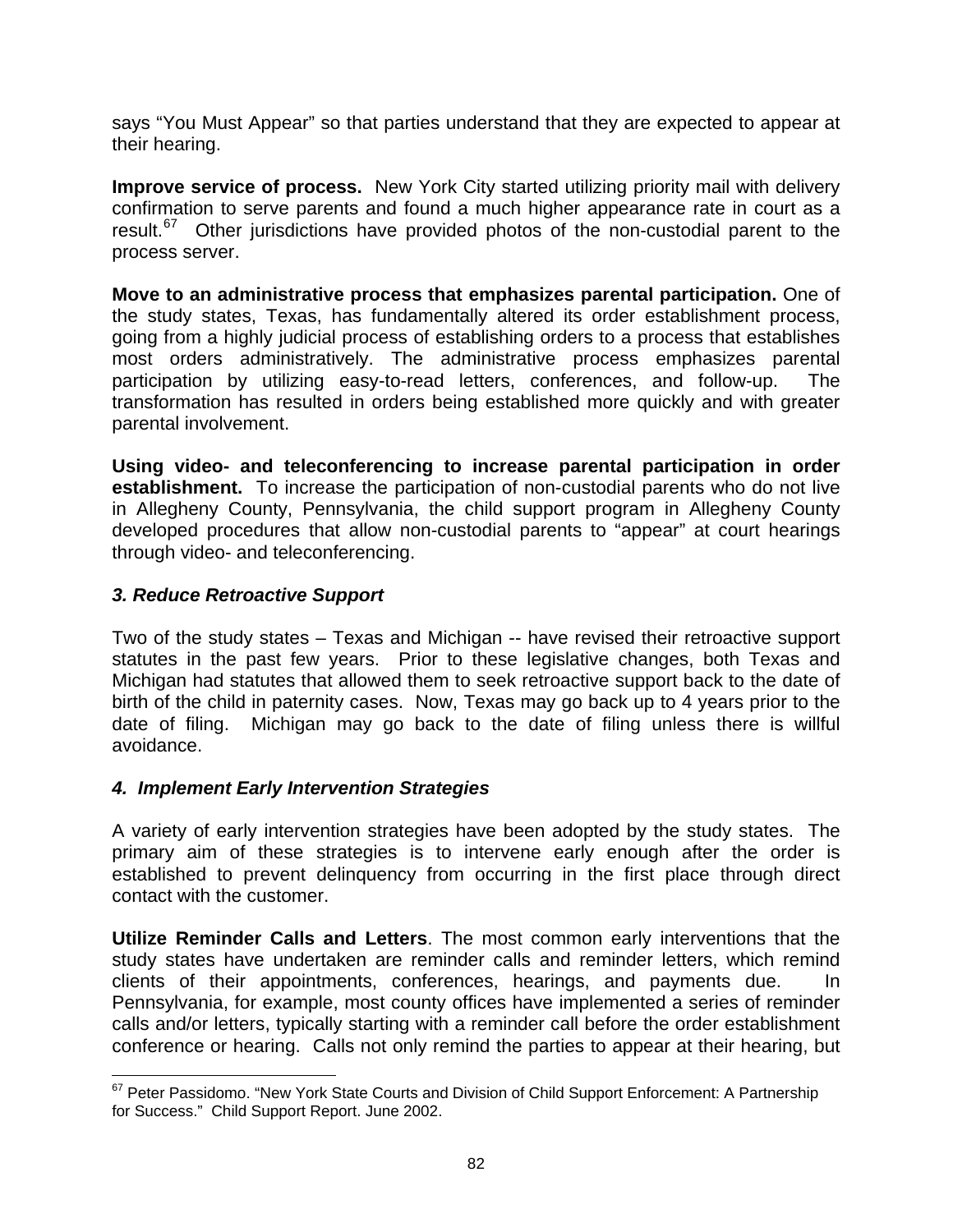says “You Must Appear” so that parties understand that they are expected to appear at their hearing.

**Improve service of process.** New York City started utilizing priority mail with delivery confirmation to serve parents and found a much higher appearance rate in court as a result.[67] Other jurisdictions have provided photos of the non-custodial parent to the process server.

**Move to an administrative process that emphasizes parental participation.** One of the study states, Texas, has fundamentally altered its order establishment process, going from a highly judicial process of establishing orders to a process that establishes most orders administratively. The administrative process emphasizes parental participation by utilizing easy-to-read letters, conferences, and follow-up. The transformation has resulted in orders being established more quickly and with greater parental involvement.

**Using video- and teleconferencing to increase parental participation in order establishment.** To increase the participation of non-custodial parents who do not live in Allegheny County, Pennsylvania, the child support program in Allegheny County developed procedures that allow non-custodial parents to “appear” at court hearings through video- and teleconferencing.

### *3. Reduce Retroactive Support*

Two of the study states – Texas and Michigan -- have revised their retroactive support statutes in the past few years. Prior to these legislative changes, both Texas and Michigan had statutes that allowed them to seek retroactive support back to the date of birth of the child in paternity cases. Now, Texas may go back up to 4 years prior to the date of filing. Michigan may go back to the date of filing unless there is willful avoidance.

### *4. Implement Early Intervention Strategies*

A variety of early intervention strategies have been adopted by the study states. The primary aim of these strategies is to intervene early enough after the order is established to prevent delinquency from occurring in the first place through direct contact with the customer.

**Utilize Reminder Calls and Letters**. The most common early interventions that the study states have undertaken are reminder calls and reminder letters, which remind clients of their appointments, conferences, hearings, and payments due. In Pennsylvania, for example, most county offices have implemented a series of reminder calls and/or letters, typically starting with a reminder call before the order establishment conference or hearing. Calls not only remind the parties to appear at their hearing, but

---

[67] Peter Passidomo. “New York State Courts and Division of Child Support Enforcement: A Partnership for Success.” Child Support Report. June 2002.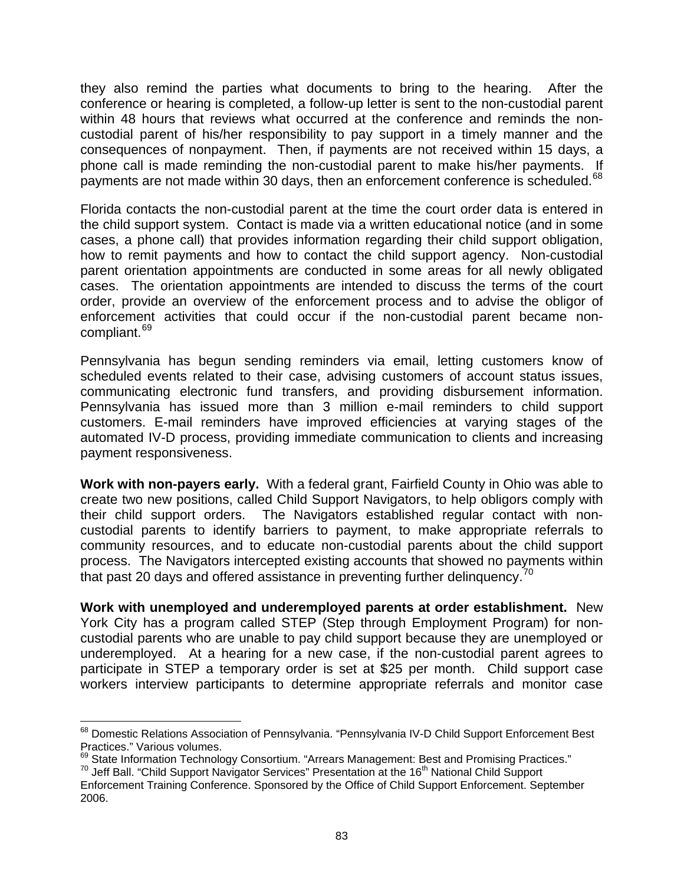they also remind the parties what documents to bring to the hearing. After the conference or hearing is completed, a follow-up letter is sent to the non-custodial parent within 48 hours that reviews what occurred at the conference and reminds the non-custodial parent of his/her responsibility to pay support in a timely manner and the consequences of nonpayment. Then, if payments are not received within 15 days, a phone call is made reminding the non-custodial parent to make his/her payments. If payments are not made within 30 days, then an enforcement conference is scheduled.[68]

Florida contacts the non-custodial parent at the time the court order data is entered in the child support system. Contact is made via a written educational notice (and in some cases, a phone call) that provides information regarding their child support obligation, how to remit payments and how to contact the child support agency. Non-custodial parent orientation appointments are conducted in some areas for all newly obligated cases. The orientation appointments are intended to discuss the terms of the court order, provide an overview of the enforcement process and to advise the obligor of enforcement activities that could occur if the non-custodial parent became non-compliant.[69]

Pennsylvania has begun sending reminders via email, letting customers know of scheduled events related to their case, advising customers of account status issues, communicating electronic fund transfers, and providing disbursement information. Pennsylvania has issued more than 3 million e-mail reminders to child support customers. E-mail reminders have improved efficiencies at varying stages of the automated IV-D process, providing immediate communication to clients and increasing payment responsiveness.

**Work with non-payers early.** With a federal grant, Fairfield County in Ohio was able to create two new positions, called Child Support Navigators, to help obligors comply with their child support orders. The Navigators established regular contact with non-custodial parents to identify barriers to payment, to make appropriate referrals to community resources, and to educate non-custodial parents about the child support process. The Navigators intercepted existing accounts that showed no payments within that past 20 days and offered assistance in preventing further delinquency.[70]

**Work with unemployed and underemployed parents at order establishment.** New York City has a program called STEP (Step through Employment Program) for non-custodial parents who are unable to pay child support because they are unemployed or underemployed. At a hearing for a new case, if the non-custodial parent agrees to participate in STEP a temporary order is set at $25 per month. Child support case workers interview participants to determine appropriate referrals and monitor case

---

[68] Domestic Relations Association of Pennsylvania. "Pennsylvania IV-D Child Support Enforcement Best Practices." Various volumes.

[69] State Information Technology Consortium. "Arrears Management: Best and Promising Practices."

[70] Jeff Ball. "Child Support Navigator Services" Presentation at the 16th National Child Support Enforcement Training Conference. Sponsored by the Office of Child Support Enforcement. September 2006.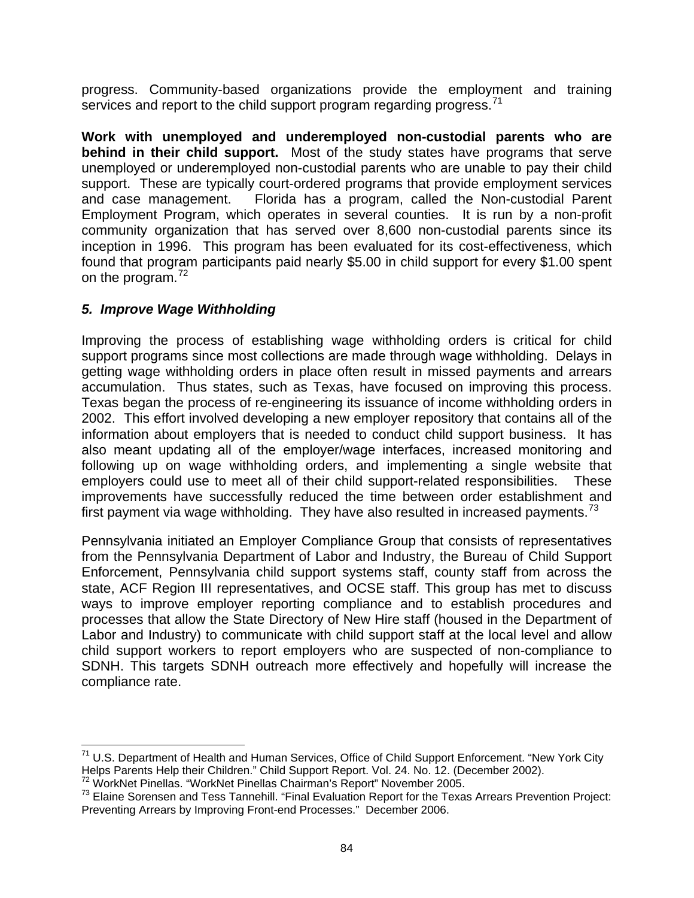progress. Community-based organizations provide the employment and training services and report to the child support program regarding progress.[71]

**Work with unemployed and underemployed non-custodial parents who are behind in their child support.** Most of the study states have programs that serve unemployed or underemployed non-custodial parents who are unable to pay their child support. These are typically court-ordered programs that provide employment services and case management. Florida has a program, called the Non-custodial Parent Employment Program, which operates in several counties. It is run by a non-profit community organization that has served over 8,600 non-custodial parents since its inception in 1996. This program has been evaluated for its cost-effectiveness, which found that program participants paid nearly $5.00 in child support for every $1.00 spent on the program.[72]

### *5. Improve Wage Withholding*

Improving the process of establishing wage withholding orders is critical for child support programs since most collections are made through wage withholding. Delays in getting wage withholding orders in place often result in missed payments and arrears accumulation. Thus states, such as Texas, have focused on improving this process. Texas began the process of re-engineering its issuance of income withholding orders in 2002. This effort involved developing a new employer repository that contains all of the information about employers that is needed to conduct child support business. It has also meant updating all of the employer/wage interfaces, increased monitoring and following up on wage withholding orders, and implementing a single website that employers could use to meet all of their child support-related responsibilities. These improvements have successfully reduced the time between order establishment and first payment via wage withholding. They have also resulted in increased payments.[73]

Pennsylvania initiated an Employer Compliance Group that consists of representatives from the Pennsylvania Department of Labor and Industry, the Bureau of Child Support Enforcement, Pennsylvania child support systems staff, county staff from across the state, ACF Region III representatives, and OCSE staff. This group has met to discuss ways to improve employer reporting compliance and to establish procedures and processes that allow the State Directory of New Hire staff (housed in the Department of Labor and Industry) to communicate with child support staff at the local level and allow child support workers to report employers who are suspected of non-compliance to SDNH. This targets SDNH outreach more effectively and hopefully will increase the compliance rate.

---

[71] U.S. Department of Health and Human Services, Office of Child Support Enforcement. "New York City Helps Parents Help their Children." Child Support Report. Vol. 24. No. 12. (December 2002).

[72] WorkNet Pinellas. "WorkNet Pinellas Chairman's Report" November 2005.

[73] Elaine Sorensen and Tess Tannehill. "Final Evaluation Report for the Texas Arrears Prevention Project: Preventing Arrears by Improving Front-end Processes." December 2006.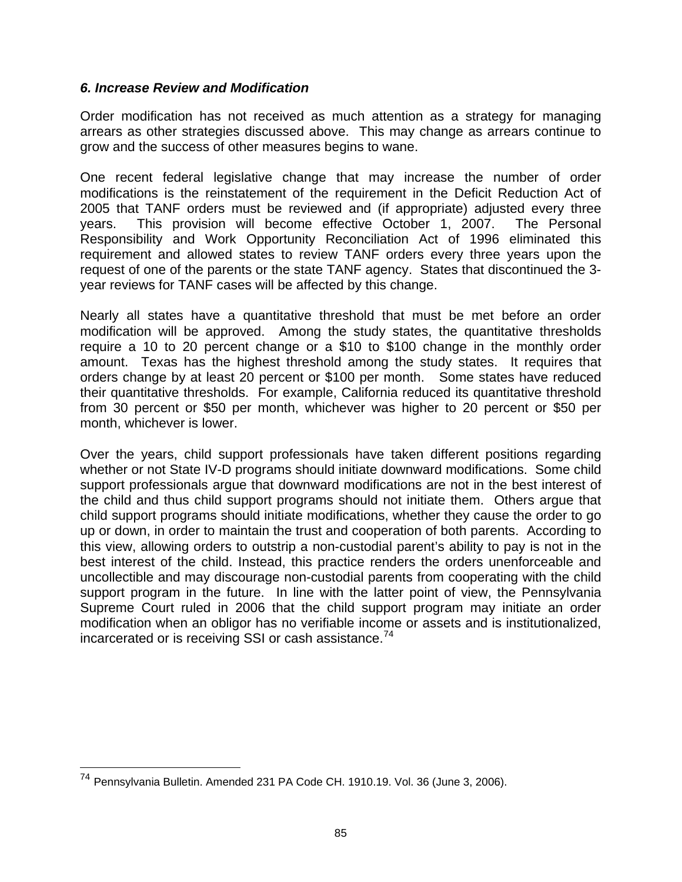### *6. Increase Review and Modification*

Order modification has not received as much attention as a strategy for managing arrears as other strategies discussed above. This may change as arrears continue to grow and the success of other measures begins to wane.

One recent federal legislative change that may increase the number of order modifications is the reinstatement of the requirement in the Deficit Reduction Act of 2005 that TANF orders must be reviewed and (if appropriate) adjusted every three years. This provision will become effective October 1, 2007. The Personal Responsibility and Work Opportunity Reconciliation Act of 1996 eliminated this requirement and allowed states to review TANF orders every three years upon the request of one of the parents or the state TANF agency. States that discontinued the 3-year reviews for TANF cases will be affected by this change.

Nearly all states have a quantitative threshold that must be met before an order modification will be approved. Among the study states, the quantitative thresholds require a 10 to 20 percent change or a $10 to $100 change in the monthly order amount. Texas has the highest threshold among the study states. It requires that orders change by at least 20 percent or $100 per month. Some states have reduced their quantitative thresholds. For example, California reduced its quantitative threshold from 30 percent or $50 per month, whichever was higher to 20 percent or $50 per month, whichever is lower.

Over the years, child support professionals have taken different positions regarding whether or not State IV-D programs should initiate downward modifications. Some child support professionals argue that downward modifications are not in the best interest of the child and thus child support programs should not initiate them. Others argue that child support programs should initiate modifications, whether they cause the order to go up or down, in order to maintain the trust and cooperation of both parents. According to this view, allowing orders to outstrip a non-custodial parent's ability to pay is not in the best interest of the child. Instead, this practice renders the orders unenforceable and uncollectible and may discourage non-custodial parents from cooperating with the child support program in the future. In line with the latter point of view, the Pennsylvania Supreme Court ruled in 2006 that the child support program may initiate an order modification when an obligor has no verifiable income or assets and is institutionalized, incarcerated or is receiving SSI or cash assistance.[74]

---

[74] Pennsylvania Bulletin. Amended 231 PA Code CH. 1910.19. Vol. 36 (June 3, 2006).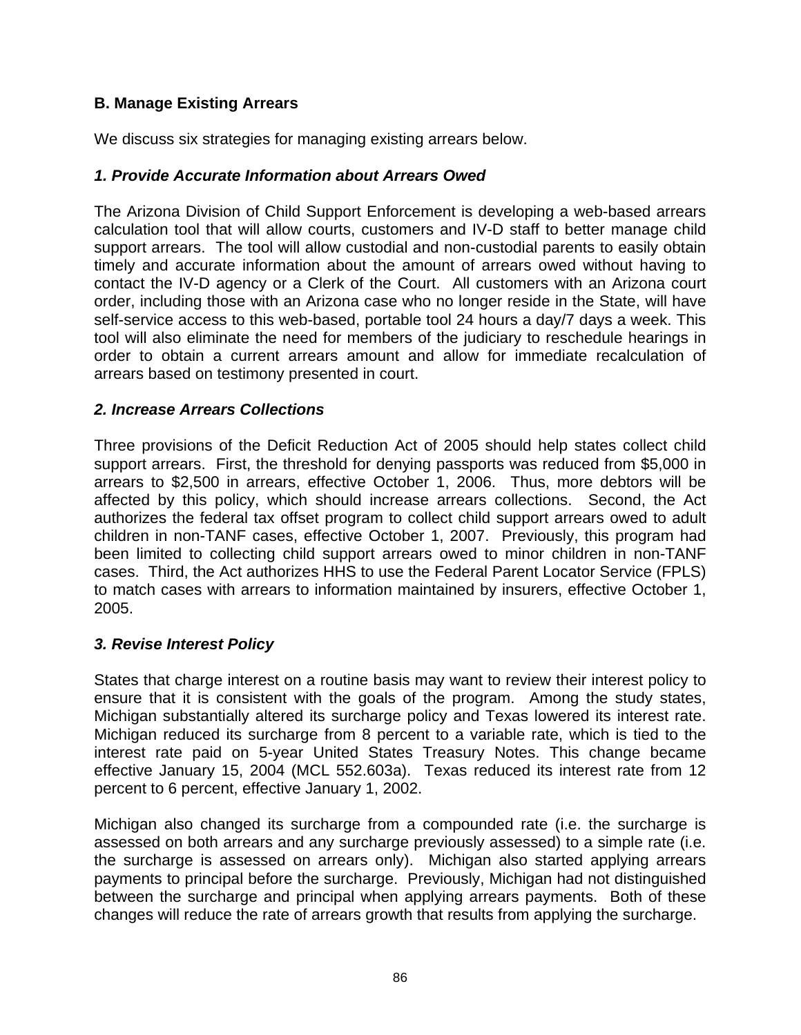## B. Manage Existing Arrears

We discuss six strategies for managing existing arrears below.

### *1. Provide Accurate Information about Arrears Owed*

The Arizona Division of Child Support Enforcement is developing a web-based arrears calculation tool that will allow courts, customers and IV-D staff to better manage child support arrears. The tool will allow custodial and non-custodial parents to easily obtain timely and accurate information about the amount of arrears owed without having to contact the IV-D agency or a Clerk of the Court. All customers with an Arizona court order, including those with an Arizona case who no longer reside in the State, will have self-service access to this web-based, portable tool 24 hours a day/7 days a week. This tool will also eliminate the need for members of the judiciary to reschedule hearings in order to obtain a current arrears amount and allow for immediate recalculation of arrears based on testimony presented in court.

### *2. Increase Arrears Collections*

Three provisions of the Deficit Reduction Act of 2005 should help states collect child support arrears. First, the threshold for denying passports was reduced from $5,000 in arrears to $2,500 in arrears, effective October 1, 2006. Thus, more debtors will be affected by this policy, which should increase arrears collections. Second, the Act authorizes the federal tax offset program to collect child support arrears owed to adult children in non-TANF cases, effective October 1, 2007. Previously, this program had been limited to collecting child support arrears owed to minor children in non-TANF cases. Third, the Act authorizes HHS to use the Federal Parent Locator Service (FPLS) to match cases with arrears to information maintained by insurers, effective October 1, 2005.

### *3. Revise Interest Policy*

States that charge interest on a routine basis may want to review their interest policy to ensure that it is consistent with the goals of the program. Among the study states, Michigan substantially altered its surcharge policy and Texas lowered its interest rate. Michigan reduced its surcharge from 8 percent to a variable rate, which is tied to the interest rate paid on 5-year United States Treasury Notes. This change became effective January 15, 2004 (MCL 552.603a). Texas reduced its interest rate from 12 percent to 6 percent, effective January 1, 2002.

Michigan also changed its surcharge from a compounded rate (i.e. the surcharge is assessed on both arrears and any surcharge previously assessed) to a simple rate (i.e. the surcharge is assessed on arrears only). Michigan also started applying arrears payments to principal before the surcharge. Previously, Michigan had not distinguished between the surcharge and principal when applying arrears payments. Both of these changes will reduce the rate of arrears growth that results from applying the surcharge.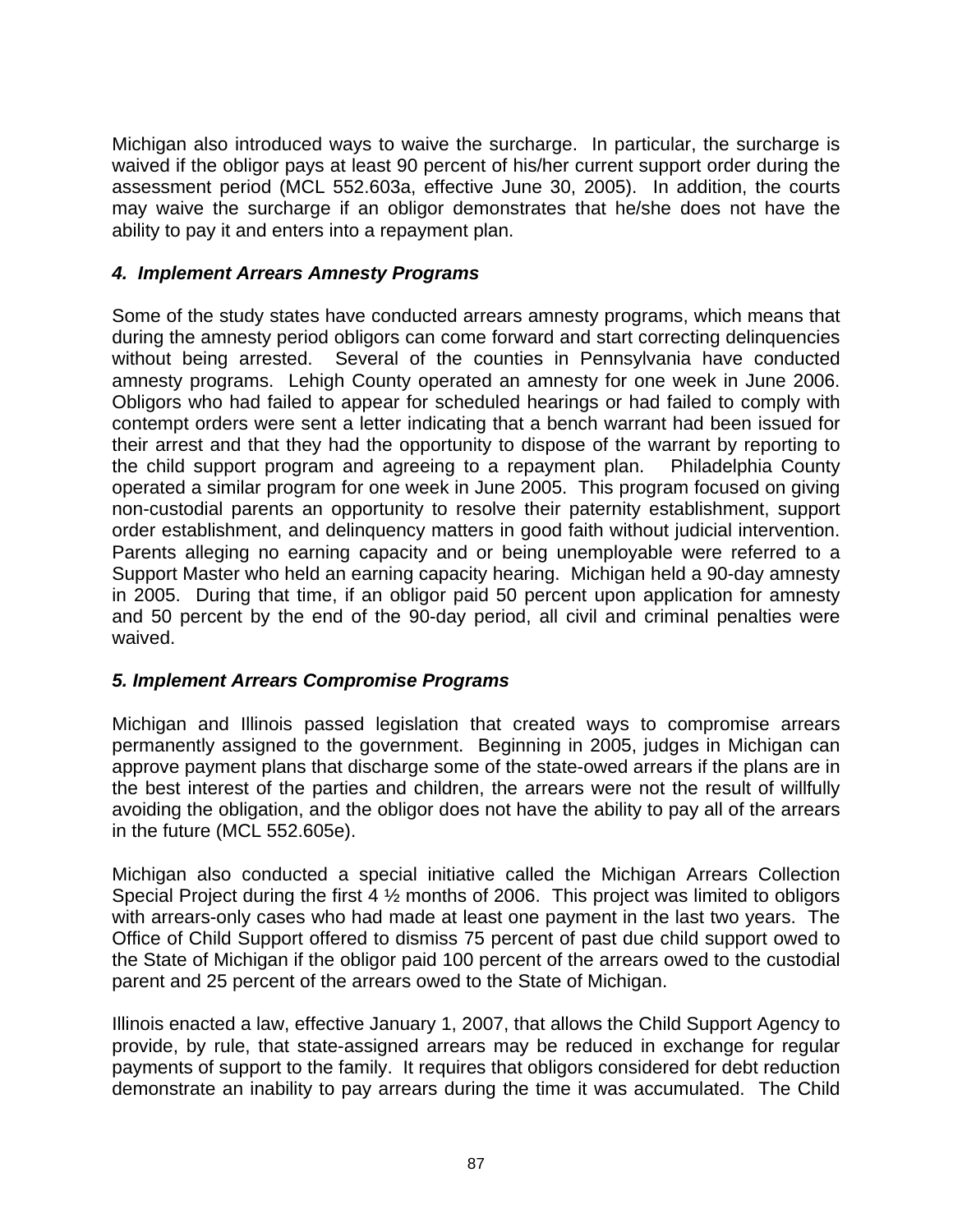Michigan also introduced ways to waive the surcharge. In particular, the surcharge is waived if the obligor pays at least 90 percent of his/her current support order during the assessment period (MCL 552.603a, effective June 30, 2005). In addition, the courts may waive the surcharge if an obligor demonstrates that he/she does not have the ability to pay it and enters into a repayment plan.

### *4. Implement Arrears Amnesty Programs*

Some of the study states have conducted arrears amnesty programs, which means that during the amnesty period obligors can come forward and start correcting delinquencies without being arrested. Several of the counties in Pennsylvania have conducted amnesty programs. Lehigh County operated an amnesty for one week in June 2006. Obligors who had failed to appear for scheduled hearings or had failed to comply with contempt orders were sent a letter indicating that a bench warrant had been issued for their arrest and that they had the opportunity to dispose of the warrant by reporting to the child support program and agreeing to a repayment plan. Philadelphia County operated a similar program for one week in June 2005. This program focused on giving non-custodial parents an opportunity to resolve their paternity establishment, support order establishment, and delinquency matters in good faith without judicial intervention. Parents alleging no earning capacity and or being unemployable were referred to a Support Master who held an earning capacity hearing. Michigan held a 90-day amnesty in 2005. During that time, if an obligor paid 50 percent upon application for amnesty and 50 percent by the end of the 90-day period, all civil and criminal penalties were waived.

### *5. Implement Arrears Compromise Programs*

Michigan and Illinois passed legislation that created ways to compromise arrears permanently assigned to the government. Beginning in 2005, judges in Michigan can approve payment plans that discharge some of the state-owed arrears if the plans are in the best interest of the parties and children, the arrears were not the result of willfully avoiding the obligation, and the obligor does not have the ability to pay all of the arrears in the future (MCL 552.605e).

Michigan also conducted a special initiative called the Michigan Arrears Collection Special Project during the first 4 ½ months of 2006. This project was limited to obligors with arrears-only cases who had made at least one payment in the last two years. The Office of Child Support offered to dismiss 75 percent of past due child support owed to the State of Michigan if the obligor paid 100 percent of the arrears owed to the custodial parent and 25 percent of the arrears owed to the State of Michigan.

Illinois enacted a law, effective January 1, 2007, that allows the Child Support Agency to provide, by rule, that state-assigned arrears may be reduced in exchange for regular payments of support to the family. It requires that obligors considered for debt reduction demonstrate an inability to pay arrears during the time it was accumulated. The Child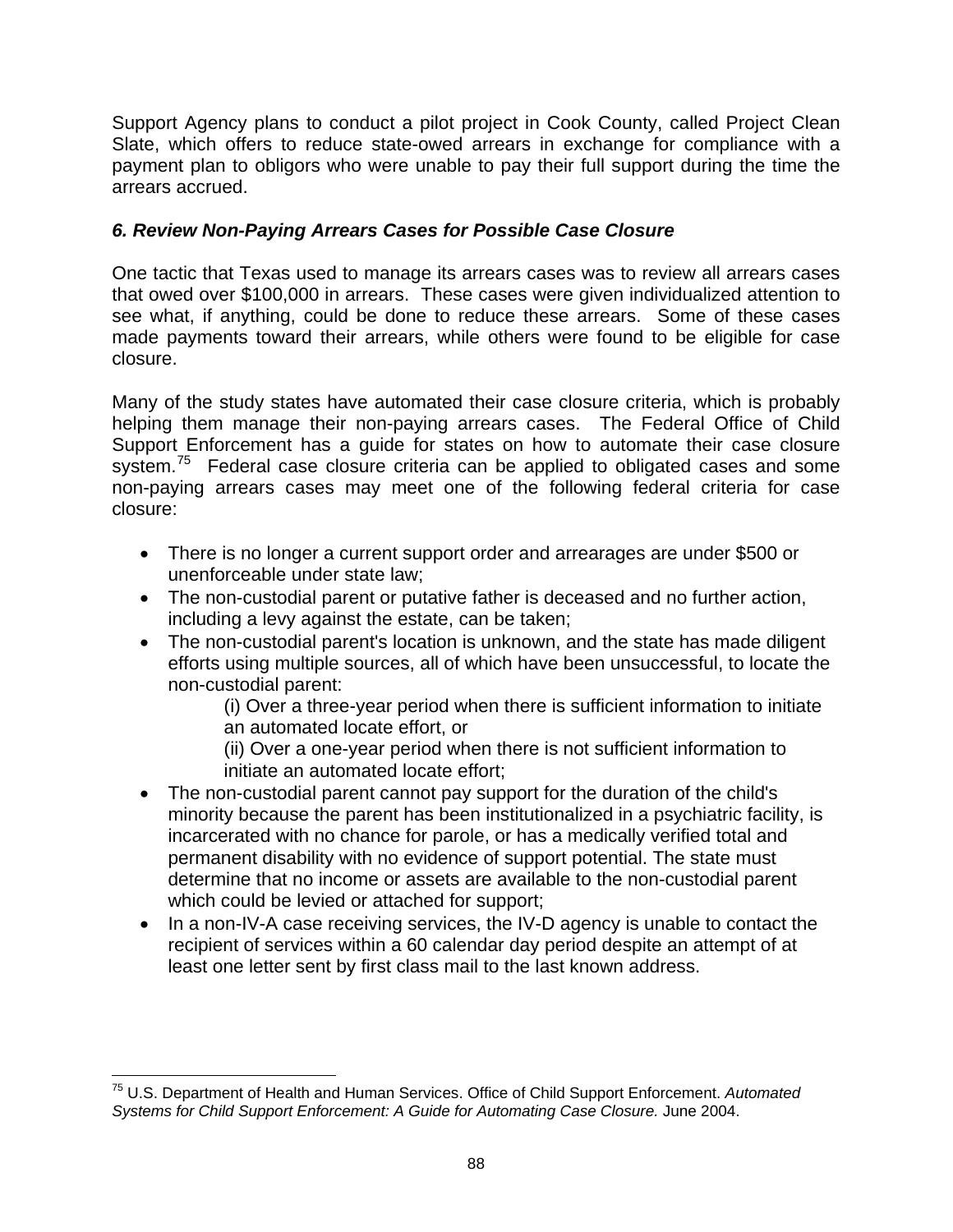Support Agency plans to conduct a pilot project in Cook County, called Project Clean Slate, which offers to reduce state-owed arrears in exchange for compliance with a payment plan to obligors who were unable to pay their full support during the time the arrears accrued.

### *6. Review Non-Paying Arrears Cases for Possible Case Closure*

One tactic that Texas used to manage its arrears cases was to review all arrears cases that owed over $100,000 in arrears. These cases were given individualized attention to see what, if anything, could be done to reduce these arrears. Some of these cases made payments toward their arrears, while others were found to be eligible for case closure.

Many of the study states have automated their case closure criteria, which is probably helping them manage their non-paying arrears cases. The Federal Office of Child Support Enforcement has a guide for states on how to automate their case closure system.[75] Federal case closure criteria can be applied to obligated cases and some non-paying arrears cases may meet one of the following federal criteria for case closure:

- There is no longer a current support order and arrearages are under $500 or unenforceable under state law;
- The non-custodial parent or putative father is deceased and no further action, including a levy against the estate, can be taken;
- The non-custodial parent's location is unknown, and the state has made diligent efforts using multiple sources, all of which have been unsuccessful, to locate the non-custodial parent:
    - (i) Over a three-year period when there is sufficient information to initiate an automated locate effort, or
    - (ii) Over a one-year period when there is not sufficient information to initiate an automated locate effort;
- The non-custodial parent cannot pay support for the duration of the child's minority because the parent has been institutionalized in a psychiatric facility, is incarcerated with no chance for parole, or has a medically verified total and permanent disability with no evidence of support potential. The state must determine that no income or assets are available to the non-custodial parent which could be levied or attached for support;
- In a non-IV-A case receiving services, the IV-D agency is unable to contact the recipient of services within a 60 calendar day period despite an attempt of at least one letter sent by first class mail to the last known address.

---

[75] U.S. Department of Health and Human Services. Office of Child Support Enforcement. *Automated Systems for Child Support Enforcement: A Guide for Automating Case Closure.* June 2004.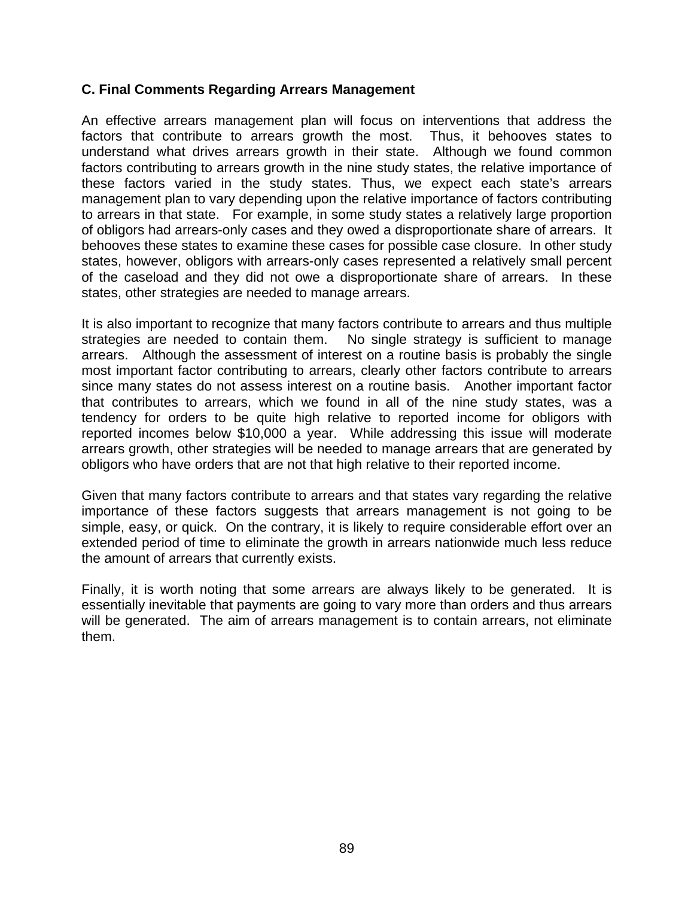### C. Final Comments Regarding Arrears Management

An effective arrears management plan will focus on interventions that address the factors that contribute to arrears growth the most. Thus, it behooves states to understand what drives arrears growth in their state. Although we found common factors contributing to arrears growth in the nine study states, the relative importance of these factors varied in the study states. Thus, we expect each state's arrears management plan to vary depending upon the relative importance of factors contributing to arrears in that state. For example, in some study states a relatively large proportion of obligors had arrears-only cases and they owed a disproportionate share of arrears. It behooves these states to examine these cases for possible case closure. In other study states, however, obligors with arrears-only cases represented a relatively small percent of the caseload and they did not owe a disproportionate share of arrears. In these states, other strategies are needed to manage arrears.

It is also important to recognize that many factors contribute to arrears and thus multiple strategies are needed to contain them. No single strategy is sufficient to manage arrears. Although the assessment of interest on a routine basis is probably the single most important factor contributing to arrears, clearly other factors contribute to arrears since many states do not assess interest on a routine basis. Another important factor that contributes to arrears, which we found in all of the nine study states, was a tendency for orders to be quite high relative to reported income for obligors with reported incomes below $10,000 a year. While addressing this issue will moderate arrears growth, other strategies will be needed to manage arrears that are generated by obligors who have orders that are not that high relative to their reported income.

Given that many factors contribute to arrears and that states vary regarding the relative importance of these factors suggests that arrears management is not going to be simple, easy, or quick. On the contrary, it is likely to require considerable effort over an extended period of time to eliminate the growth in arrears nationwide much less reduce the amount of arrears that currently exists.

Finally, it is worth noting that some arrears are always likely to be generated. It is essentially inevitable that payments are going to vary more than orders and thus arrears will be generated. The aim of arrears management is to contain arrears, not eliminate them.